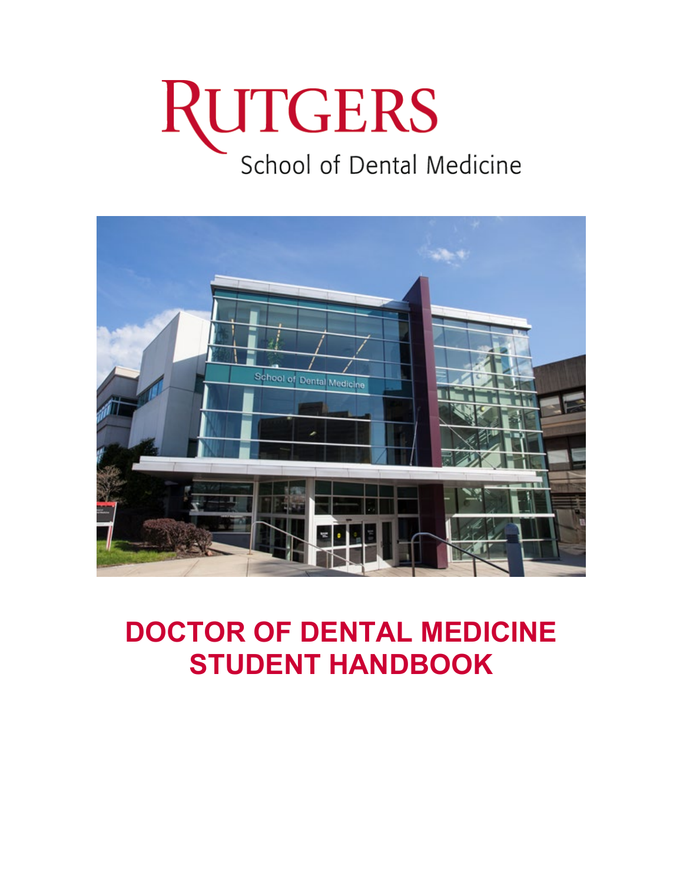RUTGERS

School of Dental Medicine

# DOCTOR OF DENTAL MEDICINE STUDENT HANDBOOK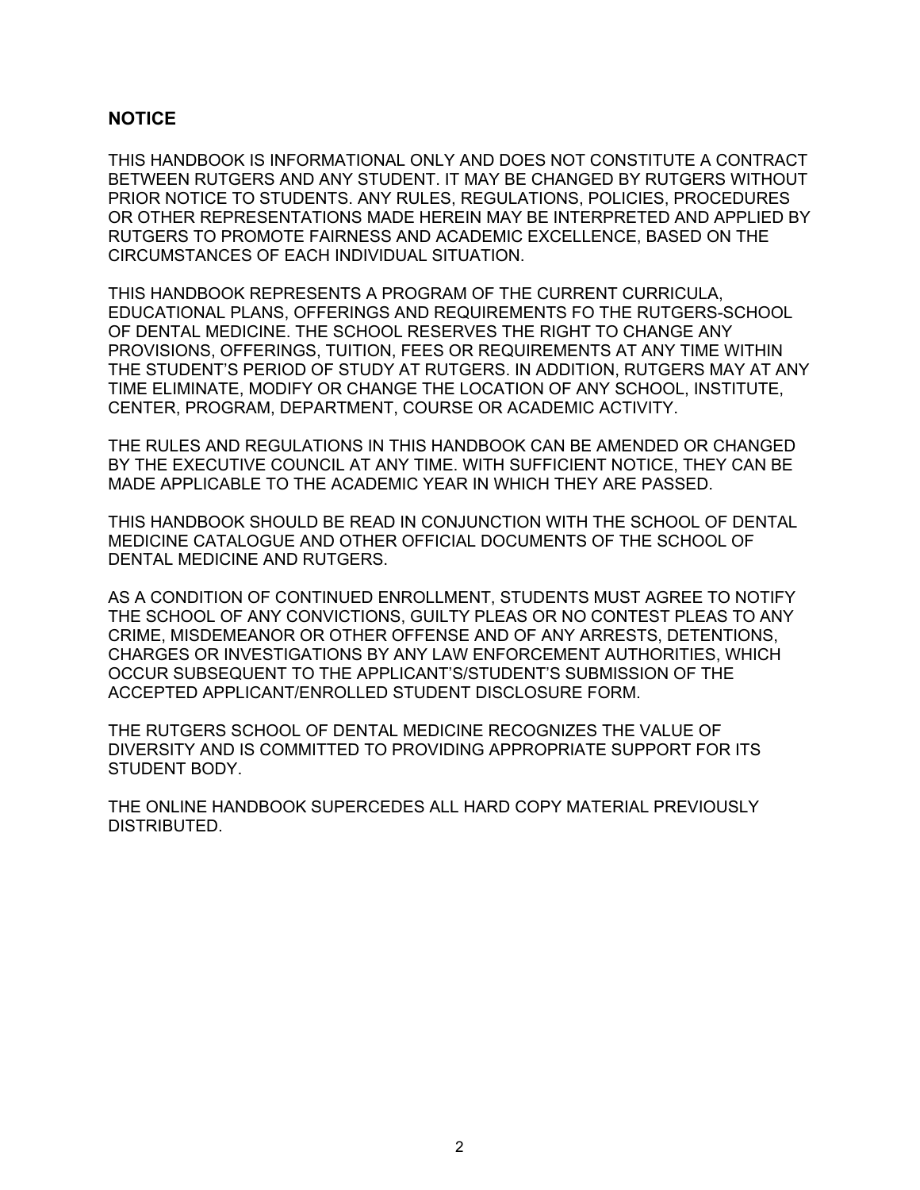## NOTICE

THIS HANDBOOK IS INFORMATIONAL ONLY AND DOES NOT CONSTITUTE A CONTRACT BETWEEN RUTGERS AND ANY STUDENT. IT MAY BE CHANGED BY RUTGERS WITHOUT PRIOR NOTICE TO STUDENTS. ANY RULES, REGULATIONS, POLICIES, PROCEDURES OR OTHER REPRESENTATIONS MADE HEREIN MAY BE INTERPRETED AND APPLIED BY RUTGERS TO PROMOTE FAIRNESS AND ACADEMIC EXCELLENCE, BASED ON THE CIRCUMSTANCES OF EACH INDIVIDUAL SITUATION.

THIS HANDBOOK REPRESENTS A PROGRAM OF THE CURRENT CURRICULA, EDUCATIONAL PLANS, OFFERINGS AND REQUIREMENTS FO THE RUTGERS-SCHOOL OF DENTAL MEDICINE. THE SCHOOL RESERVES THE RIGHT TO CHANGE ANY PROVISIONS, OFFERINGS, TUITION, FEES OR REQUIREMENTS AT ANY TIME WITHIN THE STUDENT'S PERIOD OF STUDY AT RUTGERS. IN ADDITION, RUTGERS MAY AT ANY TIME ELIMINATE, MODIFY OR CHANGE THE LOCATION OF ANY SCHOOL, INSTITUTE, CENTER, PROGRAM, DEPARTMENT, COURSE OR ACADEMIC ACTIVITY.

THE RULES AND REGULATIONS IN THIS HANDBOOK CAN BE AMENDED OR CHANGED BY THE EXECUTIVE COUNCIL AT ANY TIME. WITH SUFFICIENT NOTICE, THEY CAN BE MADE APPLICABLE TO THE ACADEMIC YEAR IN WHICH THEY ARE PASSED.

THIS HANDBOOK SHOULD BE READ IN CONJUNCTION WITH THE SCHOOL OF DENTAL MEDICINE CATALOGUE AND OTHER OFFICIAL DOCUMENTS OF THE SCHOOL OF DENTAL MEDICINE AND RUTGERS.

AS A CONDITION OF CONTINUED ENROLLMENT, STUDENTS MUST AGREE TO NOTIFY THE SCHOOL OF ANY CONVICTIONS, GUILTY PLEAS OR NO CONTEST PLEAS TO ANY CRIME, MISDEMEANOR OR OTHER OFFENSE AND OF ANY ARRESTS, DETENTIONS, CHARGES OR INVESTIGATIONS BY ANY LAW ENFORCEMENT AUTHORITIES, WHICH OCCUR SUBSEQUENT TO THE APPLICANT'S/STUDENT'S SUBMISSION OF THE ACCEPTED APPLICANT/ENROLLED STUDENT DISCLOSURE FORM.

THE RUTGERS SCHOOL OF DENTAL MEDICINE RECOGNIZES THE VALUE OF DIVERSITY AND IS COMMITTED TO PROVIDING APPROPRIATE SUPPORT FOR ITS STUDENT BODY.

THE ONLINE HANDBOOK SUPERCEDES ALL HARD COPY MATERIAL PREVIOUSLY DISTRIBUTED.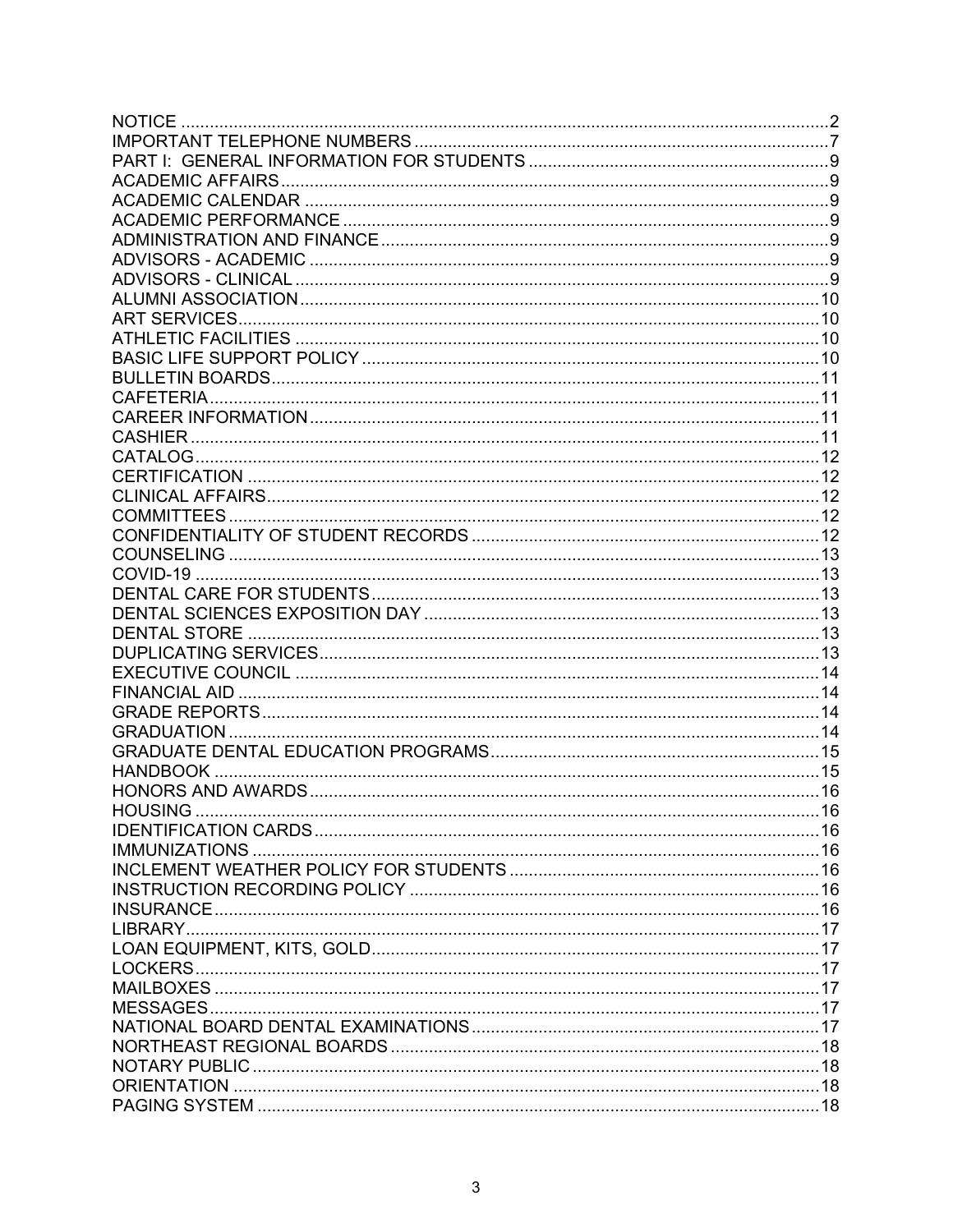NOTICE ....................................................................................................................... 2
IMPORTANT TELEPHONE NUMBERS ..................................................................................... 7
PART I: GENERAL INFORMATION FOR STUDENTS ............................................................... 9
ACADEMIC AFFAIRS .................................................................................................................. 9
ACADEMIC CALENDAR ............................................................................................................. 9
ACADEMIC PERFORMANCE ..................................................................................................... 9
ADMINISTRATION AND FINANCE ............................................................................................. 9
ADVISORS - ACADEMIC ............................................................................................................ 9
ADVISORS - CLINICAL ............................................................................................................... 9
ALUMNI ASSOCIATION ............................................................................................................ 10
ART SERVICES ......................................................................................................................... 10
ATHLETIC FACILITIES ............................................................................................................. 10
BASIC LIFE SUPPORT POLICY ............................................................................................... 10
BULLETIN BOARDS .................................................................................................................. 11
CAFETERIA ............................................................................................................................... 11
CAREER INFORMATION .......................................................................................................... 11
CASHIER ................................................................................................................................... 11
CATALOG .................................................................................................................................. 12
CERTIFICATION ....................................................................................................................... 12
CLINICAL AFFAIRS ................................................................................................................... 12
COMMITTEES ........................................................................................................................... 12
CONFIDENTIALITY OF STUDENT RECORDS ......................................................................... 12
COUNSELING ........................................................................................................................... 13
COVID-19 .................................................................................................................................. 13
DENTAL CARE FOR STUDENTS ............................................................................................. 13
DENTAL SCIENCES EXPOSITION DAY .................................................................................. 13
DENTAL STORE ....................................................................................................................... 13
DUPLICATING SERVICES ......................................................................................................... 13
EXECUTIVE COUNCIL ............................................................................................................. 14
FINANCIAL AID ......................................................................................................................... 14
GRADE REPORTS .................................................................................................................... 14
GRADUATION ........................................................................................................................... 14
GRADUATE DENTAL EDUCATION PROGRAMS ..................................................................... 15
HANDBOOK .............................................................................................................................. 15
HONORS AND AWARDS .......................................................................................................... 16
HOUSING .................................................................................................................................. 16
IDENTIFICATION CARDS ......................................................................................................... 16
IMMUNIZATIONS ...................................................................................................................... 16
INCLEMENT WEATHER POLICY FOR STUDENTS ................................................................. 16
INSTRUCTION RECORDING POLICY ..................................................................................... 16
INSURANCE .............................................................................................................................. 16
LIBRARY .................................................................................................................................... 17
LOAN EQUIPMENT, KITS, GOLD ............................................................................................. 17
LOCKERS .................................................................................................................................. 17
MAILBOXES .............................................................................................................................. 17
MESSAGES ............................................................................................................................... 17
NATIONAL BOARD DENTAL EXAMINATIONS ......................................................................... 17
NORTHEAST REGIONAL BOARDS ......................................................................................... 18
NOTARY PUBLIC ...................................................................................................................... 18
ORIENTATION .......................................................................................................................... 18
PAGING SYSTEM ..................................................................................................................... 18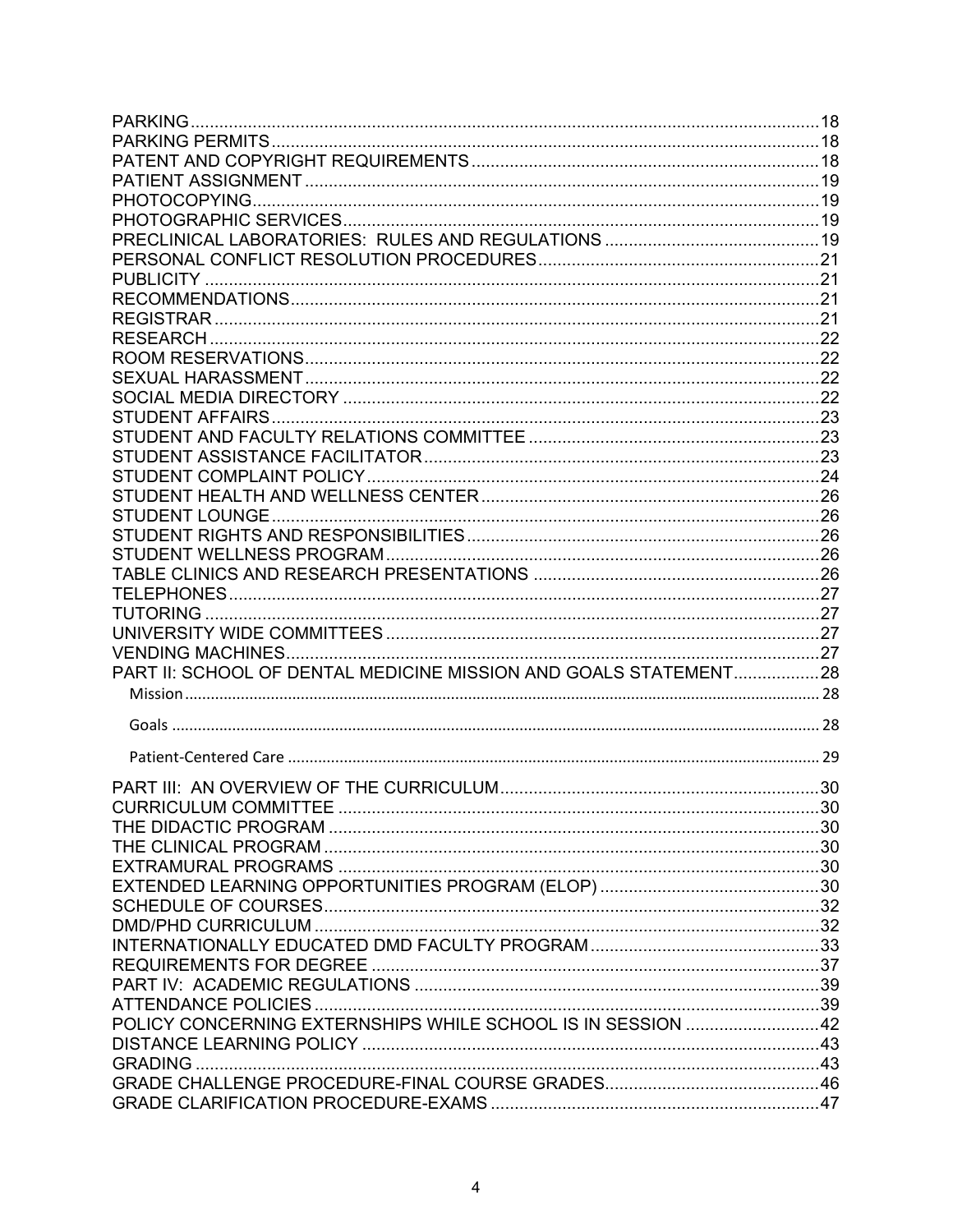PARKING....................................................................................................................18
PARKING PERMITS.......................................................................................................18
PATENT AND COPYRIGHT REQUIREMENTS.......................................................................18
PATIENT ASSIGNMENT.....................................................................................................19
PHOTOCOPYING.............................................................................................................19
PHOTOGRAPHIC SERVICES..............................................................................................19
PRECLINICAL LABORATORIES: RULES AND REGULATIONS..............................................19
PERSONAL CONFLICT RESOLUTION PROCEDURES............................................................21
PUBLICITY......................................................................................................................21
RECOMMENDATIONS.......................................................................................................21
REGISTRAR.....................................................................................................................21
RESEARCH......................................................................................................................22
ROOM RESERVATIONS.....................................................................................................22
SEXUAL HARASSMENT.....................................................................................................22
SOCIAL MEDIA DIRECTORY..............................................................................................22
STUDENT AFFAIRS..........................................................................................................23
STUDENT AND FACULTY RELATIONS COMMITTEE.............................................................23
STUDENT ASSISTANCE FACILITATOR..................................................................................23
STUDENT COMPLAINT POLICY...........................................................................................24
STUDENT HEALTH AND WELLNESS CENTER.......................................................................26
STUDENT LOUNGE...........................................................................................................26
STUDENT RIGHTS AND RESPONSIBILITIES..........................................................................26
STUDENT WELLNESS PROGRAM.........................................................................................26
TABLE CLINICS AND RESEARCH PRESENTATIONS..............................................................26
TELEPHONES....................................................................................................................27
TUTORING.......................................................................................................................27
UNIVERSITY WIDE COMMITTEES.......................................................................................27
VENDING MACHINES........................................................................................................27
PART II: SCHOOL OF DENTAL MEDICINE MISSION AND GOALS STATEMENT........................28
Mission..............................................................................................................................28
Goals.................................................................................................................................28
Patient-Centered Care........................................................................................................29
PART III: AN OVERVIEW OF THE CURRICULUM.....................................................................30
CURRICULUM COMMITTEE...................................................................................................30
THE DIDACTIC PROGRAM.....................................................................................................30
THE CLINICAL PROGRAM......................................................................................................30
EXTRAMURAL PROGRAMS....................................................................................................30
EXTENDED LEARNING OPPORTUNITIES PROGRAM (ELOP)...................................................30
SCHEDULE OF COURSES......................................................................................................32
DMD/PHD CURRICULUM.......................................................................................................32
INTERNATIONALLY EDUCATED DMD FACULTY PROGRAM.....................................................33
REQUIREMENTS FOR DEGREE...............................................................................................37
PART IV: ACADEMIC REGULATIONS.......................................................................................39
ATTENDANCE POLICIES.........................................................................................................39
POLICY CONCERNING EXTERNSHIPS WHILE SCHOOL IS IN SESSION......................................42
DISTANCE LEARNING POLICY..................................................................................................43
GRADING..............................................................................................................................43
GRADE CHALLENGE PROCEDURE-FINAL COURSE GRADES......................................................46
GRADE CLARIFICATION PROCEDURE-EXAMS..........................................................................47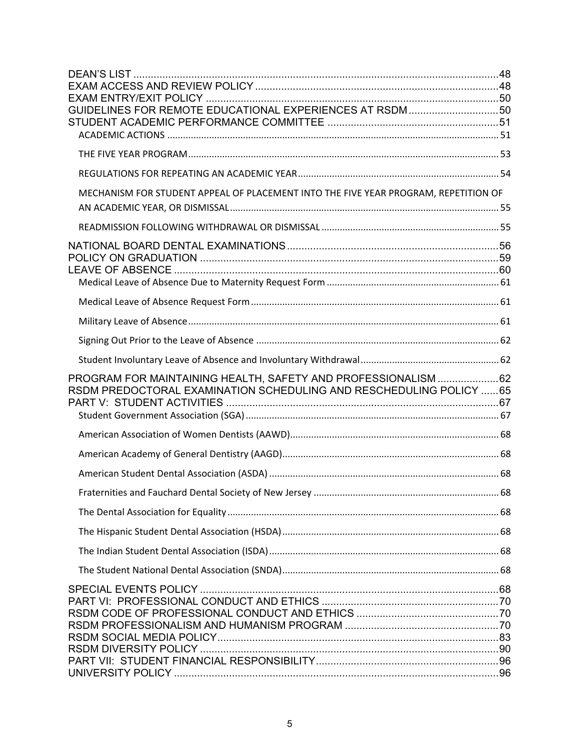DEAN'S LIST ........ 48
EXAM ACCESS AND REVIEW POLICY ........ 48
EXAM ENTRY/EXIT POLICY ........ 50
GUIDELINES FOR REMOTE EDUCATIONAL EXPERIENCES AT RSDM ........ 50
STUDENT ACADEMIC PERFORMANCE COMMITTEE ........ 51
- ACADEMIC ACTIONS ........ 51
- THE FIVE YEAR PROGRAM ........ 53
- REGULATIONS FOR REPEATING AN ACADEMIC YEAR ........ 54
- MECHANISM FOR STUDENT APPEAL OF PLACEMENT INTO THE FIVE YEAR PROGRAM, REPETITION OF AN ACADEMIC YEAR, OR DISMISSAL ........ 55
- READMISSION FOLLOWING WITHDRAWAL OR DISMISSAL ........ 55

NATIONAL BOARD DENTAL EXAMINATIONS ........ 56
POLICY ON GRADUATION ........ 59
LEAVE OF ABSENCE ........ 60
- Medical Leave of Absence Due to Maternity Request Form ........ 61
- Medical Leave of Absence Request Form ........ 61
- Military Leave of Absence ........ 61
- Signing Out Prior to the Leave of Absence ........ 62
- Student Involuntary Leave of Absence and Involuntary Withdrawal ........ 62

PROGRAM FOR MAINTAINING HEALTH, SAFETY AND PROFESSIONALISM ........ 62
RSDM PREDOCTORAL EXAMINATION SCHEDULING AND RESCHEDULING POLICY ........ 65
PART V: STUDENT ACTIVITIES ........ 67
- Student Government Association (SGA) ........ 67
- American Association of Women Dentists (AAWD) ........ 68
- American Academy of General Dentistry (AAGD) ........ 68
- American Student Dental Association (ASDA) ........ 68
- Fraternities and Fauchard Dental Society of New Jersey ........ 68
- The Dental Association for Equality ........ 68
- The Hispanic Student Dental Association (HSDA) ........ 68
- The Indian Student Dental Association (ISDA) ........ 68
- The Student National Dental Association (SNDA) ........ 68

SPECIAL EVENTS POLICY ........ 68
PART VI: PROFESSIONAL CONDUCT AND ETHICS ........ 70
RSDM CODE OF PROFESSIONAL CONDUCT AND ETHICS ........ 70
RSDM PROFESSIONALISM AND HUMANISM PROGRAM ........ 70
RSDM SOCIAL MEDIA POLICY ........ 83
RSDM DIVERSITY POLICY ........ 90
PART VII: STUDENT FINANCIAL RESPONSIBILITY ........ 96
UNIVERSITY POLICY ........ 96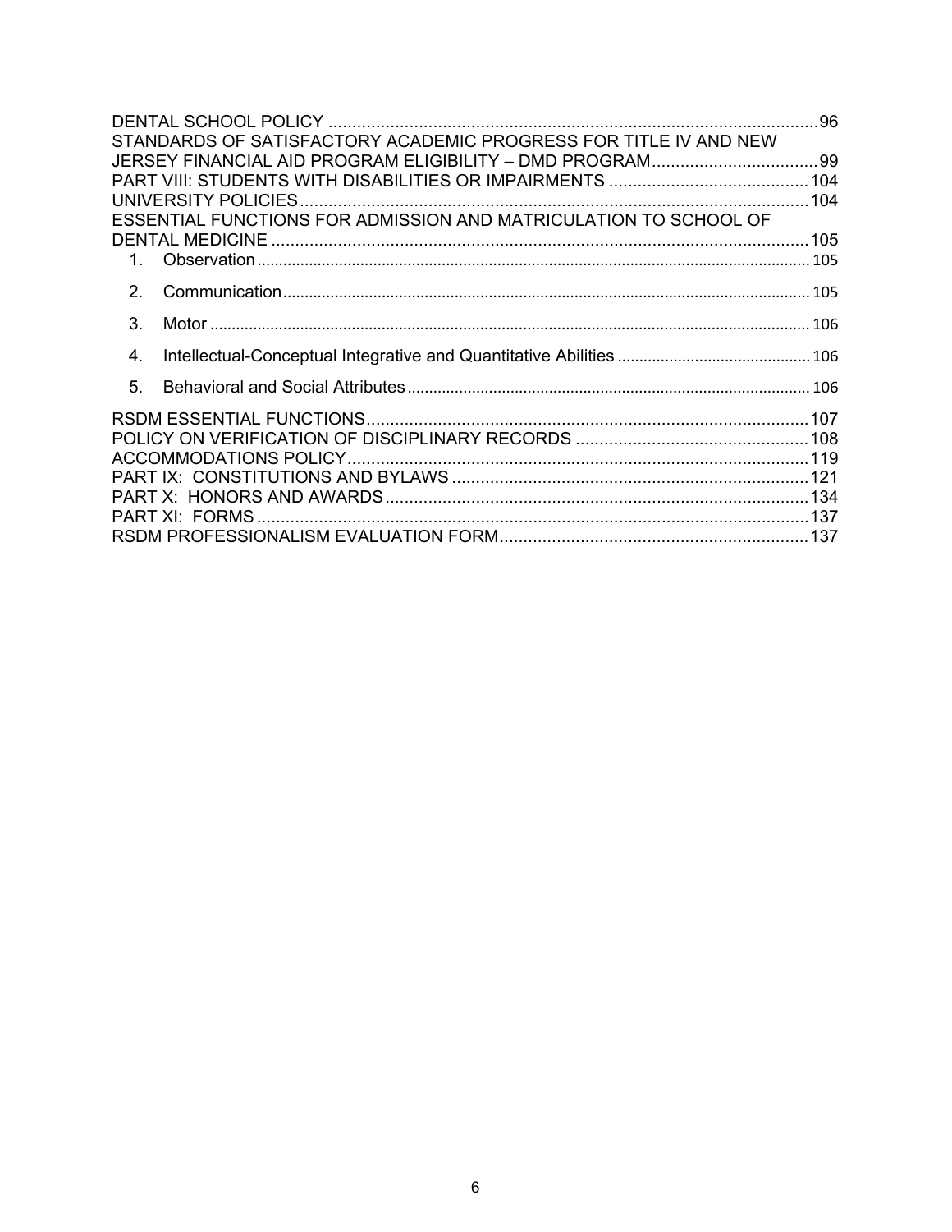DENTAL SCHOOL POLICY ........................................................................................................96
STANDARDS OF SATISFACTORY ACADEMIC PROGRESS FOR TITLE IV AND NEW JERSEY FINANCIAL AID PROGRAM ELIGIBILITY – DMD PROGRAM....................................99
PART VIII: STUDENTS WITH DISABILITIES OR IMPAIRMENTS ..........................................104
UNIVERSITY POLICIES............................................................................................................104
ESSENTIAL FUNCTIONS FOR ADMISSION AND MATRICULATION TO SCHOOL OF DENTAL MEDICINE ..................................................................................................................105

1. Observation................................................................................................................................105
2. Communication..........................................................................................................................105
3. Motor ..........................................................................................................................................106
4. Intellectual-Conceptual Integrative and Quantitative Abilities ............................................106
5. Behavioral and Social Attributes.............................................................................................106

RSDM ESSENTIAL FUNCTIONS..............................................................................................107
POLICY ON VERIFICATION OF DISCIPLINARY RECORDS .................................................108
ACCOMMODATIONS POLICY..................................................................................................119
PART IX: CONSTITUTIONS AND BYLAWS ............................................................................121
PART X: HONORS AND AWARDS...........................................................................................134
PART XI: FORMS ......................................................................................................................137
RSDM PROFESSIONALISM EVALUATION FORM..................................................................137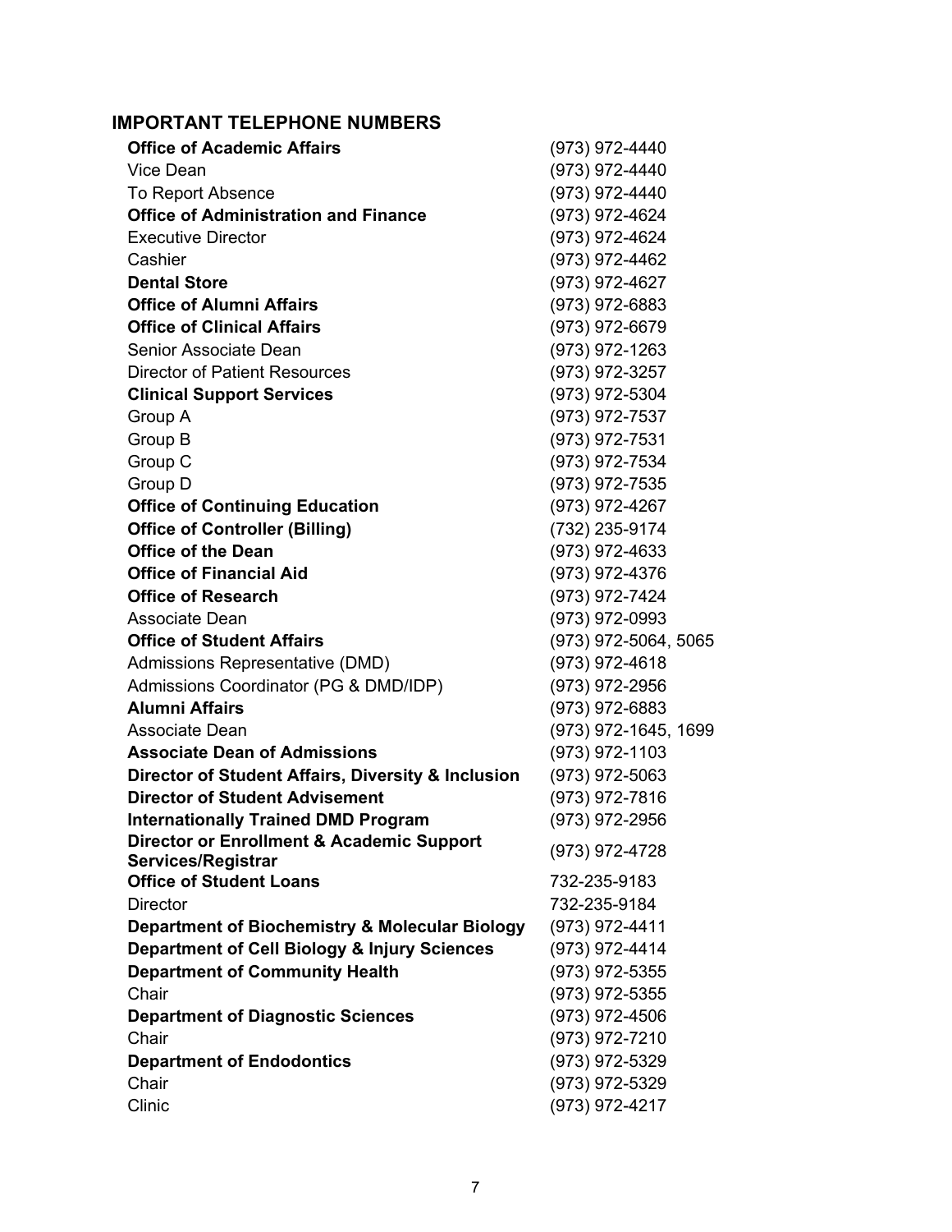## IMPORTANT TELEPHONE NUMBERS

| | |
|---|---|
| **Office of Academic Affairs** | (973) 972-4440 |
| Vice Dean | (973) 972-4440 |
| To Report Absence | (973) 972-4440 |
| **Office of Administration and Finance** | (973) 972-4624 |
| Executive Director | (973) 972-4624 |
| Cashier | (973) 972-4462 |
| **Dental Store** | (973) 972-4627 |
| **Office of Alumni Affairs** | (973) 972-6883 |
| **Office of Clinical Affairs** | (973) 972-6679 |
| Senior Associate Dean | (973) 972-1263 |
| Director of Patient Resources | (973) 972-3257 |
| **Clinical Support Services** | (973) 972-5304 |
| Group A | (973) 972-7537 |
| Group B | (973) 972-7531 |
| Group C | (973) 972-7534 |
| Group D | (973) 972-7535 |
| **Office of Continuing Education** | (973) 972-4267 |
| **Office of Controller (Billing)** | (732) 235-9174 |
| **Office of the Dean** | (973) 972-4633 |
| **Office of Financial Aid** | (973) 972-4376 |
| **Office of Research** | (973) 972-7424 |
| Associate Dean | (973) 972-0993 |
| **Office of Student Affairs** | (973) 972-5064, 5065 |
| Admissions Representative (DMD) | (973) 972-4618 |
| Admissions Coordinator (PG & DMD/IDP) | (973) 972-2956 |
| **Alumni Affairs** | (973) 972-6883 |
| Associate Dean | (973) 972-1645, 1699 |
| **Associate Dean of Admissions** | (973) 972-1103 |
| **Director of Student Affairs, Diversity & Inclusion** | (973) 972-5063 |
| **Director of Student Advisement** | (973) 972-7816 |
| **Internationally Trained DMD Program** | (973) 972-2956 |
| **Director or Enrollment & Academic Support Services/Registrar** | (973) 972-4728 |
| **Office of Student Loans** | 732-235-9183 |
| Director | 732-235-9184 |
| **Department of Biochemistry & Molecular Biology** | (973) 972-4411 |
| **Department of Cell Biology & Injury Sciences** | (973) 972-4414 |
| **Department of Community Health** | (973) 972-5355 |
| Chair | (973) 972-5355 |
| **Department of Diagnostic Sciences** | (973) 972-4506 |
| Chair | (973) 972-7210 |
| **Department of Endodontics** | (973) 972-5329 |
| Chair | (973) 972-5329 |
| Clinic | (973) 972-4217 |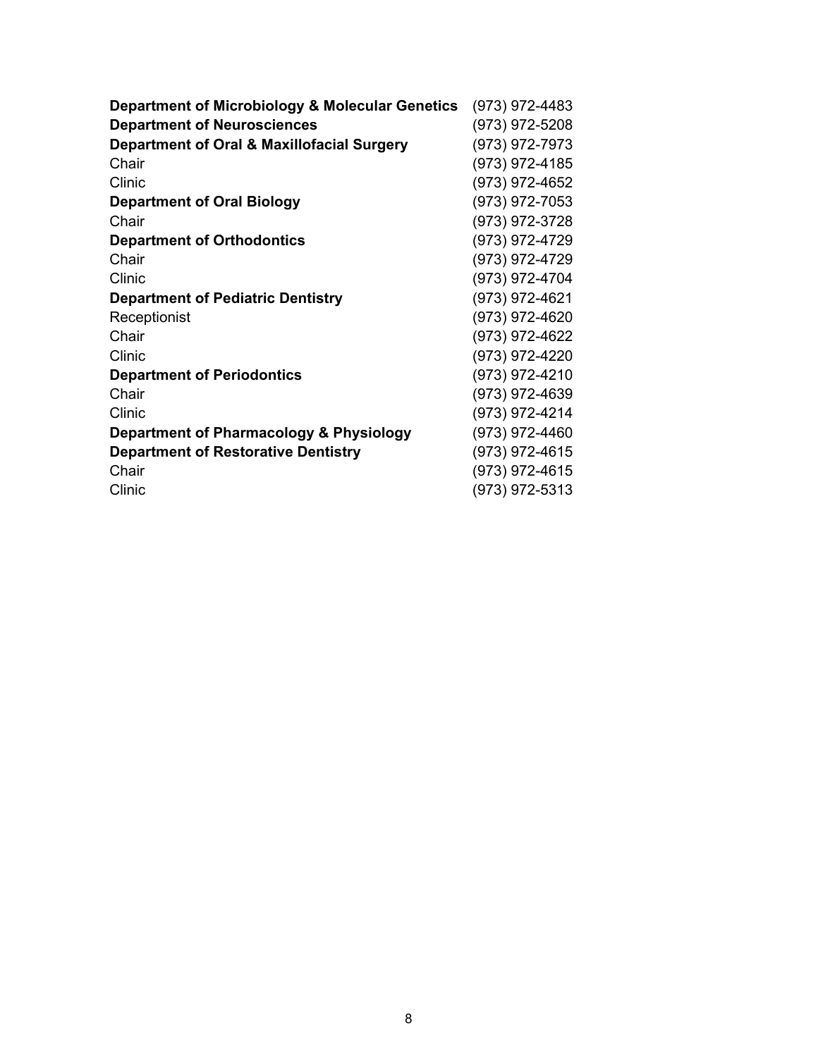| | |
|---|---|
| **Department of Microbiology & Molecular Genetics** | (973) 972-4483 |
| **Department of Neurosciences** | (973) 972-5208 |
| **Department of Oral & Maxillofacial Surgery** | (973) 972-7973 |
| Chair | (973) 972-4185 |
| Clinic | (973) 972-4652 |
| **Department of Oral Biology** | (973) 972-7053 |
| Chair | (973) 972-3728 |
| **Department of Orthodontics** | (973) 972-4729 |
| Chair | (973) 972-4729 |
| Clinic | (973) 972-4704 |
| **Department of Pediatric Dentistry** | (973) 972-4621 |
| Receptionist | (973) 972-4620 |
| Chair | (973) 972-4622 |
| Clinic | (973) 972-4220 |
| **Department of Periodontics** | (973) 972-4210 |
| Chair | (973) 972-4639 |
| Clinic | (973) 972-4214 |
| **Department of Pharmacology & Physiology** | (973) 972-4460 |
| **Department of Restorative Dentistry** | (973) 972-4615 |
| Chair | (973) 972-4615 |
| Clinic | (973) 972-5313 |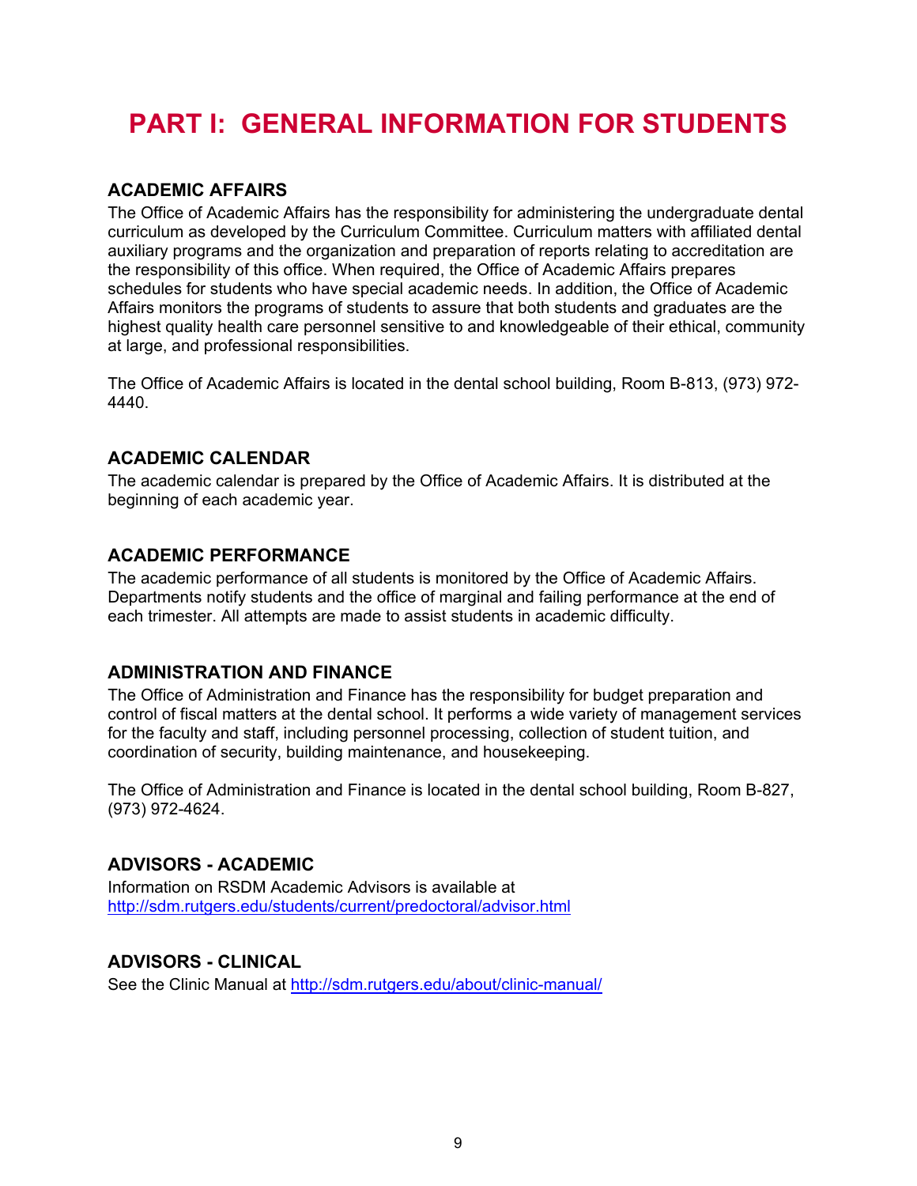# PART I: GENERAL INFORMATION FOR STUDENTS

## ACADEMIC AFFAIRS

The Office of Academic Affairs has the responsibility for administering the undergraduate dental curriculum as developed by the Curriculum Committee. Curriculum matters with affiliated dental auxiliary programs and the organization and preparation of reports relating to accreditation are the responsibility of this office. When required, the Office of Academic Affairs prepares schedules for students who have special academic needs. In addition, the Office of Academic Affairs monitors the programs of students to assure that both students and graduates are the highest quality health care personnel sensitive to and knowledgeable of their ethical, community at large, and professional responsibilities.

The Office of Academic Affairs is located in the dental school building, Room B-813, (973) 972-4440.

## ACADEMIC CALENDAR

The academic calendar is prepared by the Office of Academic Affairs. It is distributed at the beginning of each academic year.

## ACADEMIC PERFORMANCE

The academic performance of all students is monitored by the Office of Academic Affairs. Departments notify students and the office of marginal and failing performance at the end of each trimester. All attempts are made to assist students in academic difficulty.

## ADMINISTRATION AND FINANCE

The Office of Administration and Finance has the responsibility for budget preparation and control of fiscal matters at the dental school. It performs a wide variety of management services for the faculty and staff, including personnel processing, collection of student tuition, and coordination of security, building maintenance, and housekeeping.

The Office of Administration and Finance is located in the dental school building, Room B-827, (973) 972-4624.

## ADVISORS - ACADEMIC

Information on RSDM Academic Advisors is available at [http://sdm.rutgers.edu/students/current/predoctoral/advisor.html](http://sdm.rutgers.edu/students/current/predoctoral/advisor.html)

## ADVISORS - CLINICAL

See the Clinic Manual at [http://sdm.rutgers.edu/about/clinic-manual/](http://sdm.rutgers.edu/about/clinic-manual/)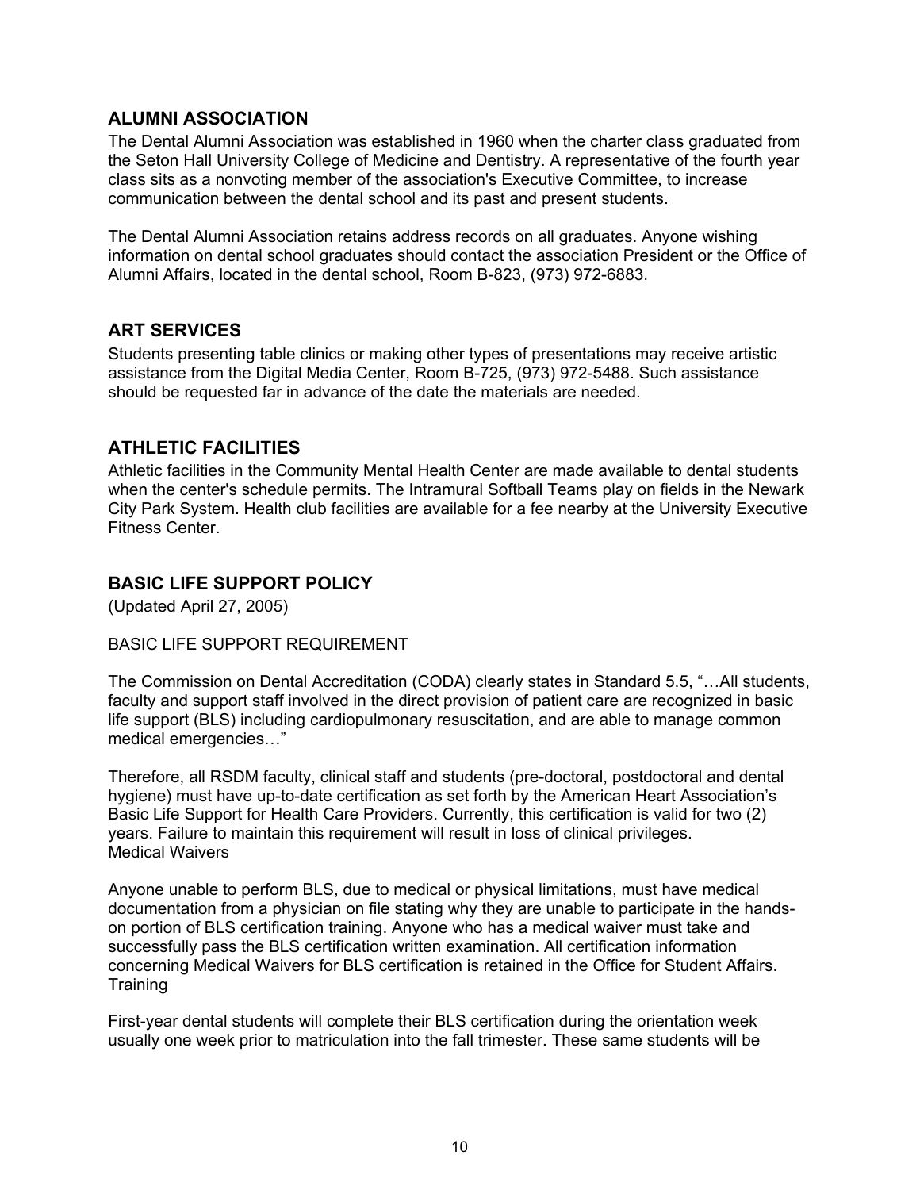## ALUMNI ASSOCIATION

The Dental Alumni Association was established in 1960 when the charter class graduated from the Seton Hall University College of Medicine and Dentistry. A representative of the fourth year class sits as a nonvoting member of the association's Executive Committee, to increase communication between the dental school and its past and present students.

The Dental Alumni Association retains address records on all graduates. Anyone wishing information on dental school graduates should contact the association President or the Office of Alumni Affairs, located in the dental school, Room B-823, (973) 972-6883.

## ART SERVICES

Students presenting table clinics or making other types of presentations may receive artistic assistance from the Digital Media Center, Room B-725, (973) 972-5488. Such assistance should be requested far in advance of the date the materials are needed.

## ATHLETIC FACILITIES

Athletic facilities in the Community Mental Health Center are made available to dental students when the center's schedule permits. The Intramural Softball Teams play on fields in the Newark City Park System. Health club facilities are available for a fee nearby at the University Executive Fitness Center.

## BASIC LIFE SUPPORT POLICY

(Updated April 27, 2005)

BASIC LIFE SUPPORT REQUIREMENT

The Commission on Dental Accreditation (CODA) clearly states in Standard 5.5, "…All students, faculty and support staff involved in the direct provision of patient care are recognized in basic life support (BLS) including cardiopulmonary resuscitation, and are able to manage common medical emergencies…"

Therefore, all RSDM faculty, clinical staff and students (pre-doctoral, postdoctoral and dental hygiene) must have up-to-date certification as set forth by the American Heart Association's Basic Life Support for Health Care Providers. Currently, this certification is valid for two (2) years. Failure to maintain this requirement will result in loss of clinical privileges.

Medical Waivers

Anyone unable to perform BLS, due to medical or physical limitations, must have medical documentation from a physician on file stating why they are unable to participate in the hands-on portion of BLS certification training. Anyone who has a medical waiver must take and successfully pass the BLS certification written examination. All certification information concerning Medical Waivers for BLS certification is retained in the Office for Student Affairs.

Training

First-year dental students will complete their BLS certification during the orientation week usually one week prior to matriculation into the fall trimester. These same students will be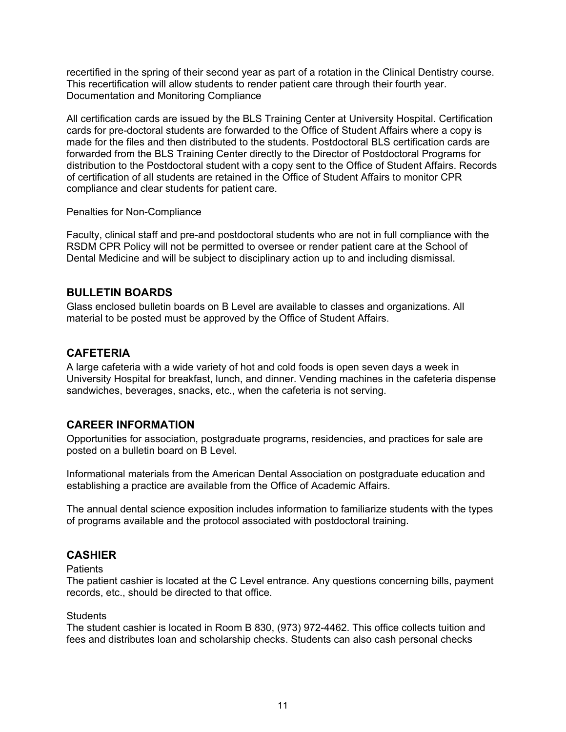recertified in the spring of their second year as part of a rotation in the Clinical Dentistry course. This recertification will allow students to render patient care through their fourth year.
Documentation and Monitoring Compliance

All certification cards are issued by the BLS Training Center at University Hospital. Certification cards for pre-doctoral students are forwarded to the Office of Student Affairs where a copy is made for the files and then distributed to the students. Postdoctoral BLS certification cards are forwarded from the BLS Training Center directly to the Director of Postdoctoral Programs for distribution to the Postdoctoral student with a copy sent to the Office of Student Affairs. Records of certification of all students are retained in the Office of Student Affairs to monitor CPR compliance and clear students for patient care.

Penalties for Non-Compliance

Faculty, clinical staff and pre-and postdoctoral students who are not in full compliance with the RSDM CPR Policy will not be permitted to oversee or render patient care at the School of Dental Medicine and will be subject to disciplinary action up to and including dismissal.

## BULLETIN BOARDS

Glass enclosed bulletin boards on B Level are available to classes and organizations. All material to be posted must be approved by the Office of Student Affairs.

## CAFETERIA

A large cafeteria with a wide variety of hot and cold foods is open seven days a week in University Hospital for breakfast, lunch, and dinner. Vending machines in the cafeteria dispense sandwiches, beverages, snacks, etc., when the cafeteria is not serving.

## CAREER INFORMATION

Opportunities for association, postgraduate programs, residencies, and practices for sale are posted on a bulletin board on B Level.

Informational materials from the American Dental Association on postgraduate education and establishing a practice are available from the Office of Academic Affairs.

The annual dental science exposition includes information to familiarize students with the types of programs available and the protocol associated with postdoctoral training.

## CASHIER

Patients
The patient cashier is located at the C Level entrance. Any questions concerning bills, payment records, etc., should be directed to that office.

Students
The student cashier is located in Room B 830, (973) 972-4462. This office collects tuition and fees and distributes loan and scholarship checks. Students can also cash personal checks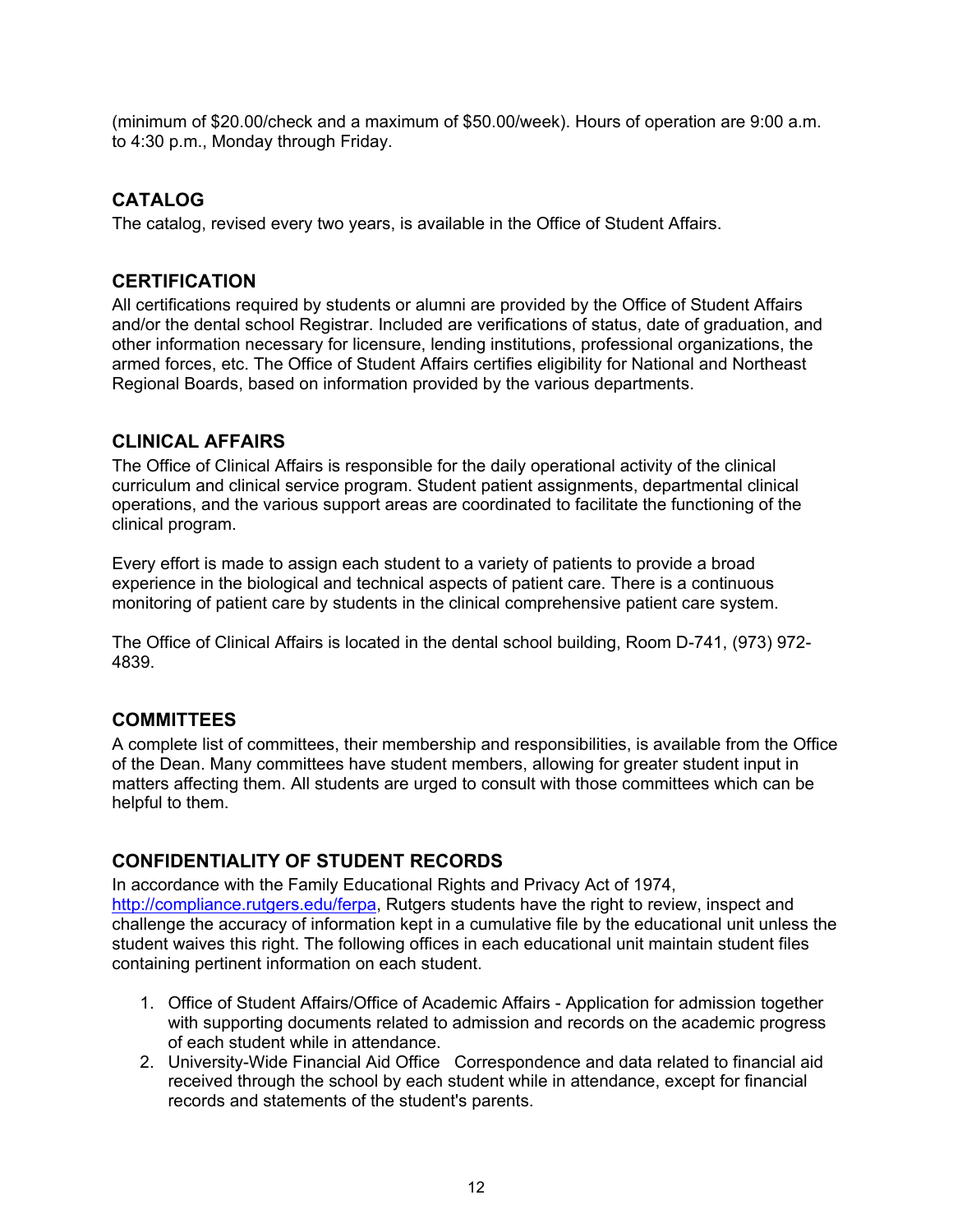(minimum of $20.00/check and a maximum of $50.00/week). Hours of operation are 9:00 a.m. to 4:30 p.m., Monday through Friday.

## CATALOG

The catalog, revised every two years, is available in the Office of Student Affairs.

## CERTIFICATION

All certifications required by students or alumni are provided by the Office of Student Affairs and/or the dental school Registrar. Included are verifications of status, date of graduation, and other information necessary for licensure, lending institutions, professional organizations, the armed forces, etc. The Office of Student Affairs certifies eligibility for National and Northeast Regional Boards, based on information provided by the various departments.

## CLINICAL AFFAIRS

The Office of Clinical Affairs is responsible for the daily operational activity of the clinical curriculum and clinical service program. Student patient assignments, departmental clinical operations, and the various support areas are coordinated to facilitate the functioning of the clinical program.

Every effort is made to assign each student to a variety of patients to provide a broad experience in the biological and technical aspects of patient care. There is a continuous monitoring of patient care by students in the clinical comprehensive patient care system.

The Office of Clinical Affairs is located in the dental school building, Room D-741, (973) 972-4839.

## COMMITTEES

A complete list of committees, their membership and responsibilities, is available from the Office of the Dean. Many committees have student members, allowing for greater student input in matters affecting them. All students are urged to consult with those committees which can be helpful to them.

## CONFIDENTIALITY OF STUDENT RECORDS

In accordance with the Family Educational Rights and Privacy Act of 1974, http://compliance.rutgers.edu/ferpa, Rutgers students have the right to review, inspect and challenge the accuracy of information kept in a cumulative file by the educational unit unless the student waives this right. The following offices in each educational unit maintain student files containing pertinent information on each student.

1. Office of Student Affairs/Office of Academic Affairs - Application for admission together with supporting documents related to admission and records on the academic progress of each student while in attendance.
2. University-Wide Financial Aid Office Correspondence and data related to financial aid received through the school by each student while in attendance, except for financial records and statements of the student's parents.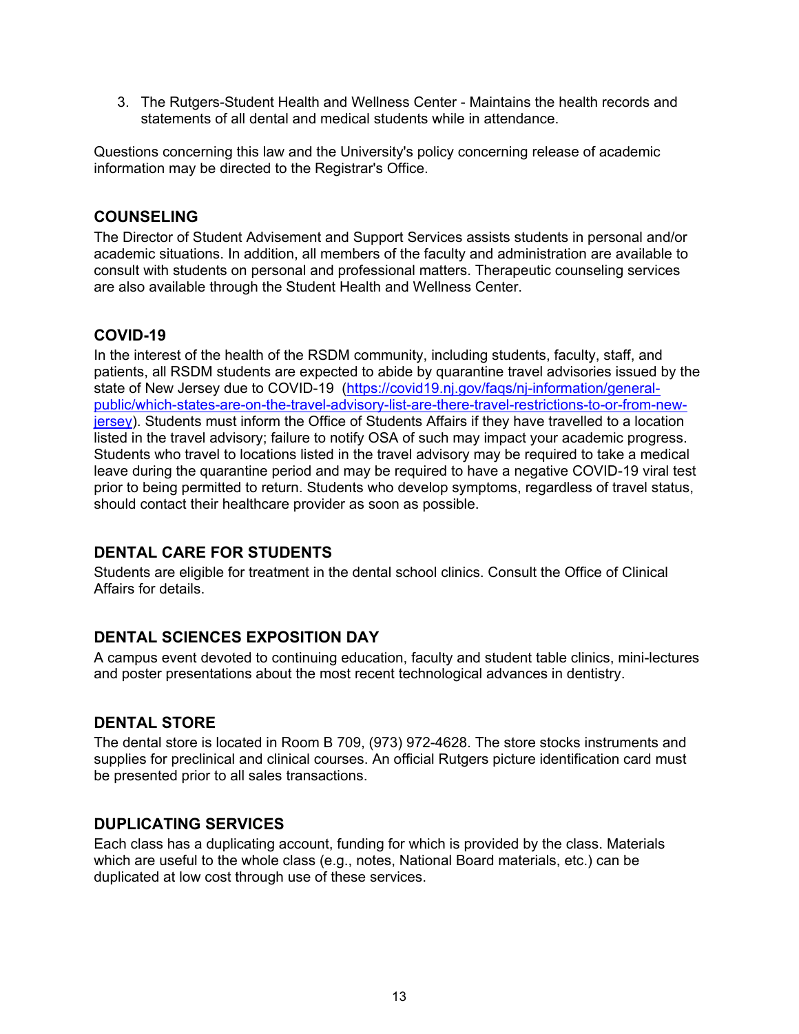3. The Rutgers-Student Health and Wellness Center - Maintains the health records and statements of all dental and medical students while in attendance.

Questions concerning this law and the University's policy concerning release of academic information may be directed to the Registrar's Office.

## COUNSELING

The Director of Student Advisement and Support Services assists students in personal and/or academic situations. In addition, all members of the faculty and administration are available to consult with students on personal and professional matters. Therapeutic counseling services are also available through the Student Health and Wellness Center.

## COVID-19

In the interest of the health of the RSDM community, including students, faculty, staff, and patients, all RSDM students are expected to abide by quarantine travel advisories issued by the state of New Jersey due to COVID-19 ([https://covid19.nj.gov/faqs/nj-information/general-public/which-states-are-on-the-travel-advisory-list-are-there-travel-restrictions-to-or-from-new-jersey](https://covid19.nj.gov/faqs/nj-information/general-public/which-states-are-on-the-travel-advisory-list-are-there-travel-restrictions-to-or-from-new-jersey)). Students must inform the Office of Students Affairs if they have travelled to a location listed in the travel advisory; failure to notify OSA of such may impact your academic progress. Students who travel to locations listed in the travel advisory may be required to take a medical leave during the quarantine period and may be required to have a negative COVID-19 viral test prior to being permitted to return. Students who develop symptoms, regardless of travel status, should contact their healthcare provider as soon as possible.

## DENTAL CARE FOR STUDENTS

Students are eligible for treatment in the dental school clinics. Consult the Office of Clinical Affairs for details.

## DENTAL SCIENCES EXPOSITION DAY

A campus event devoted to continuing education, faculty and student table clinics, mini-lectures and poster presentations about the most recent technological advances in dentistry.

## DENTAL STORE

The dental store is located in Room B 709, (973) 972-4628. The store stocks instruments and supplies for preclinical and clinical courses. An official Rutgers picture identification card must be presented prior to all sales transactions.

## DUPLICATING SERVICES

Each class has a duplicating account, funding for which is provided by the class. Materials which are useful to the whole class (e.g., notes, National Board materials, etc.) can be duplicated at low cost through use of these services.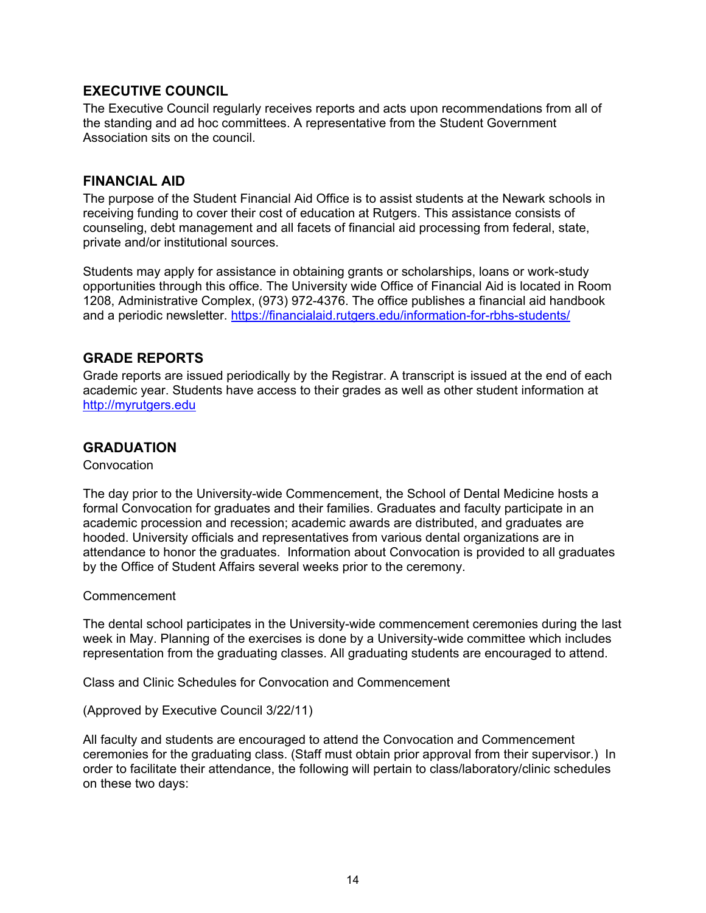## EXECUTIVE COUNCIL

The Executive Council regularly receives reports and acts upon recommendations from all of the standing and ad hoc committees. A representative from the Student Government Association sits on the council.

## FINANCIAL AID

The purpose of the Student Financial Aid Office is to assist students at the Newark schools in receiving funding to cover their cost of education at Rutgers. This assistance consists of counseling, debt management and all facets of financial aid processing from federal, state, private and/or institutional sources.

Students may apply for assistance in obtaining grants or scholarships, loans or work-study opportunities through this office. The University wide Office of Financial Aid is located in Room 1208, Administrative Complex, (973) 972-4376. The office publishes a financial aid handbook and a periodic newsletter. [https://financialaid.rutgers.edu/information-for-rbhs-students/](https://financialaid.rutgers.edu/information-for-rbhs-students/)

## GRADE REPORTS

Grade reports are issued periodically by the Registrar. A transcript is issued at the end of each academic year. Students have access to their grades as well as other student information at [http://myrutgers.edu](http://myrutgers.edu)

## GRADUATION

Convocation

The day prior to the University-wide Commencement, the School of Dental Medicine hosts a formal Convocation for graduates and their families. Graduates and faculty participate in an academic procession and recession; academic awards are distributed, and graduates are hooded. University officials and representatives from various dental organizations are in attendance to honor the graduates. Information about Convocation is provided to all graduates by the Office of Student Affairs several weeks prior to the ceremony.

Commencement

The dental school participates in the University-wide commencement ceremonies during the last week in May. Planning of the exercises is done by a University-wide committee which includes representation from the graduating classes. All graduating students are encouraged to attend.

Class and Clinic Schedules for Convocation and Commencement

(Approved by Executive Council 3/22/11)

All faculty and students are encouraged to attend the Convocation and Commencement ceremonies for the graduating class. (Staff must obtain prior approval from their supervisor.) In order to facilitate their attendance, the following will pertain to class/laboratory/clinic schedules on these two days: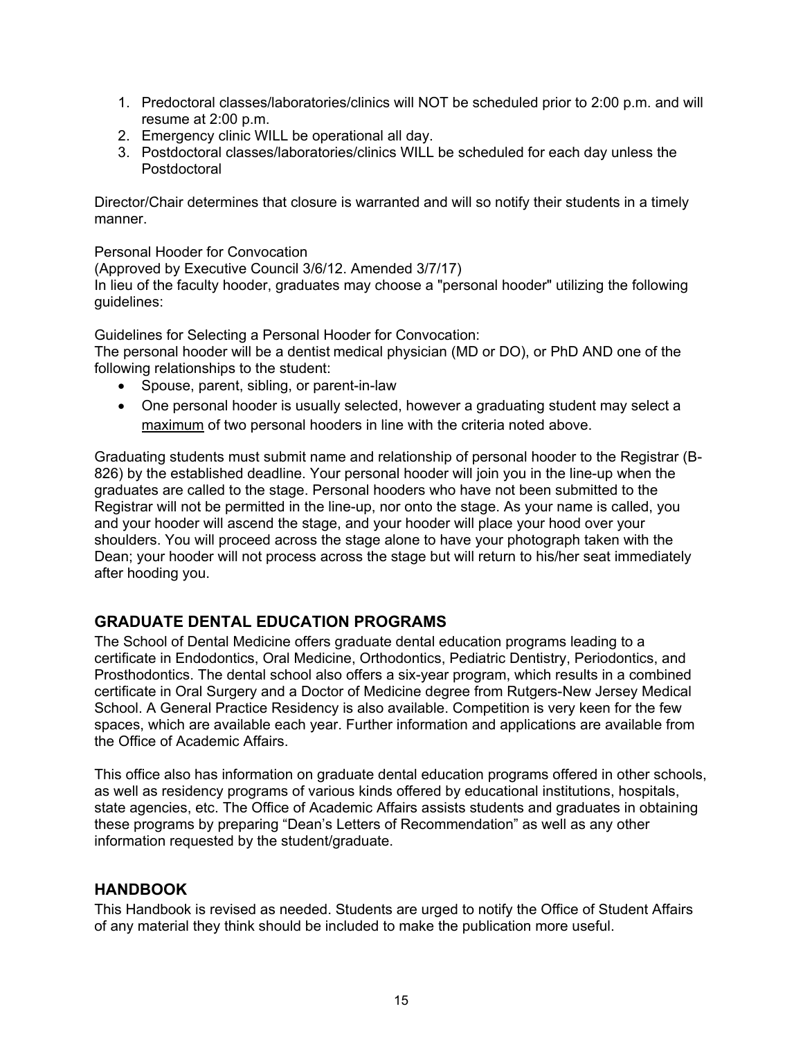1. Predoctoral classes/laboratories/clinics will NOT be scheduled prior to 2:00 p.m. and will resume at 2:00 p.m.
2. Emergency clinic WILL be operational all day.
3. Postdoctoral classes/laboratories/clinics WILL be scheduled for each day unless the Postdoctoral

Director/Chair determines that closure is warranted and will so notify their students in a timely manner.

Personal Hooder for Convocation
(Approved by Executive Council 3/6/12. Amended 3/7/17)
In lieu of the faculty hooder, graduates may choose a "personal hooder" utilizing the following guidelines:

Guidelines for Selecting a Personal Hooder for Convocation:
The personal hooder will be a dentist medical physician (MD or DO), or PhD AND one of the following relationships to the student:

- Spouse, parent, sibling, or parent-in-law
- One personal hooder is usually selected, however a graduating student may select a <u>maximum</u> of two personal hooders in line with the criteria noted above.

Graduating students must submit name and relationship of personal hooder to the Registrar (B-826) by the established deadline. Your personal hooder will join you in the line-up when the graduates are called to the stage. Personal hooders who have not been submitted to the Registrar will not be permitted in the line-up, nor onto the stage. As your name is called, you and your hooder will ascend the stage, and your hooder will place your hood over your shoulders. You will proceed across the stage alone to have your photograph taken with the Dean; your hooder will not process across the stage but will return to his/her seat immediately after hooding you.

## GRADUATE DENTAL EDUCATION PROGRAMS

The School of Dental Medicine offers graduate dental education programs leading to a certificate in Endodontics, Oral Medicine, Orthodontics, Pediatric Dentistry, Periodontics, and Prosthodontics. The dental school also offers a six-year program, which results in a combined certificate in Oral Surgery and a Doctor of Medicine degree from Rutgers-New Jersey Medical School. A General Practice Residency is also available. Competition is very keen for the few spaces, which are available each year. Further information and applications are available from the Office of Academic Affairs.

This office also has information on graduate dental education programs offered in other schools, as well as residency programs of various kinds offered by educational institutions, hospitals, state agencies, etc. The Office of Academic Affairs assists students and graduates in obtaining these programs by preparing "Dean's Letters of Recommendation" as well as any other information requested by the student/graduate.

## HANDBOOK

This Handbook is revised as needed. Students are urged to notify the Office of Student Affairs of any material they think should be included to make the publication more useful.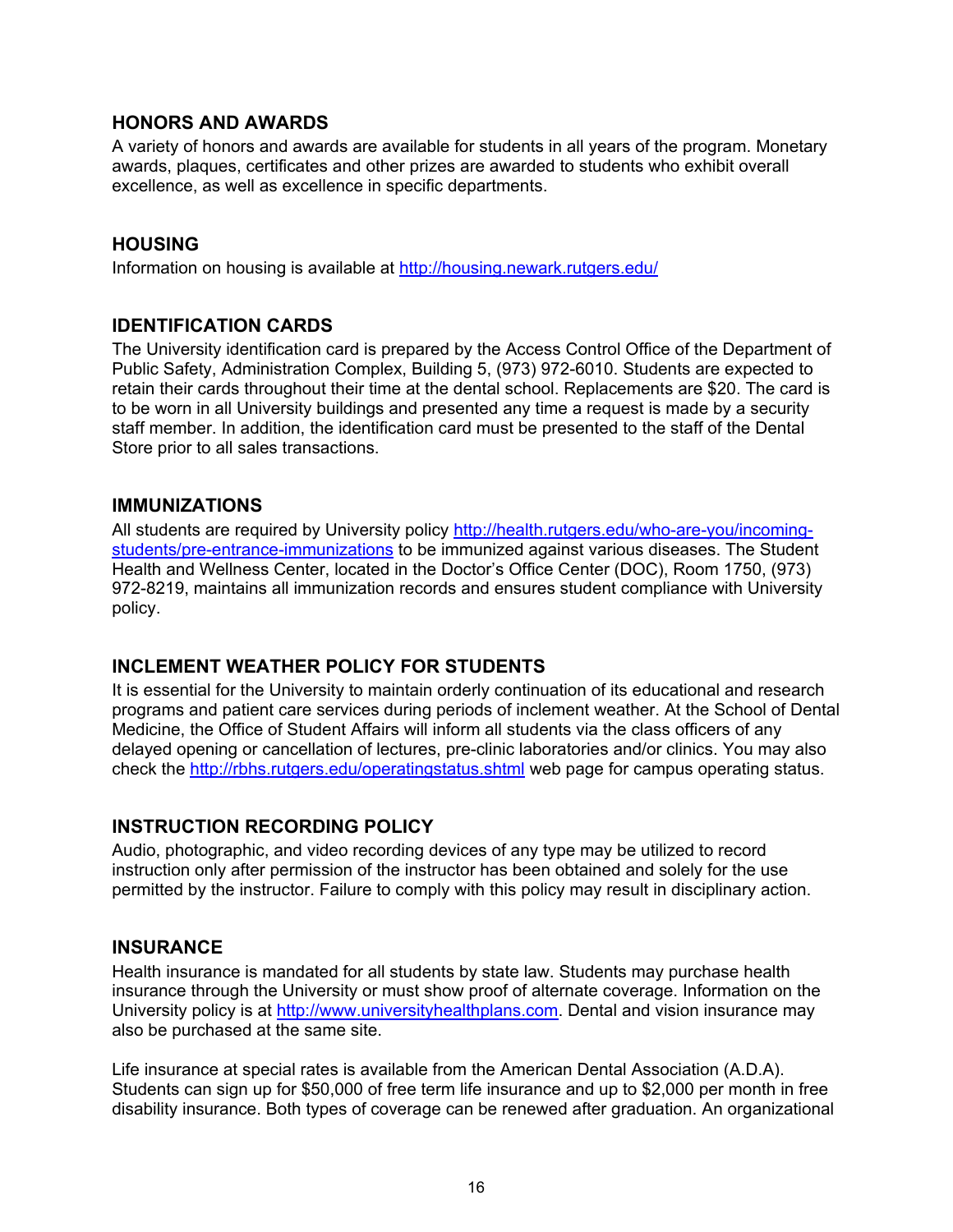## HONORS AND AWARDS

A variety of honors and awards are available for students in all years of the program. Monetary awards, plaques, certificates and other prizes are awarded to students who exhibit overall excellence, as well as excellence in specific departments.

## HOUSING

Information on housing is available at http://housing.newark.rutgers.edu/

## IDENTIFICATION CARDS

The University identification card is prepared by the Access Control Office of the Department of Public Safety, Administration Complex, Building 5, (973) 972-6010. Students are expected to retain their cards throughout their time at the dental school. Replacements are $20. The card is to be worn in all University buildings and presented any time a request is made by a security staff member. In addition, the identification card must be presented to the staff of the Dental Store prior to all sales transactions.

## IMMUNIZATIONS

All students are required by University policy http://health.rutgers.edu/who-are-you/incoming-students/pre-entrance-immunizations to be immunized against various diseases. The Student Health and Wellness Center, located in the Doctor's Office Center (DOC), Room 1750, (973) 972-8219, maintains all immunization records and ensures student compliance with University policy.

## INCLEMENT WEATHER POLICY FOR STUDENTS

It is essential for the University to maintain orderly continuation of its educational and research programs and patient care services during periods of inclement weather. At the School of Dental Medicine, the Office of Student Affairs will inform all students via the class officers of any delayed opening or cancellation of lectures, pre-clinic laboratories and/or clinics. You may also check the http://rbhs.rutgers.edu/operatingstatus.shtml web page for campus operating status.

## INSTRUCTION RECORDING POLICY

Audio, photographic, and video recording devices of any type may be utilized to record instruction only after permission of the instructor has been obtained and solely for the use permitted by the instructor. Failure to comply with this policy may result in disciplinary action.

## INSURANCE

Health insurance is mandated for all students by state law. Students may purchase health insurance through the University or must show proof of alternate coverage. Information on the University policy is at http://www.universityhealthplans.com. Dental and vision insurance may also be purchased at the same site.

Life insurance at special rates is available from the American Dental Association (A.D.A). Students can sign up for $50,000 of free term life insurance and up to $2,000 per month in free disability insurance. Both types of coverage can be renewed after graduation. An organizational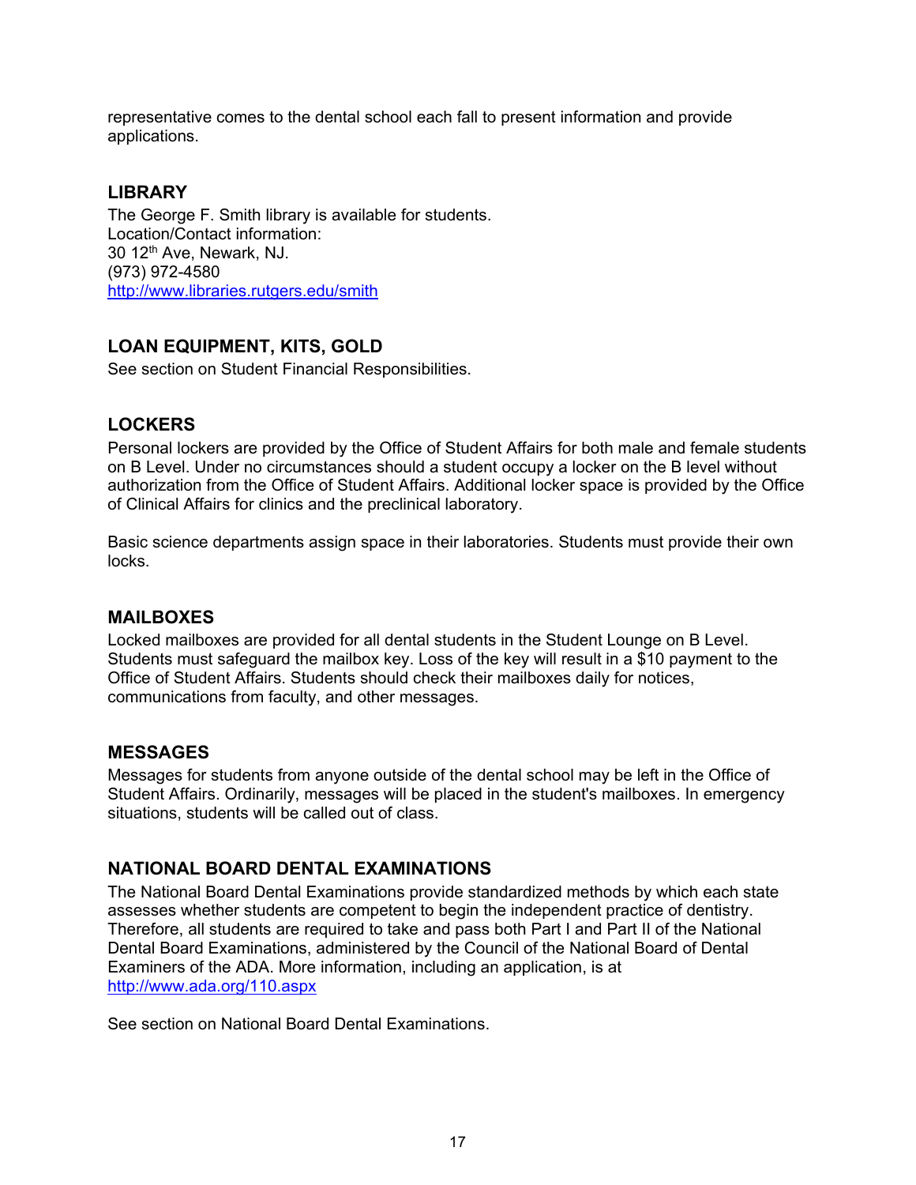representative comes to the dental school each fall to present information and provide applications.

## LIBRARY

The George F. Smith library is available for students.
Location/Contact information:
30 12th Ave, Newark, NJ.
(973) 972-4580
http://www.libraries.rutgers.edu/smith

## LOAN EQUIPMENT, KITS, GOLD

See section on Student Financial Responsibilities.

## LOCKERS

Personal lockers are provided by the Office of Student Affairs for both male and female students on B Level. Under no circumstances should a student occupy a locker on the B level without authorization from the Office of Student Affairs. Additional locker space is provided by the Office of Clinical Affairs for clinics and the preclinical laboratory.

Basic science departments assign space in their laboratories. Students must provide their own locks.

## MAILBOXES

Locked mailboxes are provided for all dental students in the Student Lounge on B Level. Students must safeguard the mailbox key. Loss of the key will result in a $10 payment to the Office of Student Affairs. Students should check their mailboxes daily for notices, communications from faculty, and other messages.

## MESSAGES

Messages for students from anyone outside of the dental school may be left in the Office of Student Affairs. Ordinarily, messages will be placed in the student's mailboxes. In emergency situations, students will be called out of class.

## NATIONAL BOARD DENTAL EXAMINATIONS

The National Board Dental Examinations provide standardized methods by which each state assesses whether students are competent to begin the independent practice of dentistry. Therefore, all students are required to take and pass both Part I and Part II of the National Dental Board Examinations, administered by the Council of the National Board of Dental Examiners of the ADA. More information, including an application, is at http://www.ada.org/110.aspx

See section on National Board Dental Examinations.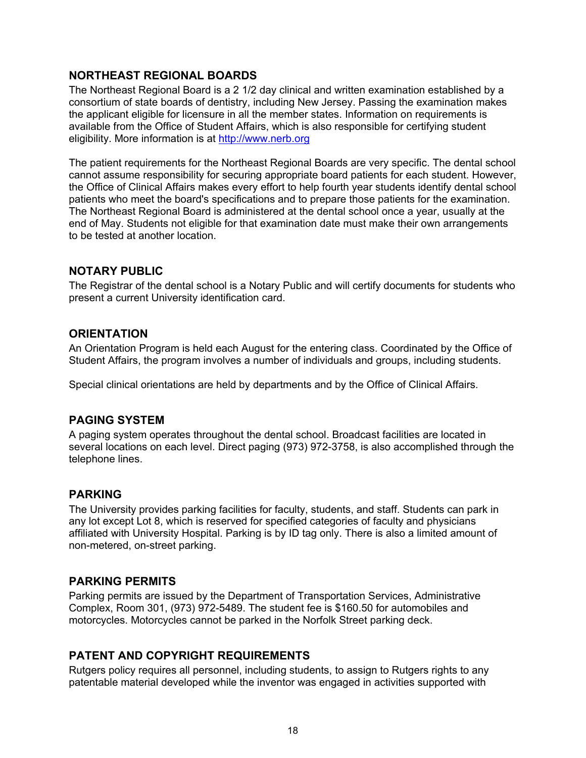## NORTHEAST REGIONAL BOARDS

The Northeast Regional Board is a 2 1/2 day clinical and written examination established by a consortium of state boards of dentistry, including New Jersey. Passing the examination makes the applicant eligible for licensure in all the member states. Information on requirements is available from the Office of Student Affairs, which is also responsible for certifying student eligibility. More information is at http://www.nerb.org

The patient requirements for the Northeast Regional Boards are very specific. The dental school cannot assume responsibility for securing appropriate board patients for each student. However, the Office of Clinical Affairs makes every effort to help fourth year students identify dental school patients who meet the board's specifications and to prepare those patients for the examination. The Northeast Regional Board is administered at the dental school once a year, usually at the end of May. Students not eligible for that examination date must make their own arrangements to be tested at another location.

## NOTARY PUBLIC

The Registrar of the dental school is a Notary Public and will certify documents for students who present a current University identification card.

## ORIENTATION

An Orientation Program is held each August for the entering class. Coordinated by the Office of Student Affairs, the program involves a number of individuals and groups, including students.

Special clinical orientations are held by departments and by the Office of Clinical Affairs.

## PAGING SYSTEM

A paging system operates throughout the dental school. Broadcast facilities are located in several locations on each level. Direct paging (973) 972-3758, is also accomplished through the telephone lines.

## PARKING

The University provides parking facilities for faculty, students, and staff. Students can park in any lot except Lot 8, which is reserved for specified categories of faculty and physicians affiliated with University Hospital. Parking is by ID tag only. There is also a limited amount of non-metered, on-street parking.

## PARKING PERMITS

Parking permits are issued by the Department of Transportation Services, Administrative Complex, Room 301, (973) 972-5489. The student fee is $160.50 for automobiles and motorcycles. Motorcycles cannot be parked in the Norfolk Street parking deck.

## PATENT AND COPYRIGHT REQUIREMENTS

Rutgers policy requires all personnel, including students, to assign to Rutgers rights to any patentable material developed while the inventor was engaged in activities supported with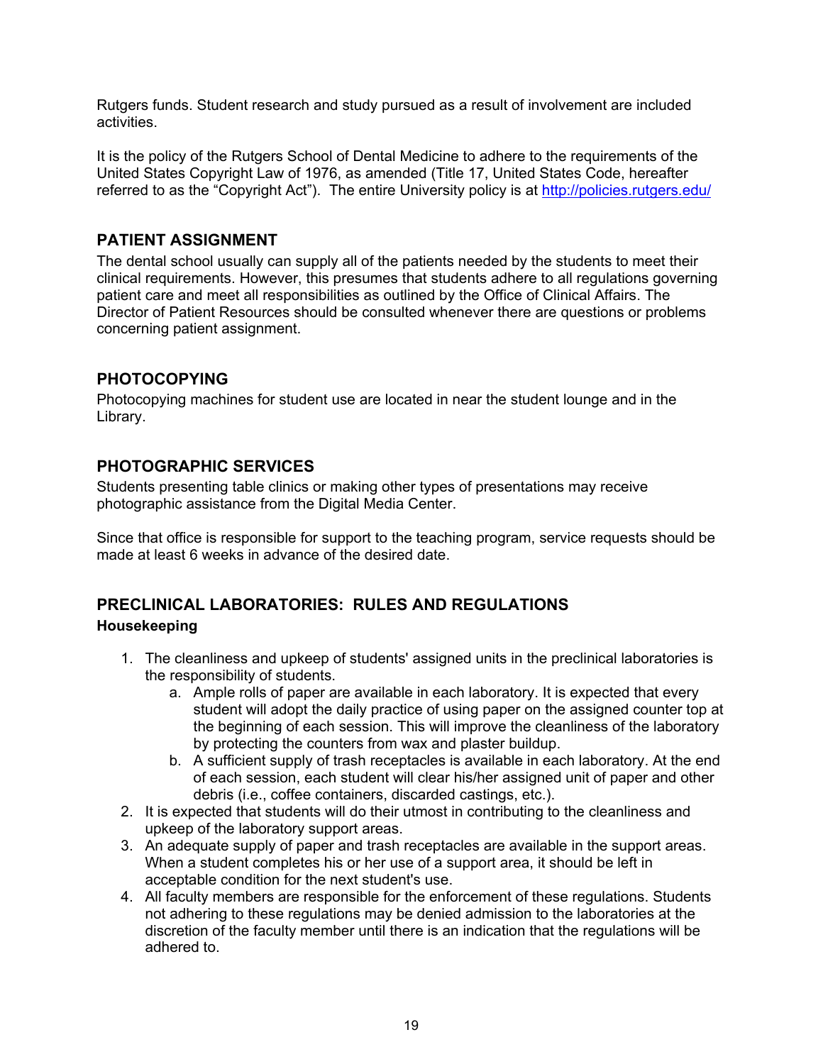Rutgers funds. Student research and study pursued as a result of involvement are included activities.

It is the policy of the Rutgers School of Dental Medicine to adhere to the requirements of the United States Copyright Law of 1976, as amended (Title 17, United States Code, hereafter referred to as the "Copyright Act"). The entire University policy is at [http://policies.rutgers.edu/](http://policies.rutgers.edu/)

## PATIENT ASSIGNMENT

The dental school usually can supply all of the patients needed by the students to meet their clinical requirements. However, this presumes that students adhere to all regulations governing patient care and meet all responsibilities as outlined by the Office of Clinical Affairs. The Director of Patient Resources should be consulted whenever there are questions or problems concerning patient assignment.

## PHOTOCOPYING

Photocopying machines for student use are located in near the student lounge and in the Library.

## PHOTOGRAPHIC SERVICES

Students presenting table clinics or making other types of presentations may receive photographic assistance from the Digital Media Center.

Since that office is responsible for support to the teaching program, service requests should be made at least 6 weeks in advance of the desired date.

## PRECLINICAL LABORATORIES: RULES AND REGULATIONS

### Housekeeping

1. The cleanliness and upkeep of students' assigned units in the preclinical laboratories is the responsibility of students.
    a. Ample rolls of paper are available in each laboratory. It is expected that every student will adopt the daily practice of using paper on the assigned counter top at the beginning of each session. This will improve the cleanliness of the laboratory by protecting the counters from wax and plaster buildup.
    b. A sufficient supply of trash receptacles is available in each laboratory. At the end of each session, each student will clear his/her assigned unit of paper and other debris (i.e., coffee containers, discarded castings, etc.).
2. It is expected that students will do their utmost in contributing to the cleanliness and upkeep of the laboratory support areas.
3. An adequate supply of paper and trash receptacles are available in the support areas. When a student completes his or her use of a support area, it should be left in acceptable condition for the next student's use.
4. All faculty members are responsible for the enforcement of these regulations. Students not adhering to these regulations may be denied admission to the laboratories at the discretion of the faculty member until there is an indication that the regulations will be adhered to.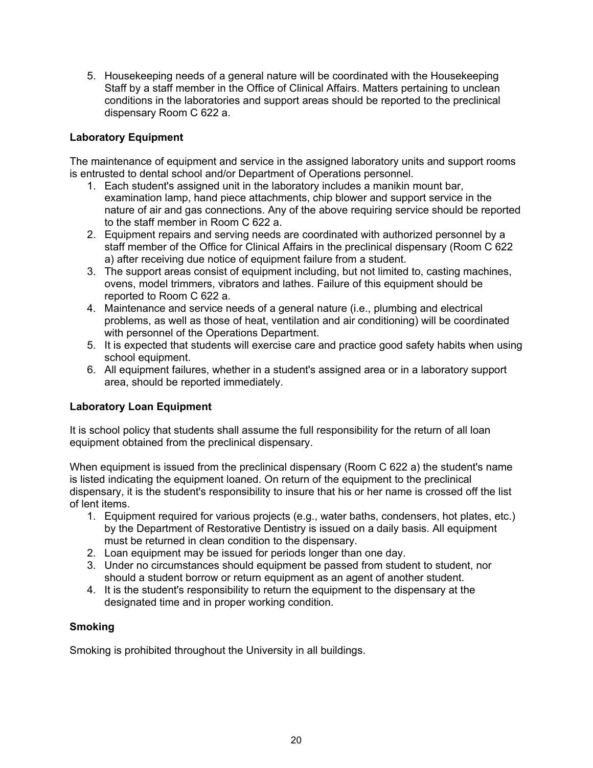5. Housekeeping needs of a general nature will be coordinated with the Housekeeping Staff by a staff member in the Office of Clinical Affairs. Matters pertaining to unclean conditions in the laboratories and support areas should be reported to the preclinical dispensary Room C 622 a.

**Laboratory Equipment**

The maintenance of equipment and service in the assigned laboratory units and support rooms is entrusted to dental school and/or Department of Operations personnel.

1. Each student's assigned unit in the laboratory includes a manikin mount bar, examination lamp, hand piece attachments, chip blower and support service in the nature of air and gas connections. Any of the above requiring service should be reported to the staff member in Room C 622 a.
2. Equipment repairs and serving needs are coordinated with authorized personnel by a staff member of the Office for Clinical Affairs in the preclinical dispensary (Room C 622 a) after receiving due notice of equipment failure from a student.
3. The support areas consist of equipment including, but not limited to, casting machines, ovens, model trimmers, vibrators and lathes. Failure of this equipment should be reported to Room C 622 a.
4. Maintenance and service needs of a general nature (i.e., plumbing and electrical problems, as well as those of heat, ventilation and air conditioning) will be coordinated with personnel of the Operations Department.
5. It is expected that students will exercise care and practice good safety habits when using school equipment.
6. All equipment failures, whether in a student's assigned area or in a laboratory support area, should be reported immediately.

**Laboratory Loan Equipment**

It is school policy that students shall assume the full responsibility for the return of all loan equipment obtained from the preclinical dispensary.

When equipment is issued from the preclinical dispensary (Room C 622 a) the student's name is listed indicating the equipment loaned. On return of the equipment to the preclinical dispensary, it is the student's responsibility to insure that his or her name is crossed off the list of lent items.

1. Equipment required for various projects (e.g., water baths, condensers, hot plates, etc.) by the Department of Restorative Dentistry is issued on a daily basis. All equipment must be returned in clean condition to the dispensary.
2. Loan equipment may be issued for periods longer than one day.
3. Under no circumstances should equipment be passed from student to student, nor should a student borrow or return equipment as an agent of another student.
4. It is the student's responsibility to return the equipment to the dispensary at the designated time and in proper working condition.

**Smoking**

Smoking is prohibited throughout the University in all buildings.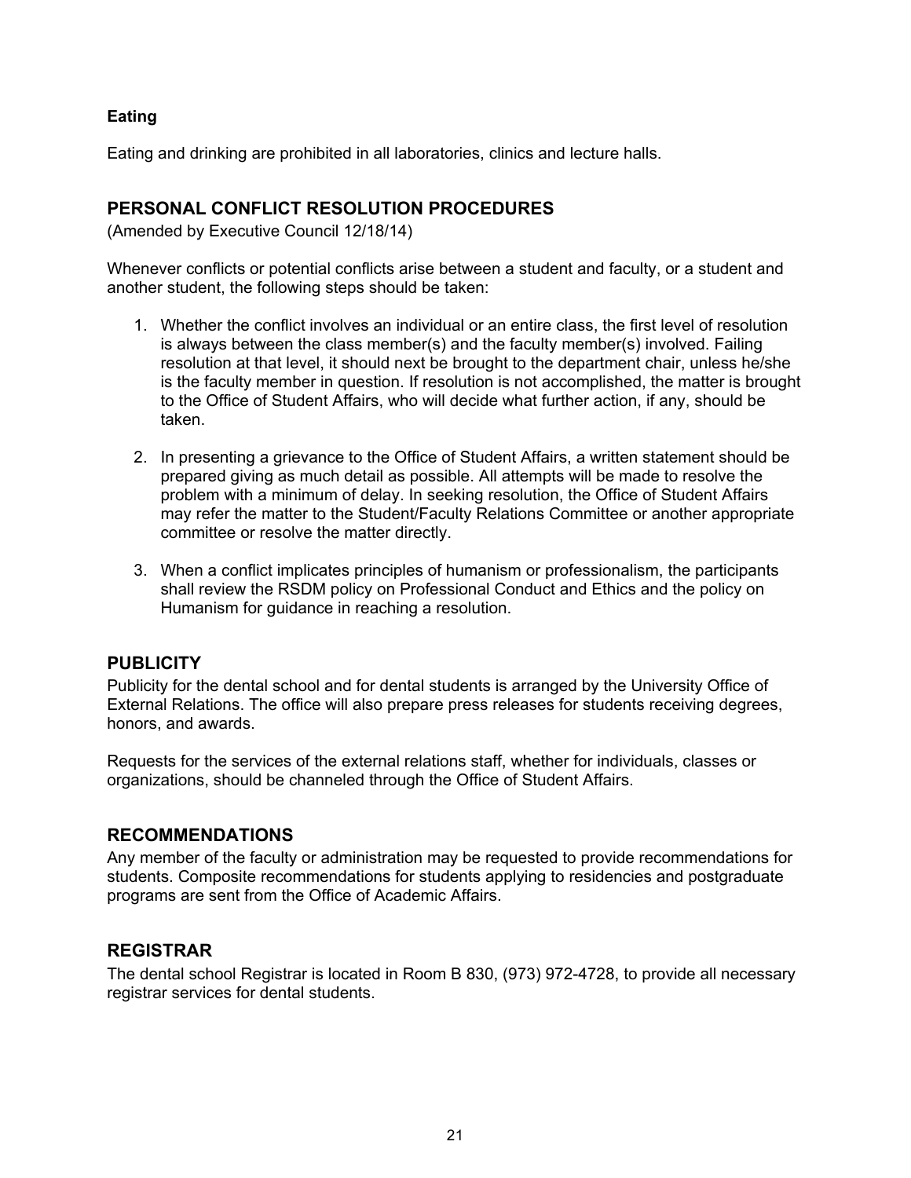**Eating**

Eating and drinking are prohibited in all laboratories, clinics and lecture halls.

## PERSONAL CONFLICT RESOLUTION PROCEDURES

(Amended by Executive Council 12/18/14)

Whenever conflicts or potential conflicts arise between a student and faculty, or a student and another student, the following steps should be taken:

1. Whether the conflict involves an individual or an entire class, the first level of resolution is always between the class member(s) and the faculty member(s) involved. Failing resolution at that level, it should next be brought to the department chair, unless he/she is the faculty member in question. If resolution is not accomplished, the matter is brought to the Office of Student Affairs, who will decide what further action, if any, should be taken.

2. In presenting a grievance to the Office of Student Affairs, a written statement should be prepared giving as much detail as possible. All attempts will be made to resolve the problem with a minimum of delay. In seeking resolution, the Office of Student Affairs may refer the matter to the Student/Faculty Relations Committee or another appropriate committee or resolve the matter directly.

3. When a conflict implicates principles of humanism or professionalism, the participants shall review the RSDM policy on Professional Conduct and Ethics and the policy on Humanism for guidance in reaching a resolution.

## PUBLICITY

Publicity for the dental school and for dental students is arranged by the University Office of External Relations. The office will also prepare press releases for students receiving degrees, honors, and awards.

Requests for the services of the external relations staff, whether for individuals, classes or organizations, should be channeled through the Office of Student Affairs.

## RECOMMENDATIONS

Any member of the faculty or administration may be requested to provide recommendations for students. Composite recommendations for students applying to residencies and postgraduate programs are sent from the Office of Academic Affairs.

## REGISTRAR

The dental school Registrar is located in Room B 830, (973) 972-4728, to provide all necessary registrar services for dental students.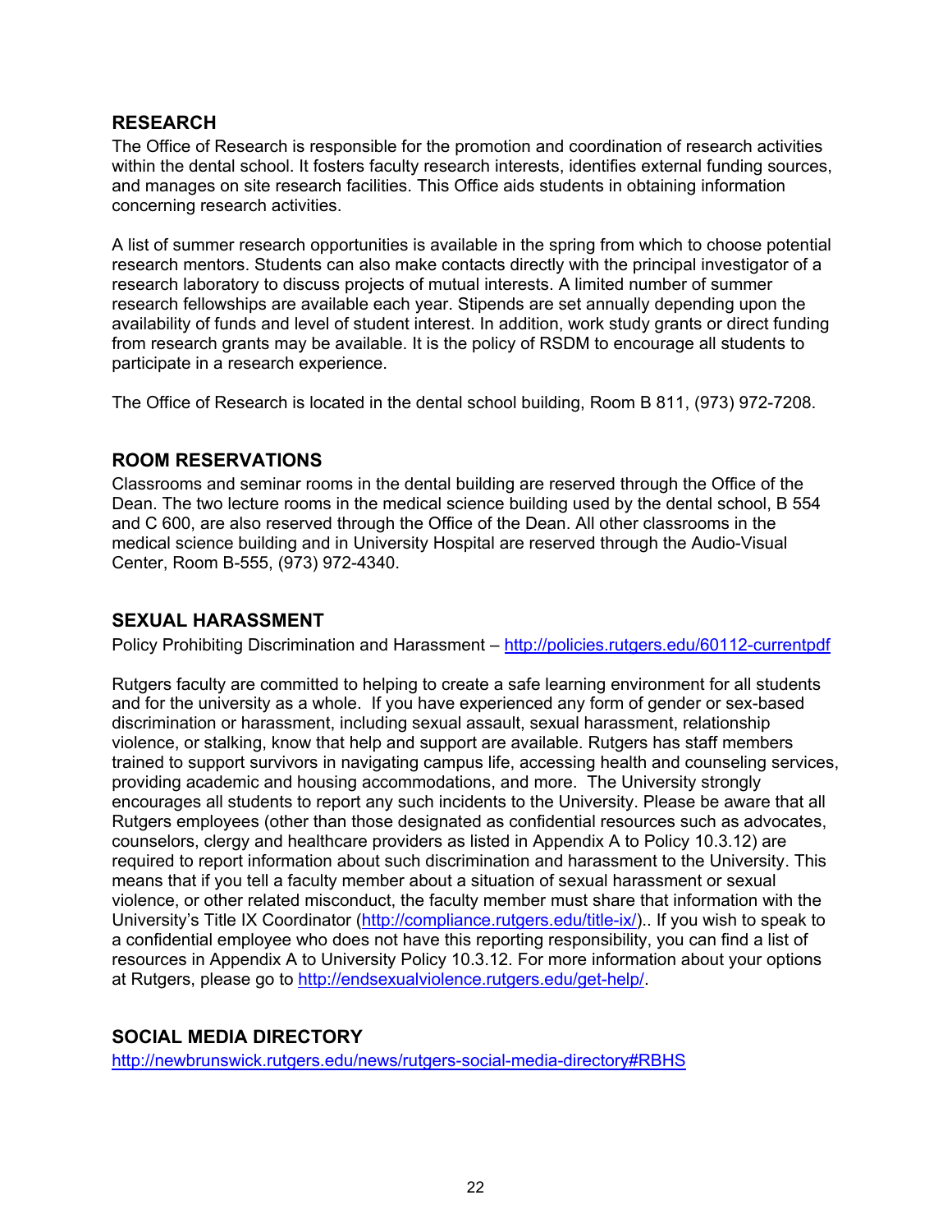## RESEARCH

The Office of Research is responsible for the promotion and coordination of research activities within the dental school. It fosters faculty research interests, identifies external funding sources, and manages on site research facilities. This Office aids students in obtaining information concerning research activities.

A list of summer research opportunities is available in the spring from which to choose potential research mentors. Students can also make contacts directly with the principal investigator of a research laboratory to discuss projects of mutual interests. A limited number of summer research fellowships are available each year. Stipends are set annually depending upon the availability of funds and level of student interest. In addition, work study grants or direct funding from research grants may be available. It is the policy of RSDM to encourage all students to participate in a research experience.

The Office of Research is located in the dental school building, Room B 811, (973) 972-7208.

## ROOM RESERVATIONS

Classrooms and seminar rooms in the dental building are reserved through the Office of the Dean. The two lecture rooms in the medical science building used by the dental school, B 554 and C 600, are also reserved through the Office of the Dean. All other classrooms in the medical science building and in University Hospital are reserved through the Audio-Visual Center, Room B-555, (973) 972-4340.

## SEXUAL HARASSMENT

Policy Prohibiting Discrimination and Harassment – http://policies.rutgers.edu/60112-currentpdf

Rutgers faculty are committed to helping to create a safe learning environment for all students and for the university as a whole. If you have experienced any form of gender or sex-based discrimination or harassment, including sexual assault, sexual harassment, relationship violence, or stalking, know that help and support are available. Rutgers has staff members trained to support survivors in navigating campus life, accessing health and counseling services, providing academic and housing accommodations, and more. The University strongly encourages all students to report any such incidents to the University. Please be aware that all Rutgers employees (other than those designated as confidential resources such as advocates, counselors, clergy and healthcare providers as listed in Appendix A to Policy 10.3.12) are required to report information about such discrimination and harassment to the University. This means that if you tell a faculty member about a situation of sexual harassment or sexual violence, or other related misconduct, the faculty member must share that information with the University's Title IX Coordinator (http://compliance.rutgers.edu/title-ix/).. If you wish to speak to a confidential employee who does not have this reporting responsibility, you can find a list of resources in Appendix A to University Policy 10.3.12. For more information about your options at Rutgers, please go to http://endsexualviolence.rutgers.edu/get-help/.

## SOCIAL MEDIA DIRECTORY

http://newbrunswick.rutgers.edu/news/rutgers-social-media-directory#RBHS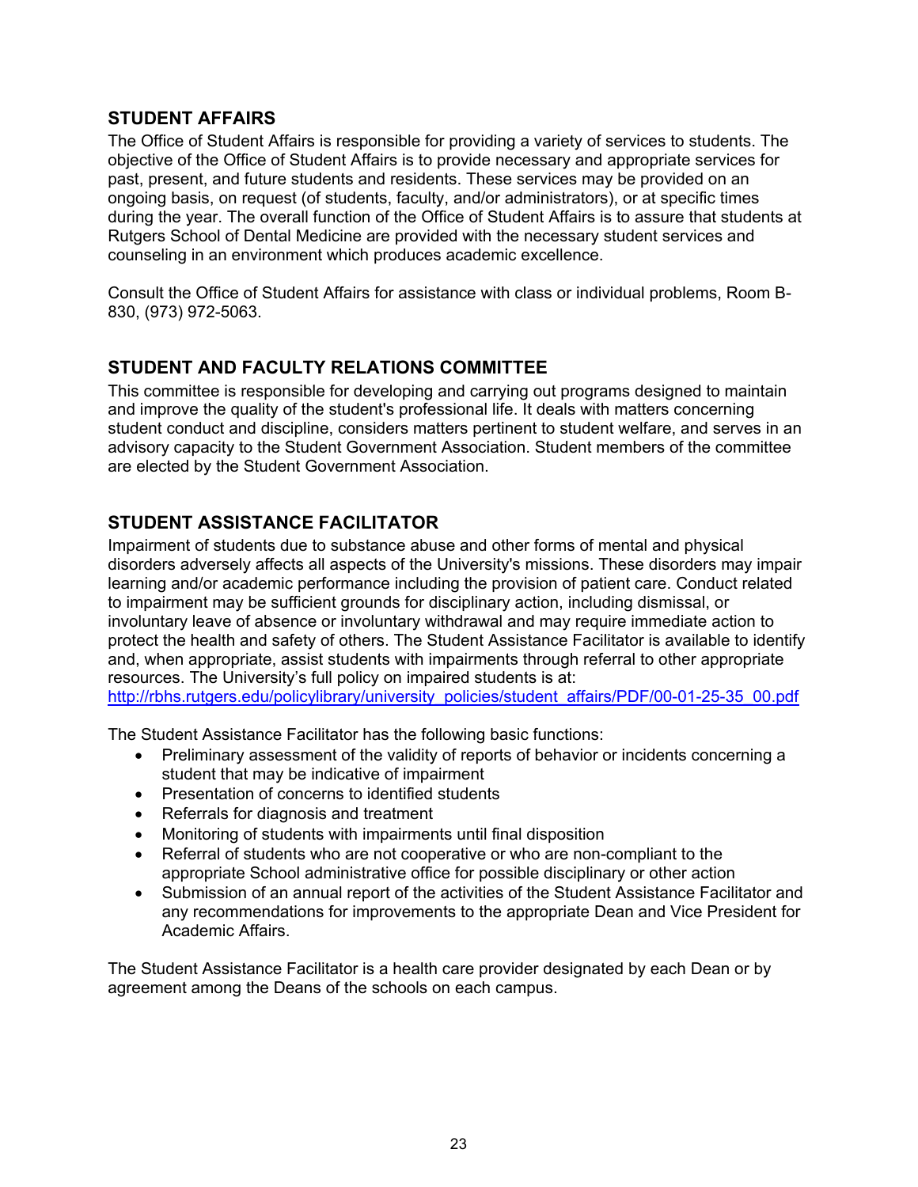## STUDENT AFFAIRS

The Office of Student Affairs is responsible for providing a variety of services to students. The objective of the Office of Student Affairs is to provide necessary and appropriate services for past, present, and future students and residents. These services may be provided on an ongoing basis, on request (of students, faculty, and/or administrators), or at specific times during the year. The overall function of the Office of Student Affairs is to assure that students at Rutgers School of Dental Medicine are provided with the necessary student services and counseling in an environment which produces academic excellence.

Consult the Office of Student Affairs for assistance with class or individual problems, Room B-830, (973) 972-5063.

## STUDENT AND FACULTY RELATIONS COMMITTEE

This committee is responsible for developing and carrying out programs designed to maintain and improve the quality of the student's professional life. It deals with matters concerning student conduct and discipline, considers matters pertinent to student welfare, and serves in an advisory capacity to the Student Government Association. Student members of the committee are elected by the Student Government Association.

## STUDENT ASSISTANCE FACILITATOR

Impairment of students due to substance abuse and other forms of mental and physical disorders adversely affects all aspects of the University's missions. These disorders may impair learning and/or academic performance including the provision of patient care. Conduct related to impairment may be sufficient grounds for disciplinary action, including dismissal, or involuntary leave of absence or involuntary withdrawal and may require immediate action to protect the health and safety of others. The Student Assistance Facilitator is available to identify and, when appropriate, assist students with impairments through referral to other appropriate resources. The University's full policy on impaired students is at: http://rbhs.rutgers.edu/policylibrary/university_policies/student_affairs/PDF/00-01-25-35_00.pdf

The Student Assistance Facilitator has the following basic functions:

- Preliminary assessment of the validity of reports of behavior or incidents concerning a student that may be indicative of impairment
- Presentation of concerns to identified students
- Referrals for diagnosis and treatment
- Monitoring of students with impairments until final disposition
- Referral of students who are not cooperative or who are non-compliant to the appropriate School administrative office for possible disciplinary or other action
- Submission of an annual report of the activities of the Student Assistance Facilitator and any recommendations for improvements to the appropriate Dean and Vice President for Academic Affairs.

The Student Assistance Facilitator is a health care provider designated by each Dean or by agreement among the Deans of the schools on each campus.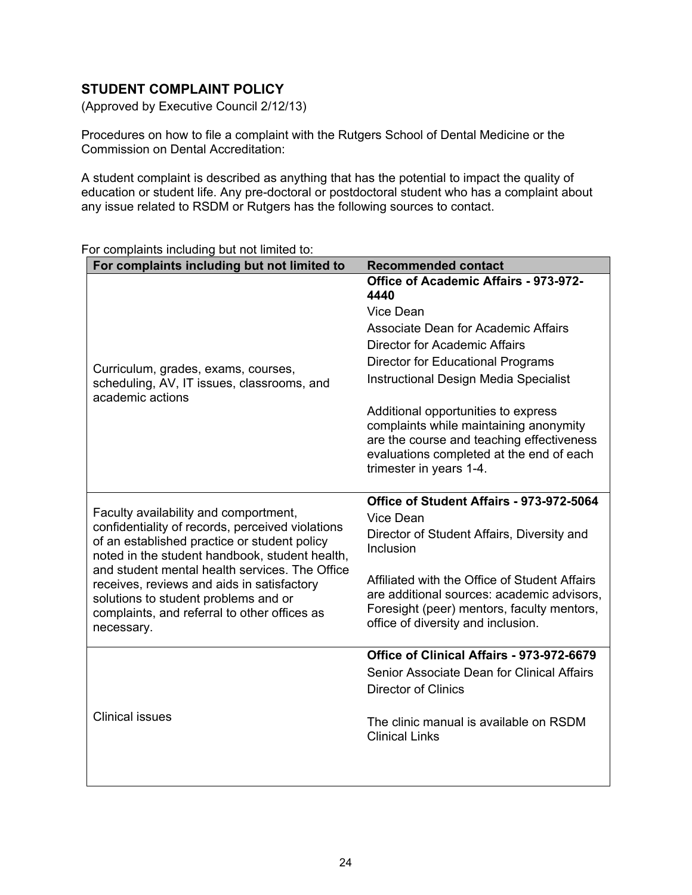## STUDENT COMPLAINT POLICY

(Approved by Executive Council 2/12/13)

Procedures on how to file a complaint with the Rutgers School of Dental Medicine or the Commission on Dental Accreditation:

A student complaint is described as anything that has the potential to impact the quality of education or student life. Any pre-doctoral or postdoctoral student who has a complaint about any issue related to RSDM or Rutgers has the following sources to contact.

For complaints including but not limited to:

| For complaints including but not limited to | Recommended contact |
|---|---|
| Curriculum, grades, exams, courses, scheduling, AV, IT issues, classrooms, and academic actions | **Office of Academic Affairs - 973-972-4440**<br>Vice Dean<br>Associate Dean for Academic Affairs<br>Director for Academic Affairs<br>Director for Educational Programs<br>Instructional Design Media Specialist<br><br>Additional opportunities to express complaints while maintaining anonymity are the course and teaching effectiveness evaluations completed at the end of each trimester in years 1-4. |
| Faculty availability and comportment, confidentiality of records, perceived violations of an established practice or student policy noted in the student handbook, student health, and student mental health services. The Office receives, reviews and aids in satisfactory solutions to student problems and or complaints, and referral to other offices as necessary. | **Office of Student Affairs - 973-972-5064**<br>Vice Dean<br>Director of Student Affairs, Diversity and Inclusion<br><br>Affiliated with the Office of Student Affairs are additional sources: academic advisors, Foresight (peer) mentors, faculty mentors, office of diversity and inclusion. |
| Clinical issues | **Office of Clinical Affairs - 973-972-6679**<br>Senior Associate Dean for Clinical Affairs<br>Director of Clinics<br><br>The clinic manual is available on RSDM Clinical Links |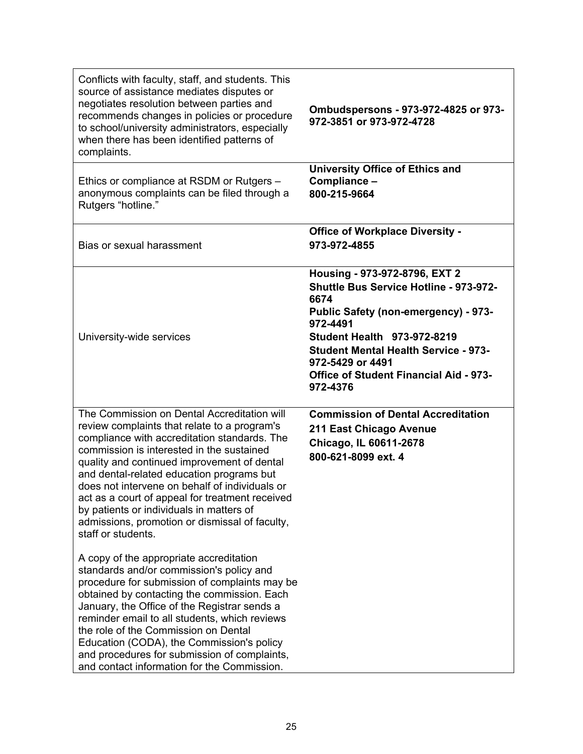| | |
|---|---|
| Conflicts with faculty, staff, and students. This source of assistance mediates disputes or negotiates resolution between parties and recommends changes in policies or procedure to school/university administrators, especially when there has been identified patterns of complaints. | **Ombudspersons - 973-972-4825 or 973-972-3851 or 973-972-4728** |
| Ethics or compliance at RSDM or Rutgers – anonymous complaints can be filed through a Rutgers "hotline." | **University Office of Ethics and Compliance –<br>800-215-9664** |
| Bias or sexual harassment | **Office of Workplace Diversity -<br>973-972-4855** |
| University-wide services | **Housing - 973-972-8796, EXT 2**<br>**Shuttle Bus Service Hotline - 973-972-6674**<br>**Public Safety (non-emergency) - 973-972-4491**<br>**Student Health 973-972-8219**<br>**Student Mental Health Service - 973-972-5429 or 4491**<br>**Office of Student Financial Aid - 973-972-4376** |
| The Commission on Dental Accreditation will review complaints that relate to a program's compliance with accreditation standards. The commission is interested in the sustained quality and continued improvement of dental and dental-related education programs but does not intervene on behalf of individuals or act as a court of appeal for treatment received by patients or individuals in matters of admissions, promotion or dismissal of faculty, staff or students.<br><br>A copy of the appropriate accreditation standards and/or commission's policy and procedure for submission of complaints may be obtained by contacting the commission. Each January, the Office of the Registrar sends a reminder email to all students, which reviews the role of the Commission on Dental Education (CODA), the Commission's policy and procedures for submission of complaints, and contact information for the Commission. | **Commission of Dental Accreditation**<br>**211 East Chicago Avenue**<br>**Chicago, IL 60611-2678**<br>**800-621-8099 ext. 4** |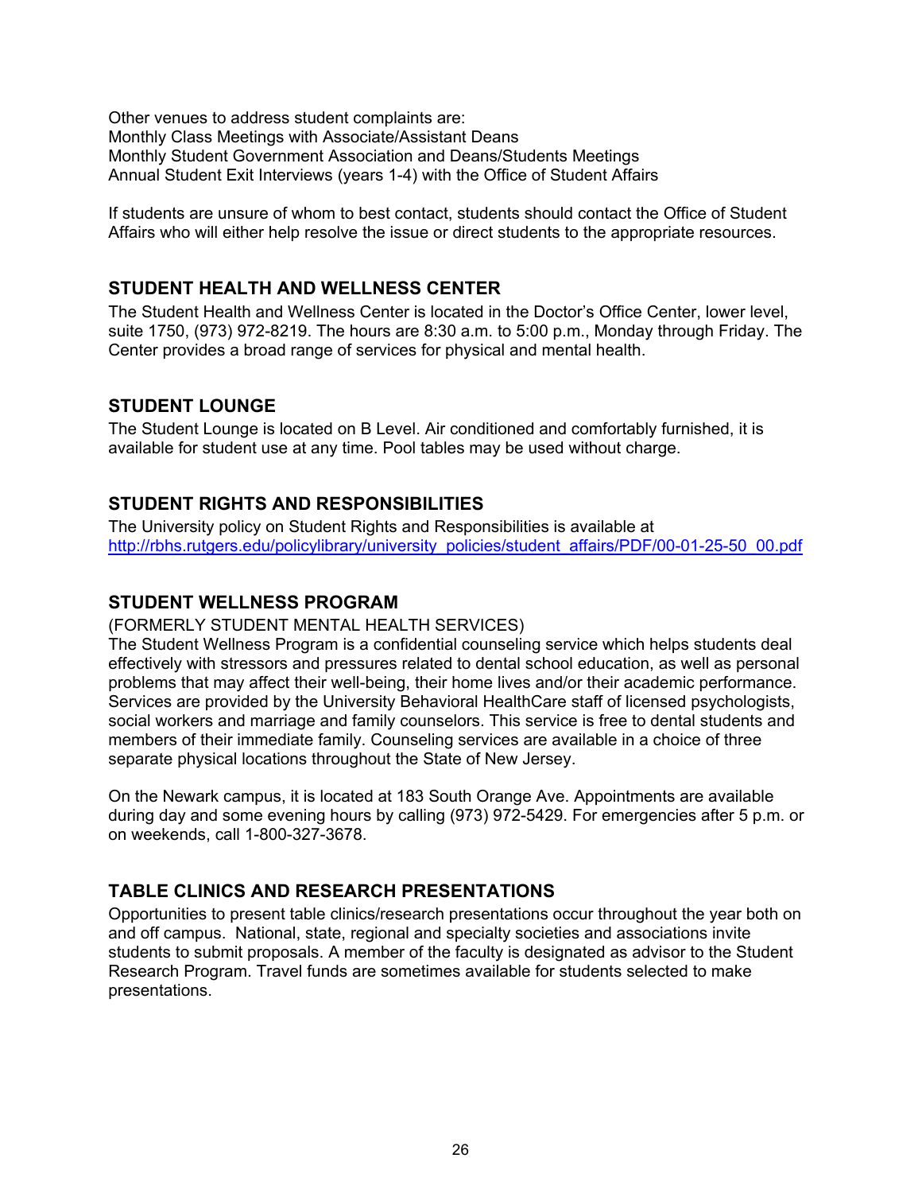Other venues to address student complaints are:
Monthly Class Meetings with Associate/Assistant Deans
Monthly Student Government Association and Deans/Students Meetings
Annual Student Exit Interviews (years 1-4) with the Office of Student Affairs

If students are unsure of whom to best contact, students should contact the Office of Student Affairs who will either help resolve the issue or direct students to the appropriate resources.

## STUDENT HEALTH AND WELLNESS CENTER

The Student Health and Wellness Center is located in the Doctor's Office Center, lower level, suite 1750, (973) 972-8219. The hours are 8:30 a.m. to 5:00 p.m., Monday through Friday. The Center provides a broad range of services for physical and mental health.

## STUDENT LOUNGE

The Student Lounge is located on B Level. Air conditioned and comfortably furnished, it is available for student use at any time. Pool tables may be used without charge.

## STUDENT RIGHTS AND RESPONSIBILITIES

The University policy on Student Rights and Responsibilities is available at http://rbhs.rutgers.edu/policylibrary/university_policies/student_affairs/PDF/00-01-25-50_00.pdf

## STUDENT WELLNESS PROGRAM

(FORMERLY STUDENT MENTAL HEALTH SERVICES)

The Student Wellness Program is a confidential counseling service which helps students deal effectively with stressors and pressures related to dental school education, as well as personal problems that may affect their well-being, their home lives and/or their academic performance. Services are provided by the University Behavioral HealthCare staff of licensed psychologists, social workers and marriage and family counselors. This service is free to dental students and members of their immediate family. Counseling services are available in a choice of three separate physical locations throughout the State of New Jersey.

On the Newark campus, it is located at 183 South Orange Ave. Appointments are available during day and some evening hours by calling (973) 972-5429. For emergencies after 5 p.m. or on weekends, call 1-800-327-3678.

## TABLE CLINICS AND RESEARCH PRESENTATIONS

Opportunities to present table clinics/research presentations occur throughout the year both on and off campus. National, state, regional and specialty societies and associations invite students to submit proposals. A member of the faculty is designated as advisor to the Student Research Program. Travel funds are sometimes available for students selected to make presentations.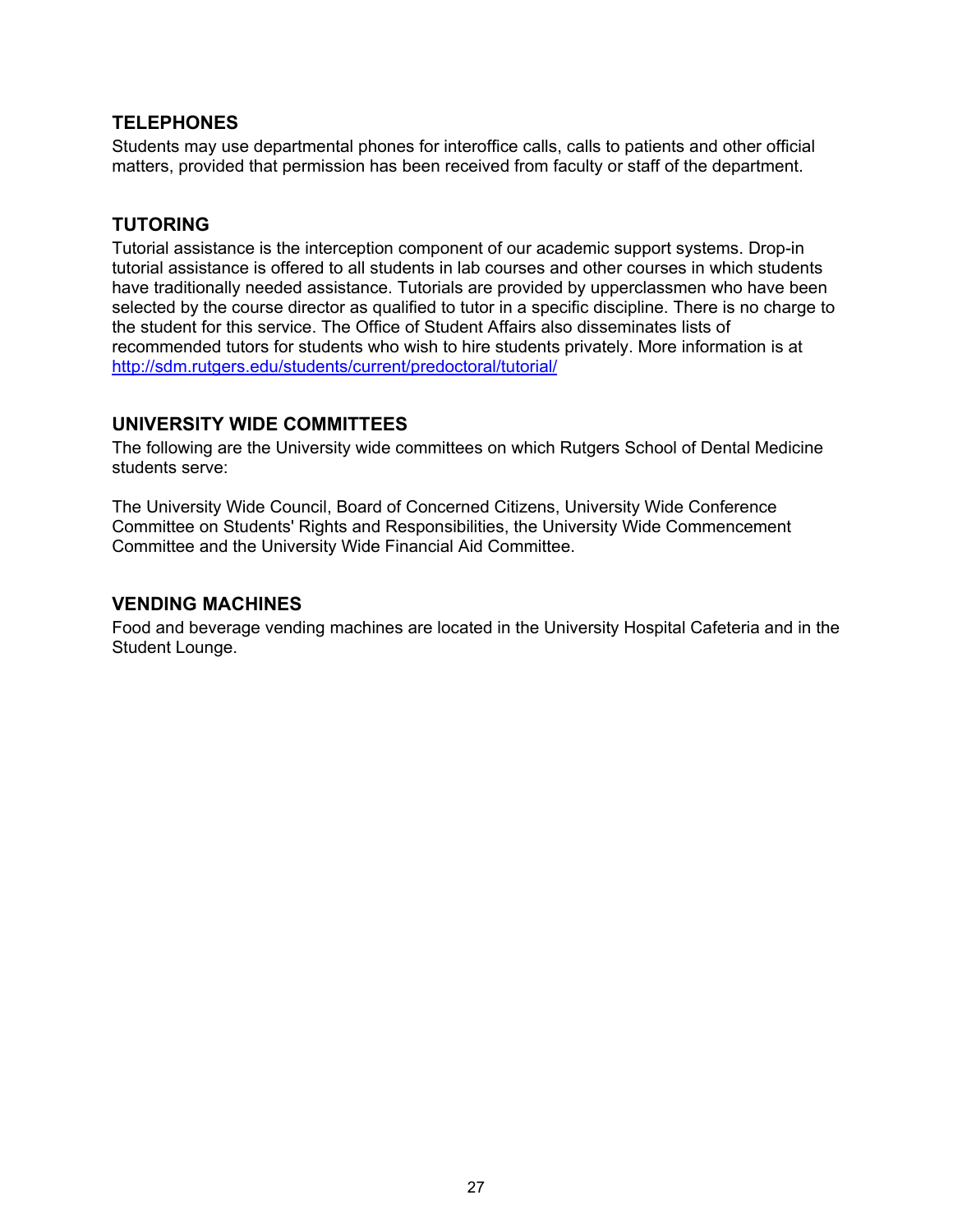## TELEPHONES

Students may use departmental phones for interoffice calls, calls to patients and other official matters, provided that permission has been received from faculty or staff of the department.

## TUTORING

Tutorial assistance is the interception component of our academic support systems. Drop-in tutorial assistance is offered to all students in lab courses and other courses in which students have traditionally needed assistance. Tutorials are provided by upperclassmen who have been selected by the course director as qualified to tutor in a specific discipline. There is no charge to the student for this service. The Office of Student Affairs also disseminates lists of recommended tutors for students who wish to hire students privately. More information is at [http://sdm.rutgers.edu/students/current/predoctoral/tutorial/](http://sdm.rutgers.edu/students/current/predoctoral/tutorial/)

## UNIVERSITY WIDE COMMITTEES

The following are the University wide committees on which Rutgers School of Dental Medicine students serve:

The University Wide Council, Board of Concerned Citizens, University Wide Conference Committee on Students' Rights and Responsibilities, the University Wide Commencement Committee and the University Wide Financial Aid Committee.

## VENDING MACHINES

Food and beverage vending machines are located in the University Hospital Cafeteria and in the Student Lounge.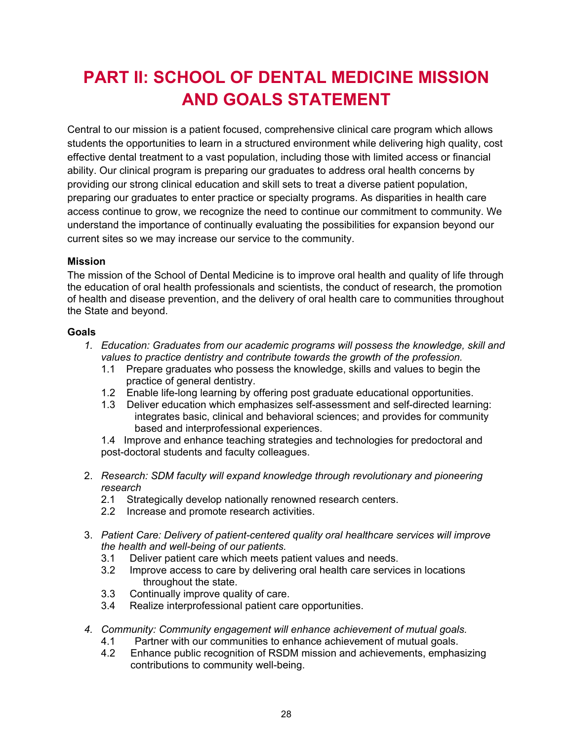# PART II: SCHOOL OF DENTAL MEDICINE MISSION AND GOALS STATEMENT

Central to our mission is a patient focused, comprehensive clinical care program which allows students the opportunities to learn in a structured environment while delivering high quality, cost effective dental treatment to a vast population, including those with limited access or financial ability. Our clinical program is preparing our graduates to address oral health concerns by providing our strong clinical education and skill sets to treat a diverse patient population, preparing our graduates to enter practice or specialty programs. As disparities in health care access continue to grow, we recognize the need to continue our commitment to community. We understand the importance of continually evaluating the possibilities for expansion beyond our current sites so we may increase our service to the community.

**Mission**

The mission of the School of Dental Medicine is to improve oral health and quality of life through the education of oral health professionals and scientists, the conduct of research, the promotion of health and disease prevention, and the delivery of oral health care to communities throughout the State and beyond.

**Goals**

1. *Education: Graduates from our academic programs will possess the knowledge, skill and values to practice dentistry and contribute towards the growth of the profession.*
   - 1.1 Prepare graduates who possess the knowledge, skills and values to begin the practice of general dentistry.
   - 1.2 Enable life-long learning by offering post graduate educational opportunities.
   - 1.3 Deliver education which emphasizes self-assessment and self-directed learning: integrates basic, clinical and behavioral sciences; and provides for community based and interprofessional experiences.
   - 1.4 Improve and enhance teaching strategies and technologies for predoctoral and post-doctoral students and faculty colleagues.

2. *Research: SDM faculty will expand knowledge through revolutionary and pioneering research*
   - 2.1 Strategically develop nationally renowned research centers.
   - 2.2 Increase and promote research activities.

3. *Patient Care: Delivery of patient-centered quality oral healthcare services will improve the health and well-being of our patients.*
   - 3.1 Deliver patient care which meets patient values and needs.
   - 3.2 Improve access to care by delivering oral health care services in locations throughout the state.
   - 3.3 Continually improve quality of care.
   - 3.4 Realize interprofessional patient care opportunities.

4. *Community: Community engagement will enhance achievement of mutual goals.*
   - 4.1 Partner with our communities to enhance achievement of mutual goals.
   - 4.2 Enhance public recognition of RSDM mission and achievements, emphasizing contributions to community well-being.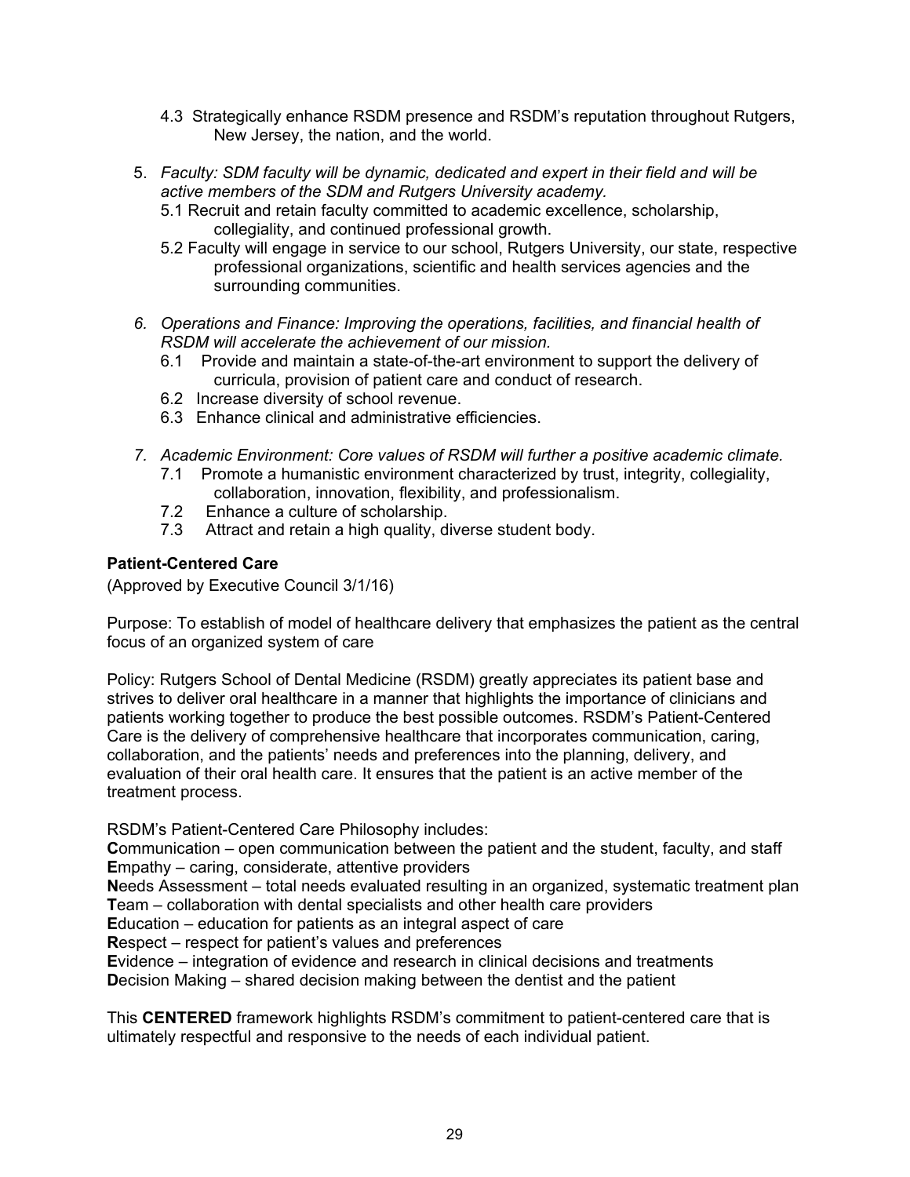4.3 Strategically enhance RSDM presence and RSDM's reputation throughout Rutgers, New Jersey, the nation, and the world.

5. *Faculty: SDM faculty will be dynamic, dedicated and expert in their field and will be active members of the SDM and Rutgers University academy.*
   - 5.1 Recruit and retain faculty committed to academic excellence, scholarship, collegiality, and continued professional growth.
   - 5.2 Faculty will engage in service to our school, Rutgers University, our state, respective professional organizations, scientific and health services agencies and the surrounding communities.

6. *Operations and Finance: Improving the operations, facilities, and financial health of RSDM will accelerate the achievement of our mission.*
   - 6.1 Provide and maintain a state-of-the-art environment to support the delivery of curricula, provision of patient care and conduct of research.
   - 6.2 Increase diversity of school revenue.
   - 6.3 Enhance clinical and administrative efficiencies.

7. *Academic Environment: Core values of RSDM will further a positive academic climate.*
   - 7.1 Promote a humanistic environment characterized by trust, integrity, collegiality, collaboration, innovation, flexibility, and professionalism.
   - 7.2 Enhance a culture of scholarship.
   - 7.3 Attract and retain a high quality, diverse student body.

**Patient-Centered Care**

(Approved by Executive Council 3/1/16)

Purpose: To establish of model of healthcare delivery that emphasizes the patient as the central focus of an organized system of care

Policy: Rutgers School of Dental Medicine (RSDM) greatly appreciates its patient base and strives to deliver oral healthcare in a manner that highlights the importance of clinicians and patients working together to produce the best possible outcomes. RSDM's Patient-Centered Care is the delivery of comprehensive healthcare that incorporates communication, caring, collaboration, and the patients' needs and preferences into the planning, delivery, and evaluation of their oral health care. It ensures that the patient is an active member of the treatment process.

RSDM's Patient-Centered Care Philosophy includes:

**C**ommunication – open communication between the patient and the student, faculty, and staff
**E**mpathy – caring, considerate, attentive providers
**N**eeds Assessment – total needs evaluated resulting in an organized, systematic treatment plan
**T**eam – collaboration with dental specialists and other health care providers
**E**ducation – education for patients as an integral aspect of care
**R**espect – respect for patient's values and preferences
**E**vidence – integration of evidence and research in clinical decisions and treatments
**D**ecision Making – shared decision making between the dentist and the patient

This **CENTERED** framework highlights RSDM's commitment to patient-centered care that is ultimately respectful and responsive to the needs of each individual patient.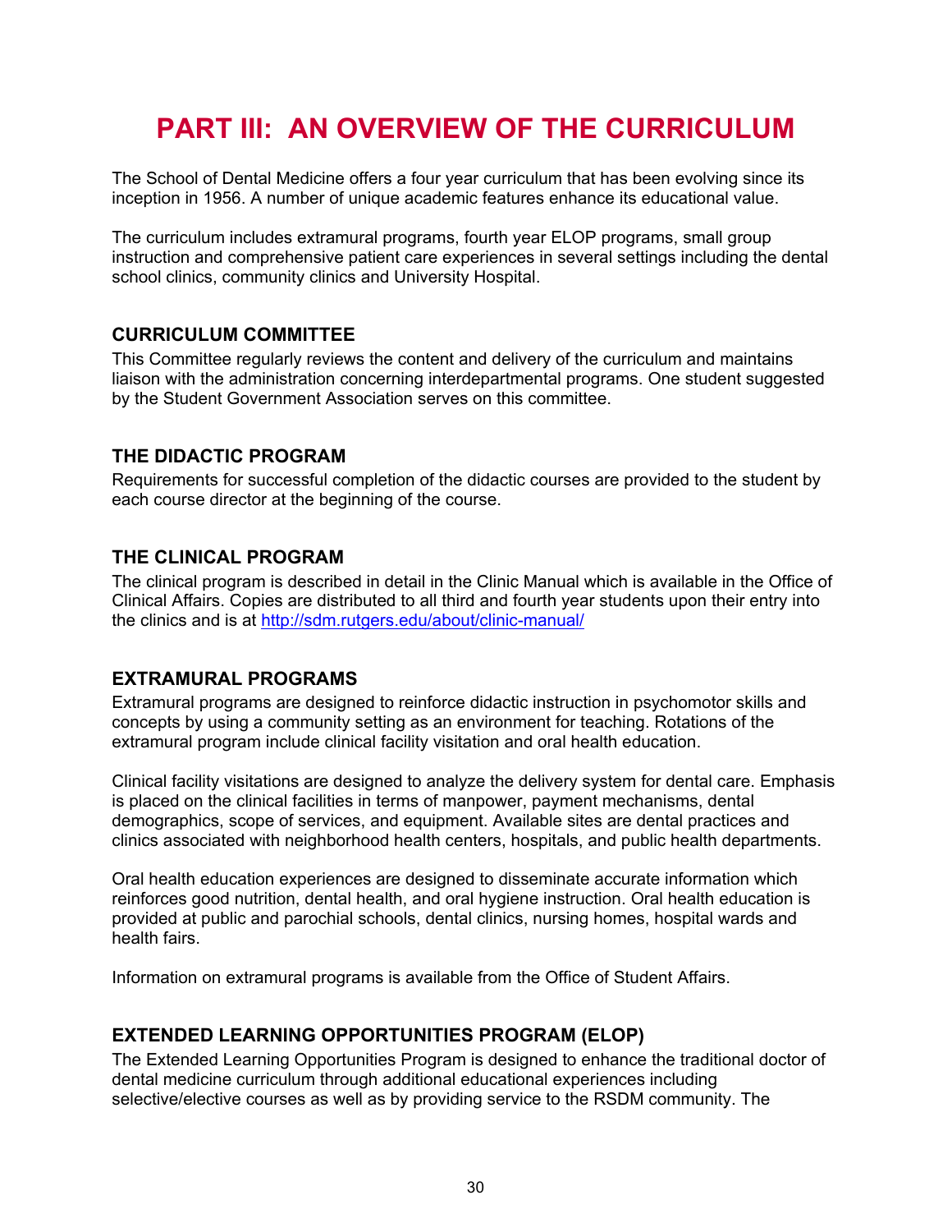# PART III: AN OVERVIEW OF THE CURRICULUM

The School of Dental Medicine offers a four year curriculum that has been evolving since its inception in 1956. A number of unique academic features enhance its educational value.

The curriculum includes extramural programs, fourth year ELOP programs, small group instruction and comprehensive patient care experiences in several settings including the dental school clinics, community clinics and University Hospital.

## CURRICULUM COMMITTEE

This Committee regularly reviews the content and delivery of the curriculum and maintains liaison with the administration concerning interdepartmental programs. One student suggested by the Student Government Association serves on this committee.

## THE DIDACTIC PROGRAM

Requirements for successful completion of the didactic courses are provided to the student by each course director at the beginning of the course.

## THE CLINICAL PROGRAM

The clinical program is described in detail in the Clinic Manual which is available in the Office of Clinical Affairs. Copies are distributed to all third and fourth year students upon their entry into the clinics and is at [http://sdm.rutgers.edu/about/clinic-manual/](http://sdm.rutgers.edu/about/clinic-manual/)

## EXTRAMURAL PROGRAMS

Extramural programs are designed to reinforce didactic instruction in psychomotor skills and concepts by using a community setting as an environment for teaching. Rotations of the extramural program include clinical facility visitation and oral health education.

Clinical facility visitations are designed to analyze the delivery system for dental care. Emphasis is placed on the clinical facilities in terms of manpower, payment mechanisms, dental demographics, scope of services, and equipment. Available sites are dental practices and clinics associated with neighborhood health centers, hospitals, and public health departments.

Oral health education experiences are designed to disseminate accurate information which reinforces good nutrition, dental health, and oral hygiene instruction. Oral health education is provided at public and parochial schools, dental clinics, nursing homes, hospital wards and health fairs.

Information on extramural programs is available from the Office of Student Affairs.

## EXTENDED LEARNING OPPORTUNITIES PROGRAM (ELOP)

The Extended Learning Opportunities Program is designed to enhance the traditional doctor of dental medicine curriculum through additional educational experiences including selective/elective courses as well as by providing service to the RSDM community. The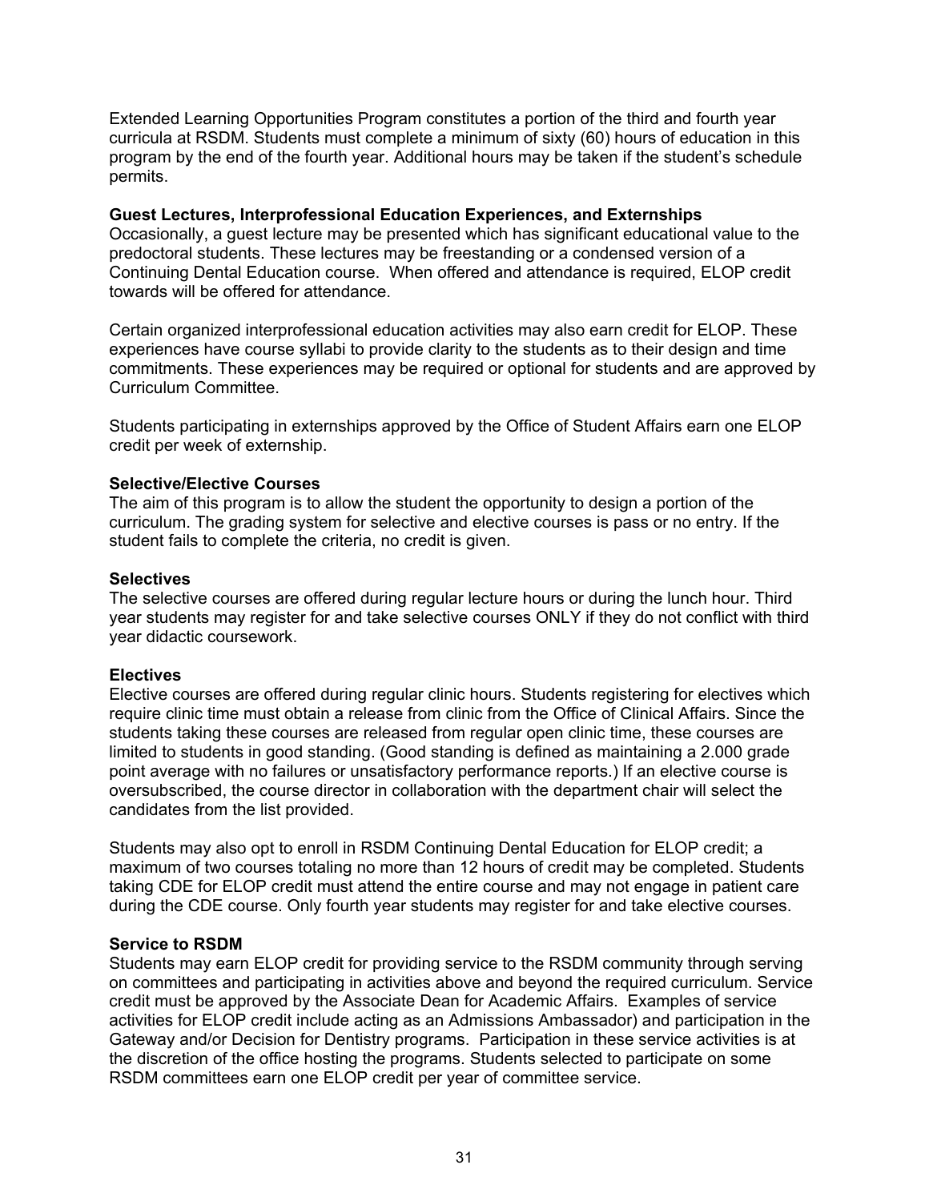Extended Learning Opportunities Program constitutes a portion of the third and fourth year curricula at RSDM. Students must complete a minimum of sixty (60) hours of education in this program by the end of the fourth year. Additional hours may be taken if the student's schedule permits.

**Guest Lectures, Interprofessional Education Experiences, and Externships**

Occasionally, a guest lecture may be presented which has significant educational value to the predoctoral students. These lectures may be freestanding or a condensed version of a Continuing Dental Education course. When offered and attendance is required, ELOP credit towards will be offered for attendance.

Certain organized interprofessional education activities may also earn credit for ELOP. These experiences have course syllabi to provide clarity to the students as to their design and time commitments. These experiences may be required or optional for students and are approved by Curriculum Committee.

Students participating in externships approved by the Office of Student Affairs earn one ELOP credit per week of externship.

**Selective/Elective Courses**

The aim of this program is to allow the student the opportunity to design a portion of the curriculum. The grading system for selective and elective courses is pass or no entry. If the student fails to complete the criteria, no credit is given.

**Selectives**

The selective courses are offered during regular lecture hours or during the lunch hour. Third year students may register for and take selective courses ONLY if they do not conflict with third year didactic coursework.

**Electives**

Elective courses are offered during regular clinic hours. Students registering for electives which require clinic time must obtain a release from clinic from the Office of Clinical Affairs. Since the students taking these courses are released from regular open clinic time, these courses are limited to students in good standing. (Good standing is defined as maintaining a 2.000 grade point average with no failures or unsatisfactory performance reports.) If an elective course is oversubscribed, the course director in collaboration with the department chair will select the candidates from the list provided.

Students may also opt to enroll in RSDM Continuing Dental Education for ELOP credit; a maximum of two courses totaling no more than 12 hours of credit may be completed. Students taking CDE for ELOP credit must attend the entire course and may not engage in patient care during the CDE course. Only fourth year students may register for and take elective courses.

**Service to RSDM**

Students may earn ELOP credit for providing service to the RSDM community through serving on committees and participating in activities above and beyond the required curriculum. Service credit must be approved by the Associate Dean for Academic Affairs. Examples of service activities for ELOP credit include acting as an Admissions Ambassador) and participation in the Gateway and/or Decision for Dentistry programs. Participation in these service activities is at the discretion of the office hosting the programs. Students selected to participate on some RSDM committees earn one ELOP credit per year of committee service.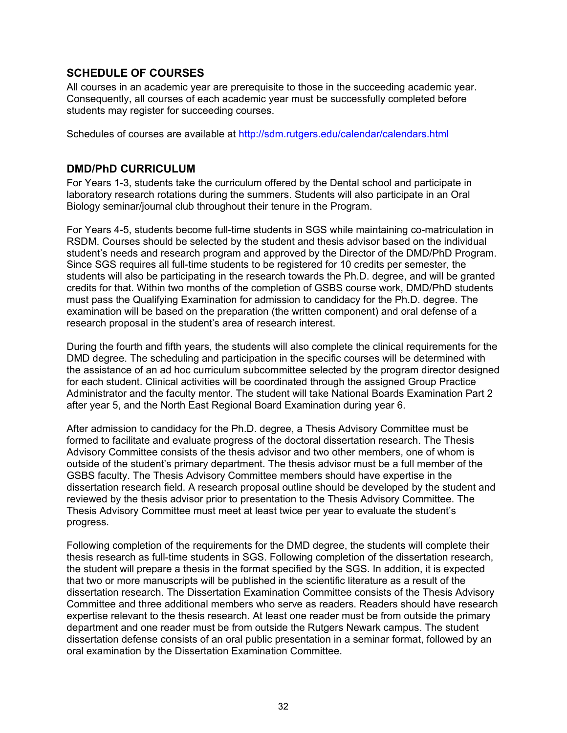## SCHEDULE OF COURSES

All courses in an academic year are prerequisite to those in the succeeding academic year. Consequently, all courses of each academic year must be successfully completed before students may register for succeeding courses.

Schedules of courses are available at http://sdm.rutgers.edu/calendar/calendars.html

## DMD/PhD CURRICULUM

For Years 1-3, students take the curriculum offered by the Dental school and participate in laboratory research rotations during the summers. Students will also participate in an Oral Biology seminar/journal club throughout their tenure in the Program.

For Years 4-5, students become full-time students in SGS while maintaining co-matriculation in RSDM. Courses should be selected by the student and thesis advisor based on the individual student's needs and research program and approved by the Director of the DMD/PhD Program. Since SGS requires all full-time students to be registered for 10 credits per semester, the students will also be participating in the research towards the Ph.D. degree, and will be granted credits for that. Within two months of the completion of GSBS course work, DMD/PhD students must pass the Qualifying Examination for admission to candidacy for the Ph.D. degree. The examination will be based on the preparation (the written component) and oral defense of a research proposal in the student's area of research interest.

During the fourth and fifth years, the students will also complete the clinical requirements for the DMD degree. The scheduling and participation in the specific courses will be determined with the assistance of an ad hoc curriculum subcommittee selected by the program director designed for each student. Clinical activities will be coordinated through the assigned Group Practice Administrator and the faculty mentor. The student will take National Boards Examination Part 2 after year 5, and the North East Regional Board Examination during year 6.

After admission to candidacy for the Ph.D. degree, a Thesis Advisory Committee must be formed to facilitate and evaluate progress of the doctoral dissertation research. The Thesis Advisory Committee consists of the thesis advisor and two other members, one of whom is outside of the student's primary department. The thesis advisor must be a full member of the GSBS faculty. The Thesis Advisory Committee members should have expertise in the dissertation research field. A research proposal outline should be developed by the student and reviewed by the thesis advisor prior to presentation to the Thesis Advisory Committee. The Thesis Advisory Committee must meet at least twice per year to evaluate the student's progress.

Following completion of the requirements for the DMD degree, the students will complete their thesis research as full-time students in SGS. Following completion of the dissertation research, the student will prepare a thesis in the format specified by the SGS. In addition, it is expected that two or more manuscripts will be published in the scientific literature as a result of the dissertation research. The Dissertation Examination Committee consists of the Thesis Advisory Committee and three additional members who serve as readers. Readers should have research expertise relevant to the thesis research. At least one reader must be from outside the primary department and one reader must be from outside the Rutgers Newark campus. The student dissertation defense consists of an oral public presentation in a seminar format, followed by an oral examination by the Dissertation Examination Committee.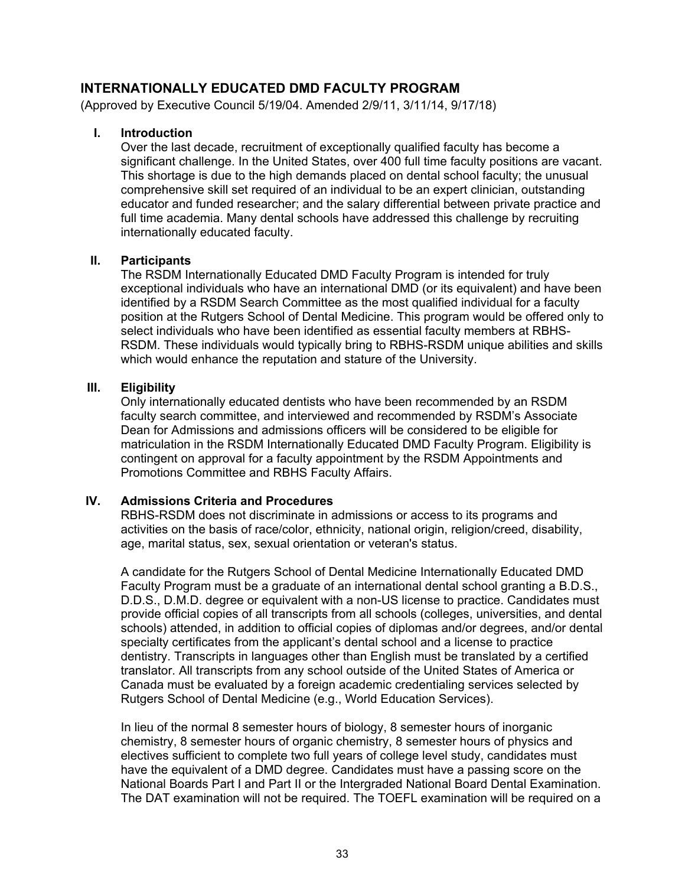## INTERNATIONALLY EDUCATED DMD FACULTY PROGRAM

(Approved by Executive Council 5/19/04. Amended 2/9/11, 3/11/14, 9/17/18)

### I. Introduction

Over the last decade, recruitment of exceptionally qualified faculty has become a significant challenge. In the United States, over 400 full time faculty positions are vacant. This shortage is due to the high demands placed on dental school faculty; the unusual comprehensive skill set required of an individual to be an expert clinician, outstanding educator and funded researcher; and the salary differential between private practice and full time academia. Many dental schools have addressed this challenge by recruiting internationally educated faculty.

### II. Participants

The RSDM Internationally Educated DMD Faculty Program is intended for truly exceptional individuals who have an international DMD (or its equivalent) and have been identified by a RSDM Search Committee as the most qualified individual for a faculty position at the Rutgers School of Dental Medicine. This program would be offered only to select individuals who have been identified as essential faculty members at RBHS-RSDM. These individuals would typically bring to RBHS-RSDM unique abilities and skills which would enhance the reputation and stature of the University.

### III. Eligibility

Only internationally educated dentists who have been recommended by an RSDM faculty search committee, and interviewed and recommended by RSDM's Associate Dean for Admissions and admissions officers will be considered to be eligible for matriculation in the RSDM Internationally Educated DMD Faculty Program. Eligibility is contingent on approval for a faculty appointment by the RSDM Appointments and Promotions Committee and RBHS Faculty Affairs.

### IV. Admissions Criteria and Procedures

RBHS-RSDM does not discriminate in admissions or access to its programs and activities on the basis of race/color, ethnicity, national origin, religion/creed, disability, age, marital status, sex, sexual orientation or veteran's status.

A candidate for the Rutgers School of Dental Medicine Internationally Educated DMD Faculty Program must be a graduate of an international dental school granting a B.D.S., D.D.S., D.M.D. degree or equivalent with a non-US license to practice. Candidates must provide official copies of all transcripts from all schools (colleges, universities, and dental schools) attended, in addition to official copies of diplomas and/or degrees, and/or dental specialty certificates from the applicant's dental school and a license to practice dentistry. Transcripts in languages other than English must be translated by a certified translator. All transcripts from any school outside of the United States of America or Canada must be evaluated by a foreign academic credentialing services selected by Rutgers School of Dental Medicine (e.g., World Education Services).

In lieu of the normal 8 semester hours of biology, 8 semester hours of inorganic chemistry, 8 semester hours of organic chemistry, 8 semester hours of physics and electives sufficient to complete two full years of college level study, candidates must have the equivalent of a DMD degree. Candidates must have a passing score on the National Boards Part I and Part II or the Intergraded National Board Dental Examination. The DAT examination will not be required. The TOEFL examination will be required on a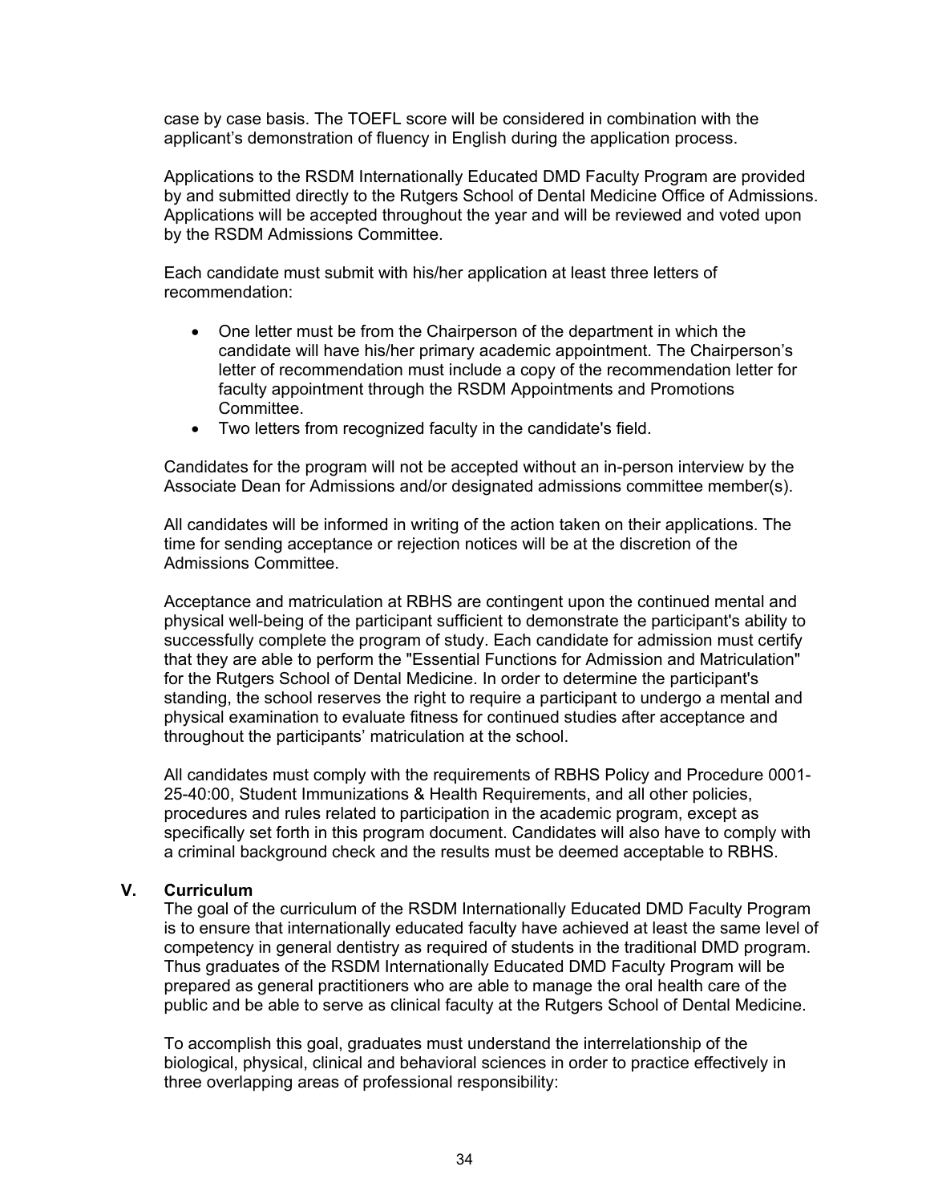case by case basis. The TOEFL score will be considered in combination with the applicant's demonstration of fluency in English during the application process.

Applications to the RSDM Internationally Educated DMD Faculty Program are provided by and submitted directly to the Rutgers School of Dental Medicine Office of Admissions. Applications will be accepted throughout the year and will be reviewed and voted upon by the RSDM Admissions Committee.

Each candidate must submit with his/her application at least three letters of recommendation:

- One letter must be from the Chairperson of the department in which the candidate will have his/her primary academic appointment. The Chairperson's letter of recommendation must include a copy of the recommendation letter for faculty appointment through the RSDM Appointments and Promotions Committee.
- Two letters from recognized faculty in the candidate's field.

Candidates for the program will not be accepted without an in-person interview by the Associate Dean for Admissions and/or designated admissions committee member(s).

All candidates will be informed in writing of the action taken on their applications. The time for sending acceptance or rejection notices will be at the discretion of the Admissions Committee.

Acceptance and matriculation at RBHS are contingent upon the continued mental and physical well-being of the participant sufficient to demonstrate the participant's ability to successfully complete the program of study. Each candidate for admission must certify that they are able to perform the "Essential Functions for Admission and Matriculation" for the Rutgers School of Dental Medicine. In order to determine the participant's standing, the school reserves the right to require a participant to undergo a mental and physical examination to evaluate fitness for continued studies after acceptance and throughout the participants' matriculation at the school.

All candidates must comply with the requirements of RBHS Policy and Procedure 0001-25-40:00, Student Immunizations & Health Requirements, and all other policies, procedures and rules related to participation in the academic program, except as specifically set forth in this program document. Candidates will also have to comply with a criminal background check and the results must be deemed acceptable to RBHS.

## V. Curriculum

The goal of the curriculum of the RSDM Internationally Educated DMD Faculty Program is to ensure that internationally educated faculty have achieved at least the same level of competency in general dentistry as required of students in the traditional DMD program. Thus graduates of the RSDM Internationally Educated DMD Faculty Program will be prepared as general practitioners who are able to manage the oral health care of the public and be able to serve as clinical faculty at the Rutgers School of Dental Medicine.

To accomplish this goal, graduates must understand the interrelationship of the biological, physical, clinical and behavioral sciences in order to practice effectively in three overlapping areas of professional responsibility: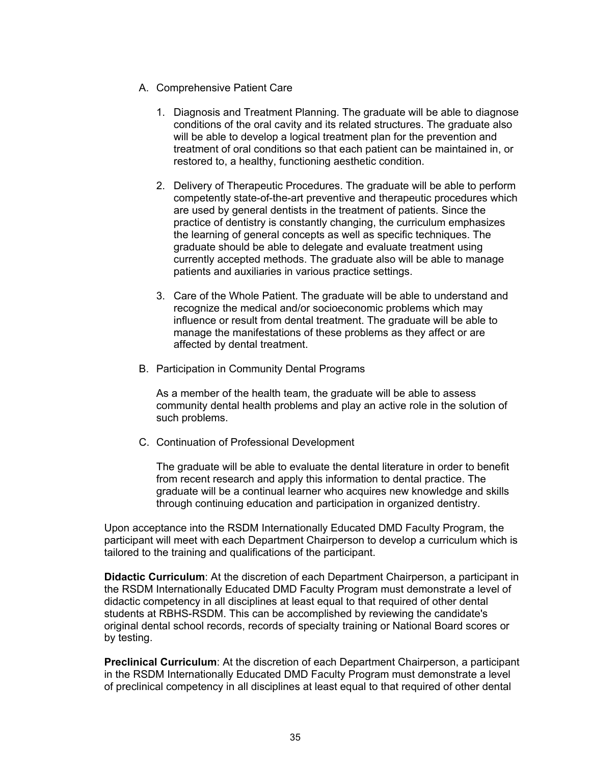A. Comprehensive Patient Care

   1. Diagnosis and Treatment Planning. The graduate will be able to diagnose conditions of the oral cavity and its related structures. The graduate also will be able to develop a logical treatment plan for the prevention and treatment of oral conditions so that each patient can be maintained in, or restored to, a healthy, functioning aesthetic condition.

   2. Delivery of Therapeutic Procedures. The graduate will be able to perform competently state-of-the-art preventive and therapeutic procedures which are used by general dentists in the treatment of patients. Since the practice of dentistry is constantly changing, the curriculum emphasizes the learning of general concepts as well as specific techniques. The graduate should be able to delegate and evaluate treatment using currently accepted methods. The graduate also will be able to manage patients and auxiliaries in various practice settings.

   3. Care of the Whole Patient. The graduate will be able to understand and recognize the medical and/or socioeconomic problems which may influence or result from dental treatment. The graduate will be able to manage the manifestations of these problems as they affect or are affected by dental treatment.

B. Participation in Community Dental Programs

   As a member of the health team, the graduate will be able to assess community dental health problems and play an active role in the solution of such problems.

C. Continuation of Professional Development

   The graduate will be able to evaluate the dental literature in order to benefit from recent research and apply this information to dental practice. The graduate will be a continual learner who acquires new knowledge and skills through continuing education and participation in organized dentistry.

Upon acceptance into the RSDM Internationally Educated DMD Faculty Program, the participant will meet with each Department Chairperson to develop a curriculum which is tailored to the training and qualifications of the participant.

**Didactic Curriculum**: At the discretion of each Department Chairperson, a participant in the RSDM Internationally Educated DMD Faculty Program must demonstrate a level of didactic competency in all disciplines at least equal to that required of other dental students at RBHS-RSDM. This can be accomplished by reviewing the candidate's original dental school records, records of specialty training or National Board scores or by testing.

**Preclinical Curriculum**: At the discretion of each Department Chairperson, a participant in the RSDM Internationally Educated DMD Faculty Program must demonstrate a level of preclinical competency in all disciplines at least equal to that required of other dental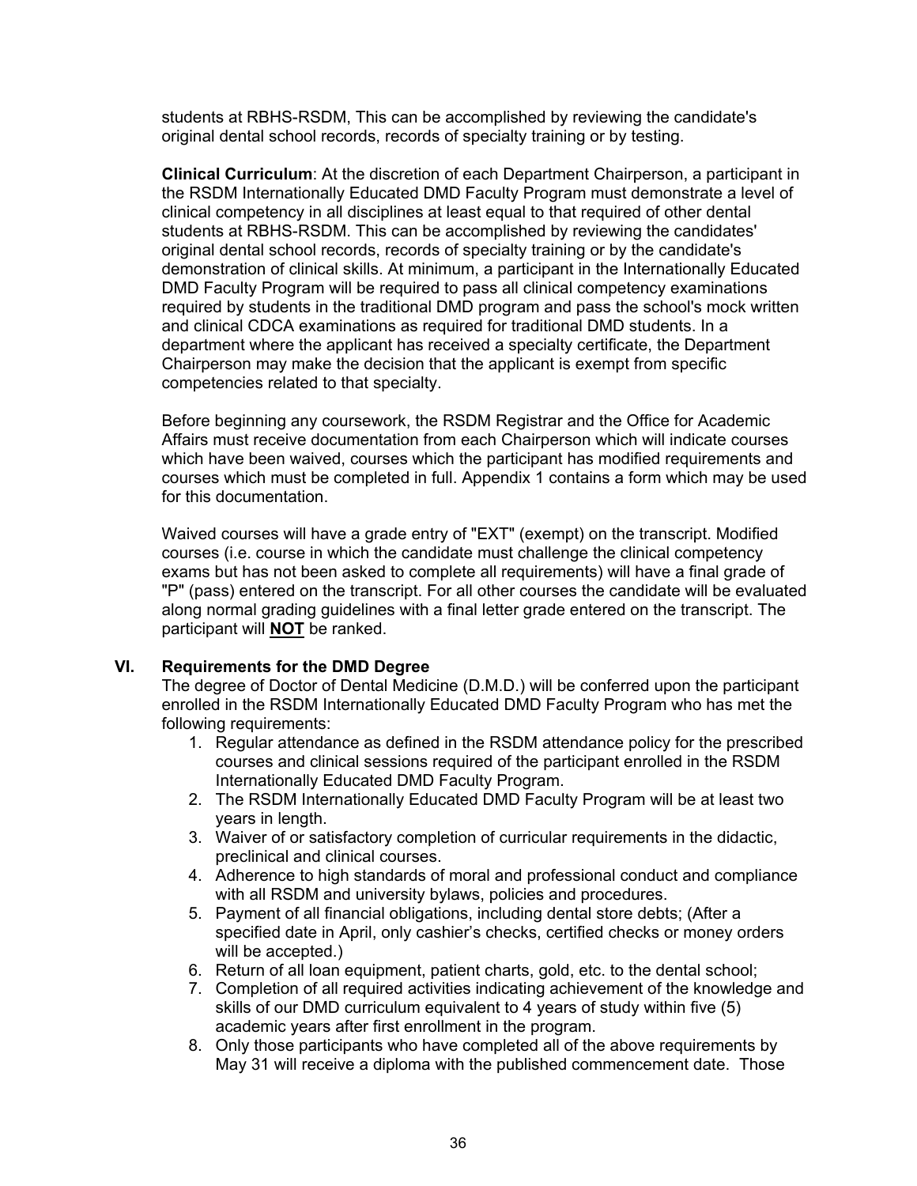students at RBHS-RSDM, This can be accomplished by reviewing the candidate's original dental school records, records of specialty training or by testing.

**Clinical Curriculum**: At the discretion of each Department Chairperson, a participant in the RSDM Internationally Educated DMD Faculty Program must demonstrate a level of clinical competency in all disciplines at least equal to that required of other dental students at RBHS-RSDM. This can be accomplished by reviewing the candidates' original dental school records, records of specialty training or by the candidate's demonstration of clinical skills. At minimum, a participant in the Internationally Educated DMD Faculty Program will be required to pass all clinical competency examinations required by students in the traditional DMD program and pass the school's mock written and clinical CDCA examinations as required for traditional DMD students. In a department where the applicant has received a specialty certificate, the Department Chairperson may make the decision that the applicant is exempt from specific competencies related to that specialty.

Before beginning any coursework, the RSDM Registrar and the Office for Academic Affairs must receive documentation from each Chairperson which will indicate courses which have been waived, courses which the participant has modified requirements and courses which must be completed in full. Appendix 1 contains a form which may be used for this documentation.

Waived courses will have a grade entry of "EXT" (exempt) on the transcript. Modified courses (i.e. course in which the candidate must challenge the clinical competency exams but has not been asked to complete all requirements) will have a final grade of "P" (pass) entered on the transcript. For all other courses the candidate will be evaluated along normal grading guidelines with a final letter grade entered on the transcript. The participant will **NOT** be ranked.

## VI. Requirements for the DMD Degree

The degree of Doctor of Dental Medicine (D.M.D.) will be conferred upon the participant enrolled in the RSDM Internationally Educated DMD Faculty Program who has met the following requirements:

1. Regular attendance as defined in the RSDM attendance policy for the prescribed courses and clinical sessions required of the participant enrolled in the RSDM Internationally Educated DMD Faculty Program.
2. The RSDM Internationally Educated DMD Faculty Program will be at least two years in length.
3. Waiver of or satisfactory completion of curricular requirements in the didactic, preclinical and clinical courses.
4. Adherence to high standards of moral and professional conduct and compliance with all RSDM and university bylaws, policies and procedures.
5. Payment of all financial obligations, including dental store debts; (After a specified date in April, only cashier's checks, certified checks or money orders will be accepted.)
6. Return of all loan equipment, patient charts, gold, etc. to the dental school;
7. Completion of all required activities indicating achievement of the knowledge and skills of our DMD curriculum equivalent to 4 years of study within five (5) academic years after first enrollment in the program.
8. Only those participants who have completed all of the above requirements by May 31 will receive a diploma with the published commencement date. Those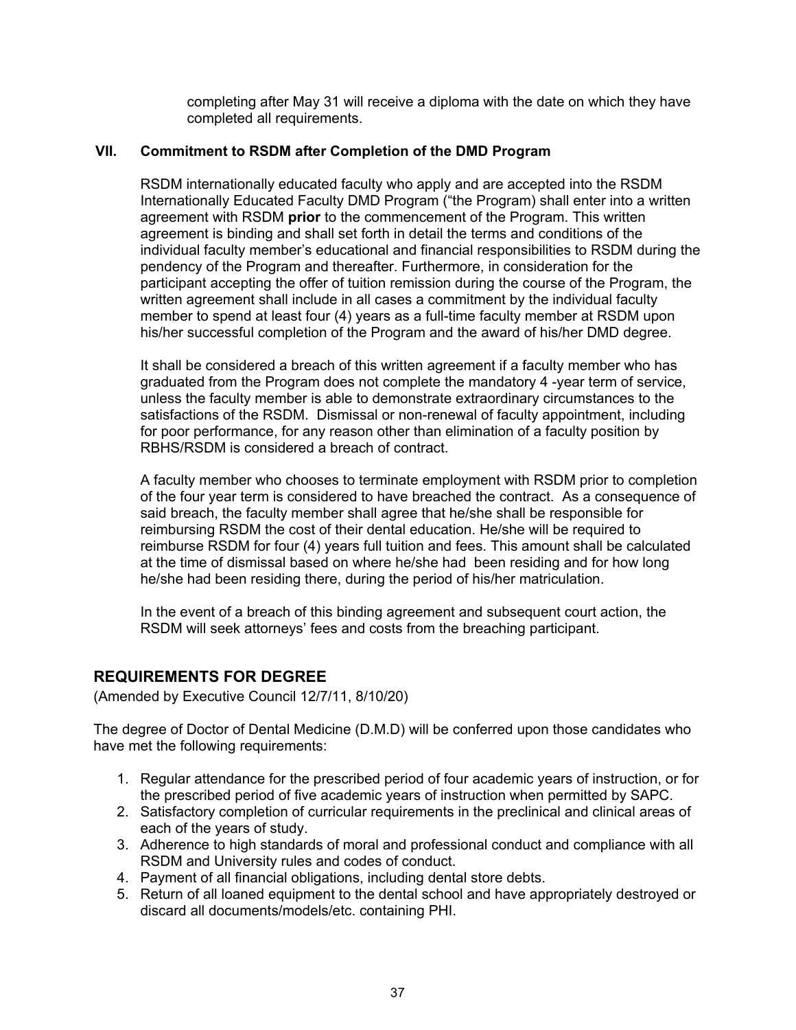completing after May 31 will receive a diploma with the date on which they have completed all requirements.

### VII. Commitment to RSDM after Completion of the DMD Program

RSDM internationally educated faculty who apply and are accepted into the RSDM Internationally Educated Faculty DMD Program ("the Program) shall enter into a written agreement with RSDM **prior** to the commencement of the Program. This written agreement is binding and shall set forth in detail the terms and conditions of the individual faculty member's educational and financial responsibilities to RSDM during the pendency of the Program and thereafter. Furthermore, in consideration for the participant accepting the offer of tuition remission during the course of the Program, the written agreement shall include in all cases a commitment by the individual faculty member to spend at least four (4) years as a full-time faculty member at RSDM upon his/her successful completion of the Program and the award of his/her DMD degree.

It shall be considered a breach of this written agreement if a faculty member who has graduated from the Program does not complete the mandatory 4 -year term of service, unless the faculty member is able to demonstrate extraordinary circumstances to the satisfactions of the RSDM. Dismissal or non-renewal of faculty appointment, including for poor performance, for any reason other than elimination of a faculty position by RBHS/RSDM is considered a breach of contract.

A faculty member who chooses to terminate employment with RSDM prior to completion of the four year term is considered to have breached the contract. As a consequence of said breach, the faculty member shall agree that he/she shall be responsible for reimbursing RSDM the cost of their dental education. He/she will be required to reimburse RSDM for four (4) years full tuition and fees. This amount shall be calculated at the time of dismissal based on where he/she had been residing and for how long he/she had been residing there, during the period of his/her matriculation.

In the event of a breach of this binding agreement and subsequent court action, the RSDM will seek attorneys' fees and costs from the breaching participant.

## REQUIREMENTS FOR DEGREE

(Amended by Executive Council 12/7/11, 8/10/20)

The degree of Doctor of Dental Medicine (D.M.D) will be conferred upon those candidates who have met the following requirements:

1. Regular attendance for the prescribed period of four academic years of instruction, or for the prescribed period of five academic years of instruction when permitted by SAPC.
2. Satisfactory completion of curricular requirements in the preclinical and clinical areas of each of the years of study.
3. Adherence to high standards of moral and professional conduct and compliance with all RSDM and University rules and codes of conduct.
4. Payment of all financial obligations, including dental store debts.
5. Return of all loaned equipment to the dental school and have appropriately destroyed or discard all documents/models/etc. containing PHI.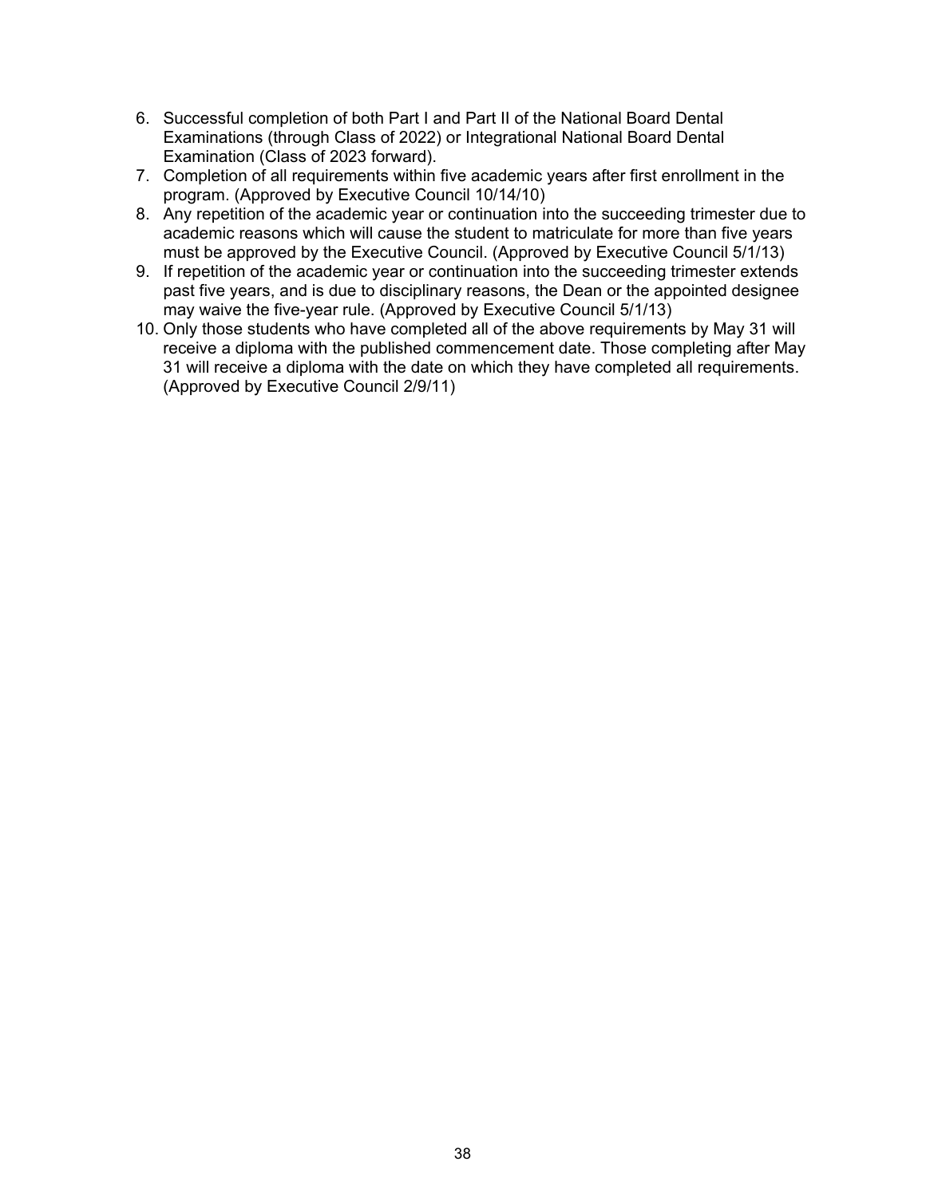6. Successful completion of both Part I and Part II of the National Board Dental Examinations (through Class of 2022) or Integrational National Board Dental Examination (Class of 2023 forward).
7. Completion of all requirements within five academic years after first enrollment in the program. (Approved by Executive Council 10/14/10)
8. Any repetition of the academic year or continuation into the succeeding trimester due to academic reasons which will cause the student to matriculate for more than five years must be approved by the Executive Council. (Approved by Executive Council 5/1/13)
9. If repetition of the academic year or continuation into the succeeding trimester extends past five years, and is due to disciplinary reasons, the Dean or the appointed designee may waive the five-year rule. (Approved by Executive Council 5/1/13)
10. Only those students who have completed all of the above requirements by May 31 will receive a diploma with the published commencement date. Those completing after May 31 will receive a diploma with the date on which they have completed all requirements. (Approved by Executive Council 2/9/11)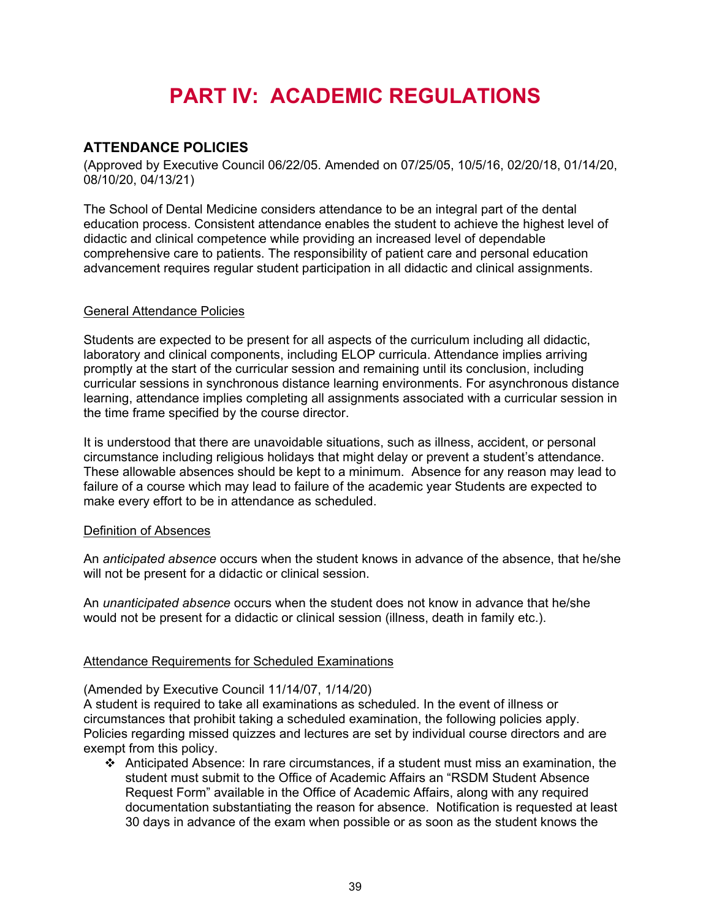# PART IV: ACADEMIC REGULATIONS

## ATTENDANCE POLICIES

(Approved by Executive Council 06/22/05. Amended on 07/25/05, 10/5/16, 02/20/18, 01/14/20, 08/10/20, 04/13/21)

The School of Dental Medicine considers attendance to be an integral part of the dental education process. Consistent attendance enables the student to achieve the highest level of didactic and clinical competence while providing an increased level of dependable comprehensive care to patients. The responsibility of patient care and personal education advancement requires regular student participation in all didactic and clinical assignments.

<u>General Attendance Policies</u>

Students are expected to be present for all aspects of the curriculum including all didactic, laboratory and clinical components, including ELOP curricula. Attendance implies arriving promptly at the start of the curricular session and remaining until its conclusion, including curricular sessions in synchronous distance learning environments. For asynchronous distance learning, attendance implies completing all assignments associated with a curricular session in the time frame specified by the course director.

It is understood that there are unavoidable situations, such as illness, accident, or personal circumstance including religious holidays that might delay or prevent a student's attendance. These allowable absences should be kept to a minimum. Absence for any reason may lead to failure of a course which may lead to failure of the academic year Students are expected to make every effort to be in attendance as scheduled.

<u>Definition of Absences</u>

An *anticipated absence* occurs when the student knows in advance of the absence, that he/she will not be present for a didactic or clinical session.

An *unanticipated absence* occurs when the student does not know in advance that he/she would not be present for a didactic or clinical session (illness, death in family etc.).

<u>Attendance Requirements for Scheduled Examinations</u>

(Amended by Executive Council 11/14/07, 1/14/20)
A student is required to take all examinations as scheduled. In the event of illness or circumstances that prohibit taking a scheduled examination, the following policies apply. Policies regarding missed quizzes and lectures are set by individual course directors and are exempt from this policy.

- Anticipated Absence: In rare circumstances, if a student must miss an examination, the student must submit to the Office of Academic Affairs an "RSDM Student Absence Request Form" available in the Office of Academic Affairs, along with any required documentation substantiating the reason for absence. Notification is requested at least 30 days in advance of the exam when possible or as soon as the student knows the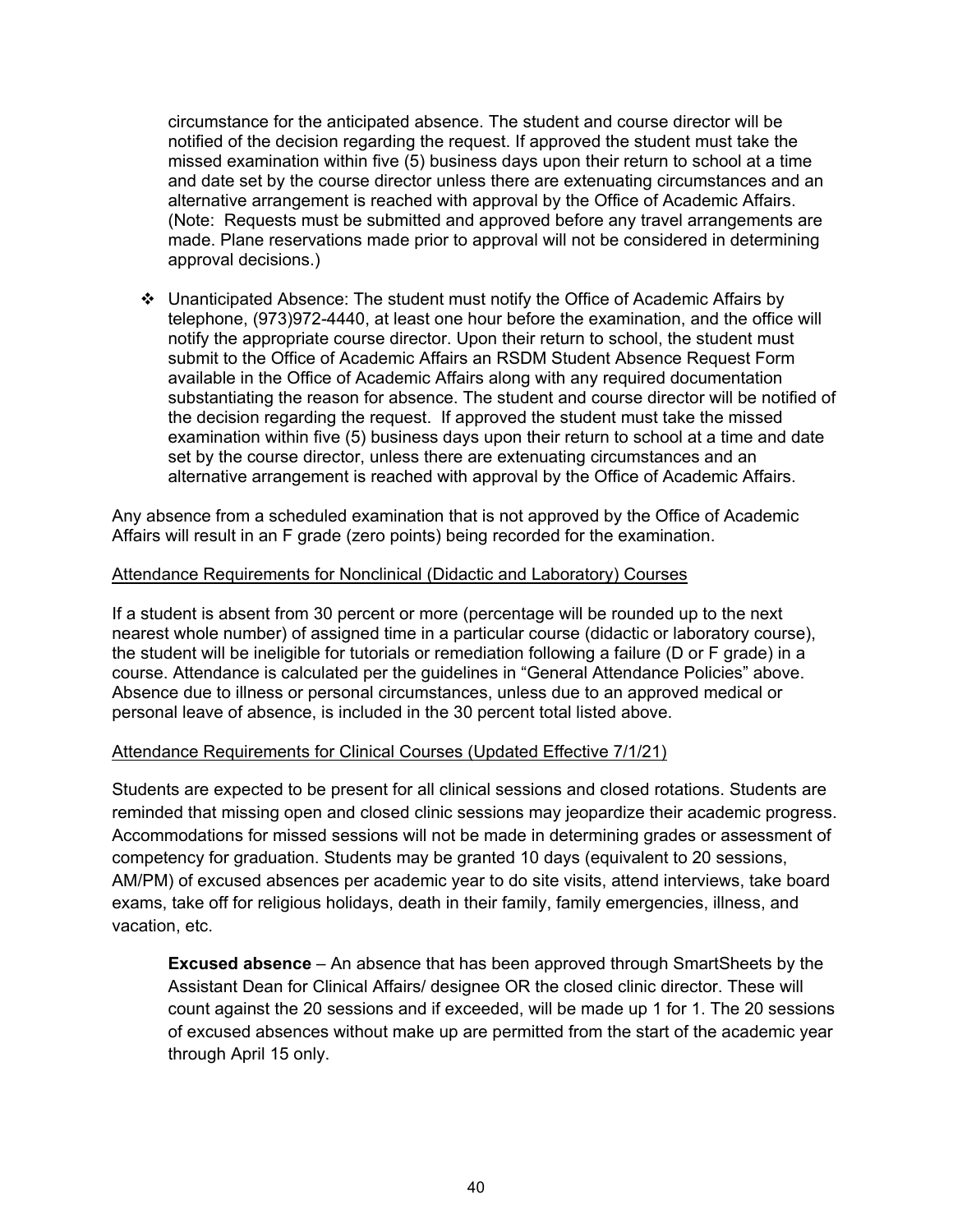circumstance for the anticipated absence. The student and course director will be notified of the decision regarding the request. If approved the student must take the missed examination within five (5) business days upon their return to school at a time and date set by the course director unless there are extenuating circumstances and an alternative arrangement is reached with approval by the Office of Academic Affairs. (Note: Requests must be submitted and approved before any travel arrangements are made. Plane reservations made prior to approval will not be considered in determining approval decisions.)

- Unanticipated Absence: The student must notify the Office of Academic Affairs by telephone, (973)972-4440, at least one hour before the examination, and the office will notify the appropriate course director. Upon their return to school, the student must submit to the Office of Academic Affairs an RSDM Student Absence Request Form available in the Office of Academic Affairs along with any required documentation substantiating the reason for absence. The student and course director will be notified of the decision regarding the request. If approved the student must take the missed examination within five (5) business days upon their return to school at a time and date set by the course director, unless there are extenuating circumstances and an alternative arrangement is reached with approval by the Office of Academic Affairs.

Any absence from a scheduled examination that is not approved by the Office of Academic Affairs will result in an F grade (zero points) being recorded for the examination.

<u>Attendance Requirements for Nonclinical (Didactic and Laboratory) Courses</u>

If a student is absent from 30 percent or more (percentage will be rounded up to the next nearest whole number) of assigned time in a particular course (didactic or laboratory course), the student will be ineligible for tutorials or remediation following a failure (D or F grade) in a course. Attendance is calculated per the guidelines in "General Attendance Policies" above. Absence due to illness or personal circumstances, unless due to an approved medical or personal leave of absence, is included in the 30 percent total listed above.

<u>Attendance Requirements for Clinical Courses (Updated Effective 7/1/21)</u>

Students are expected to be present for all clinical sessions and closed rotations. Students are reminded that missing open and closed clinic sessions may jeopardize their academic progress. Accommodations for missed sessions will not be made in determining grades or assessment of competency for graduation. Students may be granted 10 days (equivalent to 20 sessions, AM/PM) of excused absences per academic year to do site visits, attend interviews, take board exams, take off for religious holidays, death in their family, family emergencies, illness, and vacation, etc.

> **Excused absence** – An absence that has been approved through SmartSheets by the Assistant Dean for Clinical Affairs/ designee OR the closed clinic director. These will count against the 20 sessions and if exceeded, will be made up 1 for 1. The 20 sessions of excused absences without make up are permitted from the start of the academic year through April 15 only.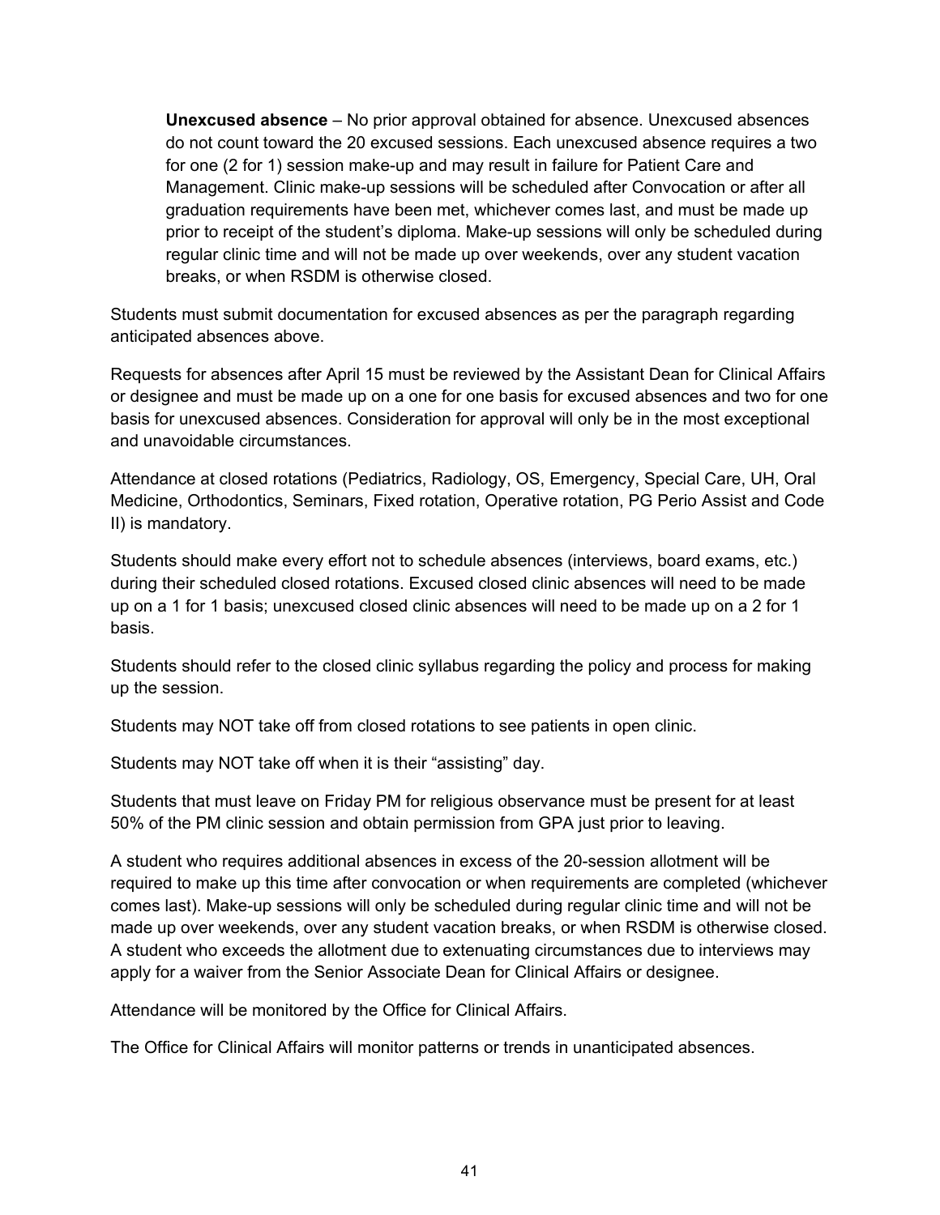**Unexcused absence** – No prior approval obtained for absence. Unexcused absences do not count toward the 20 excused sessions. Each unexcused absence requires a two for one (2 for 1) session make-up and may result in failure for Patient Care and Management. Clinic make-up sessions will be scheduled after Convocation or after all graduation requirements have been met, whichever comes last, and must be made up prior to receipt of the student's diploma. Make-up sessions will only be scheduled during regular clinic time and will not be made up over weekends, over any student vacation breaks, or when RSDM is otherwise closed.

Students must submit documentation for excused absences as per the paragraph regarding anticipated absences above.

Requests for absences after April 15 must be reviewed by the Assistant Dean for Clinical Affairs or designee and must be made up on a one for one basis for excused absences and two for one basis for unexcused absences. Consideration for approval will only be in the most exceptional and unavoidable circumstances.

Attendance at closed rotations (Pediatrics, Radiology, OS, Emergency, Special Care, UH, Oral Medicine, Orthodontics, Seminars, Fixed rotation, Operative rotation, PG Perio Assist and Code II) is mandatory.

Students should make every effort not to schedule absences (interviews, board exams, etc.) during their scheduled closed rotations. Excused closed clinic absences will need to be made up on a 1 for 1 basis; unexcused closed clinic absences will need to be made up on a 2 for 1 basis.

Students should refer to the closed clinic syllabus regarding the policy and process for making up the session.

Students may NOT take off from closed rotations to see patients in open clinic.

Students may NOT take off when it is their "assisting" day.

Students that must leave on Friday PM for religious observance must be present for at least 50% of the PM clinic session and obtain permission from GPA just prior to leaving.

A student who requires additional absences in excess of the 20-session allotment will be required to make up this time after convocation or when requirements are completed (whichever comes last). Make-up sessions will only be scheduled during regular clinic time and will not be made up over weekends, over any student vacation breaks, or when RSDM is otherwise closed. A student who exceeds the allotment due to extenuating circumstances due to interviews may apply for a waiver from the Senior Associate Dean for Clinical Affairs or designee.

Attendance will be monitored by the Office for Clinical Affairs.

The Office for Clinical Affairs will monitor patterns or trends in unanticipated absences.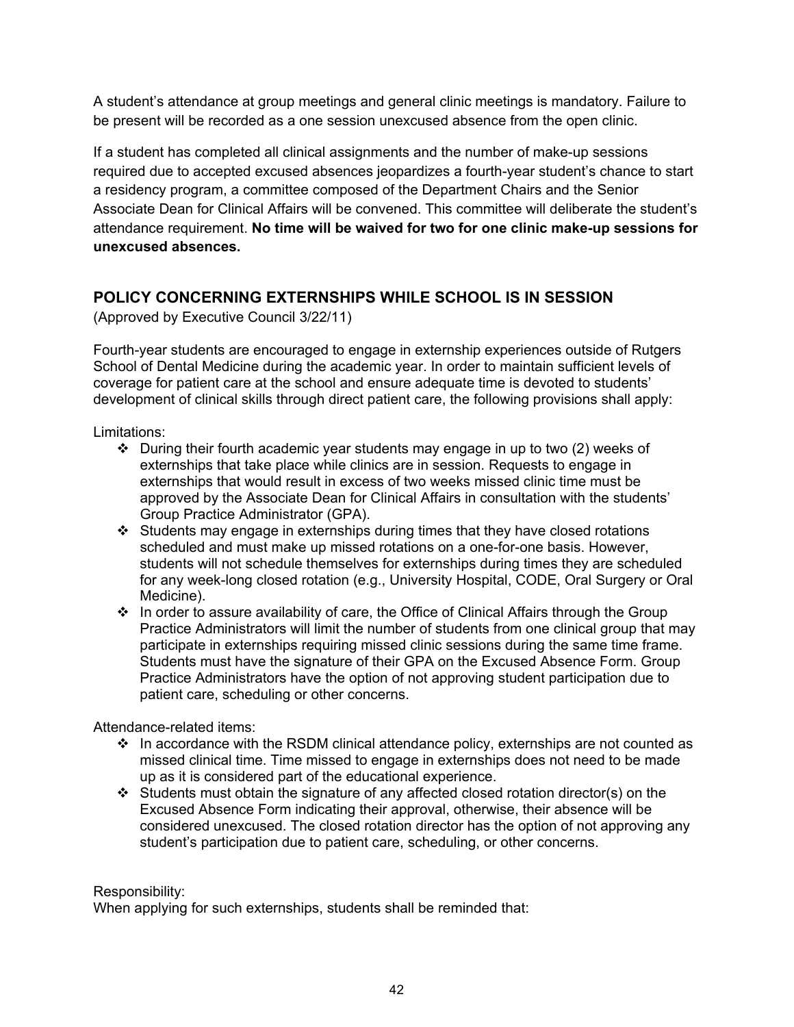A student's attendance at group meetings and general clinic meetings is mandatory. Failure to be present will be recorded as a one session unexcused absence from the open clinic.

If a student has completed all clinical assignments and the number of make-up sessions required due to accepted excused absences jeopardizes a fourth-year student's chance to start a residency program, a committee composed of the Department Chairs and the Senior Associate Dean for Clinical Affairs will be convened. This committee will deliberate the student's attendance requirement. **No time will be waived for two for one clinic make-up sessions for unexcused absences.**

## POLICY CONCERNING EXTERNSHIPS WHILE SCHOOL IS IN SESSION

(Approved by Executive Council 3/22/11)

Fourth-year students are encouraged to engage in externship experiences outside of Rutgers School of Dental Medicine during the academic year. In order to maintain sufficient levels of coverage for patient care at the school and ensure adequate time is devoted to students' development of clinical skills through direct patient care, the following provisions shall apply:

Limitations:

- ❖ During their fourth academic year students may engage in up to two (2) weeks of externships that take place while clinics are in session. Requests to engage in externships that would result in excess of two weeks missed clinic time must be approved by the Associate Dean for Clinical Affairs in consultation with the students' Group Practice Administrator (GPA).
- ❖ Students may engage in externships during times that they have closed rotations scheduled and must make up missed rotations on a one-for-one basis. However, students will not schedule themselves for externships during times they are scheduled for any week-long closed rotation (e.g., University Hospital, CODE, Oral Surgery or Oral Medicine).
- ❖ In order to assure availability of care, the Office of Clinical Affairs through the Group Practice Administrators will limit the number of students from one clinical group that may participate in externships requiring missed clinic sessions during the same time frame. Students must have the signature of their GPA on the Excused Absence Form. Group Practice Administrators have the option of not approving student participation due to patient care, scheduling or other concerns.

Attendance-related items:

- ❖ In accordance with the RSDM clinical attendance policy, externships are not counted as missed clinical time. Time missed to engage in externships does not need to be made up as it is considered part of the educational experience.
- ❖ Students must obtain the signature of any affected closed rotation director(s) on the Excused Absence Form indicating their approval, otherwise, their absence will be considered unexcused. The closed rotation director has the option of not approving any student's participation due to patient care, scheduling, or other concerns.

Responsibility:

When applying for such externships, students shall be reminded that: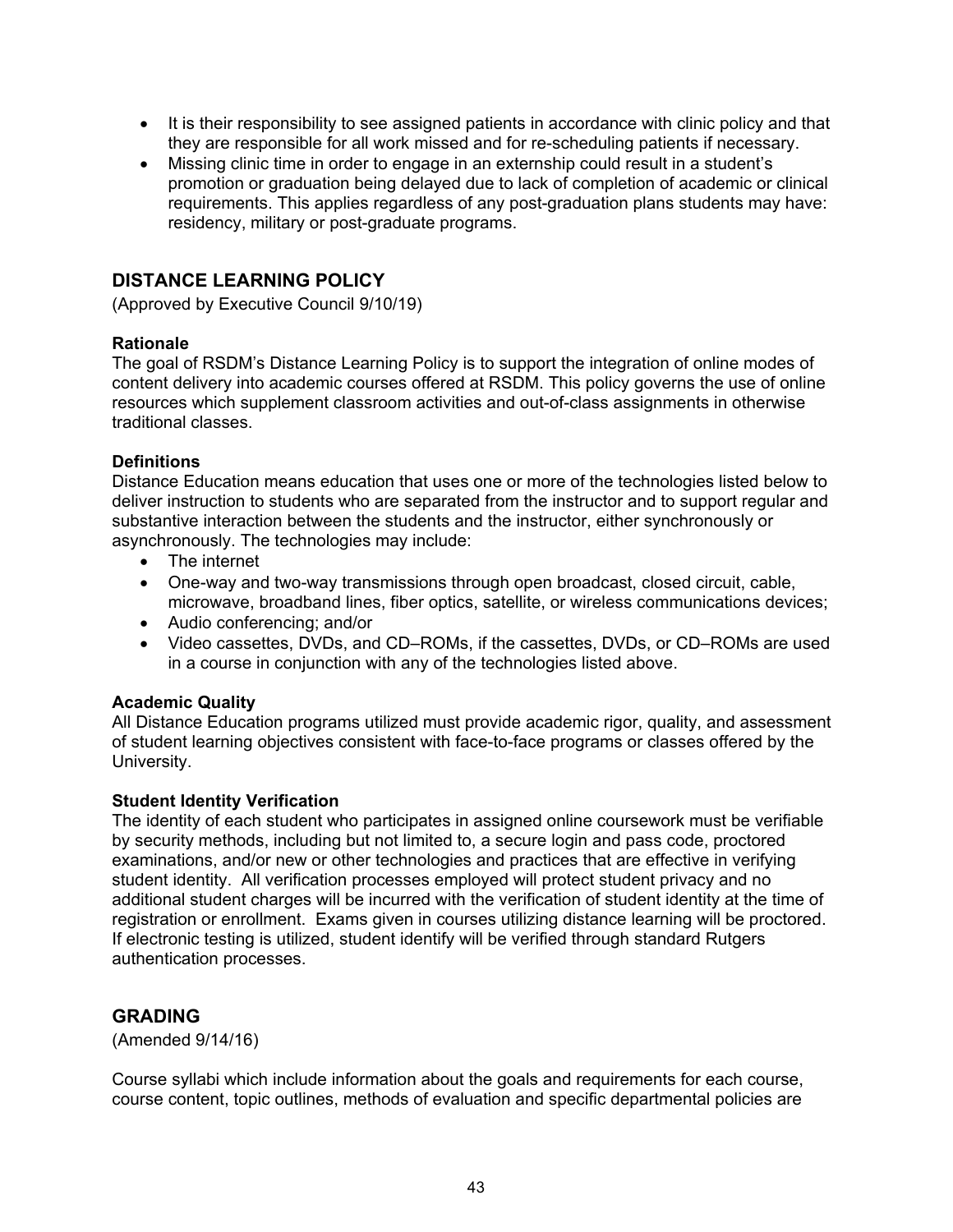- It is their responsibility to see assigned patients in accordance with clinic policy and that they are responsible for all work missed and for re-scheduling patients if necessary.
- Missing clinic time in order to engage in an externship could result in a student's promotion or graduation being delayed due to lack of completion of academic or clinical requirements. This applies regardless of any post-graduation plans students may have: residency, military or post-graduate programs.

## DISTANCE LEARNING POLICY

(Approved by Executive Council 9/10/19)

**Rationale**
The goal of RSDM's Distance Learning Policy is to support the integration of online modes of content delivery into academic courses offered at RSDM. This policy governs the use of online resources which supplement classroom activities and out-of-class assignments in otherwise traditional classes.

**Definitions**
Distance Education means education that uses one or more of the technologies listed below to deliver instruction to students who are separated from the instructor and to support regular and substantive interaction between the students and the instructor, either synchronously or asynchronously. The technologies may include:

- The internet
- One-way and two-way transmissions through open broadcast, closed circuit, cable, microwave, broadband lines, fiber optics, satellite, or wireless communications devices;
- Audio conferencing; and/or
- Video cassettes, DVDs, and CD–ROMs, if the cassettes, DVDs, or CD–ROMs are used in a course in conjunction with any of the technologies listed above.

**Academic Quality**
All Distance Education programs utilized must provide academic rigor, quality, and assessment of student learning objectives consistent with face-to-face programs or classes offered by the University.

**Student Identity Verification**
The identity of each student who participates in assigned online coursework must be verifiable by security methods, including but not limited to, a secure login and pass code, proctored examinations, and/or new or other technologies and practices that are effective in verifying student identity. All verification processes employed will protect student privacy and no additional student charges will be incurred with the verification of student identity at the time of registration or enrollment. Exams given in courses utilizing distance learning will be proctored. If electronic testing is utilized, student identify will be verified through standard Rutgers authentication processes.

## GRADING

(Amended 9/14/16)

Course syllabi which include information about the goals and requirements for each course, course content, topic outlines, methods of evaluation and specific departmental policies are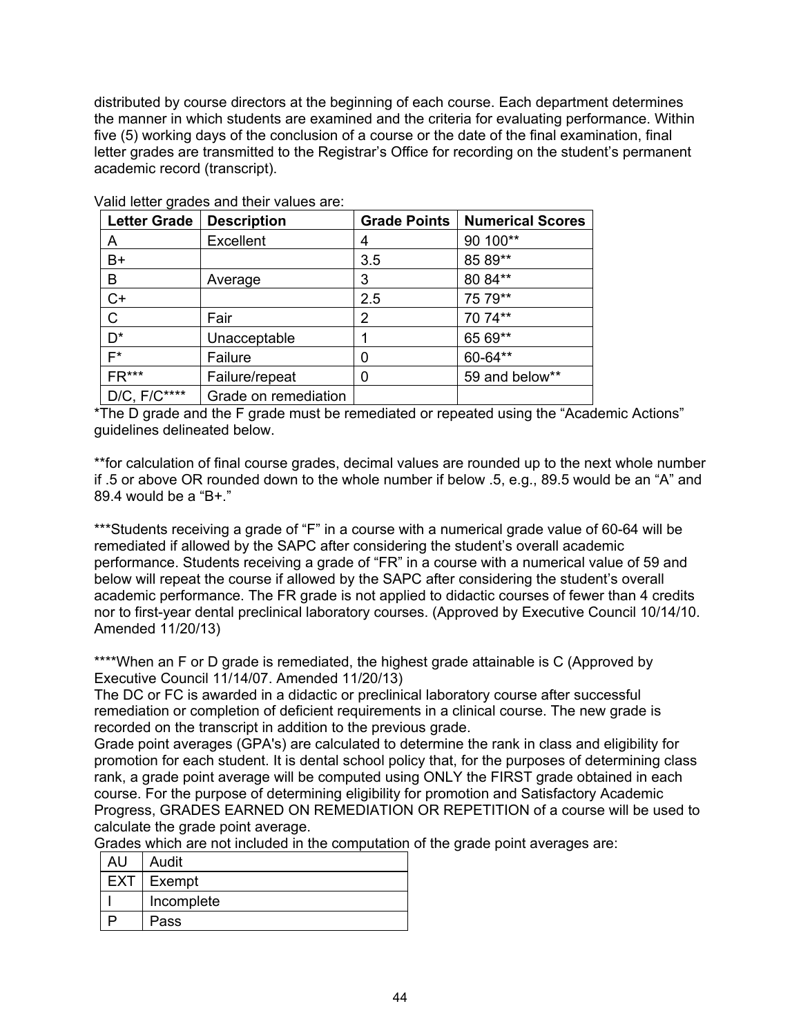distributed by course directors at the beginning of each course. Each department determines the manner in which students are examined and the criteria for evaluating performance. Within five (5) working days of the conclusion of a course or the date of the final examination, final letter grades are transmitted to the Registrar's Office for recording on the student's permanent academic record (transcript).

Valid letter grades and their values are:

| Letter Grade | Description | Grade Points | Numerical Scores |
|---|---|---|---|
| A | Excellent | 4 | 90 100** |
| B+ | | 3.5 | 85 89** |
| B | Average | 3 | 80 84** |
| C+ | | 2.5 | 75 79** |
| C | Fair | 2 | 70 74** |
| D* | Unacceptable | 1 | 65 69** |
| F* | Failure | 0 | 60-64** |
| FR*** | Failure/repeat | 0 | 59 and below** |
| D/C, F/C**** | Grade on remediation | | |

*The D grade and the F grade must be remediated or repeated using the "Academic Actions" guidelines delineated below.

**for calculation of final course grades, decimal values are rounded up to the next whole number if .5 or above OR rounded down to the whole number if below .5, e.g., 89.5 would be an "A" and 89.4 would be a "B+."

***Students receiving a grade of "F" in a course with a numerical grade value of 60-64 will be remediated if allowed by the SAPC after considering the student's overall academic performance. Students receiving a grade of "FR" in a course with a numerical value of 59 and below will repeat the course if allowed by the SAPC after considering the student's overall academic performance. The FR grade is not applied to didactic courses of fewer than 4 credits nor to first-year dental preclinical laboratory courses. (Approved by Executive Council 10/14/10. Amended 11/20/13)

****When an F or D grade is remediated, the highest grade attainable is C (Approved by Executive Council 11/14/07. Amended 11/20/13)
The DC or FC is awarded in a didactic or preclinical laboratory course after successful remediation or completion of deficient requirements in a clinical course. The new grade is recorded on the transcript in addition to the previous grade.
Grade point averages (GPA's) are calculated to determine the rank in class and eligibility for promotion for each student. It is dental school policy that, for the purposes of determining class rank, a grade point average will be computed using ONLY the FIRST grade obtained in each course. For the purpose of determining eligibility for promotion and Satisfactory Academic Progress, GRADES EARNED ON REMEDIATION OR REPETITION of a course will be used to calculate the grade point average.
Grades which are not included in the computation of the grade point averages are:

| | |
|---|---|
| AU | Audit |
| EXT | Exempt |
| I | Incomplete |
| P | Pass |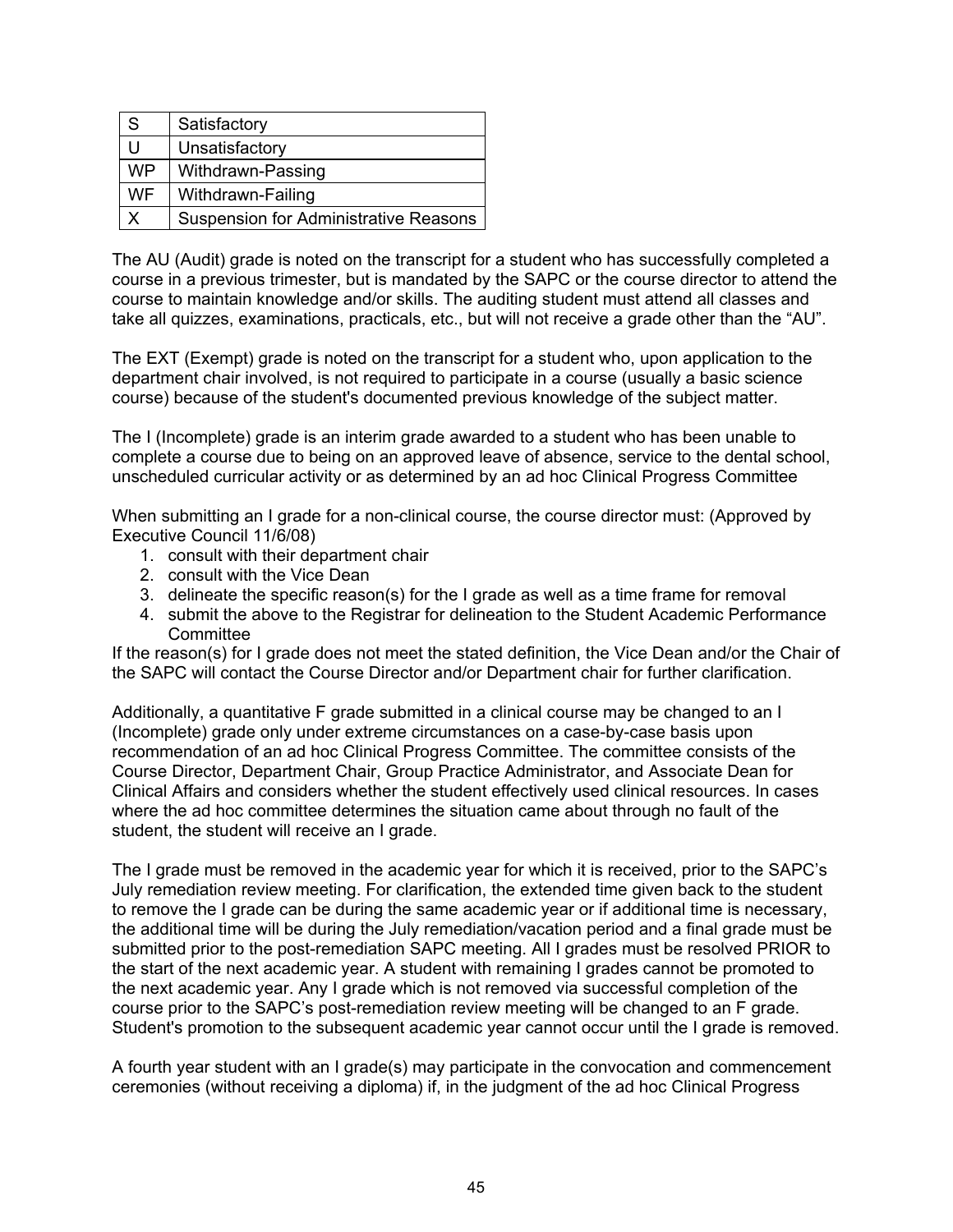| S | Satisfactory |
|---|---|
| U | Unsatisfactory |
| WP | Withdrawn-Passing |
| WF | Withdrawn-Failing |
| X | Suspension for Administrative Reasons |

The AU (Audit) grade is noted on the transcript for a student who has successfully completed a course in a previous trimester, but is mandated by the SAPC or the course director to attend the course to maintain knowledge and/or skills. The auditing student must attend all classes and take all quizzes, examinations, practicals, etc., but will not receive a grade other than the "AU".

The EXT (Exempt) grade is noted on the transcript for a student who, upon application to the department chair involved, is not required to participate in a course (usually a basic science course) because of the student's documented previous knowledge of the subject matter.

The I (Incomplete) grade is an interim grade awarded to a student who has been unable to complete a course due to being on an approved leave of absence, service to the dental school, unscheduled curricular activity or as determined by an ad hoc Clinical Progress Committee

When submitting an I grade for a non-clinical course, the course director must: (Approved by Executive Council 11/6/08)

1. consult with their department chair
2. consult with the Vice Dean
3. delineate the specific reason(s) for the I grade as well as a time frame for removal
4. submit the above to the Registrar for delineation to the Student Academic Performance Committee

If the reason(s) for I grade does not meet the stated definition, the Vice Dean and/or the Chair of the SAPC will contact the Course Director and/or Department chair for further clarification.

Additionally, a quantitative F grade submitted in a clinical course may be changed to an I (Incomplete) grade only under extreme circumstances on a case-by-case basis upon recommendation of an ad hoc Clinical Progress Committee. The committee consists of the Course Director, Department Chair, Group Practice Administrator, and Associate Dean for Clinical Affairs and considers whether the student effectively used clinical resources. In cases where the ad hoc committee determines the situation came about through no fault of the student, the student will receive an I grade.

The I grade must be removed in the academic year for which it is received, prior to the SAPC's July remediation review meeting. For clarification, the extended time given back to the student to remove the I grade can be during the same academic year or if additional time is necessary, the additional time will be during the July remediation/vacation period and a final grade must be submitted prior to the post-remediation SAPC meeting. All I grades must be resolved PRIOR to the start of the next academic year. A student with remaining I grades cannot be promoted to the next academic year. Any I grade which is not removed via successful completion of the course prior to the SAPC's post-remediation review meeting will be changed to an F grade. Student's promotion to the subsequent academic year cannot occur until the I grade is removed.

A fourth year student with an I grade(s) may participate in the convocation and commencement ceremonies (without receiving a diploma) if, in the judgment of the ad hoc Clinical Progress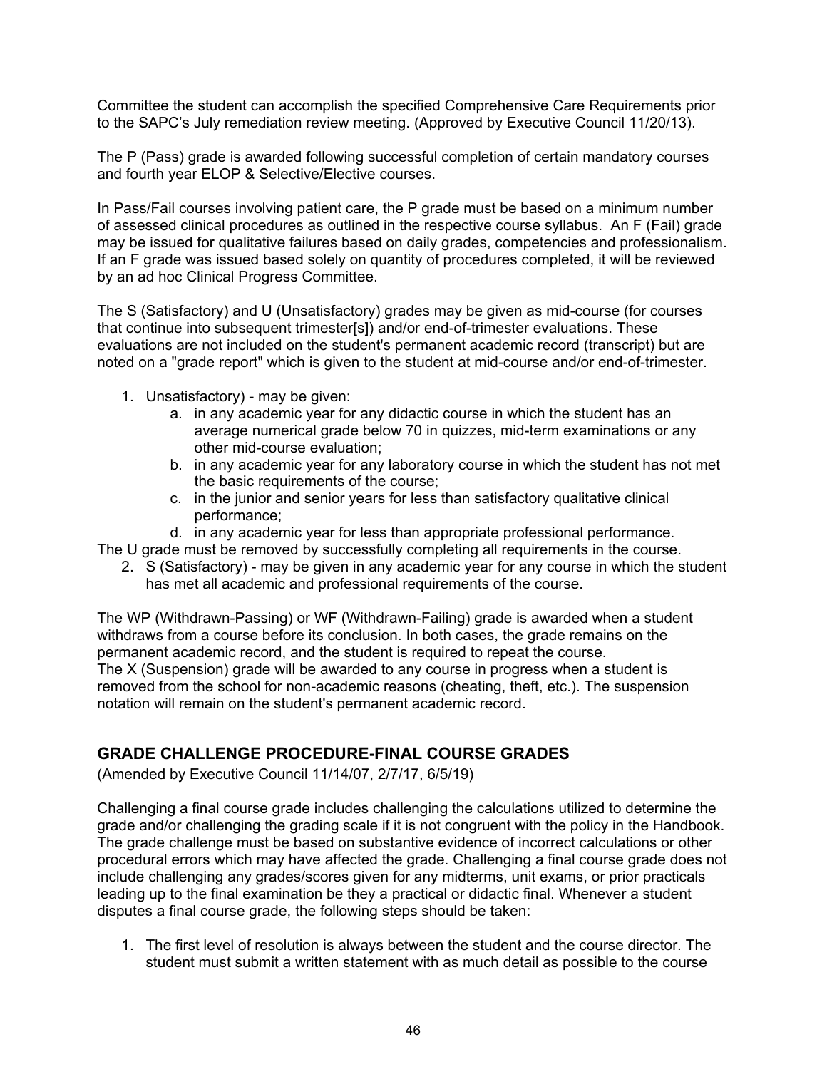Committee the student can accomplish the specified Comprehensive Care Requirements prior to the SAPC's July remediation review meeting. (Approved by Executive Council 11/20/13).

The P (Pass) grade is awarded following successful completion of certain mandatory courses and fourth year ELOP & Selective/Elective courses.

In Pass/Fail courses involving patient care, the P grade must be based on a minimum number of assessed clinical procedures as outlined in the respective course syllabus. An F (Fail) grade may be issued for qualitative failures based on daily grades, competencies and professionalism. If an F grade was issued based solely on quantity of procedures completed, it will be reviewed by an ad hoc Clinical Progress Committee.

The S (Satisfactory) and U (Unsatisfactory) grades may be given as mid-course (for courses that continue into subsequent trimester[s]) and/or end-of-trimester evaluations. These evaluations are not included on the student's permanent academic record (transcript) but are noted on a "grade report" which is given to the student at mid-course and/or end-of-trimester.

1. Unsatisfactory) - may be given:
    a. in any academic year for any didactic course in which the student has an average numerical grade below 70 in quizzes, mid-term examinations or any other mid-course evaluation;
    b. in any academic year for any laboratory course in which the student has not met the basic requirements of the course;
    c. in the junior and senior years for less than satisfactory qualitative clinical performance;
    d. in any academic year for less than appropriate professional performance.

The U grade must be removed by successfully completing all requirements in the course.

2. S (Satisfactory) - may be given in any academic year for any course in which the student has met all academic and professional requirements of the course.

The WP (Withdrawn-Passing) or WF (Withdrawn-Failing) grade is awarded when a student withdraws from a course before its conclusion. In both cases, the grade remains on the permanent academic record, and the student is required to repeat the course.
The X (Suspension) grade will be awarded to any course in progress when a student is removed from the school for non-academic reasons (cheating, theft, etc.). The suspension notation will remain on the student's permanent academic record.

## GRADE CHALLENGE PROCEDURE-FINAL COURSE GRADES

(Amended by Executive Council 11/14/07, 2/7/17, 6/5/19)

Challenging a final course grade includes challenging the calculations utilized to determine the grade and/or challenging the grading scale if it is not congruent with the policy in the Handbook. The grade challenge must be based on substantive evidence of incorrect calculations or other procedural errors which may have affected the grade. Challenging a final course grade does not include challenging any grades/scores given for any midterms, unit exams, or prior practicals leading up to the final examination be they a practical or didactic final. Whenever a student disputes a final course grade, the following steps should be taken:

1. The first level of resolution is always between the student and the course director. The student must submit a written statement with as much detail as possible to the course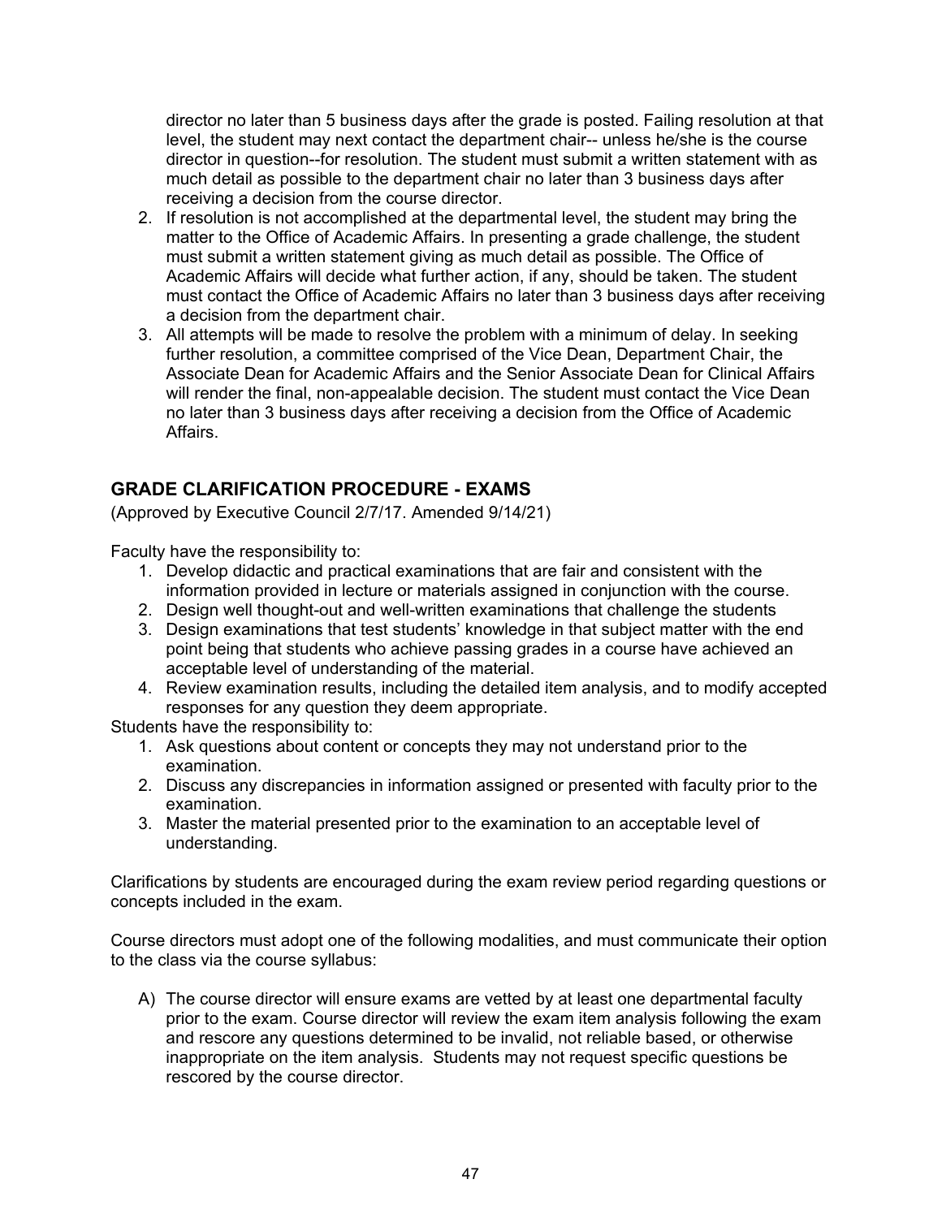director no later than 5 business days after the grade is posted. Failing resolution at that level, the student may next contact the department chair-- unless he/she is the course director in question--for resolution. The student must submit a written statement with as much detail as possible to the department chair no later than 3 business days after receiving a decision from the course director.

2. If resolution is not accomplished at the departmental level, the student may bring the matter to the Office of Academic Affairs. In presenting a grade challenge, the student must submit a written statement giving as much detail as possible. The Office of Academic Affairs will decide what further action, if any, should be taken. The student must contact the Office of Academic Affairs no later than 3 business days after receiving a decision from the department chair.
3. All attempts will be made to resolve the problem with a minimum of delay. In seeking further resolution, a committee comprised of the Vice Dean, Department Chair, the Associate Dean for Academic Affairs and the Senior Associate Dean for Clinical Affairs will render the final, non-appealable decision. The student must contact the Vice Dean no later than 3 business days after receiving a decision from the Office of Academic Affairs.

## GRADE CLARIFICATION PROCEDURE - EXAMS

(Approved by Executive Council 2/7/17. Amended 9/14/21)

Faculty have the responsibility to:

1. Develop didactic and practical examinations that are fair and consistent with the information provided in lecture or materials assigned in conjunction with the course.
2. Design well thought-out and well-written examinations that challenge the students
3. Design examinations that test students' knowledge in that subject matter with the end point being that students who achieve passing grades in a course have achieved an acceptable level of understanding of the material.
4. Review examination results, including the detailed item analysis, and to modify accepted responses for any question they deem appropriate.

Students have the responsibility to:

1. Ask questions about content or concepts they may not understand prior to the examination.
2. Discuss any discrepancies in information assigned or presented with faculty prior to the examination.
3. Master the material presented prior to the examination to an acceptable level of understanding.

Clarifications by students are encouraged during the exam review period regarding questions or concepts included in the exam.

Course directors must adopt one of the following modalities, and must communicate their option to the class via the course syllabus:

A) The course director will ensure exams are vetted by at least one departmental faculty prior to the exam. Course director will review the exam item analysis following the exam and rescore any questions determined to be invalid, not reliable based, or otherwise inappropriate on the item analysis. Students may not request specific questions be rescored by the course director.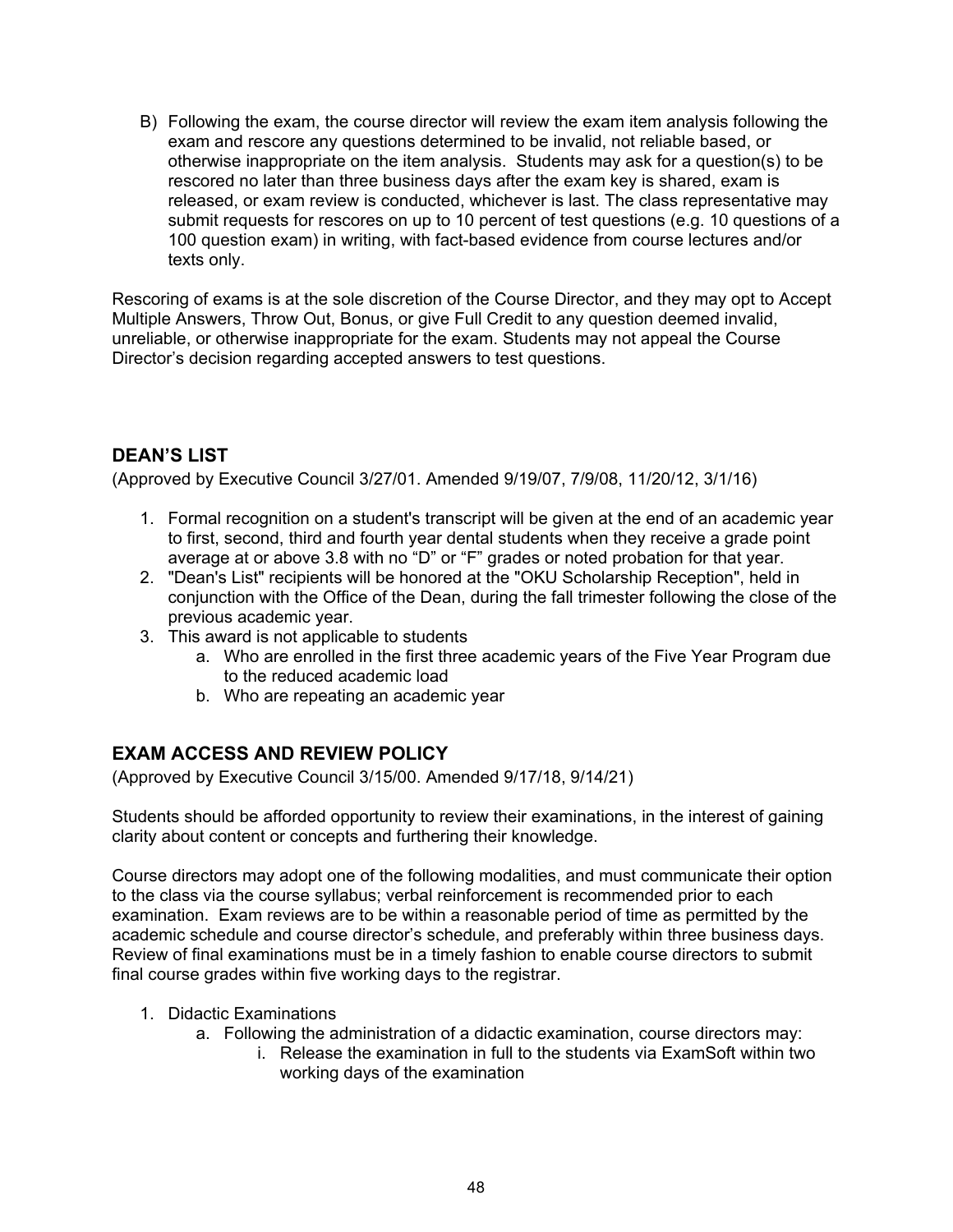B) Following the exam, the course director will review the exam item analysis following the exam and rescore any questions determined to be invalid, not reliable based, or otherwise inappropriate on the item analysis. Students may ask for a question(s) to be rescored no later than three business days after the exam key is shared, exam is released, or exam review is conducted, whichever is last. The class representative may submit requests for rescores on up to 10 percent of test questions (e.g. 10 questions of a 100 question exam) in writing, with fact-based evidence from course lectures and/or texts only.

Rescoring of exams is at the sole discretion of the Course Director, and they may opt to Accept Multiple Answers, Throw Out, Bonus, or give Full Credit to any question deemed invalid, unreliable, or otherwise inappropriate for the exam. Students may not appeal the Course Director's decision regarding accepted answers to test questions.

## DEAN'S LIST

(Approved by Executive Council 3/27/01. Amended 9/19/07, 7/9/08, 11/20/12, 3/1/16)

1. Formal recognition on a student's transcript will be given at the end of an academic year to first, second, third and fourth year dental students when they receive a grade point average at or above 3.8 with no "D" or "F" grades or noted probation for that year.
2. "Dean's List" recipients will be honored at the "OKU Scholarship Reception", held in conjunction with the Office of the Dean, during the fall trimester following the close of the previous academic year.
3. This award is not applicable to students
   a. Who are enrolled in the first three academic years of the Five Year Program due to the reduced academic load
   b. Who are repeating an academic year

## EXAM ACCESS AND REVIEW POLICY

(Approved by Executive Council 3/15/00. Amended 9/17/18, 9/14/21)

Students should be afforded opportunity to review their examinations, in the interest of gaining clarity about content or concepts and furthering their knowledge.

Course directors may adopt one of the following modalities, and must communicate their option to the class via the course syllabus; verbal reinforcement is recommended prior to each examination. Exam reviews are to be within a reasonable period of time as permitted by the academic schedule and course director's schedule, and preferably within three business days. Review of final examinations must be in a timely fashion to enable course directors to submit final course grades within five working days to the registrar.

1. Didactic Examinations
   a. Following the administration of a didactic examination, course directors may:
      i. Release the examination in full to the students via ExamSoft within two working days of the examination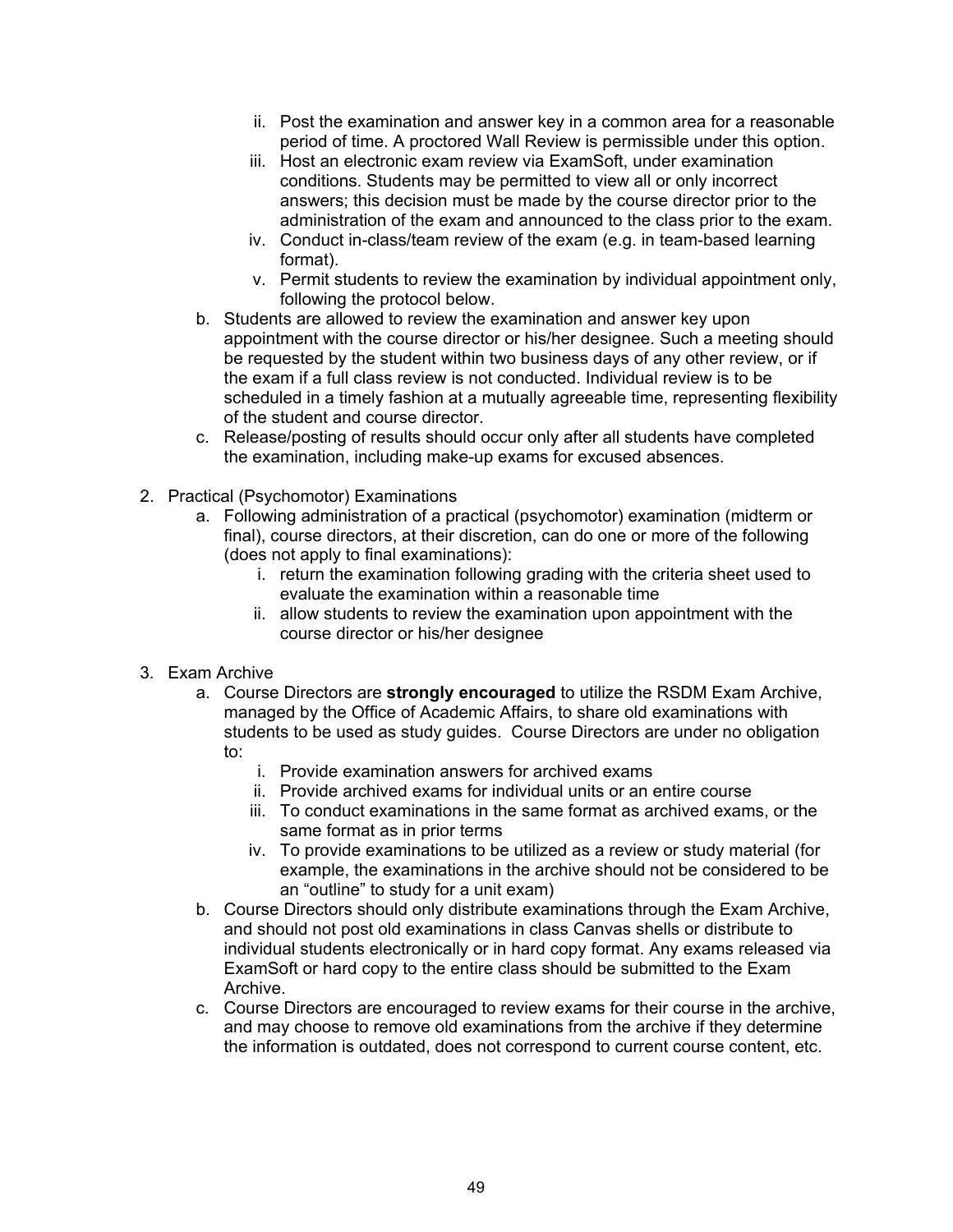ii. Post the examination and answer key in a common area for a reasonable period of time. A proctored Wall Review is permissible under this option.
   iii. Host an electronic exam review via ExamSoft, under examination conditions. Students may be permitted to view all or only incorrect answers; this decision must be made by the course director prior to the administration of the exam and announced to the class prior to the exam.
   iv. Conduct in-class/team review of the exam (e.g. in team-based learning format).
   v. Permit students to review the examination by individual appointment only, following the protocol below.

b. Students are allowed to review the examination and answer key upon appointment with the course director or his/her designee. Such a meeting should be requested by the student within two business days of any other review, or if the exam if a full class review is not conducted. Individual review is to be scheduled in a timely fashion at a mutually agreeable time, representing flexibility of the student and course director.

c. Release/posting of results should occur only after all students have completed the examination, including make-up exams for excused absences.

2. Practical (Psychomotor) Examinations
   a. Following administration of a practical (psychomotor) examination (midterm or final), course directors, at their discretion, can do one or more of the following (does not apply to final examinations):
      i. return the examination following grading with the criteria sheet used to evaluate the examination within a reasonable time
      ii. allow students to review the examination upon appointment with the course director or his/her designee

3. Exam Archive
   a. Course Directors are **strongly encouraged** to utilize the RSDM Exam Archive, managed by the Office of Academic Affairs, to share old examinations with students to be used as study guides. Course Directors are under no obligation to:
      i. Provide examination answers for archived exams
      ii. Provide archived exams for individual units or an entire course
      iii. To conduct examinations in the same format as archived exams, or the same format as in prior terms
      iv. To provide examinations to be utilized as a review or study material (for example, the examinations in the archive should not be considered to be an "outline" to study for a unit exam)
   b. Course Directors should only distribute examinations through the Exam Archive, and should not post old examinations in class Canvas shells or distribute to individual students electronically or in hard copy format. Any exams released via ExamSoft or hard copy to the entire class should be submitted to the Exam Archive.
   c. Course Directors are encouraged to review exams for their course in the archive, and may choose to remove old examinations from the archive if they determine the information is outdated, does not correspond to current course content, etc.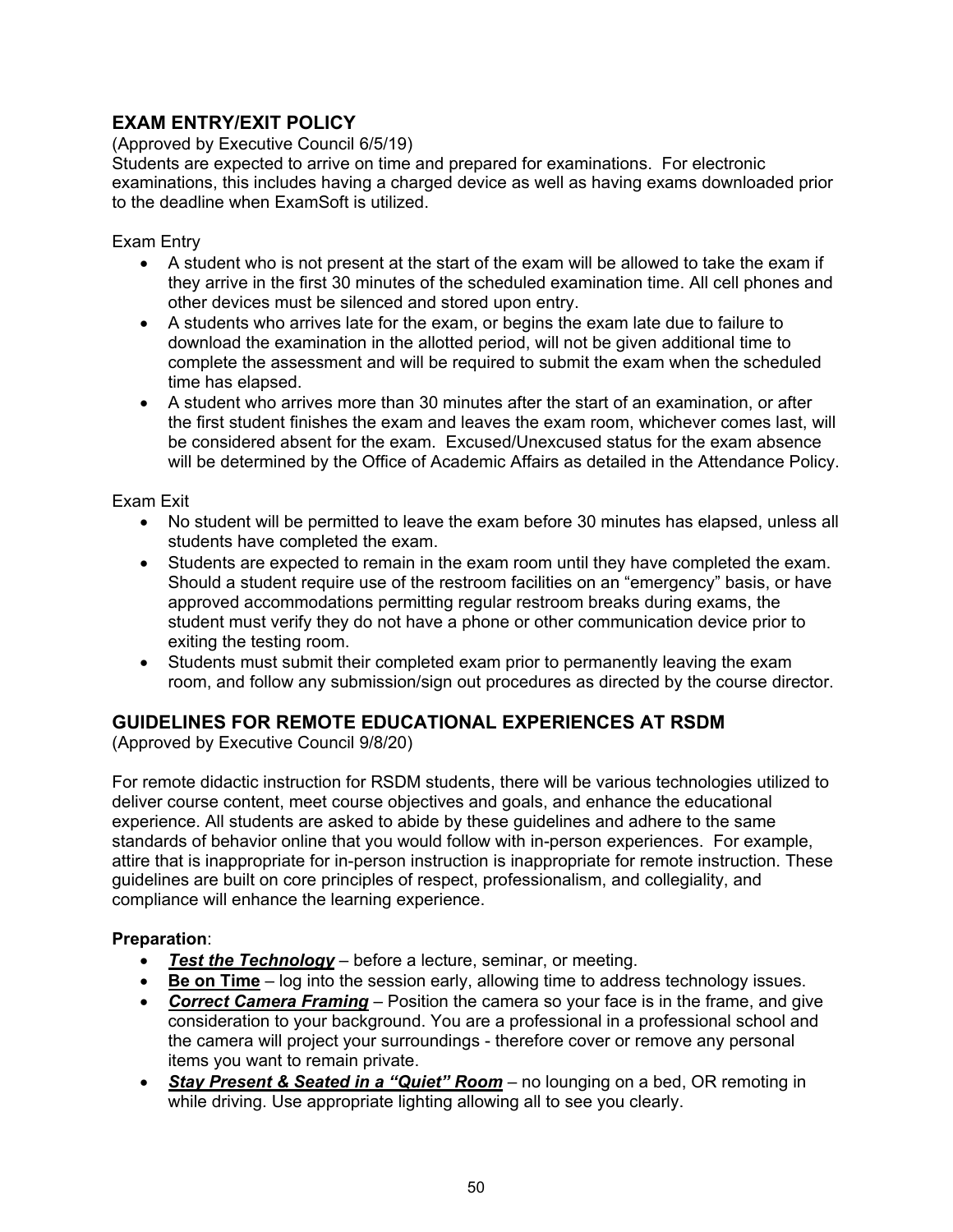## EXAM ENTRY/EXIT POLICY

(Approved by Executive Council 6/5/19)

Students are expected to arrive on time and prepared for examinations. For electronic examinations, this includes having a charged device as well as having exams downloaded prior to the deadline when ExamSoft is utilized.

Exam Entry

- A student who is not present at the start of the exam will be allowed to take the exam if they arrive in the first 30 minutes of the scheduled examination time. All cell phones and other devices must be silenced and stored upon entry.
- A students who arrives late for the exam, or begins the exam late due to failure to download the examination in the allotted period, will not be given additional time to complete the assessment and will be required to submit the exam when the scheduled time has elapsed.
- A student who arrives more than 30 minutes after the start of an examination, or after the first student finishes the exam and leaves the exam room, whichever comes last, will be considered absent for the exam. Excused/Unexcused status for the exam absence will be determined by the Office of Academic Affairs as detailed in the Attendance Policy.

Exam Exit

- No student will be permitted to leave the exam before 30 minutes has elapsed, unless all students have completed the exam.
- Students are expected to remain in the exam room until they have completed the exam. Should a student require use of the restroom facilities on an "emergency" basis, or have approved accommodations permitting regular restroom breaks during exams, the student must verify they do not have a phone or other communication device prior to exiting the testing room.
- Students must submit their completed exam prior to permanently leaving the exam room, and follow any submission/sign out procedures as directed by the course director.

## GUIDELINES FOR REMOTE EDUCATIONAL EXPERIENCES AT RSDM

(Approved by Executive Council 9/8/20)

For remote didactic instruction for RSDM students, there will be various technologies utilized to deliver course content, meet course objectives and goals, and enhance the educational experience. All students are asked to abide by these guidelines and adhere to the same standards of behavior online that you would follow with in-person experiences. For example, attire that is inappropriate for in-person instruction is inappropriate for remote instruction. These guidelines are built on core principles of respect, professionalism, and collegiality, and compliance will enhance the learning experience.

**Preparation**:

- ***Test the Technology*** – before a lecture, seminar, or meeting.
- **Be on Time** – log into the session early, allowing time to address technology issues.
- ***Correct Camera Framing*** – Position the camera so your face is in the frame, and give consideration to your background. You are a professional in a professional school and the camera will project your surroundings - therefore cover or remove any personal items you want to remain private.
- ***Stay Present & Seated in a "Quiet" Room*** – no lounging on a bed, OR remoting in while driving. Use appropriate lighting allowing all to see you clearly.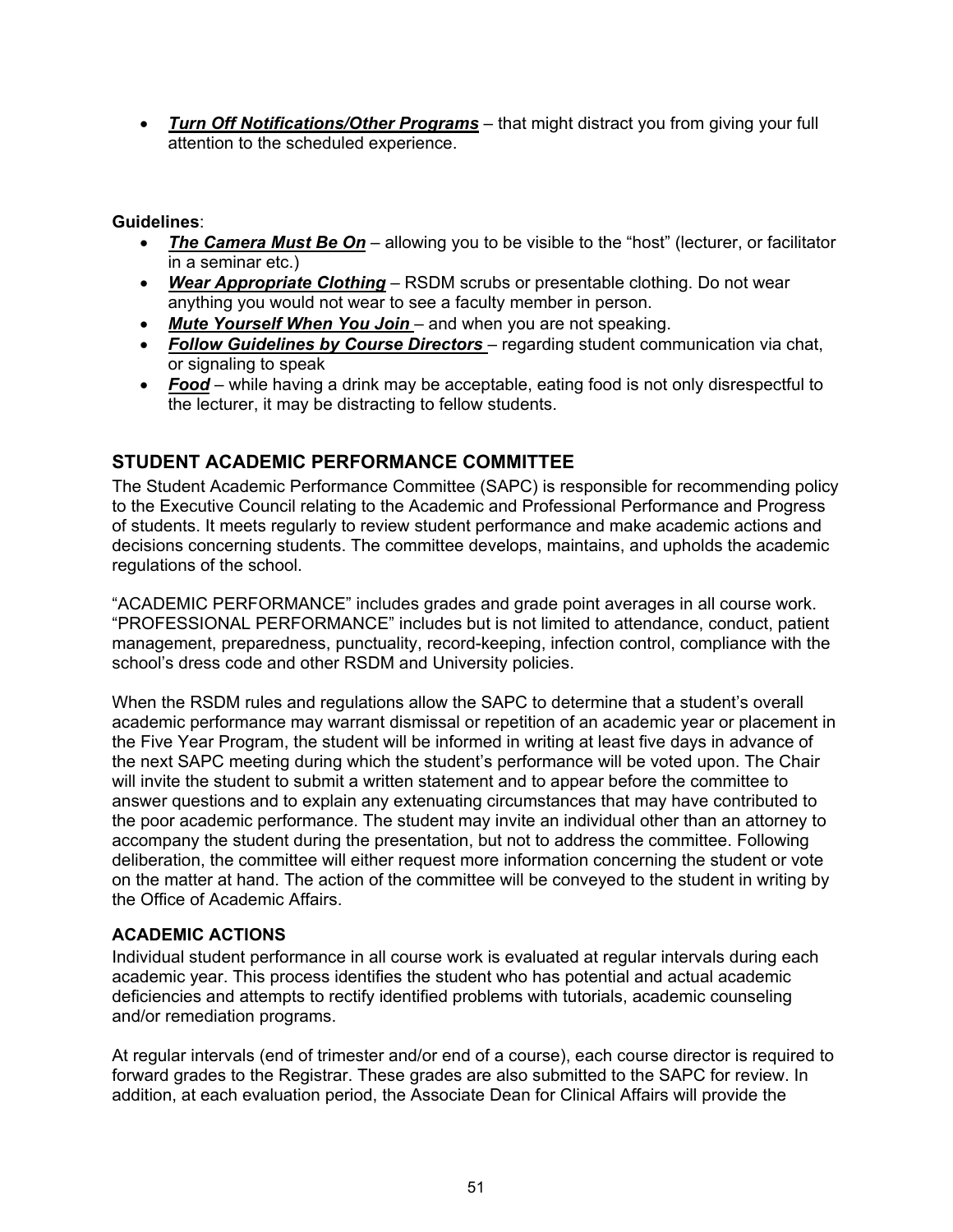- ***Turn Off Notifications/Other Programs*** – that might distract you from giving your full attention to the scheduled experience.

**Guidelines**:

- ***The Camera Must Be On*** – allowing you to be visible to the "host" (lecturer, or facilitator in a seminar etc.)
- ***Wear Appropriate Clothing*** – RSDM scrubs or presentable clothing. Do not wear anything you would not wear to see a faculty member in person.
- ***Mute Yourself When You Join*** – and when you are not speaking.
- ***Follow Guidelines by Course Directors*** – regarding student communication via chat, or signaling to speak
- ***Food*** – while having a drink may be acceptable, eating food is not only disrespectful to the lecturer, it may be distracting to fellow students.

## STUDENT ACADEMIC PERFORMANCE COMMITTEE

The Student Academic Performance Committee (SAPC) is responsible for recommending policy to the Executive Council relating to the Academic and Professional Performance and Progress of students. It meets regularly to review student performance and make academic actions and decisions concerning students. The committee develops, maintains, and upholds the academic regulations of the school.

"ACADEMIC PERFORMANCE" includes grades and grade point averages in all course work. "PROFESSIONAL PERFORMANCE" includes but is not limited to attendance, conduct, patient management, preparedness, punctuality, record-keeping, infection control, compliance with the school's dress code and other RSDM and University policies.

When the RSDM rules and regulations allow the SAPC to determine that a student's overall academic performance may warrant dismissal or repetition of an academic year or placement in the Five Year Program, the student will be informed in writing at least five days in advance of the next SAPC meeting during which the student's performance will be voted upon. The Chair will invite the student to submit a written statement and to appear before the committee to answer questions and to explain any extenuating circumstances that may have contributed to the poor academic performance. The student may invite an individual other than an attorney to accompany the student during the presentation, but not to address the committee. Following deliberation, the committee will either request more information concerning the student or vote on the matter at hand. The action of the committee will be conveyed to the student in writing by the Office of Academic Affairs.

### ACADEMIC ACTIONS

Individual student performance in all course work is evaluated at regular intervals during each academic year. This process identifies the student who has potential and actual academic deficiencies and attempts to rectify identified problems with tutorials, academic counseling and/or remediation programs.

At regular intervals (end of trimester and/or end of a course), each course director is required to forward grades to the Registrar. These grades are also submitted to the SAPC for review. In addition, at each evaluation period, the Associate Dean for Clinical Affairs will provide the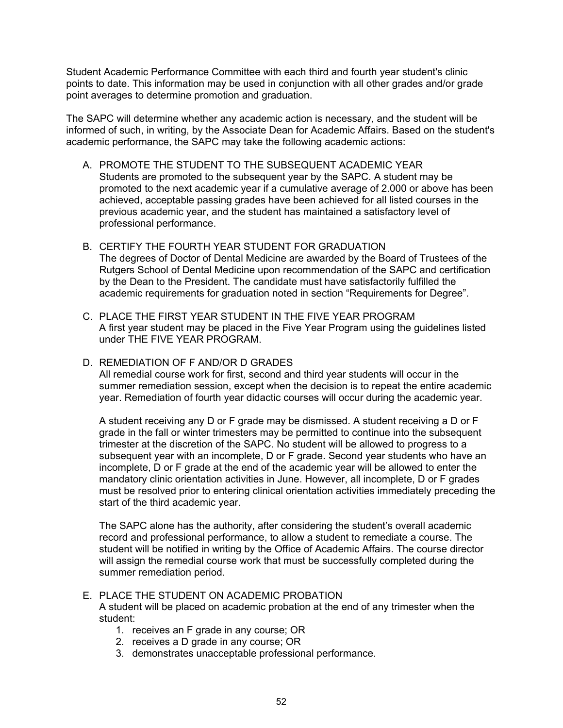Student Academic Performance Committee with each third and fourth year student's clinic points to date. This information may be used in conjunction with all other grades and/or grade point averages to determine promotion and graduation.

The SAPC will determine whether any academic action is necessary, and the student will be informed of such, in writing, by the Associate Dean for Academic Affairs. Based on the student's academic performance, the SAPC may take the following academic actions:

A. PROMOTE THE STUDENT TO THE SUBSEQUENT ACADEMIC YEAR
   Students are promoted to the subsequent year by the SAPC. A student may be promoted to the next academic year if a cumulative average of 2.000 or above has been achieved, acceptable passing grades have been achieved for all listed courses in the previous academic year, and the student has maintained a satisfactory level of professional performance.

B. CERTIFY THE FOURTH YEAR STUDENT FOR GRADUATION
   The degrees of Doctor of Dental Medicine are awarded by the Board of Trustees of the Rutgers School of Dental Medicine upon recommendation of the SAPC and certification by the Dean to the President. The candidate must have satisfactorily fulfilled the academic requirements for graduation noted in section "Requirements for Degree".

C. PLACE THE FIRST YEAR STUDENT IN THE FIVE YEAR PROGRAM
   A first year student may be placed in the Five Year Program using the guidelines listed under THE FIVE YEAR PROGRAM.

D. REMEDIATION OF F AND/OR D GRADES
   All remedial course work for first, second and third year students will occur in the summer remediation session, except when the decision is to repeat the entire academic year. Remediation of fourth year didactic courses will occur during the academic year.

   A student receiving any D or F grade may be dismissed. A student receiving a D or F grade in the fall or winter trimesters may be permitted to continue into the subsequent trimester at the discretion of the SAPC. No student will be allowed to progress to a subsequent year with an incomplete, D or F grade. Second year students who have an incomplete, D or F grade at the end of the academic year will be allowed to enter the mandatory clinic orientation activities in June. However, all incomplete, D or F grades must be resolved prior to entering clinical orientation activities immediately preceding the start of the third academic year.

   The SAPC alone has the authority, after considering the student's overall academic record and professional performance, to allow a student to remediate a course. The student will be notified in writing by the Office of Academic Affairs. The course director will assign the remedial course work that must be successfully completed during the summer remediation period.

E. PLACE THE STUDENT ON ACADEMIC PROBATION
   A student will be placed on academic probation at the end of any trimester when the student:
   1. receives an F grade in any course; OR
   2. receives a D grade in any course; OR
   3. demonstrates unacceptable professional performance.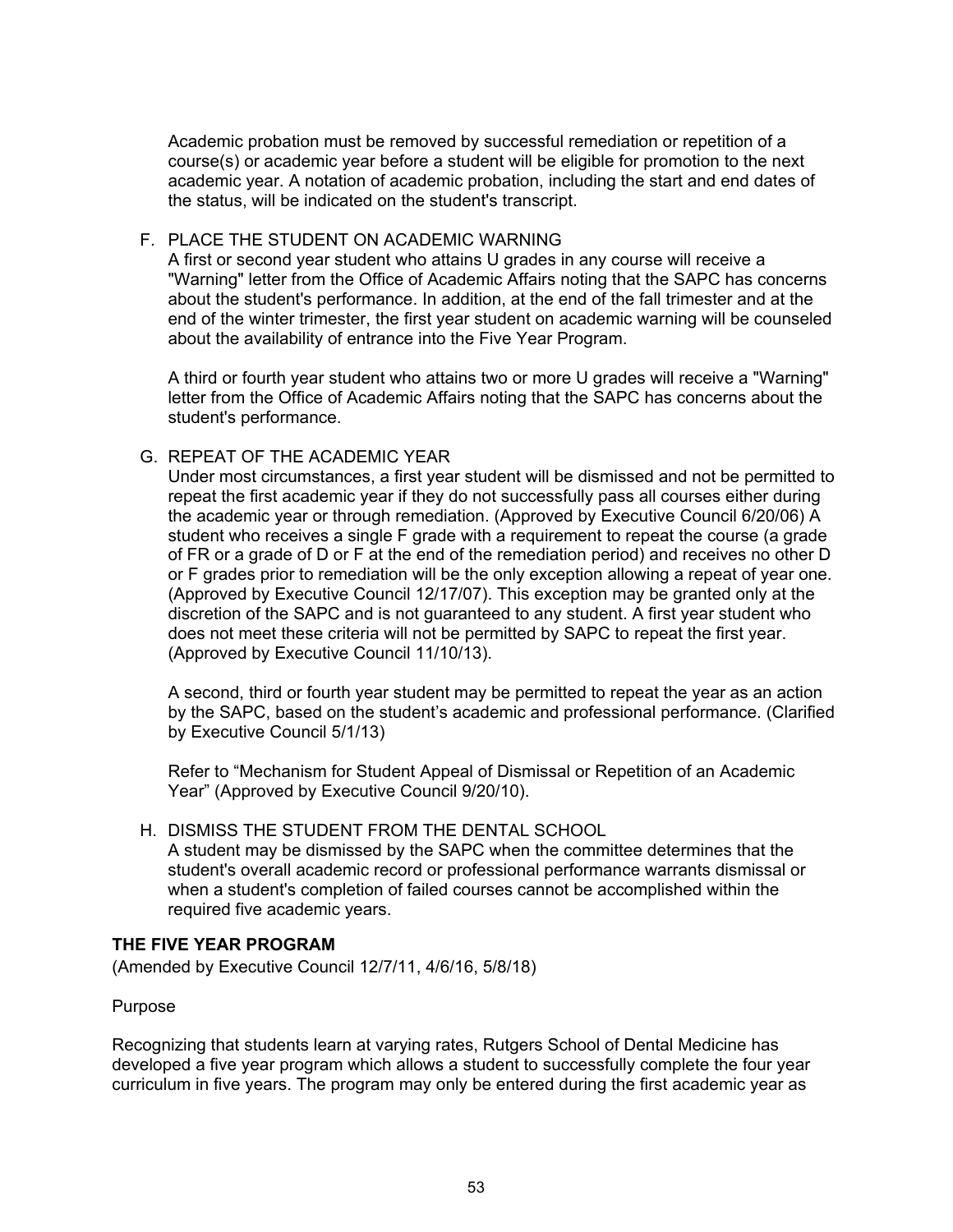Academic probation must be removed by successful remediation or repetition of a course(s) or academic year before a student will be eligible for promotion to the next academic year. A notation of academic probation, including the start and end dates of the status, will be indicated on the student's transcript.

F. PLACE THE STUDENT ON ACADEMIC WARNING

A first or second year student who attains U grades in any course will receive a "Warning" letter from the Office of Academic Affairs noting that the SAPC has concerns about the student's performance. In addition, at the end of the fall trimester and at the end of the winter trimester, the first year student on academic warning will be counseled about the availability of entrance into the Five Year Program.

A third or fourth year student who attains two or more U grades will receive a "Warning" letter from the Office of Academic Affairs noting that the SAPC has concerns about the student's performance.

G. REPEAT OF THE ACADEMIC YEAR

Under most circumstances, a first year student will be dismissed and not be permitted to repeat the first academic year if they do not successfully pass all courses either during the academic year or through remediation. (Approved by Executive Council 6/20/06) A student who receives a single F grade with a requirement to repeat the course (a grade of FR or a grade of D or F at the end of the remediation period) and receives no other D or F grades prior to remediation will be the only exception allowing a repeat of year one. (Approved by Executive Council 12/17/07). This exception may be granted only at the discretion of the SAPC and is not guaranteed to any student. A first year student who does not meet these criteria will not be permitted by SAPC to repeat the first year. (Approved by Executive Council 11/10/13).

A second, third or fourth year student may be permitted to repeat the year as an action by the SAPC, based on the student's academic and professional performance. (Clarified by Executive Council 5/1/13)

Refer to "Mechanism for Student Appeal of Dismissal or Repetition of an Academic Year" (Approved by Executive Council 9/20/10).

H. DISMISS THE STUDENT FROM THE DENTAL SCHOOL

A student may be dismissed by the SAPC when the committee determines that the student's overall academic record or professional performance warrants dismissal or when a student's completion of failed courses cannot be accomplished within the required five academic years.

## THE FIVE YEAR PROGRAM

(Amended by Executive Council 12/7/11, 4/6/16, 5/8/18)

Purpose

Recognizing that students learn at varying rates, Rutgers School of Dental Medicine has developed a five year program which allows a student to successfully complete the four year curriculum in five years. The program may only be entered during the first academic year as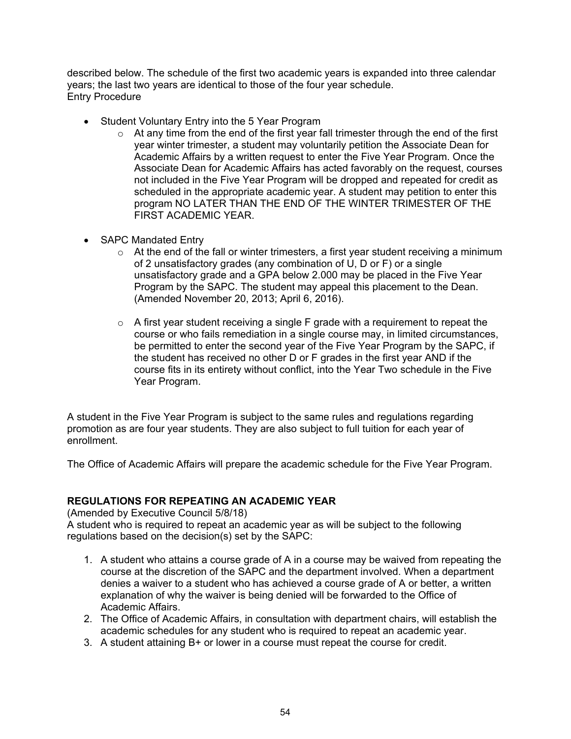described below. The schedule of the first two academic years is expanded into three calendar years; the last two years are identical to those of the four year schedule.
Entry Procedure

- Student Voluntary Entry into the 5 Year Program
  - At any time from the end of the first year fall trimester through the end of the first year winter trimester, a student may voluntarily petition the Associate Dean for Academic Affairs by a written request to enter the Five Year Program. Once the Associate Dean for Academic Affairs has acted favorably on the request, courses not included in the Five Year Program will be dropped and repeated for credit as scheduled in the appropriate academic year. A student may petition to enter this program NO LATER THAN THE END OF THE WINTER TRIMESTER OF THE FIRST ACADEMIC YEAR.

- SAPC Mandated Entry
  - At the end of the fall or winter trimesters, a first year student receiving a minimum of 2 unsatisfactory grades (any combination of U, D or F) or a single unsatisfactory grade and a GPA below 2.000 may be placed in the Five Year Program by the SAPC. The student may appeal this placement to the Dean. (Amended November 20, 2013; April 6, 2016).

  - A first year student receiving a single F grade with a requirement to repeat the course or who fails remediation in a single course may, in limited circumstances, be permitted to enter the second year of the Five Year Program by the SAPC, if the student has received no other D or F grades in the first year AND if the course fits in its entirety without conflict, into the Year Two schedule in the Five Year Program.

A student in the Five Year Program is subject to the same rules and regulations regarding promotion as are four year students. They are also subject to full tuition for each year of enrollment.

The Office of Academic Affairs will prepare the academic schedule for the Five Year Program.

**REGULATIONS FOR REPEATING AN ACADEMIC YEAR**
(Amended by Executive Council 5/8/18)
A student who is required to repeat an academic year as will be subject to the following regulations based on the decision(s) set by the SAPC:

1. A student who attains a course grade of A in a course may be waived from repeating the course at the discretion of the SAPC and the department involved. When a department denies a waiver to a student who has achieved a course grade of A or better, a written explanation of why the waiver is being denied will be forwarded to the Office of Academic Affairs.
2. The Office of Academic Affairs, in consultation with department chairs, will establish the academic schedules for any student who is required to repeat an academic year.
3. A student attaining B+ or lower in a course must repeat the course for credit.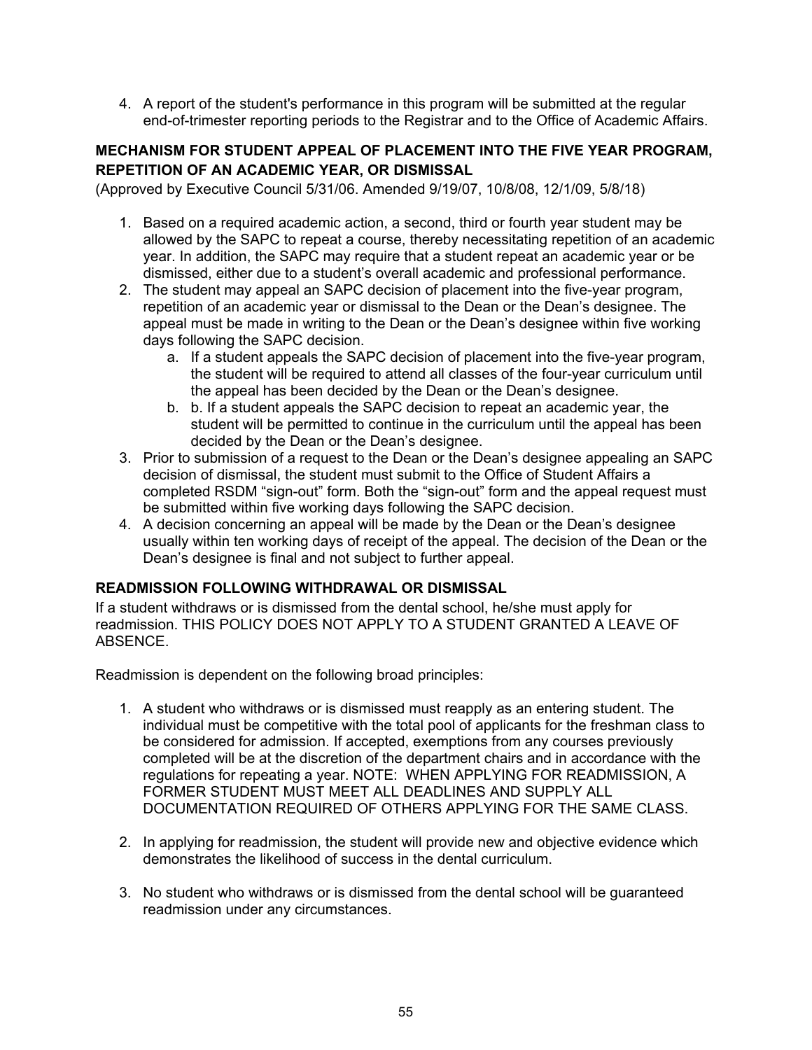4. A report of the student's performance in this program will be submitted at the regular end-of-trimester reporting periods to the Registrar and to the Office of Academic Affairs.

### MECHANISM FOR STUDENT APPEAL OF PLACEMENT INTO THE FIVE YEAR PROGRAM, REPETITION OF AN ACADEMIC YEAR, OR DISMISSAL

(Approved by Executive Council 5/31/06. Amended 9/19/07, 10/8/08, 12/1/09, 5/8/18)

1. Based on a required academic action, a second, third or fourth year student may be allowed by the SAPC to repeat a course, thereby necessitating repetition of an academic year. In addition, the SAPC may require that a student repeat an academic year or be dismissed, either due to a student's overall academic and professional performance.
2. The student may appeal an SAPC decision of placement into the five-year program, repetition of an academic year or dismissal to the Dean or the Dean's designee. The appeal must be made in writing to the Dean or the Dean's designee within five working days following the SAPC decision.
   a. If a student appeals the SAPC decision of placement into the five-year program, the student will be required to attend all classes of the four-year curriculum until the appeal has been decided by the Dean or the Dean's designee.
   b. b. If a student appeals the SAPC decision to repeat an academic year, the student will be permitted to continue in the curriculum until the appeal has been decided by the Dean or the Dean's designee.
3. Prior to submission of a request to the Dean or the Dean's designee appealing an SAPC decision of dismissal, the student must submit to the Office of Student Affairs a completed RSDM "sign-out" form. Both the "sign-out" form and the appeal request must be submitted within five working days following the SAPC decision.
4. A decision concerning an appeal will be made by the Dean or the Dean's designee usually within ten working days of receipt of the appeal. The decision of the Dean or the Dean's designee is final and not subject to further appeal.

### READMISSION FOLLOWING WITHDRAWAL OR DISMISSAL

If a student withdraws or is dismissed from the dental school, he/she must apply for readmission. THIS POLICY DOES NOT APPLY TO A STUDENT GRANTED A LEAVE OF ABSENCE.

Readmission is dependent on the following broad principles:

1. A student who withdraws or is dismissed must reapply as an entering student. The individual must be competitive with the total pool of applicants for the freshman class to be considered for admission. If accepted, exemptions from any courses previously completed will be at the discretion of the department chairs and in accordance with the regulations for repeating a year. NOTE: WHEN APPLYING FOR READMISSION, A FORMER STUDENT MUST MEET ALL DEADLINES AND SUPPLY ALL DOCUMENTATION REQUIRED OF OTHERS APPLYING FOR THE SAME CLASS.

2. In applying for readmission, the student will provide new and objective evidence which demonstrates the likelihood of success in the dental curriculum.

3. No student who withdraws or is dismissed from the dental school will be guaranteed readmission under any circumstances.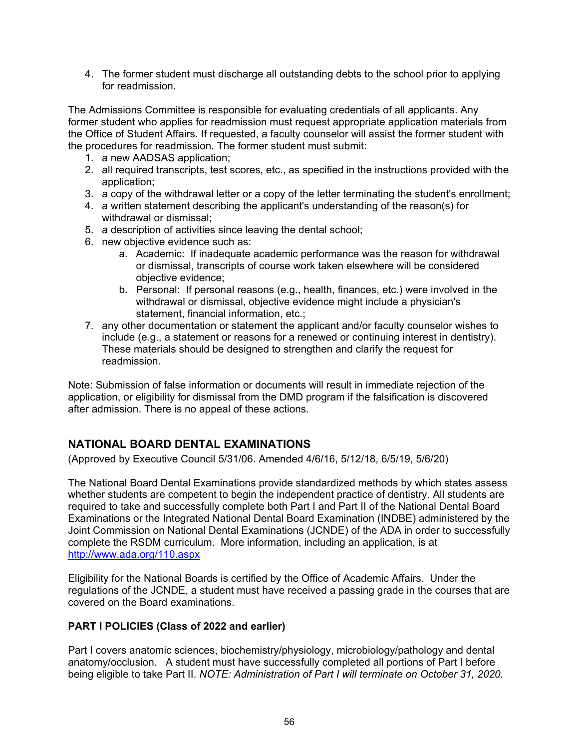4. The former student must discharge all outstanding debts to the school prior to applying for readmission.

The Admissions Committee is responsible for evaluating credentials of all applicants. Any former student who applies for readmission must request appropriate application materials from the Office of Student Affairs. If requested, a faculty counselor will assist the former student with the procedures for readmission. The former student must submit:

1. a new AADSAS application;
2. all required transcripts, test scores, etc., as specified in the instructions provided with the application;
3. a copy of the withdrawal letter or a copy of the letter terminating the student's enrollment;
4. a written statement describing the applicant's understanding of the reason(s) for withdrawal or dismissal;
5. a description of activities since leaving the dental school;
6. new objective evidence such as:
   a. Academic: If inadequate academic performance was the reason for withdrawal or dismissal, transcripts of course work taken elsewhere will be considered objective evidence;
   b. Personal: If personal reasons (e.g., health, finances, etc.) were involved in the withdrawal or dismissal, objective evidence might include a physician's statement, financial information, etc.;
7. any other documentation or statement the applicant and/or faculty counselor wishes to include (e.g., a statement or reasons for a renewed or continuing interest in dentistry). These materials should be designed to strengthen and clarify the request for readmission.

Note: Submission of false information or documents will result in immediate rejection of the application, or eligibility for dismissal from the DMD program if the falsification is discovered after admission. There is no appeal of these actions.

## NATIONAL BOARD DENTAL EXAMINATIONS

(Approved by Executive Council 5/31/06. Amended 4/6/16, 5/12/18, 6/5/19, 5/6/20)

The National Board Dental Examinations provide standardized methods by which states assess whether students are competent to begin the independent practice of dentistry. All students are required to take and successfully complete both Part I and Part II of the National Dental Board Examinations or the Integrated National Dental Board Examination (INDBE) administered by the Joint Commission on National Dental Examinations (JCNDE) of the ADA in order to successfully complete the RSDM curriculum. More information, including an application, is at http://www.ada.org/110.aspx

Eligibility for the National Boards is certified by the Office of Academic Affairs. Under the regulations of the JCNDE, a student must have received a passing grade in the courses that are covered on the Board examinations.

### PART I POLICIES (Class of 2022 and earlier)

Part I covers anatomic sciences, biochemistry/physiology, microbiology/pathology and dental anatomy/occlusion. A student must have successfully completed all portions of Part I before being eligible to take Part II. *NOTE: Administration of Part I will terminate on October 31, 2020.*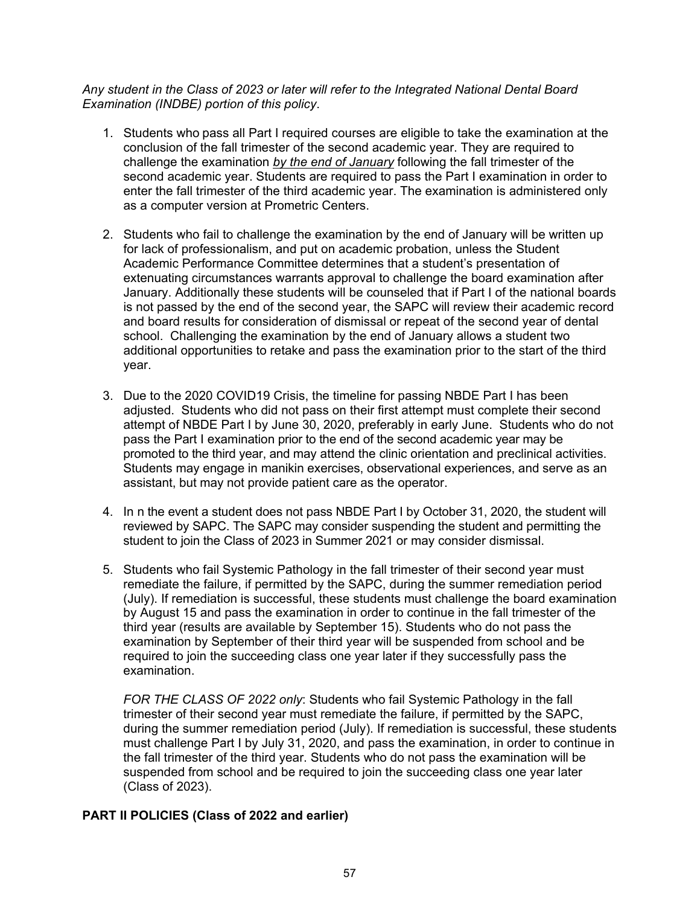*Any student in the Class of 2023 or later will refer to the Integrated National Dental Board Examination (INDBE) portion of this policy.*

1. Students who pass all Part I required courses are eligible to take the examination at the conclusion of the fall trimester of the second academic year. They are required to challenge the examination ***by the end of January*** following the fall trimester of the second academic year. Students are required to pass the Part I examination in order to enter the fall trimester of the third academic year. The examination is administered only as a computer version at Prometric Centers.

2. Students who fail to challenge the examination by the end of January will be written up for lack of professionalism, and put on academic probation, unless the Student Academic Performance Committee determines that a student's presentation of extenuating circumstances warrants approval to challenge the board examination after January. Additionally these students will be counseled that if Part I of the national boards is not passed by the end of the second year, the SAPC will review their academic record and board results for consideration of dismissal or repeat of the second year of dental school. Challenging the examination by the end of January allows a student two additional opportunities to retake and pass the examination prior to the start of the third year.

3. Due to the 2020 COVID19 Crisis, the timeline for passing NBDE Part I has been adjusted. Students who did not pass on their first attempt must complete their second attempt of NBDE Part I by June 30, 2020, preferably in early June. Students who do not pass the Part I examination prior to the end of the second academic year may be promoted to the third year, and may attend the clinic orientation and preclinical activities. Students may engage in manikin exercises, observational experiences, and serve as an assistant, but may not provide patient care as the operator.

4. In n the event a student does not pass NBDE Part I by October 31, 2020, the student will reviewed by SAPC. The SAPC may consider suspending the student and permitting the student to join the Class of 2023 in Summer 2021 or may consider dismissal.

5. Students who fail Systemic Pathology in the fall trimester of their second year must remediate the failure, if permitted by the SAPC, during the summer remediation period (July). If remediation is successful, these students must challenge the board examination by August 15 and pass the examination in order to continue in the fall trimester of the third year (results are available by September 15). Students who do not pass the examination by September of their third year will be suspended from school and be required to join the succeeding class one year later if they successfully pass the examination.

   *FOR THE CLASS OF 2022 only*: Students who fail Systemic Pathology in the fall trimester of their second year must remediate the failure, if permitted by the SAPC, during the summer remediation period (July). If remediation is successful, these students must challenge Part I by July 31, 2020, and pass the examination, in order to continue in the fall trimester of the third year. Students who do not pass the examination will be suspended from school and be required to join the succeeding class one year later (Class of 2023).

**PART II POLICIES (Class of 2022 and earlier)**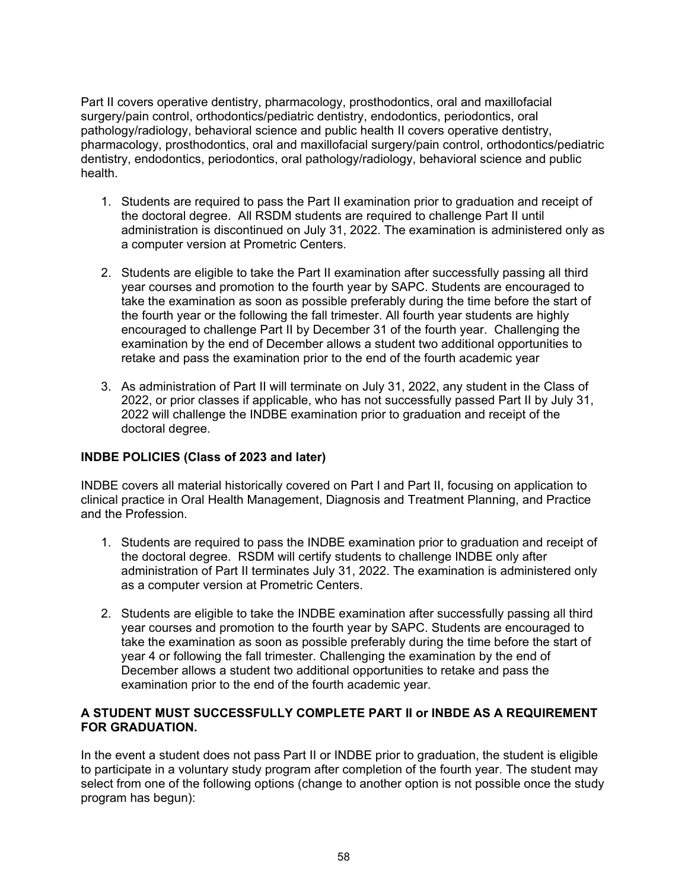Part II covers operative dentistry, pharmacology, prosthodontics, oral and maxillofacial surgery/pain control, orthodontics/pediatric dentistry, endodontics, periodontics, oral pathology/radiology, behavioral science and public health II covers operative dentistry, pharmacology, prosthodontics, oral and maxillofacial surgery/pain control, orthodontics/pediatric dentistry, endodontics, periodontics, oral pathology/radiology, behavioral science and public health.

1. Students are required to pass the Part II examination prior to graduation and receipt of the doctoral degree. All RSDM students are required to challenge Part II until administration is discontinued on July 31, 2022. The examination is administered only as a computer version at Prometric Centers.

2. Students are eligible to take the Part II examination after successfully passing all third year courses and promotion to the fourth year by SAPC. Students are encouraged to take the examination as soon as possible preferably during the time before the start of the fourth year or the following the fall trimester. All fourth year students are highly encouraged to challenge Part II by December 31 of the fourth year. Challenging the examination by the end of December allows a student two additional opportunities to retake and pass the examination prior to the end of the fourth academic year

3. As administration of Part II will terminate on July 31, 2022, any student in the Class of 2022, or prior classes if applicable, who has not successfully passed Part II by July 31, 2022 will challenge the INDBE examination prior to graduation and receipt of the doctoral degree.

**INDBE POLICIES (Class of 2023 and later)**

INDBE covers all material historically covered on Part I and Part II, focusing on application to clinical practice in Oral Health Management, Diagnosis and Treatment Planning, and Practice and the Profession.

1. Students are required to pass the INDBE examination prior to graduation and receipt of the doctoral degree. RSDM will certify students to challenge INDBE only after administration of Part II terminates July 31, 2022. The examination is administered only as a computer version at Prometric Centers.

2. Students are eligible to take the INDBE examination after successfully passing all third year courses and promotion to the fourth year by SAPC. Students are encouraged to take the examination as soon as possible preferably during the time before the start of year 4 or following the fall trimester. Challenging the examination by the end of December allows a student two additional opportunities to retake and pass the examination prior to the end of the fourth academic year.

**A STUDENT MUST SUCCESSFULLY COMPLETE PART II or INBDE AS A REQUIREMENT FOR GRADUATION.**

In the event a student does not pass Part II or INDBE prior to graduation, the student is eligible to participate in a voluntary study program after completion of the fourth year. The student may select from one of the following options (change to another option is not possible once the study program has begun):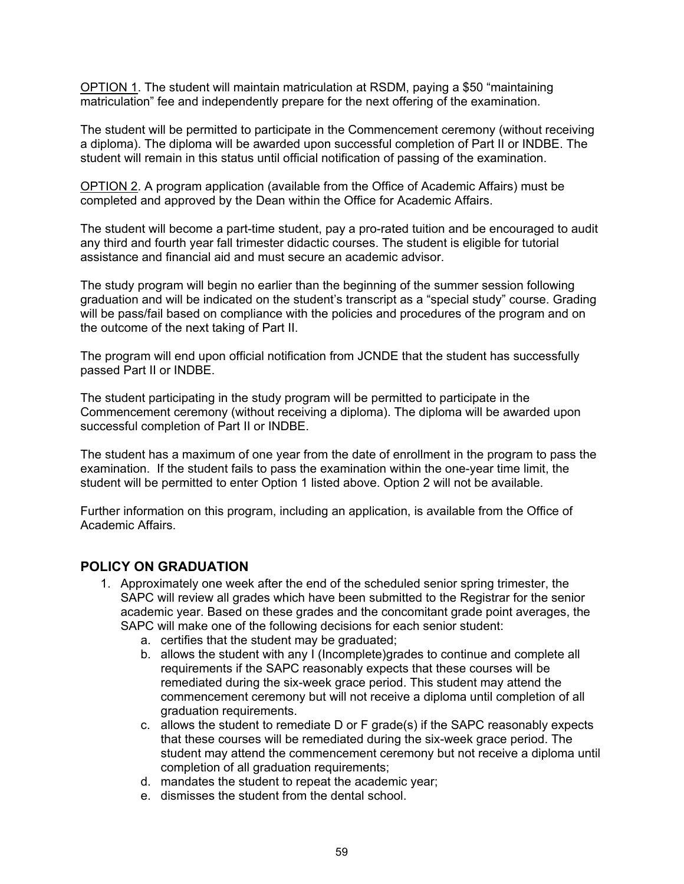<u>OPTION 1</u>. The student will maintain matriculation at RSDM, paying a $50 "maintaining matriculation" fee and independently prepare for the next offering of the examination.

The student will be permitted to participate in the Commencement ceremony (without receiving a diploma). The diploma will be awarded upon successful completion of Part II or INDBE. The student will remain in this status until official notification of passing of the examination.

<u>OPTION 2</u>. A program application (available from the Office of Academic Affairs) must be completed and approved by the Dean within the Office for Academic Affairs.

The student will become a part-time student, pay a pro-rated tuition and be encouraged to audit any third and fourth year fall trimester didactic courses. The student is eligible for tutorial assistance and financial aid and must secure an academic advisor.

The study program will begin no earlier than the beginning of the summer session following graduation and will be indicated on the student's transcript as a "special study" course. Grading will be pass/fail based on compliance with the policies and procedures of the program and on the outcome of the next taking of Part II.

The program will end upon official notification from JCNDE that the student has successfully passed Part II or INDBE.

The student participating in the study program will be permitted to participate in the Commencement ceremony (without receiving a diploma). The diploma will be awarded upon successful completion of Part II or INDBE.

The student has a maximum of one year from the date of enrollment in the program to pass the examination. If the student fails to pass the examination within the one-year time limit, the student will be permitted to enter Option 1 listed above. Option 2 will not be available.

Further information on this program, including an application, is available from the Office of Academic Affairs.

## POLICY ON GRADUATION

1. Approximately one week after the end of the scheduled senior spring trimester, the SAPC will review all grades which have been submitted to the Registrar for the senior academic year. Based on these grades and the concomitant grade point averages, the SAPC will make one of the following decisions for each senior student:
   a. certifies that the student may be graduated;
   b. allows the student with any I (Incomplete)grades to continue and complete all requirements if the SAPC reasonably expects that these courses will be remediated during the six-week grace period. This student may attend the commencement ceremony but will not receive a diploma until completion of all graduation requirements.
   c. allows the student to remediate D or F grade(s) if the SAPC reasonably expects that these courses will be remediated during the six-week grace period. The student may attend the commencement ceremony but not receive a diploma until completion of all graduation requirements;
   d. mandates the student to repeat the academic year;
   e. dismisses the student from the dental school.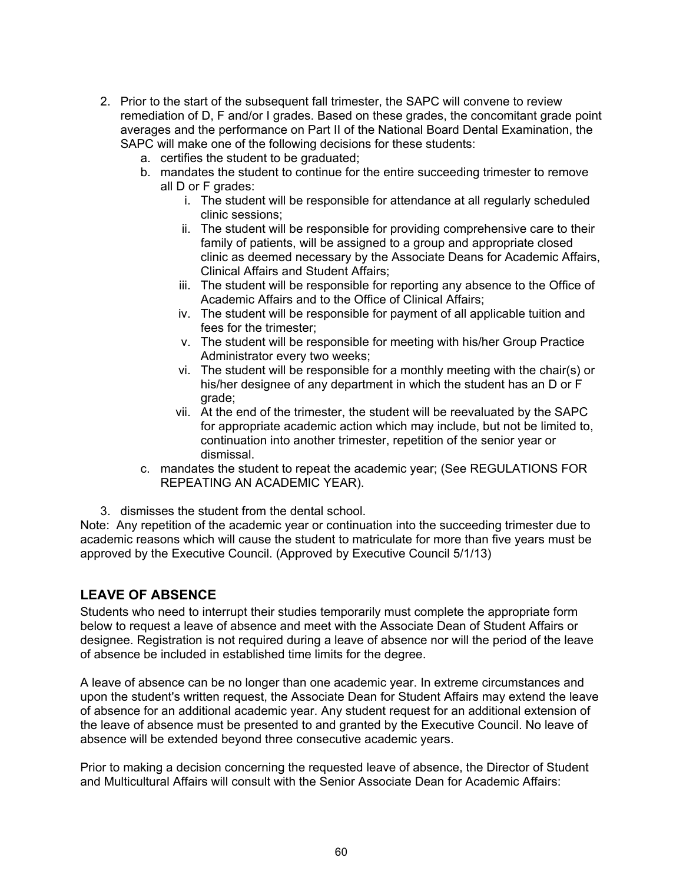2. Prior to the start of the subsequent fall trimester, the SAPC will convene to review remediation of D, F and/or I grades. Based on these grades, the concomitant grade point averages and the performance on Part II of the National Board Dental Examination, the SAPC will make one of the following decisions for these students:
    a. certifies the student to be graduated;
    b. mandates the student to continue for the entire succeeding trimester to remove all D or F grades:
        i. The student will be responsible for attendance at all regularly scheduled clinic sessions;
        ii. The student will be responsible for providing comprehensive care to their family of patients, will be assigned to a group and appropriate closed clinic as deemed necessary by the Associate Deans for Academic Affairs, Clinical Affairs and Student Affairs;
        iii. The student will be responsible for reporting any absence to the Office of Academic Affairs and to the Office of Clinical Affairs;
        iv. The student will be responsible for payment of all applicable tuition and fees for the trimester;
        v. The student will be responsible for meeting with his/her Group Practice Administrator every two weeks;
        vi. The student will be responsible for a monthly meeting with the chair(s) or his/her designee of any department in which the student has an D or F grade;
        vii. At the end of the trimester, the student will be reevaluated by the SAPC for appropriate academic action which may include, but not be limited to, continuation into another trimester, repetition of the senior year or dismissal.
    c. mandates the student to repeat the academic year; (See REGULATIONS FOR REPEATING AN ACADEMIC YEAR).

3. dismisses the student from the dental school.

Note: Any repetition of the academic year or continuation into the succeeding trimester due to academic reasons which will cause the student to matriculate for more than five years must be approved by the Executive Council. (Approved by Executive Council 5/1/13)

## LEAVE OF ABSENCE

Students who need to interrupt their studies temporarily must complete the appropriate form below to request a leave of absence and meet with the Associate Dean of Student Affairs or designee. Registration is not required during a leave of absence nor will the period of the leave of absence be included in established time limits for the degree.

A leave of absence can be no longer than one academic year. In extreme circumstances and upon the student's written request, the Associate Dean for Student Affairs may extend the leave of absence for an additional academic year. Any student request for an additional extension of the leave of absence must be presented to and granted by the Executive Council. No leave of absence will be extended beyond three consecutive academic years.

Prior to making a decision concerning the requested leave of absence, the Director of Student and Multicultural Affairs will consult with the Senior Associate Dean for Academic Affairs: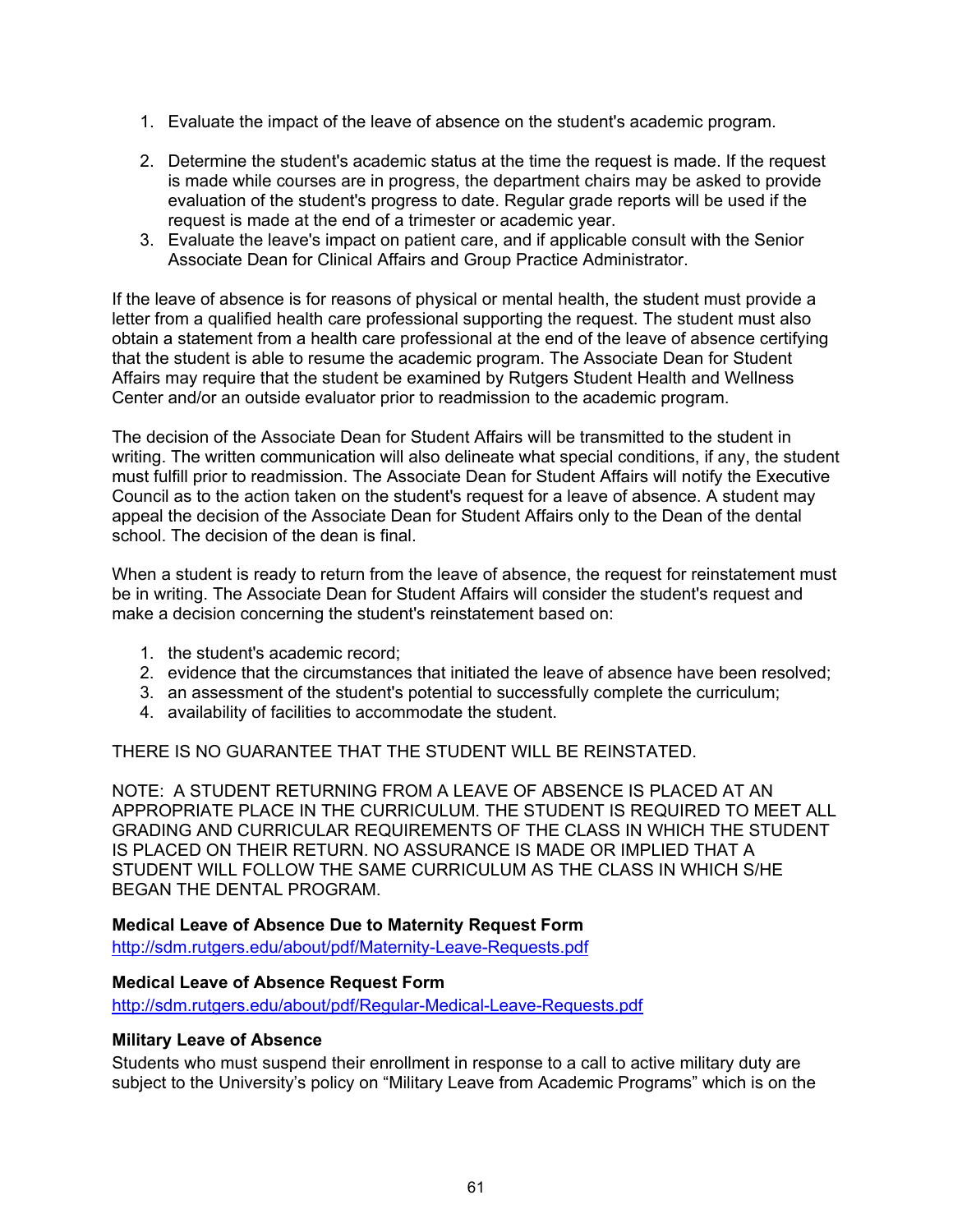1. Evaluate the impact of the leave of absence on the student's academic program.

2. Determine the student's academic status at the time the request is made. If the request is made while courses are in progress, the department chairs may be asked to provide evaluation of the student's progress to date. Regular grade reports will be used if the request is made at the end of a trimester or academic year.
3. Evaluate the leave's impact on patient care, and if applicable consult with the Senior Associate Dean for Clinical Affairs and Group Practice Administrator.

If the leave of absence is for reasons of physical or mental health, the student must provide a letter from a qualified health care professional supporting the request. The student must also obtain a statement from a health care professional at the end of the leave of absence certifying that the student is able to resume the academic program. The Associate Dean for Student Affairs may require that the student be examined by Rutgers Student Health and Wellness Center and/or an outside evaluator prior to readmission to the academic program.

The decision of the Associate Dean for Student Affairs will be transmitted to the student in writing. The written communication will also delineate what special conditions, if any, the student must fulfill prior to readmission. The Associate Dean for Student Affairs will notify the Executive Council as to the action taken on the student's request for a leave of absence. A student may appeal the decision of the Associate Dean for Student Affairs only to the Dean of the dental school. The decision of the dean is final.

When a student is ready to return from the leave of absence, the request for reinstatement must be in writing. The Associate Dean for Student Affairs will consider the student's request and make a decision concerning the student's reinstatement based on:

1. the student's academic record;
2. evidence that the circumstances that initiated the leave of absence have been resolved;
3. an assessment of the student's potential to successfully complete the curriculum;
4. availability of facilities to accommodate the student.

THERE IS NO GUARANTEE THAT THE STUDENT WILL BE REINSTATED.

NOTE: A STUDENT RETURNING FROM A LEAVE OF ABSENCE IS PLACED AT AN APPROPRIATE PLACE IN THE CURRICULUM. THE STUDENT IS REQUIRED TO MEET ALL GRADING AND CURRICULAR REQUIREMENTS OF THE CLASS IN WHICH THE STUDENT IS PLACED ON THEIR RETURN. NO ASSURANCE IS MADE OR IMPLIED THAT A STUDENT WILL FOLLOW THE SAME CURRICULUM AS THE CLASS IN WHICH S/HE BEGAN THE DENTAL PROGRAM.

**Medical Leave of Absence Due to Maternity Request Form**
http://sdm.rutgers.edu/about/pdf/Maternity-Leave-Requests.pdf

**Medical Leave of Absence Request Form**
http://sdm.rutgers.edu/about/pdf/Regular-Medical-Leave-Requests.pdf

**Military Leave of Absence**
Students who must suspend their enrollment in response to a call to active military duty are subject to the University's policy on "Military Leave from Academic Programs" which is on the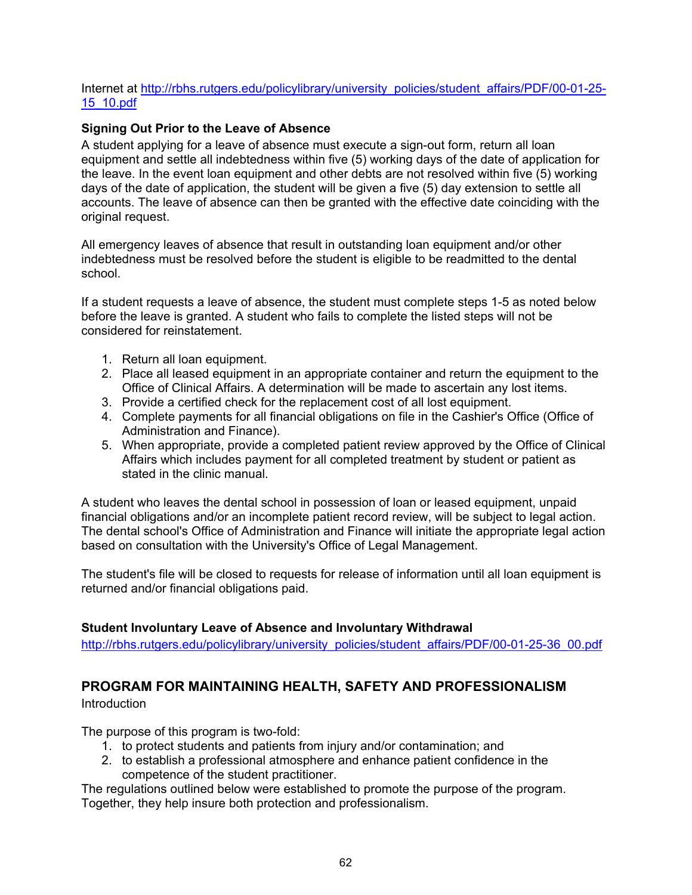Internet at [http://rbhs.rutgers.edu/policylibrary/university_policies/student_affairs/PDF/00-01-25-15_10.pdf](http://rbhs.rutgers.edu/policylibrary/university_policies/student_affairs/PDF/00-01-25-15_10.pdf)

**Signing Out Prior to the Leave of Absence**

A student applying for a leave of absence must execute a sign-out form, return all loan equipment and settle all indebtedness within five (5) working days of the date of application for the leave. In the event loan equipment and other debts are not resolved within five (5) working days of the date of application, the student will be given a five (5) day extension to settle all accounts. The leave of absence can then be granted with the effective date coinciding with the original request.

All emergency leaves of absence that result in outstanding loan equipment and/or other indebtedness must be resolved before the student is eligible to be readmitted to the dental school.

If a student requests a leave of absence, the student must complete steps 1-5 as noted below before the leave is granted. A student who fails to complete the listed steps will not be considered for reinstatement.

1. Return all loan equipment.
2. Place all leased equipment in an appropriate container and return the equipment to the Office of Clinical Affairs. A determination will be made to ascertain any lost items.
3. Provide a certified check for the replacement cost of all lost equipment.
4. Complete payments for all financial obligations on file in the Cashier's Office (Office of Administration and Finance).
5. When appropriate, provide a completed patient review approved by the Office of Clinical Affairs which includes payment for all completed treatment by student or patient as stated in the clinic manual.

A student who leaves the dental school in possession of loan or leased equipment, unpaid financial obligations and/or an incomplete patient record review, will be subject to legal action. The dental school's Office of Administration and Finance will initiate the appropriate legal action based on consultation with the University's Office of Legal Management.

The student's file will be closed to requests for release of information until all loan equipment is returned and/or financial obligations paid.

**Student Involuntary Leave of Absence and Involuntary Withdrawal**

[http://rbhs.rutgers.edu/policylibrary/university_policies/student_affairs/PDF/00-01-25-36_00.pdf](http://rbhs.rutgers.edu/policylibrary/university_policies/student_affairs/PDF/00-01-25-36_00.pdf)

## PROGRAM FOR MAINTAINING HEALTH, SAFETY AND PROFESSIONALISM

Introduction

The purpose of this program is two-fold:

1. to protect students and patients from injury and/or contamination; and
2. to establish a professional atmosphere and enhance patient confidence in the competence of the student practitioner.

The regulations outlined below were established to promote the purpose of the program. Together, they help insure both protection and professionalism.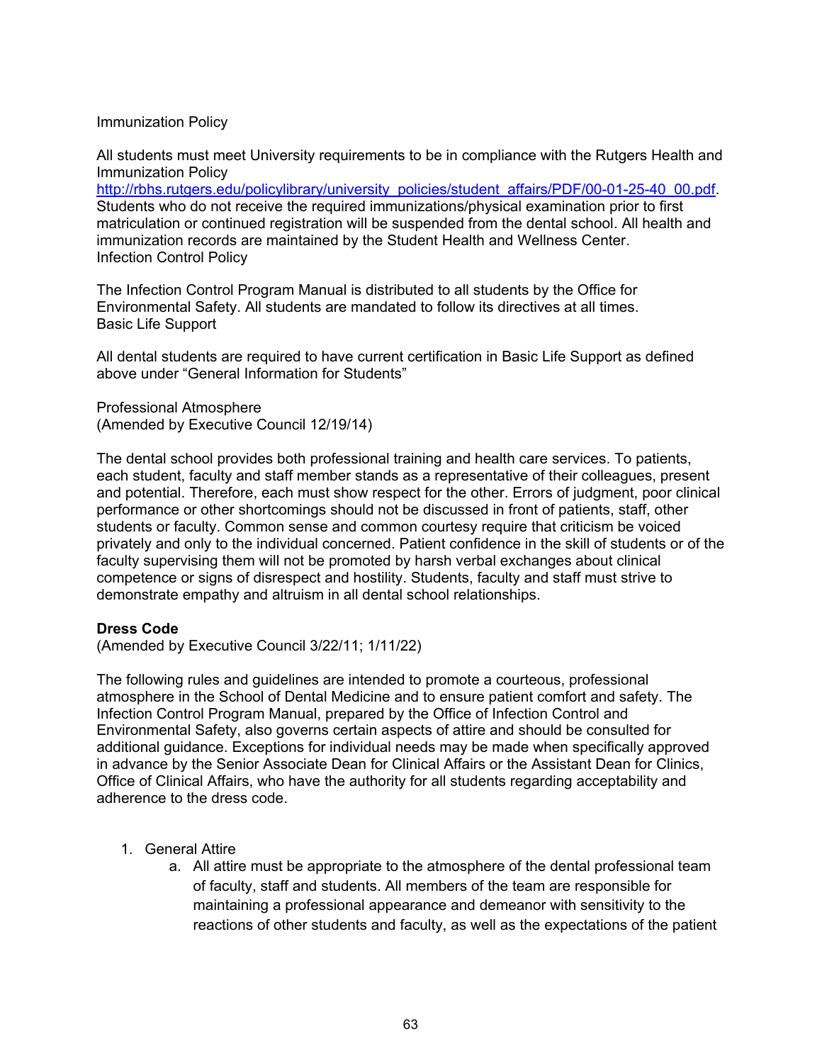Immunization Policy

All students must meet University requirements to be in compliance with the Rutgers Health and Immunization Policy [http://rbhs.rutgers.edu/policylibrary/university_policies/student_affairs/PDF/00-01-25-40_00.pdf](http://rbhs.rutgers.edu/policylibrary/university_policies/student_affairs/PDF/00-01-25-40_00.pdf). Students who do not receive the required immunizations/physical examination prior to first matriculation or continued registration will be suspended from the dental school. All health and immunization records are maintained by the Student Health and Wellness Center.

Infection Control Policy

The Infection Control Program Manual is distributed to all students by the Office for Environmental Safety. All students are mandated to follow its directives at all times.

Basic Life Support

All dental students are required to have current certification in Basic Life Support as defined above under "General Information for Students"

Professional Atmosphere
(Amended by Executive Council 12/19/14)

The dental school provides both professional training and health care services. To patients, each student, faculty and staff member stands as a representative of their colleagues, present and potential. Therefore, each must show respect for the other. Errors of judgment, poor clinical performance or other shortcomings should not be discussed in front of patients, staff, other students or faculty. Common sense and common courtesy require that criticism be voiced privately and only to the individual concerned. Patient confidence in the skill of students or of the faculty supervising them will not be promoted by harsh verbal exchanges about clinical competence or signs of disrespect and hostility. Students, faculty and staff must strive to demonstrate empathy and altruism in all dental school relationships.

**Dress Code**
(Amended by Executive Council 3/22/11; 1/11/22)

The following rules and guidelines are intended to promote a courteous, professional atmosphere in the School of Dental Medicine and to ensure patient comfort and safety. The Infection Control Program Manual, prepared by the Office of Infection Control and Environmental Safety, also governs certain aspects of attire and should be consulted for additional guidance. Exceptions for individual needs may be made when specifically approved in advance by the Senior Associate Dean for Clinical Affairs or the Assistant Dean for Clinics, Office of Clinical Affairs, who have the authority for all students regarding acceptability and adherence to the dress code.

1. General Attire
    a. All attire must be appropriate to the atmosphere of the dental professional team of faculty, staff and students. All members of the team are responsible for maintaining a professional appearance and demeanor with sensitivity to the reactions of other students and faculty, as well as the expectations of the patient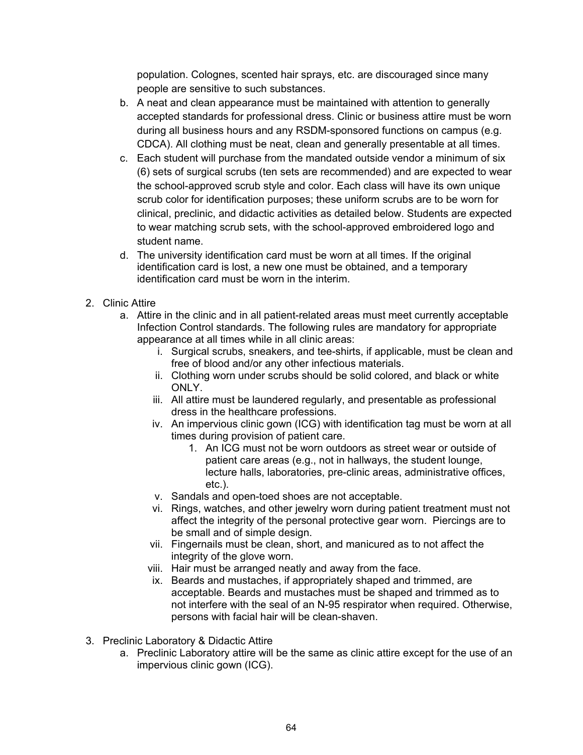population. Colognes, scented hair sprays, etc. are discouraged since many people are sensitive to such substances.

b. A neat and clean appearance must be maintained with attention to generally accepted standards for professional dress. Clinic or business attire must be worn during all business hours and any RSDM-sponsored functions on campus (e.g. CDCA). All clothing must be neat, clean and generally presentable at all times.

c. Each student will purchase from the mandated outside vendor a minimum of six (6) sets of surgical scrubs (ten sets are recommended) and are expected to wear the school-approved scrub style and color. Each class will have its own unique scrub color for identification purposes; these uniform scrubs are to be worn for clinical, preclinic, and didactic activities as detailed below. Students are expected to wear matching scrub sets, with the school-approved embroidered logo and student name.

d. The university identification card must be worn at all times. If the original identification card is lost, a new one must be obtained, and a temporary identification card must be worn in the interim.

2. Clinic Attire
   a. Attire in the clinic and in all patient-related areas must meet currently acceptable Infection Control standards. The following rules are mandatory for appropriate appearance at all times while in all clinic areas:
      i. Surgical scrubs, sneakers, and tee-shirts, if applicable, must be clean and free of blood and/or any other infectious materials.
      ii. Clothing worn under scrubs should be solid colored, and black or white ONLY.
      iii. All attire must be laundered regularly, and presentable as professional dress in the healthcare professions.
      iv. An impervious clinic gown (ICG) with identification tag must be worn at all times during provision of patient care.
         1. An ICG must not be worn outdoors as street wear or outside of patient care areas (e.g., not in hallways, the student lounge, lecture halls, laboratories, pre-clinic areas, administrative offices, etc.).
      v. Sandals and open-toed shoes are not acceptable.
      vi. Rings, watches, and other jewelry worn during patient treatment must not affect the integrity of the personal protective gear worn. Piercings are to be small and of simple design.
      vii. Fingernails must be clean, short, and manicured as to not affect the integrity of the glove worn.
      viii. Hair must be arranged neatly and away from the face.
      ix. Beards and mustaches, if appropriately shaped and trimmed, are acceptable. Beards and mustaches must be shaped and trimmed as to not interfere with the seal of an N-95 respirator when required. Otherwise, persons with facial hair will be clean-shaven.

3. Preclinic Laboratory & Didactic Attire
   a. Preclinic Laboratory attire will be the same as clinic attire except for the use of an impervious clinic gown (ICG).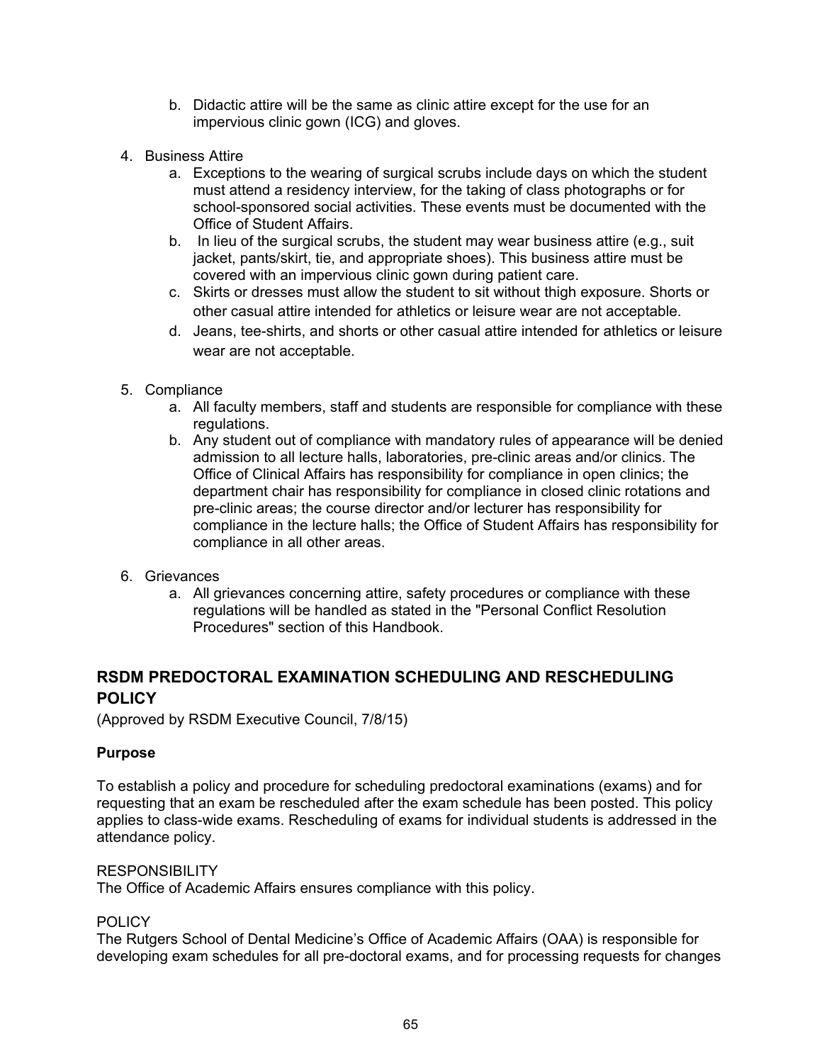b. Didactic attire will be the same as clinic attire except for the use for an impervious clinic gown (ICG) and gloves.

4. Business Attire
   a. Exceptions to the wearing of surgical scrubs include days on which the student must attend a residency interview, for the taking of class photographs or for school-sponsored social activities. These events must be documented with the Office of Student Affairs.
   b. In lieu of the surgical scrubs, the student may wear business attire (e.g., suit jacket, pants/skirt, tie, and appropriate shoes). This business attire must be covered with an impervious clinic gown during patient care.
   c. Skirts or dresses must allow the student to sit without thigh exposure. Shorts or other casual attire intended for athletics or leisure wear are not acceptable.
   d. Jeans, tee-shirts, and shorts or other casual attire intended for athletics or leisure wear are not acceptable.

5. Compliance
   a. All faculty members, staff and students are responsible for compliance with these regulations.
   b. Any student out of compliance with mandatory rules of appearance will be denied admission to all lecture halls, laboratories, pre-clinic areas and/or clinics. The Office of Clinical Affairs has responsibility for compliance in open clinics; the department chair has responsibility for compliance in closed clinic rotations and pre-clinic areas; the course director and/or lecturer has responsibility for compliance in the lecture halls; the Office of Student Affairs has responsibility for compliance in all other areas.

6. Grievances
   a. All grievances concerning attire, safety procedures or compliance with these regulations will be handled as stated in the "Personal Conflict Resolution Procedures" section of this Handbook.

## RSDM PREDOCTORAL EXAMINATION SCHEDULING AND RESCHEDULING POLICY

(Approved by RSDM Executive Council, 7/8/15)

**Purpose**

To establish a policy and procedure for scheduling predoctoral examinations (exams) and for requesting that an exam be rescheduled after the exam schedule has been posted. This policy applies to class-wide exams. Rescheduling of exams for individual students is addressed in the attendance policy.

RESPONSIBILITY
The Office of Academic Affairs ensures compliance with this policy.

POLICY
The Rutgers School of Dental Medicine's Office of Academic Affairs (OAA) is responsible for developing exam schedules for all pre-doctoral exams, and for processing requests for changes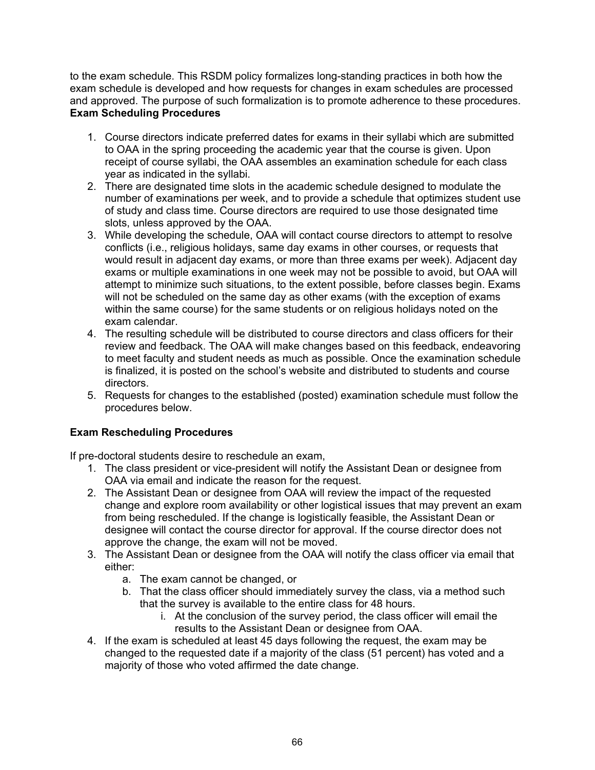to the exam schedule. This RSDM policy formalizes long-standing practices in both how the exam schedule is developed and how requests for changes in exam schedules are processed and approved. The purpose of such formalization is to promote adherence to these procedures.

**Exam Scheduling Procedures**

1. Course directors indicate preferred dates for exams in their syllabi which are submitted to OAA in the spring proceeding the academic year that the course is given. Upon receipt of course syllabi, the OAA assembles an examination schedule for each class year as indicated in the syllabi.
2. There are designated time slots in the academic schedule designed to modulate the number of examinations per week, and to provide a schedule that optimizes student use of study and class time. Course directors are required to use those designated time slots, unless approved by the OAA.
3. While developing the schedule, OAA will contact course directors to attempt to resolve conflicts (i.e., religious holidays, same day exams in other courses, or requests that would result in adjacent day exams, or more than three exams per week). Adjacent day exams or multiple examinations in one week may not be possible to avoid, but OAA will attempt to minimize such situations, to the extent possible, before classes begin. Exams will not be scheduled on the same day as other exams (with the exception of exams within the same course) for the same students or on religious holidays noted on the exam calendar.
4. The resulting schedule will be distributed to course directors and class officers for their review and feedback. The OAA will make changes based on this feedback, endeavoring to meet faculty and student needs as much as possible. Once the examination schedule is finalized, it is posted on the school's website and distributed to students and course directors.
5. Requests for changes to the established (posted) examination schedule must follow the procedures below.

**Exam Rescheduling Procedures**

If pre-doctoral students desire to reschedule an exam,

1. The class president or vice-president will notify the Assistant Dean or designee from OAA via email and indicate the reason for the request.
2. The Assistant Dean or designee from OAA will review the impact of the requested change and explore room availability or other logistical issues that may prevent an exam from being rescheduled. If the change is logistically feasible, the Assistant Dean or designee will contact the course director for approval. If the course director does not approve the change, the exam will not be moved.
3. The Assistant Dean or designee from the OAA will notify the class officer via email that either:
   a. The exam cannot be changed, or
   b. That the class officer should immediately survey the class, via a method such that the survey is available to the entire class for 48 hours.
      i. At the conclusion of the survey period, the class officer will email the results to the Assistant Dean or designee from OAA.
4. If the exam is scheduled at least 45 days following the request, the exam may be changed to the requested date if a majority of the class (51 percent) has voted and a majority of those who voted affirmed the date change.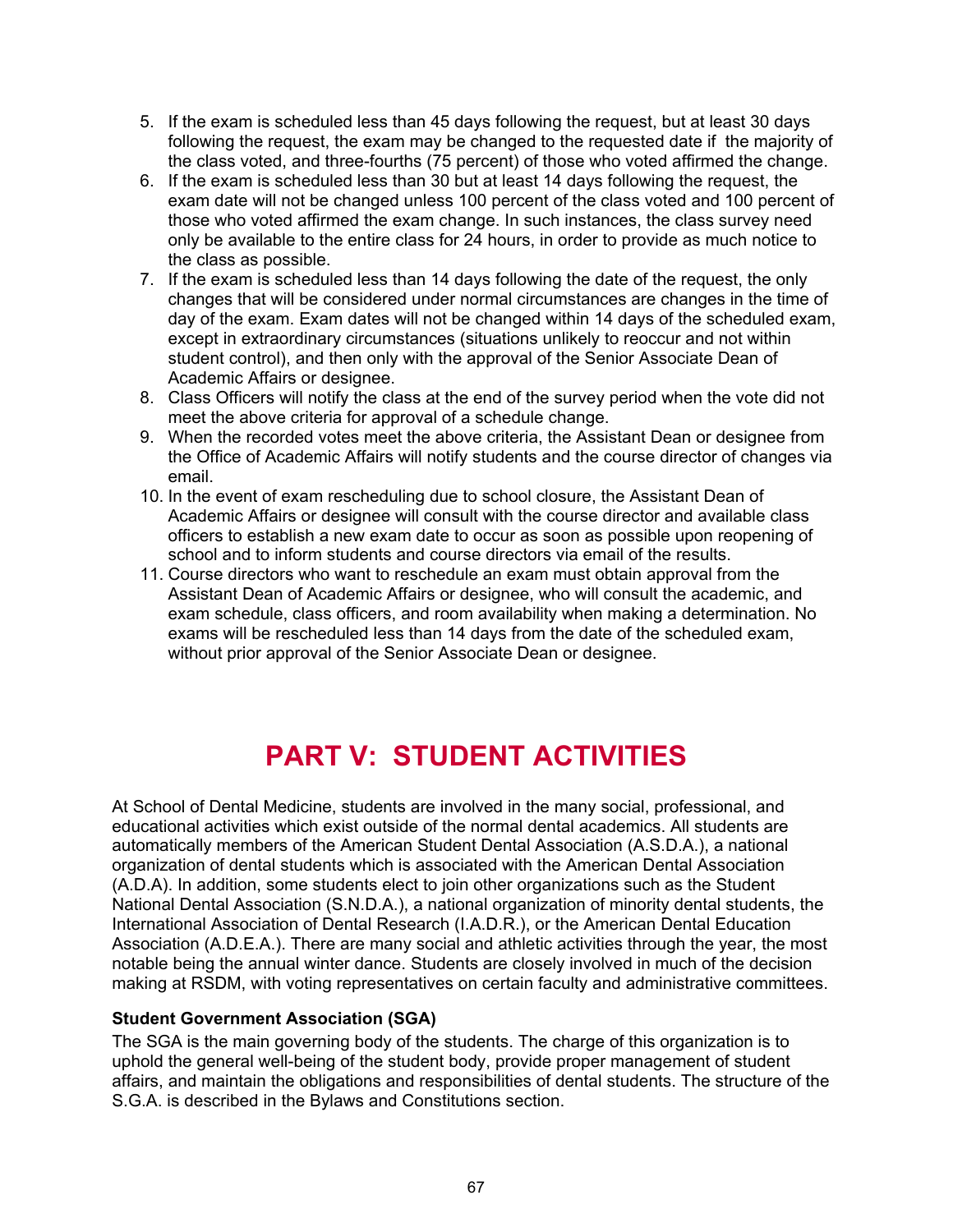5. If the exam is scheduled less than 45 days following the request, but at least 30 days following the request, the exam may be changed to the requested date if the majority of the class voted, and three-fourths (75 percent) of those who voted affirmed the change.
6. If the exam is scheduled less than 30 but at least 14 days following the request, the exam date will not be changed unless 100 percent of the class voted and 100 percent of those who voted affirmed the exam change. In such instances, the class survey need only be available to the entire class for 24 hours, in order to provide as much notice to the class as possible.
7. If the exam is scheduled less than 14 days following the date of the request, the only changes that will be considered under normal circumstances are changes in the time of day of the exam. Exam dates will not be changed within 14 days of the scheduled exam, except in extraordinary circumstances (situations unlikely to reoccur and not within student control), and then only with the approval of the Senior Associate Dean of Academic Affairs or designee.
8. Class Officers will notify the class at the end of the survey period when the vote did not meet the above criteria for approval of a schedule change.
9. When the recorded votes meet the above criteria, the Assistant Dean or designee from the Office of Academic Affairs will notify students and the course director of changes via email.
10. In the event of exam rescheduling due to school closure, the Assistant Dean of Academic Affairs or designee will consult with the course director and available class officers to establish a new exam date to occur as soon as possible upon reopening of school and to inform students and course directors via email of the results.
11. Course directors who want to reschedule an exam must obtain approval from the Assistant Dean of Academic Affairs or designee, who will consult the academic, and exam schedule, class officers, and room availability when making a determination. No exams will be rescheduled less than 14 days from the date of the scheduled exam, without prior approval of the Senior Associate Dean or designee.

# PART V: STUDENT ACTIVITIES

At School of Dental Medicine, students are involved in the many social, professional, and educational activities which exist outside of the normal dental academics. All students are automatically members of the American Student Dental Association (A.S.D.A.), a national organization of dental students which is associated with the American Dental Association (A.D.A). In addition, some students elect to join other organizations such as the Student National Dental Association (S.N.D.A.), a national organization of minority dental students, the International Association of Dental Research (I.A.D.R.), or the American Dental Education Association (A.D.E.A.). There are many social and athletic activities through the year, the most notable being the annual winter dance. Students are closely involved in much of the decision making at RSDM, with voting representatives on certain faculty and administrative committees.

**Student Government Association (SGA)**

The SGA is the main governing body of the students. The charge of this organization is to uphold the general well-being of the student body, provide proper management of student affairs, and maintain the obligations and responsibilities of dental students. The structure of the S.G.A. is described in the Bylaws and Constitutions section.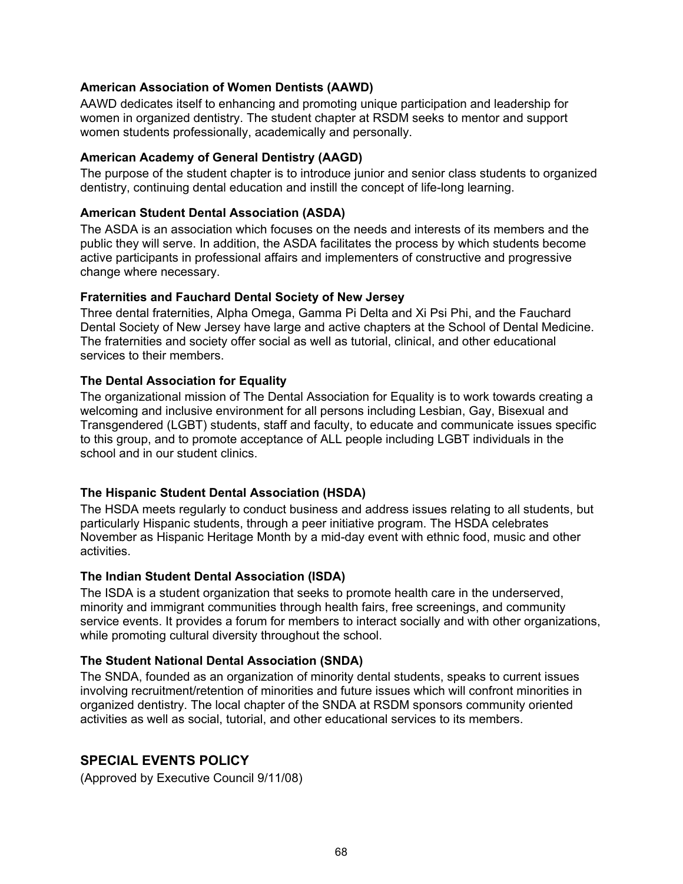**American Association of Women Dentists (AAWD)**

AAWD dedicates itself to enhancing and promoting unique participation and leadership for women in organized dentistry. The student chapter at RSDM seeks to mentor and support women students professionally, academically and personally.

**American Academy of General Dentistry (AAGD)**

The purpose of the student chapter is to introduce junior and senior class students to organized dentistry, continuing dental education and instill the concept of life-long learning.

**American Student Dental Association (ASDA)**

The ASDA is an association which focuses on the needs and interests of its members and the public they will serve. In addition, the ASDA facilitates the process by which students become active participants in professional affairs and implementers of constructive and progressive change where necessary.

**Fraternities and Fauchard Dental Society of New Jersey**

Three dental fraternities, Alpha Omega, Gamma Pi Delta and Xi Psi Phi, and the Fauchard Dental Society of New Jersey have large and active chapters at the School of Dental Medicine. The fraternities and society offer social as well as tutorial, clinical, and other educational services to their members.

**The Dental Association for Equality**

The organizational mission of The Dental Association for Equality is to work towards creating a welcoming and inclusive environment for all persons including Lesbian, Gay, Bisexual and Transgendered (LGBT) students, staff and faculty, to educate and communicate issues specific to this group, and to promote acceptance of ALL people including LGBT individuals in the school and in our student clinics.

**The Hispanic Student Dental Association (HSDA)**

The HSDA meets regularly to conduct business and address issues relating to all students, but particularly Hispanic students, through a peer initiative program. The HSDA celebrates November as Hispanic Heritage Month by a mid-day event with ethnic food, music and other activities.

**The Indian Student Dental Association (ISDA)**

The ISDA is a student organization that seeks to promote health care in the underserved, minority and immigrant communities through health fairs, free screenings, and community service events. It provides a forum for members to interact socially and with other organizations, while promoting cultural diversity throughout the school.

**The Student National Dental Association (SNDA)**

The SNDA, founded as an organization of minority dental students, speaks to current issues involving recruitment/retention of minorities and future issues which will confront minorities in organized dentistry. The local chapter of the SNDA at RSDM sponsors community oriented activities as well as social, tutorial, and other educational services to its members.

## SPECIAL EVENTS POLICY

(Approved by Executive Council 9/11/08)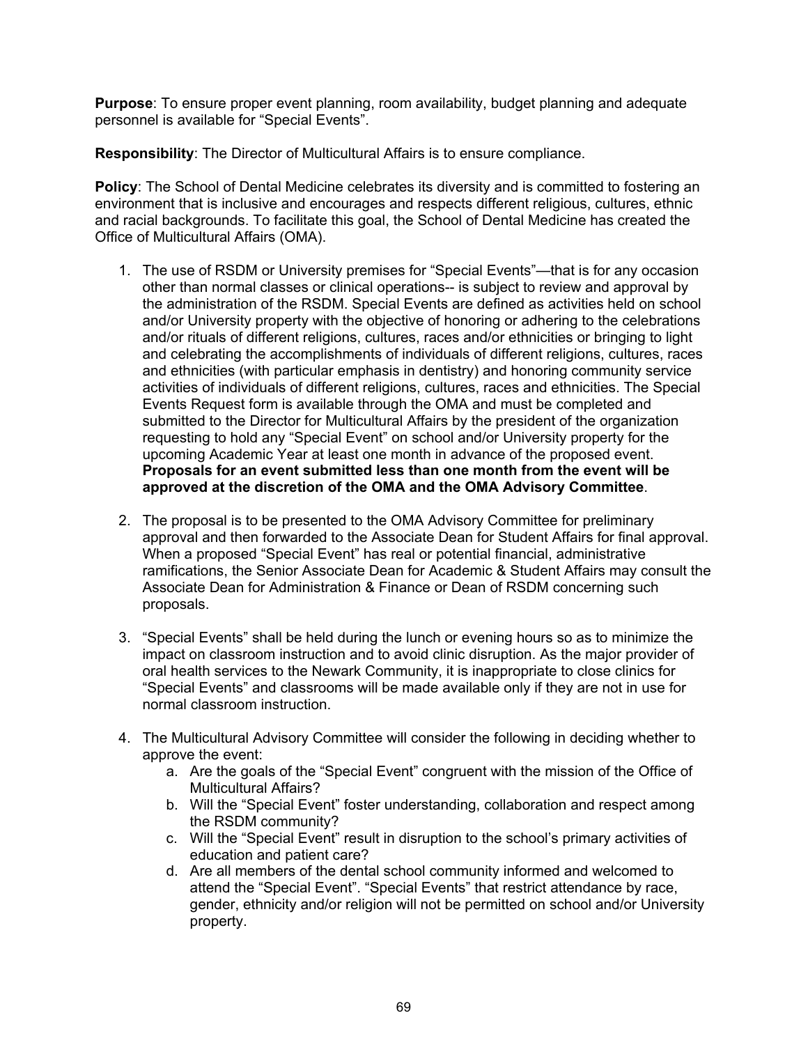**Purpose**: To ensure proper event planning, room availability, budget planning and adequate personnel is available for "Special Events".

**Responsibility**: The Director of Multicultural Affairs is to ensure compliance.

**Policy**: The School of Dental Medicine celebrates its diversity and is committed to fostering an environment that is inclusive and encourages and respects different religious, cultures, ethnic and racial backgrounds. To facilitate this goal, the School of Dental Medicine has created the Office of Multicultural Affairs (OMA).

1. The use of RSDM or University premises for "Special Events"—that is for any occasion other than normal classes or clinical operations-- is subject to review and approval by the administration of the RSDM. Special Events are defined as activities held on school and/or University property with the objective of honoring or adhering to the celebrations and/or rituals of different religions, cultures, races and/or ethnicities or bringing to light and celebrating the accomplishments of individuals of different religions, cultures, races and ethnicities (with particular emphasis in dentistry) and honoring community service activities of individuals of different religions, cultures, races and ethnicities. The Special Events Request form is available through the OMA and must be completed and submitted to the Director for Multicultural Affairs by the president of the organization requesting to hold any "Special Event" on school and/or University property for the upcoming Academic Year at least one month in advance of the proposed event. **Proposals for an event submitted less than one month from the event will be approved at the discretion of the OMA and the OMA Advisory Committee**.

2. The proposal is to be presented to the OMA Advisory Committee for preliminary approval and then forwarded to the Associate Dean for Student Affairs for final approval. When a proposed "Special Event" has real or potential financial, administrative ramifications, the Senior Associate Dean for Academic & Student Affairs may consult the Associate Dean for Administration & Finance or Dean of RSDM concerning such proposals.

3. "Special Events" shall be held during the lunch or evening hours so as to minimize the impact on classroom instruction and to avoid clinic disruption. As the major provider of oral health services to the Newark Community, it is inappropriate to close clinics for "Special Events" and classrooms will be made available only if they are not in use for normal classroom instruction.

4. The Multicultural Advisory Committee will consider the following in deciding whether to approve the event:
   a. Are the goals of the "Special Event" congruent with the mission of the Office of Multicultural Affairs?
   b. Will the "Special Event" foster understanding, collaboration and respect among the RSDM community?
   c. Will the "Special Event" result in disruption to the school's primary activities of education and patient care?
   d. Are all members of the dental school community informed and welcomed to attend the "Special Event". "Special Events" that restrict attendance by race, gender, ethnicity and/or religion will not be permitted on school and/or University property.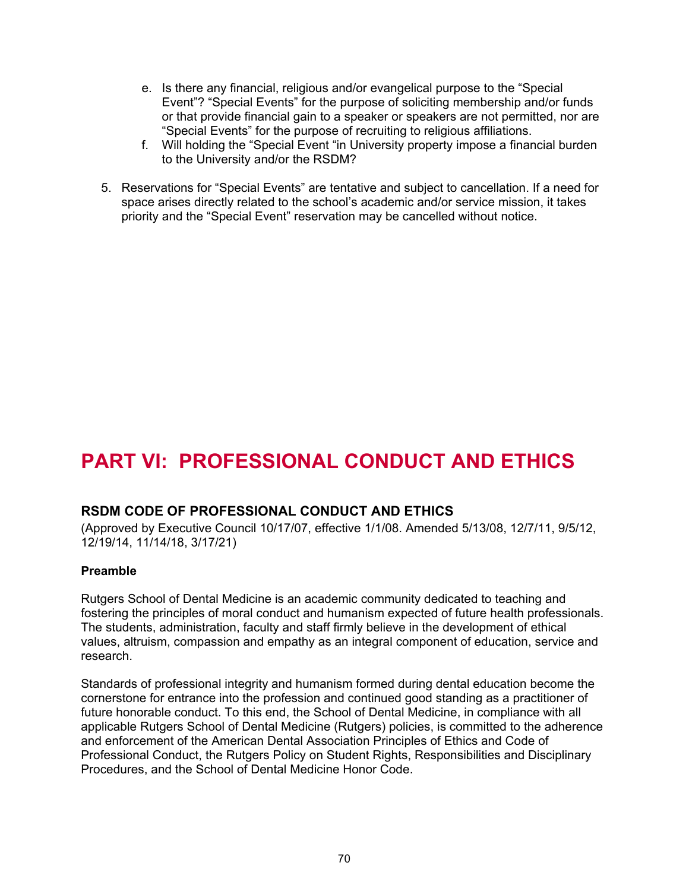e. Is there any financial, religious and/or evangelical purpose to the "Special Event"? "Special Events" for the purpose of soliciting membership and/or funds or that provide financial gain to a speaker or speakers are not permitted, nor are "Special Events" for the purpose of recruiting to religious affiliations.
f. Will holding the "Special Event "in University property impose a financial burden to the University and/or the RSDM?

5. Reservations for "Special Events" are tentative and subject to cancellation. If a need for space arises directly related to the school's academic and/or service mission, it takes priority and the "Special Event" reservation may be cancelled without notice.

# PART VI: PROFESSIONAL CONDUCT AND ETHICS

## RSDM CODE OF PROFESSIONAL CONDUCT AND ETHICS

(Approved by Executive Council 10/17/07, effective 1/1/08. Amended 5/13/08, 12/7/11, 9/5/12, 12/19/14, 11/14/18, 3/17/21)

**Preamble**

Rutgers School of Dental Medicine is an academic community dedicated to teaching and fostering the principles of moral conduct and humanism expected of future health professionals. The students, administration, faculty and staff firmly believe in the development of ethical values, altruism, compassion and empathy as an integral component of education, service and research.

Standards of professional integrity and humanism formed during dental education become the cornerstone for entrance into the profession and continued good standing as a practitioner of future honorable conduct. To this end, the School of Dental Medicine, in compliance with all applicable Rutgers School of Dental Medicine (Rutgers) policies, is committed to the adherence and enforcement of the American Dental Association Principles of Ethics and Code of Professional Conduct, the Rutgers Policy on Student Rights, Responsibilities and Disciplinary Procedures, and the School of Dental Medicine Honor Code.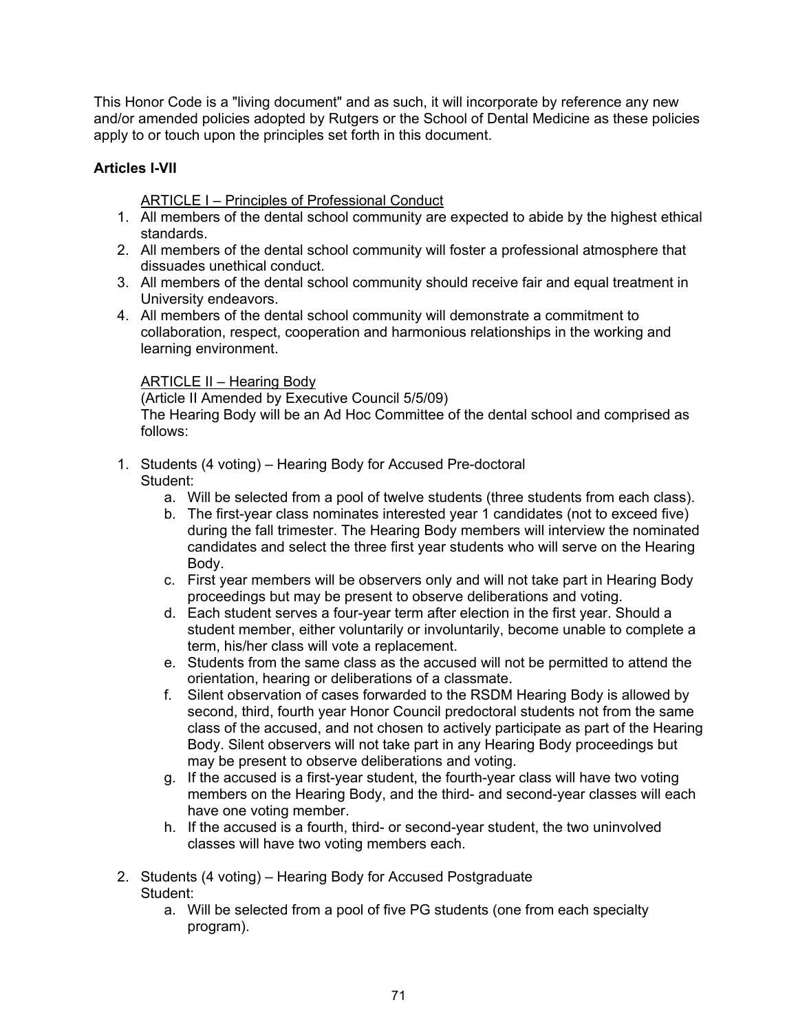This Honor Code is a "living document" and as such, it will incorporate by reference any new and/or amended policies adopted by Rutgers or the School of Dental Medicine as these policies apply to or touch upon the principles set forth in this document.

**Articles I-VII**

ARTICLE I – Principles of Professional Conduct

1. All members of the dental school community are expected to abide by the highest ethical standards.
2. All members of the dental school community will foster a professional atmosphere that dissuades unethical conduct.
3. All members of the dental school community should receive fair and equal treatment in University endeavors.
4. All members of the dental school community will demonstrate a commitment to collaboration, respect, cooperation and harmonious relationships in the working and learning environment.

ARTICLE II – Hearing Body

(Article II Amended by Executive Council 5/5/09)

The Hearing Body will be an Ad Hoc Committee of the dental school and comprised as follows:

1. Students (4 voting) – Hearing Body for Accused Pre-doctoral Student:
   a. Will be selected from a pool of twelve students (three students from each class).
   b. The first-year class nominates interested year 1 candidates (not to exceed five) during the fall trimester. The Hearing Body members will interview the nominated candidates and select the three first year students who will serve on the Hearing Body.
   c. First year members will be observers only and will not take part in Hearing Body proceedings but may be present to observe deliberations and voting.
   d. Each student serves a four-year term after election in the first year. Should a student member, either voluntarily or involuntarily, become unable to complete a term, his/her class will vote a replacement.
   e. Students from the same class as the accused will not be permitted to attend the orientation, hearing or deliberations of a classmate.
   f. Silent observation of cases forwarded to the RSDM Hearing Body is allowed by second, third, fourth year Honor Council predoctoral students not from the same class of the accused, and not chosen to actively participate as part of the Hearing Body. Silent observers will not take part in any Hearing Body proceedings but may be present to observe deliberations and voting.
   g. If the accused is a first-year student, the fourth-year class will have two voting members on the Hearing Body, and the third- and second-year classes will each have one voting member.
   h. If the accused is a fourth, third- or second-year student, the two uninvolved classes will have two voting members each.

2. Students (4 voting) – Hearing Body for Accused Postgraduate Student:
   a. Will be selected from a pool of five PG students (one from each specialty program).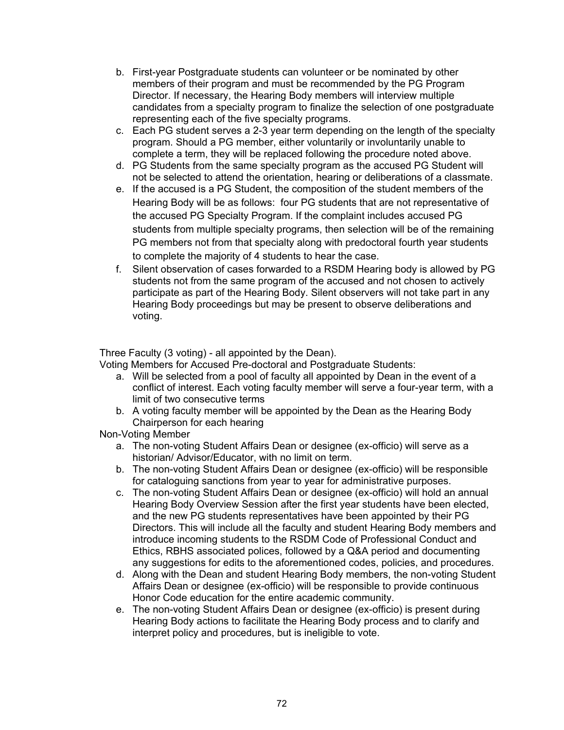b. First-year Postgraduate students can volunteer or be nominated by other members of their program and must be recommended by the PG Program Director. If necessary, the Hearing Body members will interview multiple candidates from a specialty program to finalize the selection of one postgraduate representing each of the five specialty programs.
c. Each PG student serves a 2-3 year term depending on the length of the specialty program. Should a PG member, either voluntarily or involuntarily unable to complete a term, they will be replaced following the procedure noted above.
d. PG Students from the same specialty program as the accused PG Student will not be selected to attend the orientation, hearing or deliberations of a classmate.
e. If the accused is a PG Student, the composition of the student members of the Hearing Body will be as follows: four PG students that are not representative of the accused PG Specialty Program. If the complaint includes accused PG students from multiple specialty programs, then selection will be of the remaining PG members not from that specialty along with predoctoral fourth year students to complete the majority of 4 students to hear the case.
f. Silent observation of cases forwarded to a RSDM Hearing body is allowed by PG students not from the same program of the accused and not chosen to actively participate as part of the Hearing Body. Silent observers will not take part in any Hearing Body proceedings but may be present to observe deliberations and voting.

Three Faculty (3 voting) - all appointed by the Dean).

Voting Members for Accused Pre-doctoral and Postgraduate Students:

a. Will be selected from a pool of faculty all appointed by Dean in the event of a conflict of interest. Each voting faculty member will serve a four-year term, with a limit of two consecutive terms
b. A voting faculty member will be appointed by the Dean as the Hearing Body Chairperson for each hearing

Non-Voting Member

a. The non-voting Student Affairs Dean or designee (ex-officio) will serve as a historian/ Advisor/Educator, with no limit on term.
b. The non-voting Student Affairs Dean or designee (ex-officio) will be responsible for cataloguing sanctions from year to year for administrative purposes.
c. The non-voting Student Affairs Dean or designee (ex-officio) will hold an annual Hearing Body Overview Session after the first year students have been elected, and the new PG students representatives have been appointed by their PG Directors. This will include all the faculty and student Hearing Body members and introduce incoming students to the RSDM Code of Professional Conduct and Ethics, RBHS associated polices, followed by a Q&A period and documenting any suggestions for edits to the aforementioned codes, policies, and procedures.
d. Along with the Dean and student Hearing Body members, the non-voting Student Affairs Dean or designee (ex-officio) will be responsible to provide continuous Honor Code education for the entire academic community.
e. The non-voting Student Affairs Dean or designee (ex-officio) is present during Hearing Body actions to facilitate the Hearing Body process and to clarify and interpret policy and procedures, but is ineligible to vote.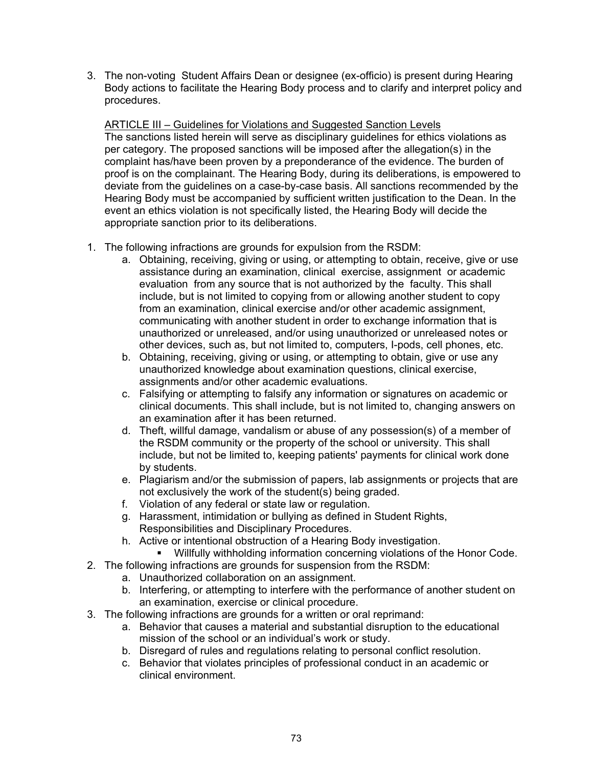3. The non-voting Student Affairs Dean or designee (ex-officio) is present during Hearing Body actions to facilitate the Hearing Body process and to clarify and interpret policy and procedures.

<u>ARTICLE III – Guidelines for Violations and Suggested Sanction Levels</u>

The sanctions listed herein will serve as disciplinary guidelines for ethics violations as per category. The proposed sanctions will be imposed after the allegation(s) in the complaint has/have been proven by a preponderance of the evidence. The burden of proof is on the complainant. The Hearing Body, during its deliberations, is empowered to deviate from the guidelines on a case-by-case basis. All sanctions recommended by the Hearing Body must be accompanied by sufficient written justification to the Dean. In the event an ethics violation is not specifically listed, the Hearing Body will decide the appropriate sanction prior to its deliberations.

1. The following infractions are grounds for expulsion from the RSDM:
   a. Obtaining, receiving, giving or using, or attempting to obtain, receive, give or use assistance during an examination, clinical exercise, assignment or academic evaluation from any source that is not authorized by the faculty. This shall include, but is not limited to copying from or allowing another student to copy from an examination, clinical exercise and/or other academic assignment, communicating with another student in order to exchange information that is unauthorized or unreleased, and/or using unauthorized or unreleased notes or other devices, such as, but not limited to, computers, I-pods, cell phones, etc.
   b. Obtaining, receiving, giving or using, or attempting to obtain, give or use any unauthorized knowledge about examination questions, clinical exercise, assignments and/or other academic evaluations.
   c. Falsifying or attempting to falsify any information or signatures on academic or clinical documents. This shall include, but is not limited to, changing answers on an examination after it has been returned.
   d. Theft, willful damage, vandalism or abuse of any possession(s) of a member of the RSDM community or the property of the school or university. This shall include, but not be limited to, keeping patients' payments for clinical work done by students.
   e. Plagiarism and/or the submission of papers, lab assignments or projects that are not exclusively the work of the student(s) being graded.
   f. Violation of any federal or state law or regulation.
   g. Harassment, intimidation or bullying as defined in Student Rights, Responsibilities and Disciplinary Procedures.
   h. Active or intentional obstruction of a Hearing Body investigation.
      - Willfully withholding information concerning violations of the Honor Code.
2. The following infractions are grounds for suspension from the RSDM:
   a. Unauthorized collaboration on an assignment.
   b. Interfering, or attempting to interfere with the performance of another student on an examination, exercise or clinical procedure.
3. The following infractions are grounds for a written or oral reprimand:
   a. Behavior that causes a material and substantial disruption to the educational mission of the school or an individual's work or study.
   b. Disregard of rules and regulations relating to personal conflict resolution.
   c. Behavior that violates principles of professional conduct in an academic or clinical environment.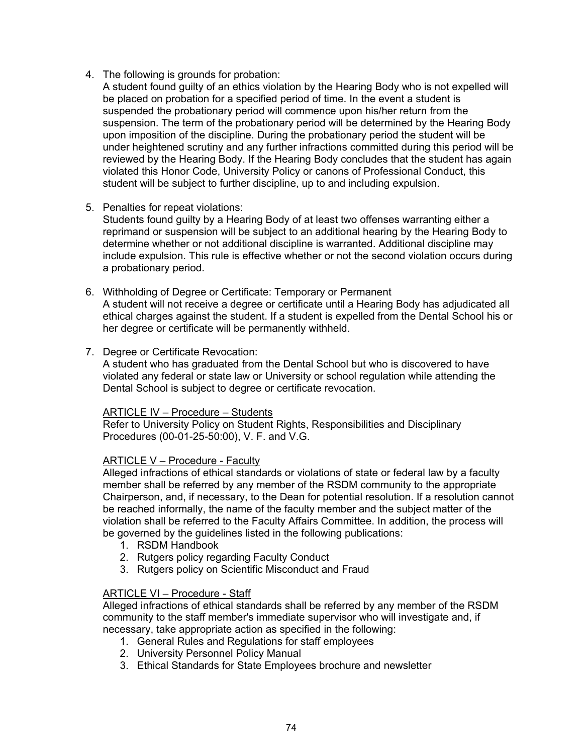4. The following is grounds for probation:
   A student found guilty of an ethics violation by the Hearing Body who is not expelled will be placed on probation for a specified period of time. In the event a student is suspended the probationary period will commence upon his/her return from the suspension. The term of the probationary period will be determined by the Hearing Body upon imposition of the discipline. During the probationary period the student will be under heightened scrutiny and any further infractions committed during this period will be reviewed by the Hearing Body. If the Hearing Body concludes that the student has again violated this Honor Code, University Policy or canons of Professional Conduct, this student will be subject to further discipline, up to and including expulsion.

5. Penalties for repeat violations:
   Students found guilty by a Hearing Body of at least two offenses warranting either a reprimand or suspension will be subject to an additional hearing by the Hearing Body to determine whether or not additional discipline is warranted. Additional discipline may include expulsion. This rule is effective whether or not the second violation occurs during a probationary period.

6. Withholding of Degree or Certificate: Temporary or Permanent
   A student will not receive a degree or certificate until a Hearing Body has adjudicated all ethical charges against the student. If a student is expelled from the Dental School his or her degree or certificate will be permanently withheld.

7. Degree or Certificate Revocation:
   A student who has graduated from the Dental School but who is discovered to have violated any federal or state law or University or school regulation while attending the Dental School is subject to degree or certificate revocation.

<u>ARTICLE IV – Procedure – Students</u>

Refer to University Policy on Student Rights, Responsibilities and Disciplinary Procedures (00-01-25-50:00), V. F. and V.G.

<u>ARTICLE V – Procedure - Faculty</u>

Alleged infractions of ethical standards or violations of state or federal law by a faculty member shall be referred by any member of the RSDM community to the appropriate Chairperson, and, if necessary, to the Dean for potential resolution. If a resolution cannot be reached informally, the name of the faculty member and the subject matter of the violation shall be referred to the Faculty Affairs Committee. In addition, the process will be governed by the guidelines listed in the following publications:

1. RSDM Handbook
2. Rutgers policy regarding Faculty Conduct
3. Rutgers policy on Scientific Misconduct and Fraud

<u>ARTICLE VI – Procedure - Staff</u>

Alleged infractions of ethical standards shall be referred by any member of the RSDM community to the staff member's immediate supervisor who will investigate and, if necessary, take appropriate action as specified in the following:

1. General Rules and Regulations for staff employees
2. University Personnel Policy Manual
3. Ethical Standards for State Employees brochure and newsletter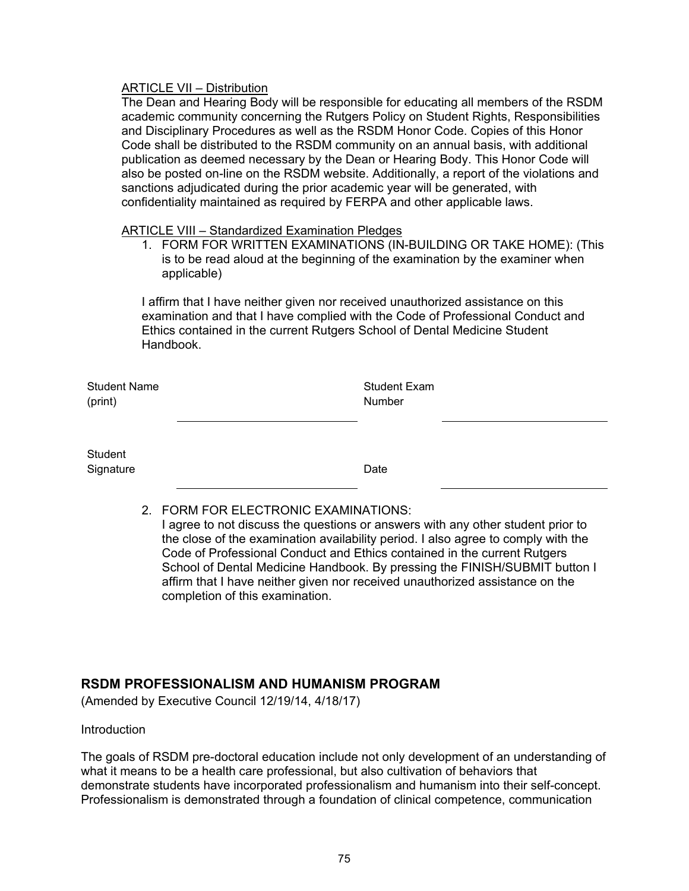ARTICLE VII – Distribution

The Dean and Hearing Body will be responsible for educating all members of the RSDM academic community concerning the Rutgers Policy on Student Rights, Responsibilities and Disciplinary Procedures as well as the RSDM Honor Code. Copies of this Honor Code shall be distributed to the RSDM community on an annual basis, with additional publication as deemed necessary by the Dean or Hearing Body. This Honor Code will also be posted on-line on the RSDM website. Additionally, a report of the violations and sanctions adjudicated during the prior academic year will be generated, with confidentiality maintained as required by FERPA and other applicable laws.

ARTICLE VIII – Standardized Examination Pledges

1. FORM FOR WRITTEN EXAMINATIONS (IN-BUILDING OR TAKE HOME): (This is to be read aloud at the beginning of the examination by the examiner when applicable)

I affirm that I have neither given nor received unauthorized assistance on this examination and that I have complied with the Code of Professional Conduct and Ethics contained in the current Rutgers School of Dental Medicine Student Handbook.

| Student Name (print) | ______________________ | Student Exam Number | ______________________ |
|---|---|---|---|
| Student Signature | ______________________ | Date | ______________________ |

2. FORM FOR ELECTRONIC EXAMINATIONS:
   I agree to not discuss the questions or answers with any other student prior to the close of the examination availability period. I also agree to comply with the Code of Professional Conduct and Ethics contained in the current Rutgers School of Dental Medicine Handbook. By pressing the FINISH/SUBMIT button I affirm that I have neither given nor received unauthorized assistance on the completion of this examination.

## RSDM PROFESSIONALISM AND HUMANISM PROGRAM

(Amended by Executive Council 12/19/14, 4/18/17)

Introduction

The goals of RSDM pre-doctoral education include not only development of an understanding of what it means to be a health care professional, but also cultivation of behaviors that demonstrate students have incorporated professionalism and humanism into their self-concept. Professionalism is demonstrated through a foundation of clinical competence, communication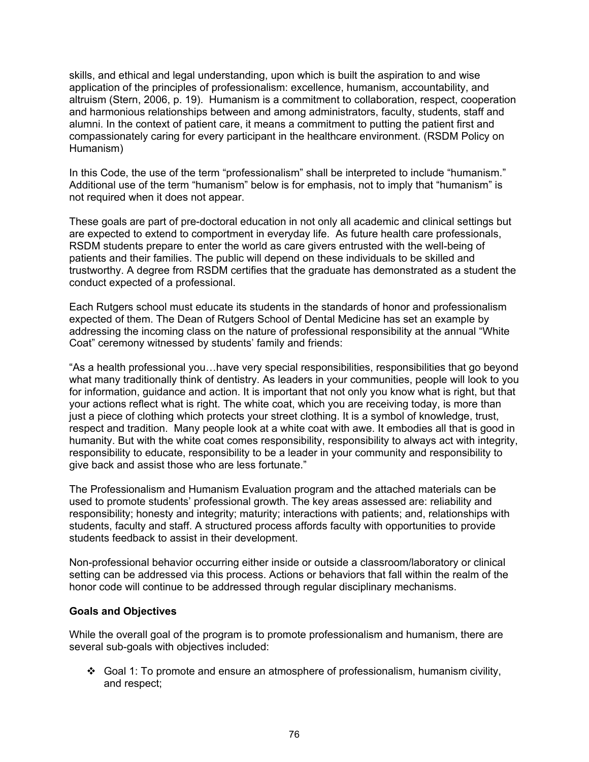skills, and ethical and legal understanding, upon which is built the aspiration to and wise application of the principles of professionalism: excellence, humanism, accountability, and altruism (Stern, 2006, p. 19). Humanism is a commitment to collaboration, respect, cooperation and harmonious relationships between and among administrators, faculty, students, staff and alumni. In the context of patient care, it means a commitment to putting the patient first and compassionately caring for every participant in the healthcare environment. (RSDM Policy on Humanism)

In this Code, the use of the term "professionalism" shall be interpreted to include "humanism." Additional use of the term "humanism" below is for emphasis, not to imply that "humanism" is not required when it does not appear.

These goals are part of pre-doctoral education in not only all academic and clinical settings but are expected to extend to comportment in everyday life. As future health care professionals, RSDM students prepare to enter the world as care givers entrusted with the well-being of patients and their families. The public will depend on these individuals to be skilled and trustworthy. A degree from RSDM certifies that the graduate has demonstrated as a student the conduct expected of a professional.

Each Rutgers school must educate its students in the standards of honor and professionalism expected of them. The Dean of Rutgers School of Dental Medicine has set an example by addressing the incoming class on the nature of professional responsibility at the annual "White Coat" ceremony witnessed by students' family and friends:

"As a health professional you…have very special responsibilities, responsibilities that go beyond what many traditionally think of dentistry. As leaders in your communities, people will look to you for information, guidance and action. It is important that not only you know what is right, but that your actions reflect what is right. The white coat, which you are receiving today, is more than just a piece of clothing which protects your street clothing. It is a symbol of knowledge, trust, respect and tradition. Many people look at a white coat with awe. It embodies all that is good in humanity. But with the white coat comes responsibility, responsibility to always act with integrity, responsibility to educate, responsibility to be a leader in your community and responsibility to give back and assist those who are less fortunate."

The Professionalism and Humanism Evaluation program and the attached materials can be used to promote students' professional growth. The key areas assessed are: reliability and responsibility; honesty and integrity; maturity; interactions with patients; and, relationships with students, faculty and staff. A structured process affords faculty with opportunities to provide students feedback to assist in their development.

Non-professional behavior occurring either inside or outside a classroom/laboratory or clinical setting can be addressed via this process. Actions or behaviors that fall within the realm of the honor code will continue to be addressed through regular disciplinary mechanisms.

**Goals and Objectives**

While the overall goal of the program is to promote professionalism and humanism, there are several sub-goals with objectives included:

- Goal 1: To promote and ensure an atmosphere of professionalism, humanism civility, and respect;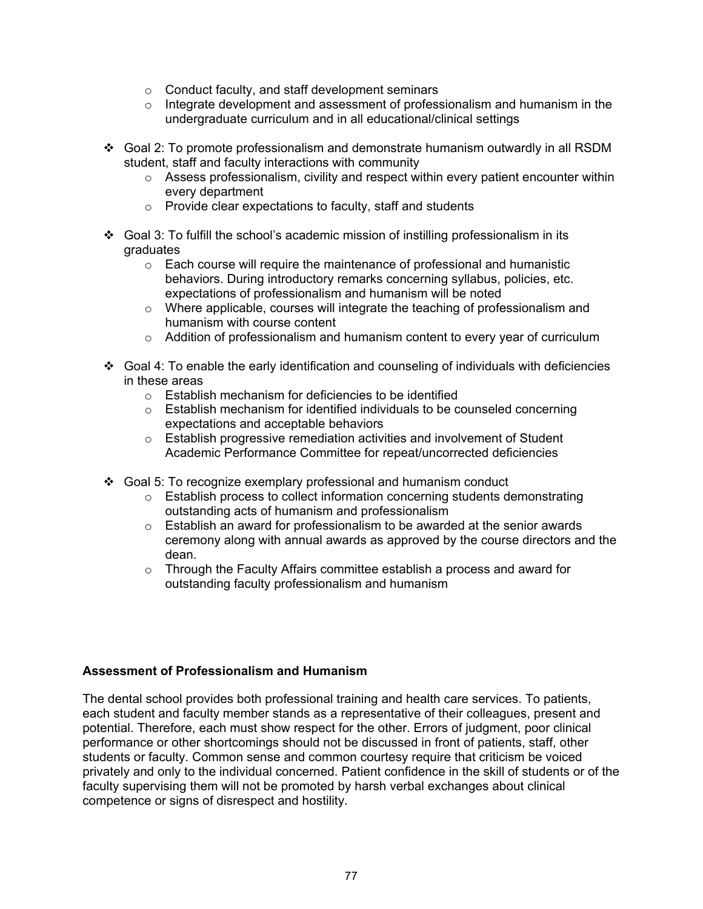- Conduct faculty, and staff development seminars
  - Integrate development and assessment of professionalism and humanism in the undergraduate curriculum and in all educational/clinical settings

- Goal 2: To promote professionalism and demonstrate humanism outwardly in all RSDM student, staff and faculty interactions with community
  - Assess professionalism, civility and respect within every patient encounter within every department
  - Provide clear expectations to faculty, staff and students

- Goal 3: To fulfill the school's academic mission of instilling professionalism in its graduates
  - Each course will require the maintenance of professional and humanistic behaviors. During introductory remarks concerning syllabus, policies, etc. expectations of professionalism and humanism will be noted
  - Where applicable, courses will integrate the teaching of professionalism and humanism with course content
  - Addition of professionalism and humanism content to every year of curriculum

- Goal 4: To enable the early identification and counseling of individuals with deficiencies in these areas
  - Establish mechanism for deficiencies to be identified
  - Establish mechanism for identified individuals to be counseled concerning expectations and acceptable behaviors
  - Establish progressive remediation activities and involvement of Student Academic Performance Committee for repeat/uncorrected deficiencies

- Goal 5: To recognize exemplary professional and humanism conduct
  - Establish process to collect information concerning students demonstrating outstanding acts of humanism and professionalism
  - Establish an award for professionalism to be awarded at the senior awards ceremony along with annual awards as approved by the course directors and the dean.
  - Through the Faculty Affairs committee establish a process and award for outstanding faculty professionalism and humanism

**Assessment of Professionalism and Humanism**

The dental school provides both professional training and health care services. To patients, each student and faculty member stands as a representative of their colleagues, present and potential. Therefore, each must show respect for the other. Errors of judgment, poor clinical performance or other shortcomings should not be discussed in front of patients, staff, other students or faculty. Common sense and common courtesy require that criticism be voiced privately and only to the individual concerned. Patient confidence in the skill of students or of the faculty supervising them will not be promoted by harsh verbal exchanges about clinical competence or signs of disrespect and hostility.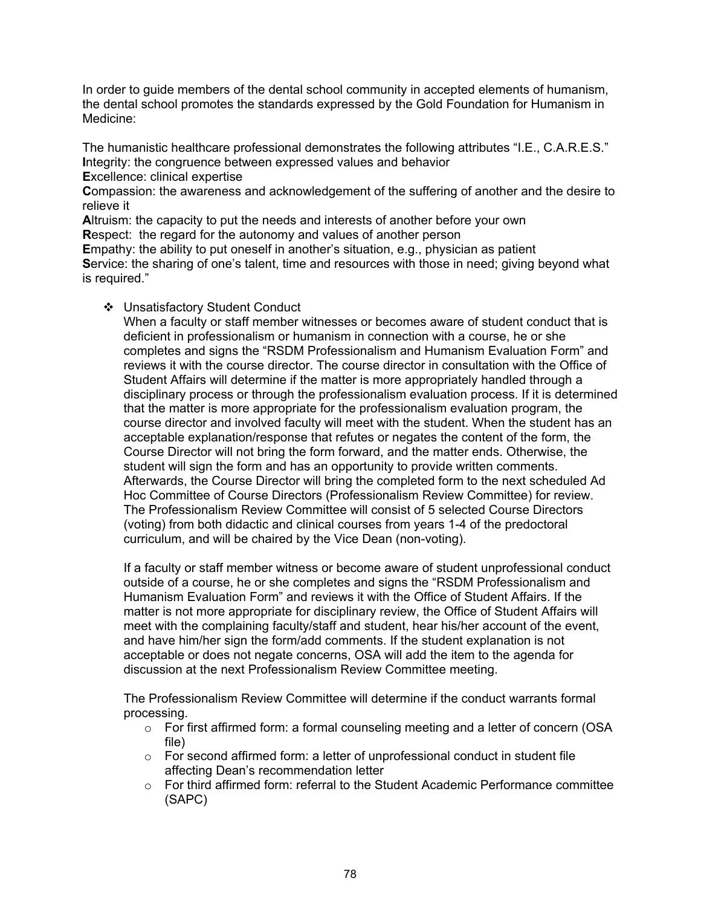In order to guide members of the dental school community in accepted elements of humanism, the dental school promotes the standards expressed by the Gold Foundation for Humanism in Medicine:

The humanistic healthcare professional demonstrates the following attributes "I.E., C.A.R.E.S."
**I**ntegrity: the congruence between expressed values and behavior
**E**xcellence: clinical expertise
**C**ompassion: the awareness and acknowledgement of the suffering of another and the desire to relieve it
**A**ltruism: the capacity to put the needs and interests of another before your own
**R**espect: the regard for the autonomy and values of another person
**E**mpathy: the ability to put oneself in another's situation, e.g., physician as patient
**S**ervice: the sharing of one's talent, time and resources with those in need; giving beyond what is required."

- ❖ Unsatisfactory Student Conduct

  When a faculty or staff member witnesses or becomes aware of student conduct that is deficient in professionalism or humanism in connection with a course, he or she completes and signs the "RSDM Professionalism and Humanism Evaluation Form" and reviews it with the course director. The course director in consultation with the Office of Student Affairs will determine if the matter is more appropriately handled through a disciplinary process or through the professionalism evaluation process. If it is determined that the matter is more appropriate for the professionalism evaluation program, the course director and involved faculty will meet with the student. When the student has an acceptable explanation/response that refutes or negates the content of the form, the Course Director will not bring the form forward, and the matter ends. Otherwise, the student will sign the form and has an opportunity to provide written comments. Afterwards, the Course Director will bring the completed form to the next scheduled Ad Hoc Committee of Course Directors (Professionalism Review Committee) for review. The Professionalism Review Committee will consist of 5 selected Course Directors (voting) from both didactic and clinical courses from years 1-4 of the predoctoral curriculum, and will be chaired by the Vice Dean (non-voting).

  If a faculty or staff member witness or become aware of student unprofessional conduct outside of a course, he or she completes and signs the "RSDM Professionalism and Humanism Evaluation Form" and reviews it with the Office of Student Affairs. If the matter is not more appropriate for disciplinary review, the Office of Student Affairs will meet with the complaining faculty/staff and student, hear his/her account of the event, and have him/her sign the form/add comments. If the student explanation is not acceptable or does not negate concerns, OSA will add the item to the agenda for discussion at the next Professionalism Review Committee meeting.

  The Professionalism Review Committee will determine if the conduct warrants formal processing.

  - For first affirmed form: a formal counseling meeting and a letter of concern (OSA file)
  - For second affirmed form: a letter of unprofessional conduct in student file affecting Dean's recommendation letter
  - For third affirmed form: referral to the Student Academic Performance committee (SAPC)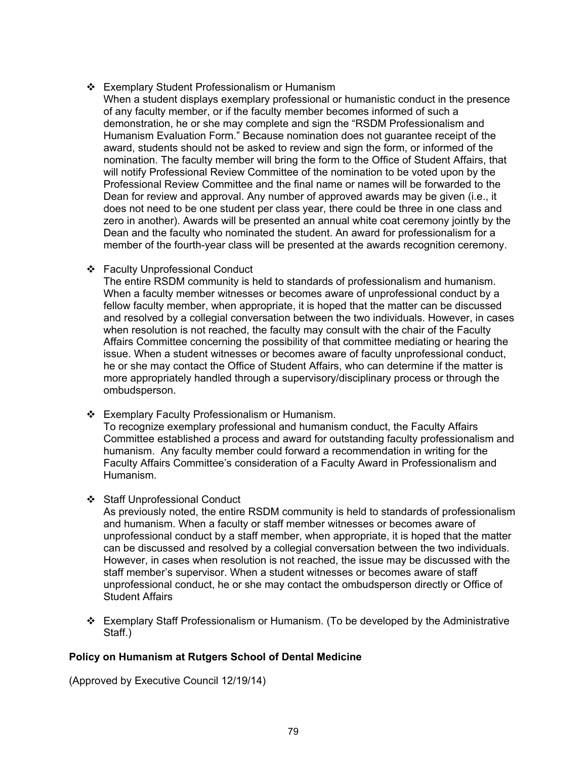- Exemplary Student Professionalism or Humanism
  When a student displays exemplary professional or humanistic conduct in the presence of any faculty member, or if the faculty member becomes informed of such a demonstration, he or she may complete and sign the "RSDM Professionalism and Humanism Evaluation Form." Because nomination does not guarantee receipt of the award, students should not be asked to review and sign the form, or informed of the nomination. The faculty member will bring the form to the Office of Student Affairs, that will notify Professional Review Committee of the nomination to be voted upon by the Professional Review Committee and the final name or names will be forwarded to the Dean for review and approval. Any number of approved awards may be given (i.e., it does not need to be one student per class year, there could be three in one class and zero in another). Awards will be presented an annual white coat ceremony jointly by the Dean and the faculty who nominated the student. An award for professionalism for a member of the fourth-year class will be presented at the awards recognition ceremony.

- Faculty Unprofessional Conduct
  The entire RSDM community is held to standards of professionalism and humanism. When a faculty member witnesses or becomes aware of unprofessional conduct by a fellow faculty member, when appropriate, it is hoped that the matter can be discussed and resolved by a collegial conversation between the two individuals. However, in cases when resolution is not reached, the faculty may consult with the chair of the Faculty Affairs Committee concerning the possibility of that committee mediating or hearing the issue. When a student witnesses or becomes aware of faculty unprofessional conduct, he or she may contact the Office of Student Affairs, who can determine if the matter is more appropriately handled through a supervisory/disciplinary process or through the ombudsperson.

- Exemplary Faculty Professionalism or Humanism.
  To recognize exemplary professional and humanism conduct, the Faculty Affairs Committee established a process and award for outstanding faculty professionalism and humanism. Any faculty member could forward a recommendation in writing for the Faculty Affairs Committee's consideration of a Faculty Award in Professionalism and Humanism.

- Staff Unprofessional Conduct
  As previously noted, the entire RSDM community is held to standards of professionalism and humanism. When a faculty or staff member witnesses or becomes aware of unprofessional conduct by a staff member, when appropriate, it is hoped that the matter can be discussed and resolved by a collegial conversation between the two individuals. However, in cases when resolution is not reached, the issue may be discussed with the staff member's supervisor. When a student witnesses or becomes aware of staff unprofessional conduct, he or she may contact the ombudsperson directly or Office of Student Affairs

- Exemplary Staff Professionalism or Humanism. (To be developed by the Administrative Staff.)

**Policy on Humanism at Rutgers School of Dental Medicine**

(Approved by Executive Council 12/19/14)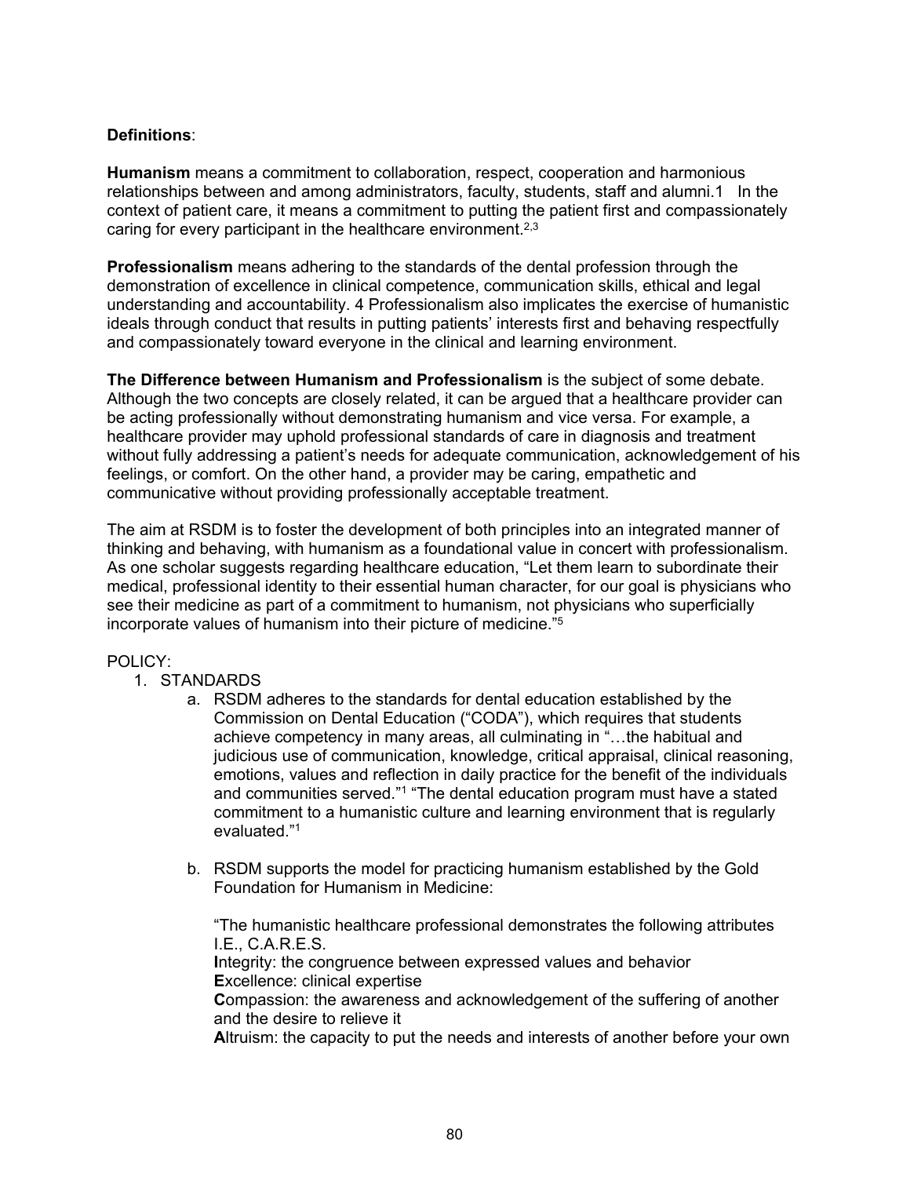**Definitions**:

**Humanism** means a commitment to collaboration, respect, cooperation and harmonious relationships between and among administrators, faculty, students, staff and alumni.1 In the context of patient care, it means a commitment to putting the patient first and compassionately caring for every participant in the healthcare environment.[2,3]

**Professionalism** means adhering to the standards of the dental profession through the demonstration of excellence in clinical competence, communication skills, ethical and legal understanding and accountability. 4 Professionalism also implicates the exercise of humanistic ideals through conduct that results in putting patients' interests first and behaving respectfully and compassionately toward everyone in the clinical and learning environment.

**The Difference between Humanism and Professionalism** is the subject of some debate. Although the two concepts are closely related, it can be argued that a healthcare provider can be acting professionally without demonstrating humanism and vice versa. For example, a healthcare provider may uphold professional standards of care in diagnosis and treatment without fully addressing a patient's needs for adequate communication, acknowledgement of his feelings, or comfort. On the other hand, a provider may be caring, empathetic and communicative without providing professionally acceptable treatment.

The aim at RSDM is to foster the development of both principles into an integrated manner of thinking and behaving, with humanism as a foundational value in concert with professionalism. As one scholar suggests regarding healthcare education, "Let them learn to subordinate their medical, professional identity to their essential human character, for our goal is physicians who see their medicine as part of a commitment to humanism, not physicians who superficially incorporate values of humanism into their picture of medicine."[5]

POLICY:

1. STANDARDS
   a. RSDM adheres to the standards for dental education established by the Commission on Dental Education ("CODA"), which requires that students achieve competency in many areas, all culminating in "…the habitual and judicious use of communication, knowledge, critical appraisal, clinical reasoning, emotions, values and reflection in daily practice for the benefit of the individuals and communities served."[1] "The dental education program must have a stated commitment to a humanistic culture and learning environment that is regularly evaluated."[1]

   b. RSDM supports the model for practicing humanism established by the Gold Foundation for Humanism in Medicine:

      "The humanistic healthcare professional demonstrates the following attributes I.E., C.A.R.E.S.
      **I**ntegrity: the congruence between expressed values and behavior
      **E**xcellence: clinical expertise
      **C**ompassion: the awareness and acknowledgement of the suffering of another and the desire to relieve it
      **A**ltruism: the capacity to put the needs and interests of another before your own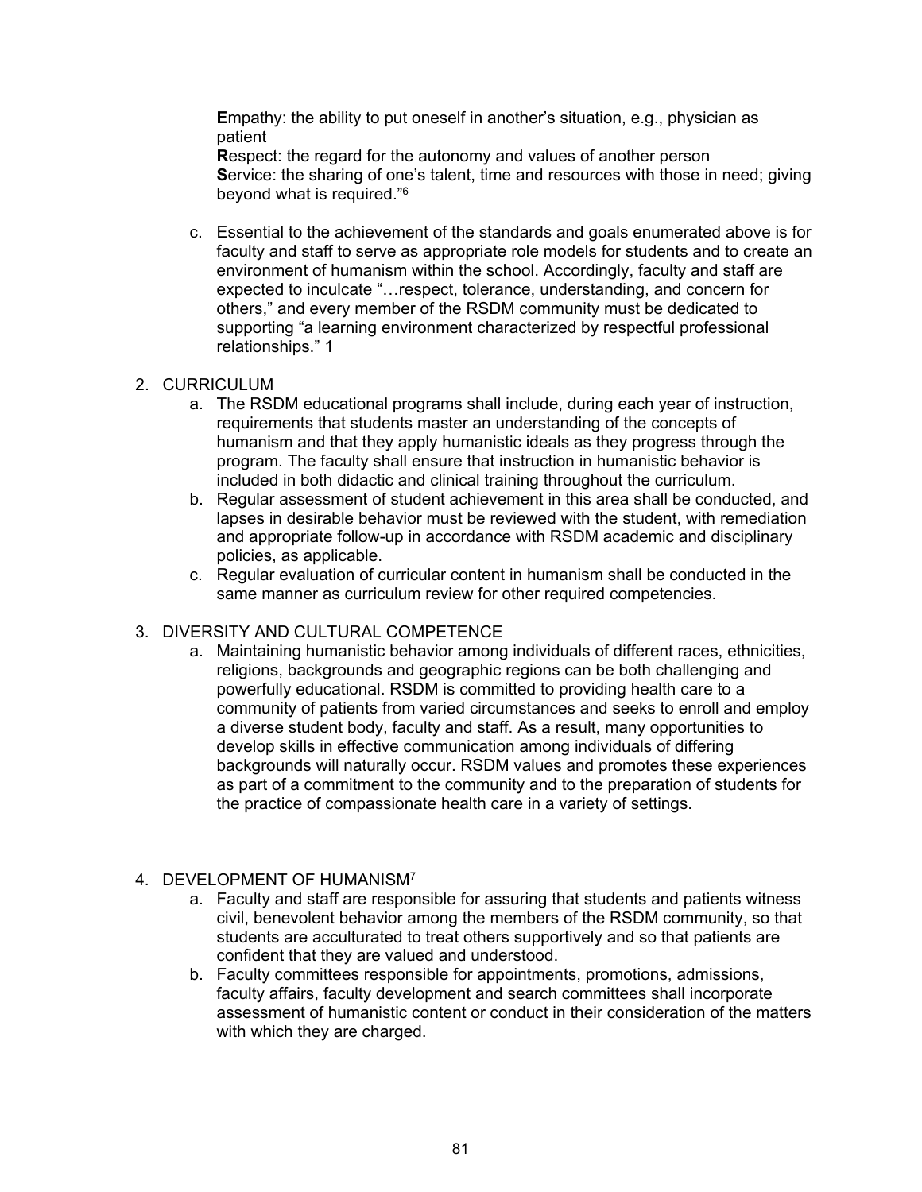**E**mpathy: the ability to put oneself in another's situation, e.g., physician as patient
**R**espect: the regard for the autonomy and values of another person
**S**ervice: the sharing of one's talent, time and resources with those in need; giving beyond what is required."[6]

c. Essential to the achievement of the standards and goals enumerated above is for faculty and staff to serve as appropriate role models for students and to create an environment of humanism within the school. Accordingly, faculty and staff are expected to inculcate "…respect, tolerance, understanding, and concern for others," and every member of the RSDM community must be dedicated to supporting "a learning environment characterized by respectful professional relationships." 1

2. CURRICULUM
   a. The RSDM educational programs shall include, during each year of instruction, requirements that students master an understanding of the concepts of humanism and that they apply humanistic ideals as they progress through the program. The faculty shall ensure that instruction in humanistic behavior is included in both didactic and clinical training throughout the curriculum.
   b. Regular assessment of student achievement in this area shall be conducted, and lapses in desirable behavior must be reviewed with the student, with remediation and appropriate follow-up in accordance with RSDM academic and disciplinary policies, as applicable.
   c. Regular evaluation of curricular content in humanism shall be conducted in the same manner as curriculum review for other required competencies.

3. DIVERSITY AND CULTURAL COMPETENCE
   a. Maintaining humanistic behavior among individuals of different races, ethnicities, religions, backgrounds and geographic regions can be both challenging and powerfully educational. RSDM is committed to providing health care to a community of patients from varied circumstances and seeks to enroll and employ a diverse student body, faculty and staff. As a result, many opportunities to develop skills in effective communication among individuals of differing backgrounds will naturally occur. RSDM values and promotes these experiences as part of a commitment to the community and to the preparation of students for the practice of compassionate health care in a variety of settings.

4. DEVELOPMENT OF HUMANISM[7]
   a. Faculty and staff are responsible for assuring that students and patients witness civil, benevolent behavior among the members of the RSDM community, so that students are acculturated to treat others supportively and so that patients are confident that they are valued and understood.
   b. Faculty committees responsible for appointments, promotions, admissions, faculty affairs, faculty development and search committees shall incorporate assessment of humanistic content or conduct in their consideration of the matters with which they are charged.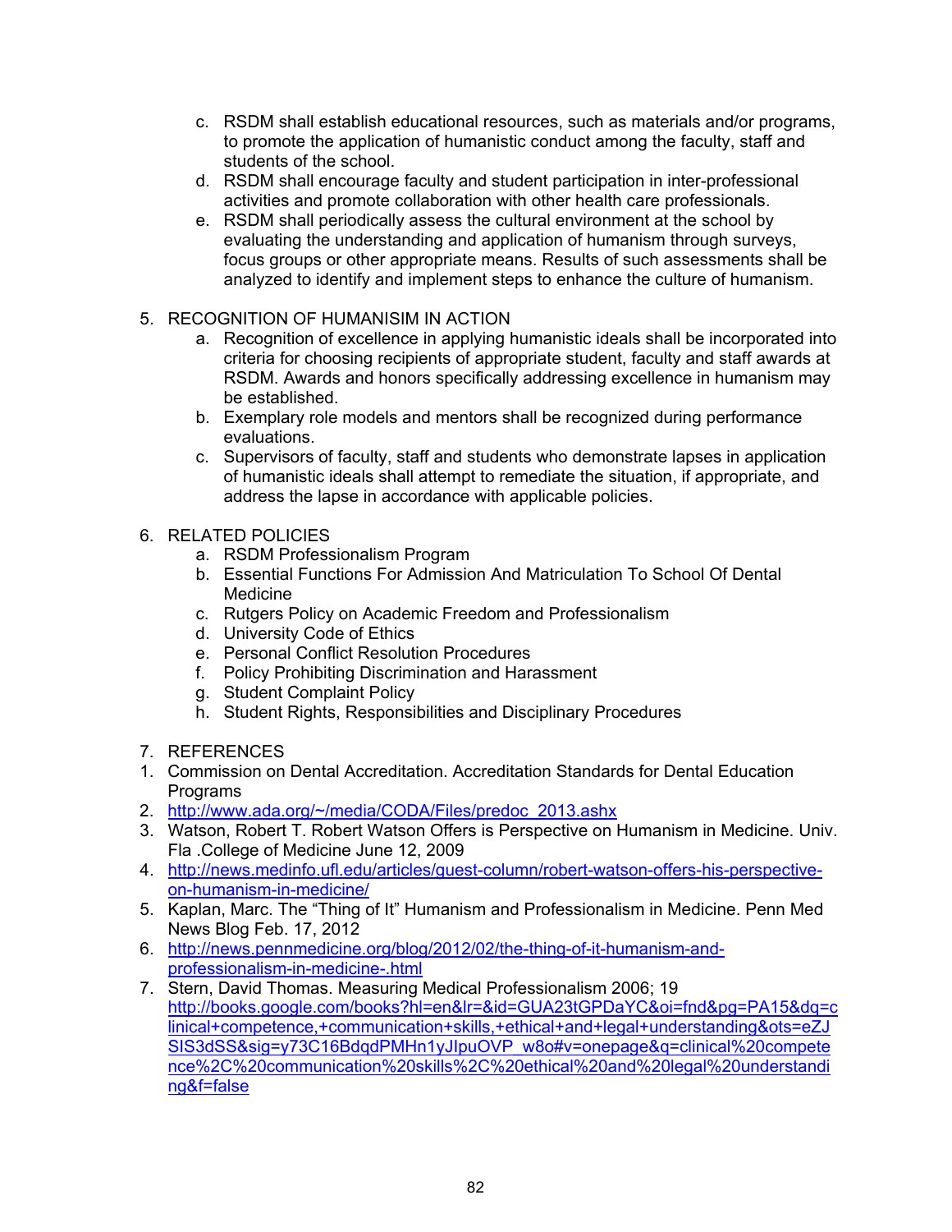c. RSDM shall establish educational resources, such as materials and/or programs, to promote the application of humanistic conduct among the faculty, staff and students of the school.
d. RSDM shall encourage faculty and student participation in inter-professional activities and promote collaboration with other health care professionals.
e. RSDM shall periodically assess the cultural environment at the school by evaluating the understanding and application of humanism through surveys, focus groups or other appropriate means. Results of such assessments shall be analyzed to identify and implement steps to enhance the culture of humanism.

5. RECOGNITION OF HUMANISIM IN ACTION
    a. Recognition of excellence in applying humanistic ideals shall be incorporated into criteria for choosing recipients of appropriate student, faculty and staff awards at RSDM. Awards and honors specifically addressing excellence in humanism may be established.
    b. Exemplary role models and mentors shall be recognized during performance evaluations.
    c. Supervisors of faculty, staff and students who demonstrate lapses in application of humanistic ideals shall attempt to remediate the situation, if appropriate, and address the lapse in accordance with applicable policies.

6. RELATED POLICIES
    a. RSDM Professionalism Program
    b. Essential Functions For Admission And Matriculation To School Of Dental Medicine
    c. Rutgers Policy on Academic Freedom and Professionalism
    d. University Code of Ethics
    e. Personal Conflict Resolution Procedures
    f. Policy Prohibiting Discrimination and Harassment
    g. Student Complaint Policy
    h. Student Rights, Responsibilities and Disciplinary Procedures

7. REFERENCES

1. Commission on Dental Accreditation. Accreditation Standards for Dental Education Programs
2. http://www.ada.org/~/media/CODA/Files/predoc_2013.ashx
3. Watson, Robert T. Robert Watson Offers is Perspective on Humanism in Medicine. Univ. Fla .College of Medicine June 12, 2009
4. http://news.medinfo.ufl.edu/articles/guest-column/robert-watson-offers-his-perspective-on-humanism-in-medicine/
5. Kaplan, Marc. The "Thing of It" Humanism and Professionalism in Medicine. Penn Med News Blog Feb. 17, 2012
6. http://news.pennmedicine.org/blog/2012/02/the-thing-of-it-humanism-and-professionalism-in-medicine-.html
7. Stern, David Thomas. Measuring Medical Professionalism 2006; 19 http://books.google.com/books?hl=en&lr=&id=GUA23tGPDaYC&oi=fnd&pg=PA15&dq=clinical+competence,+communication+skills,+ethical+and+legal+understanding&ots=eZJSIS3dSS&sig=y73C16BdqdPMHn1yJIpuOVP_w8o#v=onepage&q=clinical%20competence%2C%20communication%20skills%2C%20ethical%20and%20legal%20understanding&f=false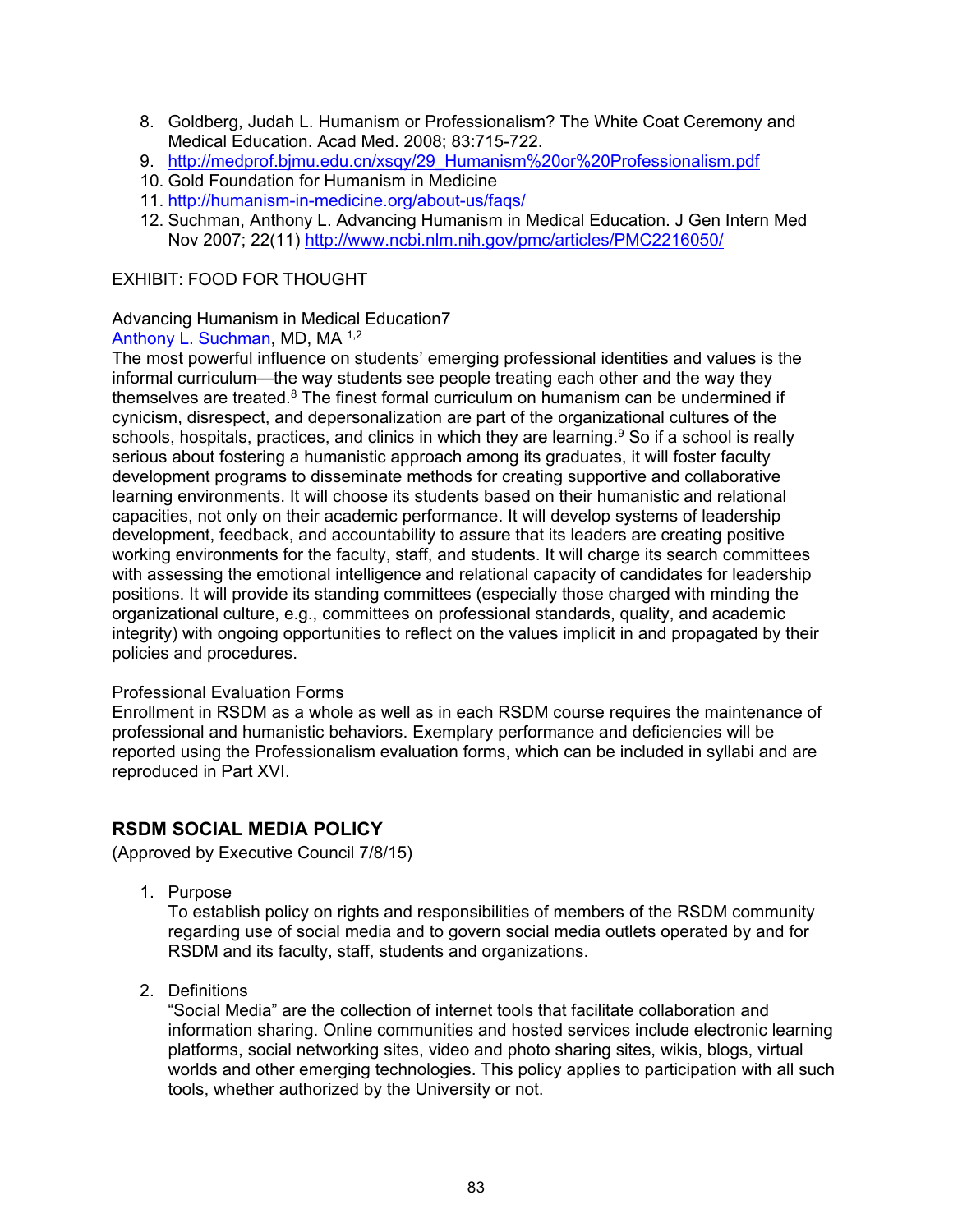8. Goldberg, Judah L. Humanism or Professionalism? The White Coat Ceremony and Medical Education. Acad Med. 2008; 83:715-722.
9. http://medprof.bjmu.edu.cn/xsqy/29_Humanism%20or%20Professionalism.pdf
10. Gold Foundation for Humanism in Medicine
11. http://humanism-in-medicine.org/about-us/faqs/
12. Suchman, Anthony L. Advancing Humanism in Medical Education. J Gen Intern Med Nov 2007; 22(11) http://www.ncbi.nlm.nih.gov/pmc/articles/PMC2216050/

EXHIBIT: FOOD FOR THOUGHT

Advancing Humanism in Medical Education7
Anthony L. Suchman, MD, MA [1,2]
The most powerful influence on students' emerging professional identities and values is the informal curriculum—the way students see people treating each other and the way they themselves are treated.[8] The finest formal curriculum on humanism can be undermined if cynicism, disrespect, and depersonalization are part of the organizational cultures of the schools, hospitals, practices, and clinics in which they are learning.[9] So if a school is really serious about fostering a humanistic approach among its graduates, it will foster faculty development programs to disseminate methods for creating supportive and collaborative learning environments. It will choose its students based on their humanistic and relational capacities, not only on their academic performance. It will develop systems of leadership development, feedback, and accountability to assure that its leaders are creating positive working environments for the faculty, staff, and students. It will charge its search committees with assessing the emotional intelligence and relational capacity of candidates for leadership positions. It will provide its standing committees (especially those charged with minding the organizational culture, e.g., committees on professional standards, quality, and academic integrity) with ongoing opportunities to reflect on the values implicit in and propagated by their policies and procedures.

Professional Evaluation Forms
Enrollment in RSDM as a whole as well as in each RSDM course requires the maintenance of professional and humanistic behaviors. Exemplary performance and deficiencies will be reported using the Professionalism evaluation forms, which can be included in syllabi and are reproduced in Part XVI.

## RSDM SOCIAL MEDIA POLICY

(Approved by Executive Council 7/8/15)

1. Purpose
   To establish policy on rights and responsibilities of members of the RSDM community regarding use of social media and to govern social media outlets operated by and for RSDM and its faculty, staff, students and organizations.

2. Definitions
   "Social Media" are the collection of internet tools that facilitate collaboration and information sharing. Online communities and hosted services include electronic learning platforms, social networking sites, video and photo sharing sites, wikis, blogs, virtual worlds and other emerging technologies. This policy applies to participation with all such tools, whether authorized by the University or not.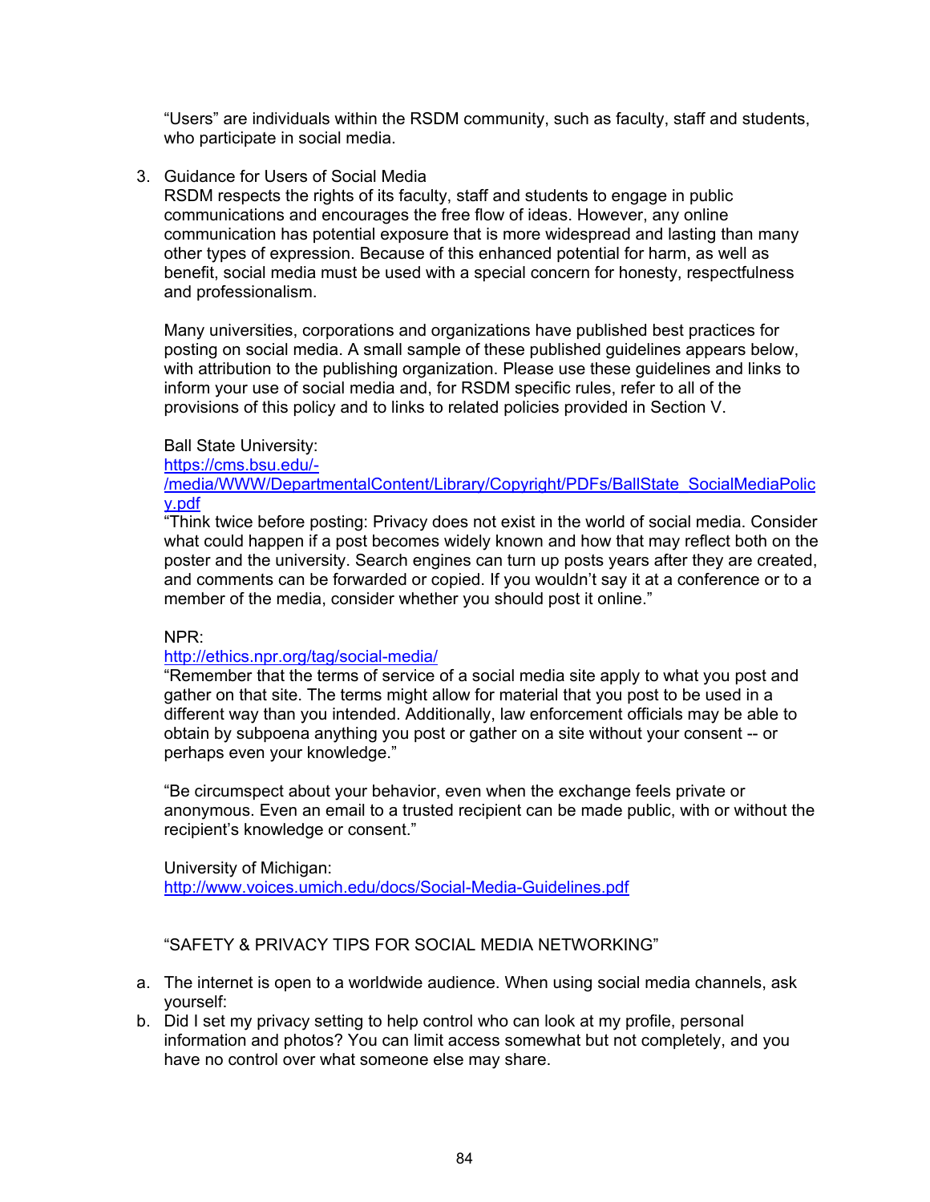"Users" are individuals within the RSDM community, such as faculty, staff and students, who participate in social media.

3. Guidance for Users of Social Media

   RSDM respects the rights of its faculty, staff and students to engage in public communications and encourages the free flow of ideas. However, any online communication has potential exposure that is more widespread and lasting than many other types of expression. Because of this enhanced potential for harm, as well as benefit, social media must be used with a special concern for honesty, respectfulness and professionalism.

   Many universities, corporations and organizations have published best practices for posting on social media. A small sample of these published guidelines appears below, with attribution to the publishing organization. Please use these guidelines and links to inform your use of social media and, for RSDM specific rules, refer to all of the provisions of this policy and to links to related policies provided in Section V.

   Ball State University:
   [https://cms.bsu.edu/-/media/WWW/DepartmentalContent/Library/Copyright/PDFs/BallState_SocialMediaPolicy.pdf](https://cms.bsu.edu/-/media/WWW/DepartmentalContent/Library/Copyright/PDFs/BallState_SocialMediaPolicy.pdf)
   "Think twice before posting: Privacy does not exist in the world of social media. Consider what could happen if a post becomes widely known and how that may reflect both on the poster and the university. Search engines can turn up posts years after they are created, and comments can be forwarded or copied. If you wouldn't say it at a conference or to a member of the media, consider whether you should post it online."

   NPR:
   [http://ethics.npr.org/tag/social-media/](http://ethics.npr.org/tag/social-media/)
   "Remember that the terms of service of a social media site apply to what you post and gather on that site. The terms might allow for material that you post to be used in a different way than you intended. Additionally, law enforcement officials may be able to obtain by subpoena anything you post or gather on a site without your consent -- or perhaps even your knowledge."

   "Be circumspect about your behavior, even when the exchange feels private or anonymous. Even an email to a trusted recipient can be made public, with or without the recipient's knowledge or consent."

   University of Michigan:
   [http://www.voices.umich.edu/docs/Social-Media-Guidelines.pdf](http://www.voices.umich.edu/docs/Social-Media-Guidelines.pdf)

   "SAFETY & PRIVACY TIPS FOR SOCIAL MEDIA NETWORKING"

a. The internet is open to a worldwide audience. When using social media channels, ask yourself:
b. Did I set my privacy setting to help control who can look at my profile, personal information and photos? You can limit access somewhat but not completely, and you have no control over what someone else may share.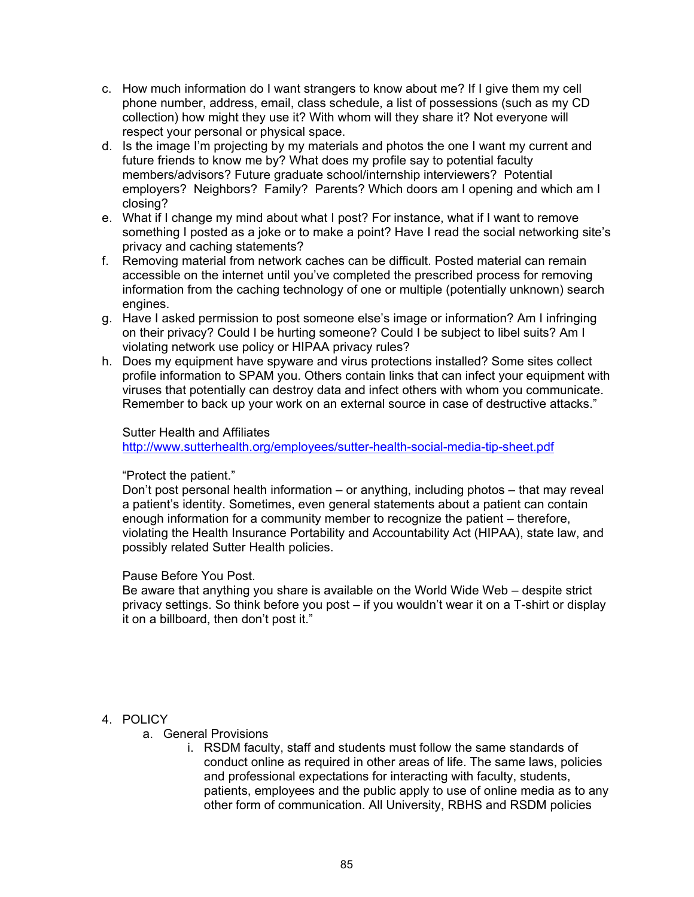c. How much information do I want strangers to know about me? If I give them my cell phone number, address, email, class schedule, a list of possessions (such as my CD collection) how might they use it? With whom will they share it? Not everyone will respect your personal or physical space.
d. Is the image I'm projecting by my materials and photos the one I want my current and future friends to know me by? What does my profile say to potential faculty members/advisors? Future graduate school/internship interviewers? Potential employers? Neighbors? Family? Parents? Which doors am I opening and which am I closing?
e. What if I change my mind about what I post? For instance, what if I want to remove something I posted as a joke or to make a point? Have I read the social networking site's privacy and caching statements?
f. Removing material from network caches can be difficult. Posted material can remain accessible on the internet until you've completed the prescribed process for removing information from the caching technology of one or multiple (potentially unknown) search engines.
g. Have I asked permission to post someone else's image or information? Am I infringing on their privacy? Could I be hurting someone? Could I be subject to libel suits? Am I violating network use policy or HIPAA privacy rules?
h. Does my equipment have spyware and virus protections installed? Some sites collect profile information to SPAM you. Others contain links that can infect your equipment with viruses that potentially can destroy data and infect others with whom you communicate. Remember to back up your work on an external source in case of destructive attacks."

Sutter Health and Affiliates
http://www.sutterhealth.org/employees/sutter-health-social-media-tip-sheet.pdf

"Protect the patient."
Don't post personal health information – or anything, including photos – that may reveal a patient's identity. Sometimes, even general statements about a patient can contain enough information for a community member to recognize the patient – therefore, violating the Health Insurance Portability and Accountability Act (HIPAA), state law, and possibly related Sutter Health policies.

Pause Before You Post.
Be aware that anything you share is available on the World Wide Web – despite strict privacy settings. So think before you post – if you wouldn't wear it on a T-shirt or display it on a billboard, then don't post it."

4. POLICY
   a. General Provisions
      i. RSDM faculty, staff and students must follow the same standards of conduct online as required in other areas of life. The same laws, policies and professional expectations for interacting with faculty, students, patients, employees and the public apply to use of online media as to any other form of communication. All University, RBHS and RSDM policies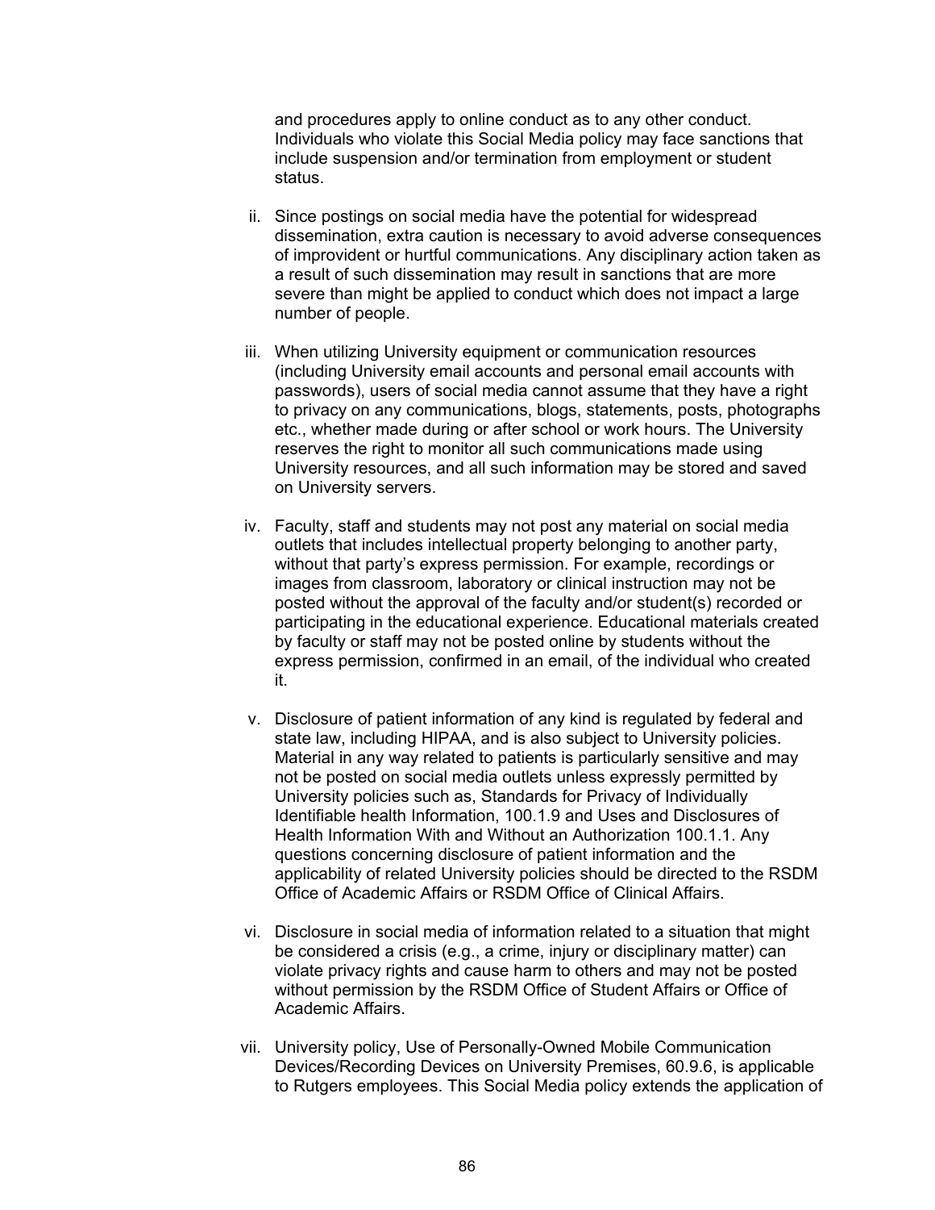and procedures apply to online conduct as to any other conduct. Individuals who violate this Social Media policy may face sanctions that include suspension and/or termination from employment or student status.

ii. Since postings on social media have the potential for widespread dissemination, extra caution is necessary to avoid adverse consequences of improvident or hurtful communications. Any disciplinary action taken as a result of such dissemination may result in sanctions that are more severe than might be applied to conduct which does not impact a large number of people.

iii. When utilizing University equipment or communication resources (including University email accounts and personal email accounts with passwords), users of social media cannot assume that they have a right to privacy on any communications, blogs, statements, posts, photographs etc., whether made during or after school or work hours. The University reserves the right to monitor all such communications made using University resources, and all such information may be stored and saved on University servers.

iv. Faculty, staff and students may not post any material on social media outlets that includes intellectual property belonging to another party, without that party's express permission. For example, recordings or images from classroom, laboratory or clinical instruction may not be posted without the approval of the faculty and/or student(s) recorded or participating in the educational experience. Educational materials created by faculty or staff may not be posted online by students without the express permission, confirmed in an email, of the individual who created it.

v. Disclosure of patient information of any kind is regulated by federal and state law, including HIPAA, and is also subject to University policies. Material in any way related to patients is particularly sensitive and may not be posted on social media outlets unless expressly permitted by University policies such as, Standards for Privacy of Individually Identifiable health Information, 100.1.9 and Uses and Disclosures of Health Information With and Without an Authorization 100.1.1. Any questions concerning disclosure of patient information and the applicability of related University policies should be directed to the RSDM Office of Academic Affairs or RSDM Office of Clinical Affairs.

vi. Disclosure in social media of information related to a situation that might be considered a crisis (e.g., a crime, injury or disciplinary matter) can violate privacy rights and cause harm to others and may not be posted without permission by the RSDM Office of Student Affairs or Office of Academic Affairs.

vii. University policy, Use of Personally-Owned Mobile Communication Devices/Recording Devices on University Premises, 60.9.6, is applicable to Rutgers employees. This Social Media policy extends the application of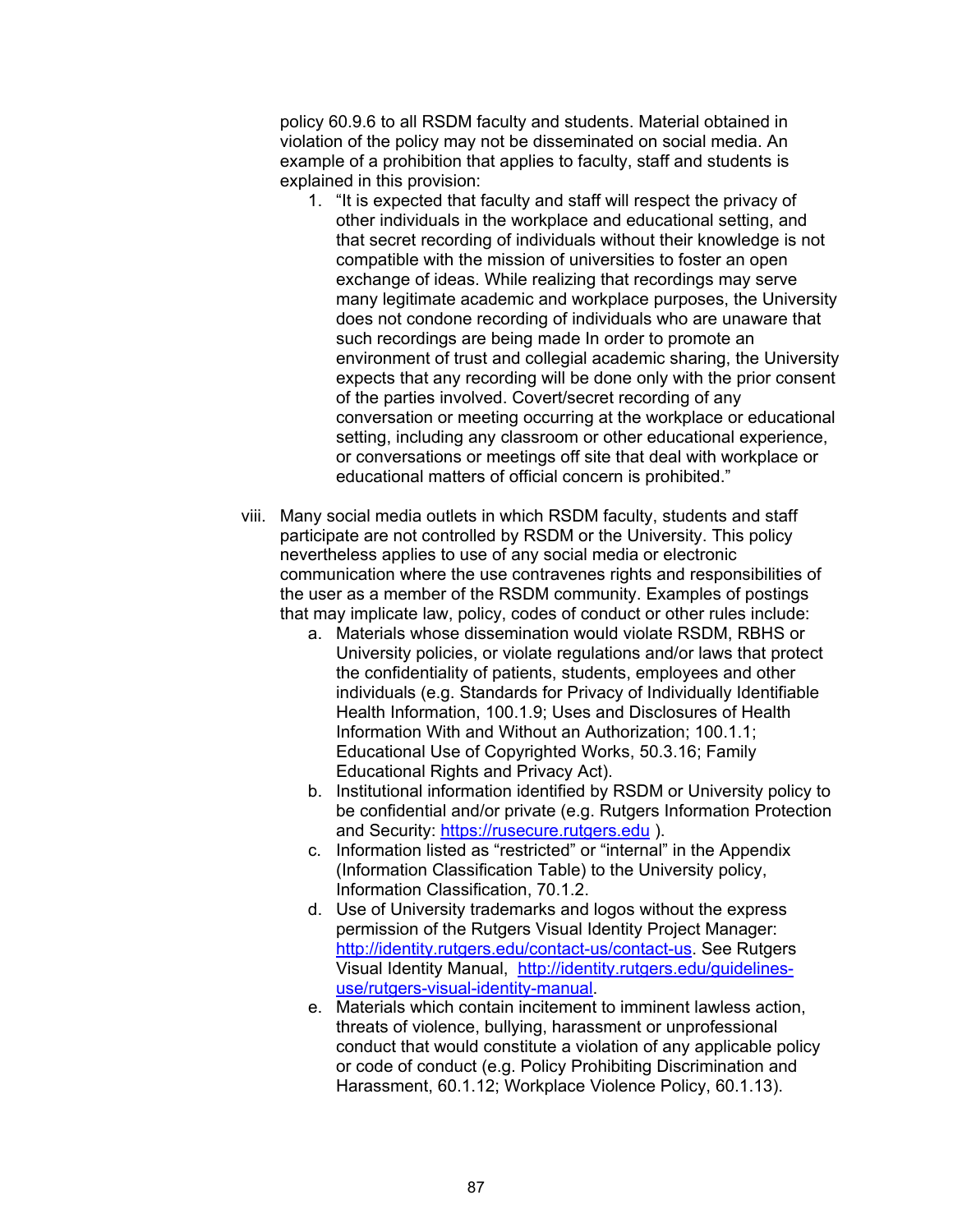policy 60.9.6 to all RSDM faculty and students. Material obtained in violation of the policy may not be disseminated on social media. An example of a prohibition that applies to faculty, staff and students is explained in this provision:

1. "It is expected that faculty and staff will respect the privacy of other individuals in the workplace and educational setting, and that secret recording of individuals without their knowledge is not compatible with the mission of universities to foster an open exchange of ideas. While realizing that recordings may serve many legitimate academic and workplace purposes, the University does not condone recording of individuals who are unaware that such recordings are being made In order to promote an environment of trust and collegial academic sharing, the University expects that any recording will be done only with the prior consent of the parties involved. Covert/secret recording of any conversation or meeting occurring at the workplace or educational setting, including any classroom or other educational experience, or conversations or meetings off site that deal with workplace or educational matters of official concern is prohibited."

viii. Many social media outlets in which RSDM faculty, students and staff participate are not controlled by RSDM or the University. This policy nevertheless applies to use of any social media or electronic communication where the use contravenes rights and responsibilities of the user as a member of the RSDM community. Examples of postings that may implicate law, policy, codes of conduct or other rules include:

   a. Materials whose dissemination would violate RSDM, RBHS or University policies, or violate regulations and/or laws that protect the confidentiality of patients, students, employees and other individuals (e.g. Standards for Privacy of Individually Identifiable Health Information, 100.1.9; Uses and Disclosures of Health Information With and Without an Authorization; 100.1.1; Educational Use of Copyrighted Works, 50.3.16; Family Educational Rights and Privacy Act).
   b. Institutional information identified by RSDM or University policy to be confidential and/or private (e.g. Rutgers Information Protection and Security: [https://rusecure.rutgers.edu](https://rusecure.rutgers.edu) ).
   c. Information listed as "restricted" or "internal" in the Appendix (Information Classification Table) to the University policy, Information Classification, 70.1.2.
   d. Use of University trademarks and logos without the express permission of the Rutgers Visual Identity Project Manager: [http://identity.rutgers.edu/contact-us/contact-us](http://identity.rutgers.edu/contact-us/contact-us). See Rutgers Visual Identity Manual, [http://identity.rutgers.edu/guidelines-use/rutgers-visual-identity-manual](http://identity.rutgers.edu/guidelines-use/rutgers-visual-identity-manual).
   e. Materials which contain incitement to imminent lawless action, threats of violence, bullying, harassment or unprofessional conduct that would constitute a violation of any applicable policy or code of conduct (e.g. Policy Prohibiting Discrimination and Harassment, 60.1.12; Workplace Violence Policy, 60.1.13).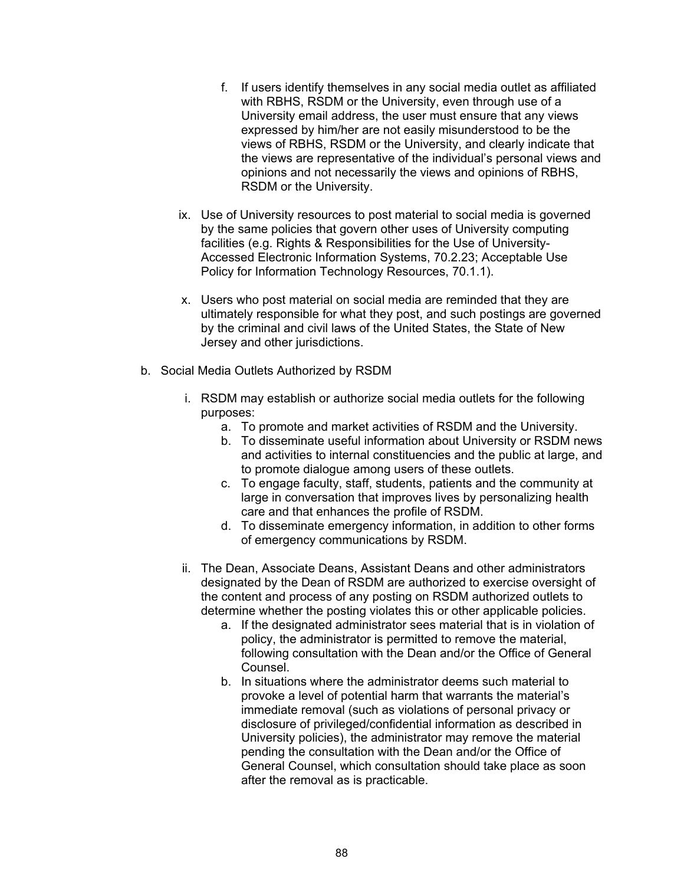f. If users identify themselves in any social media outlet as affiliated with RBHS, RSDM or the University, even through use of a University email address, the user must ensure that any views expressed by him/her are not easily misunderstood to be the views of RBHS, RSDM or the University, and clearly indicate that the views are representative of the individual's personal views and opinions and not necessarily the views and opinions of RBHS, RSDM or the University.

ix. Use of University resources to post material to social media is governed by the same policies that govern other uses of University computing facilities (e.g. Rights & Responsibilities for the Use of University-Accessed Electronic Information Systems, 70.2.23; Acceptable Use Policy for Information Technology Resources, 70.1.1).

x. Users who post material on social media are reminded that they are ultimately responsible for what they post, and such postings are governed by the criminal and civil laws of the United States, the State of New Jersey and other jurisdictions.

b. Social Media Outlets Authorized by RSDM

i. RSDM may establish or authorize social media outlets for the following purposes:
   a. To promote and market activities of RSDM and the University.
   b. To disseminate useful information about University or RSDM news and activities to internal constituencies and the public at large, and to promote dialogue among users of these outlets.
   c. To engage faculty, staff, students, patients and the community at large in conversation that improves lives by personalizing health care and that enhances the profile of RSDM.
   d. To disseminate emergency information, in addition to other forms of emergency communications by RSDM.

ii. The Dean, Associate Deans, Assistant Deans and other administrators designated by the Dean of RSDM are authorized to exercise oversight of the content and process of any posting on RSDM authorized outlets to determine whether the posting violates this or other applicable policies.
   a. If the designated administrator sees material that is in violation of policy, the administrator is permitted to remove the material, following consultation with the Dean and/or the Office of General Counsel.
   b. In situations where the administrator deems such material to provoke a level of potential harm that warrants the material's immediate removal (such as violations of personal privacy or disclosure of privileged/confidential information as described in University policies), the administrator may remove the material pending the consultation with the Dean and/or the Office of General Counsel, which consultation should take place as soon after the removal as is practicable.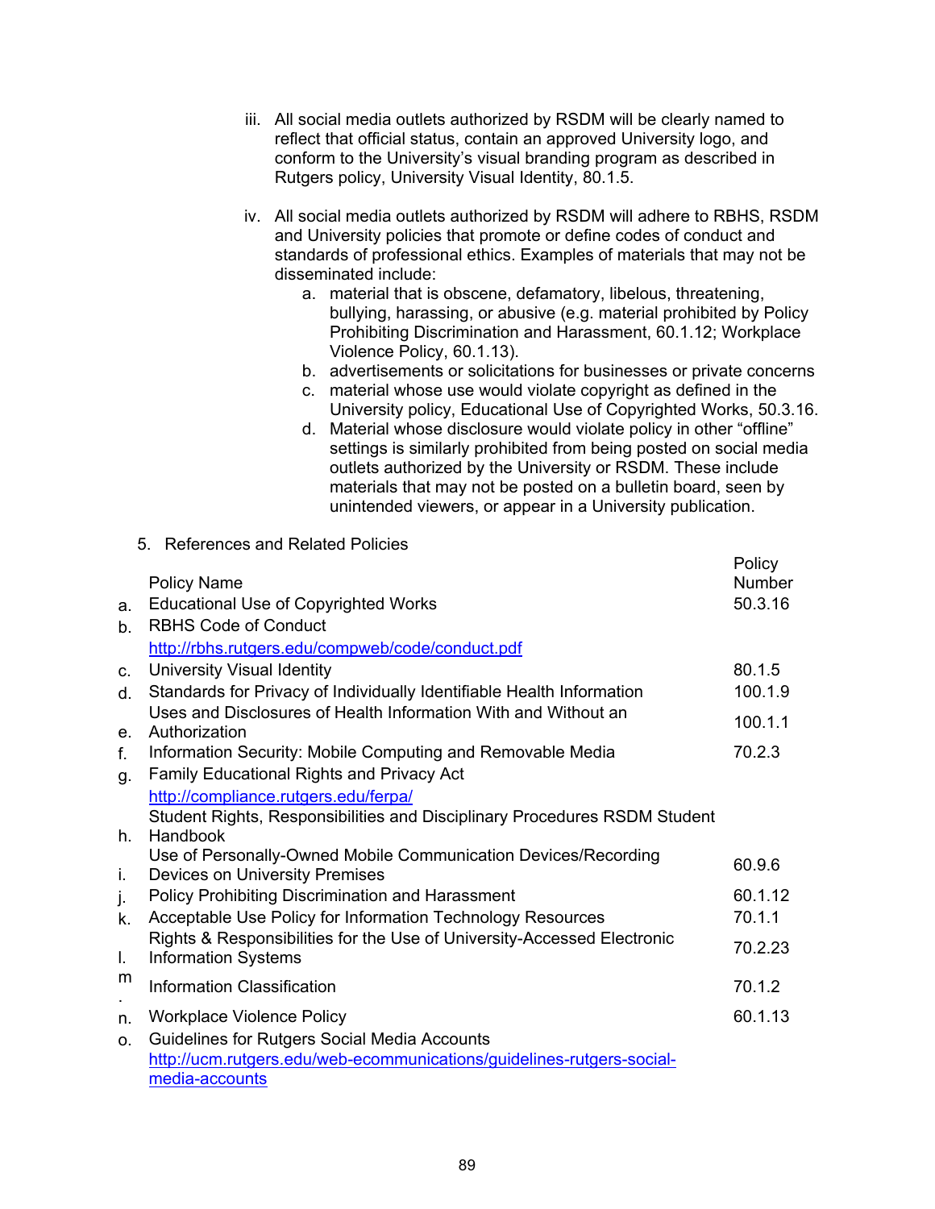iii. All social media outlets authorized by RSDM will be clearly named to reflect that official status, contain an approved University logo, and conform to the University's visual branding program as described in Rutgers policy, University Visual Identity, 80.1.5.

iv. All social media outlets authorized by RSDM will adhere to RBHS, RSDM and University policies that promote or define codes of conduct and standards of professional ethics. Examples of materials that may not be disseminated include:

   a. material that is obscene, defamatory, libelous, threatening, bullying, harassing, or abusive (e.g. material prohibited by Policy Prohibiting Discrimination and Harassment, 60.1.12; Workplace Violence Policy, 60.1.13).
   b. advertisements or solicitations for businesses or private concerns
   c. material whose use would violate copyright as defined in the University policy, Educational Use of Copyrighted Works, 50.3.16.
   d. Material whose disclosure would violate policy in other "offline" settings is similarly prohibited from being posted on social media outlets authorized by the University or RSDM. These include materials that may not be posted on a bulletin board, seen by unintended viewers, or appear in a University publication.

5. References and Related Policies

| | Policy Name | Policy Number |
|---|---|---|
| a. | Educational Use of Copyrighted Works | 50.3.16 |
| b. | RBHS Code of Conduct http://rbhs.rutgers.edu/compweb/code/conduct.pdf | |
| c. | University Visual Identity | 80.1.5 |
| d. | Standards for Privacy of Individually Identifiable Health Information | 100.1.9 |
| e. | Uses and Disclosures of Health Information With and Without an Authorization | 100.1.1 |
| f. | Information Security: Mobile Computing and Removable Media | 70.2.3 |
| g. | Family Educational Rights and Privacy Act http://compliance.rutgers.edu/ferpa/ | |
| h. | Student Rights, Responsibilities and Disciplinary Procedures RSDM Student Handbook | |
| i. | Use of Personally-Owned Mobile Communication Devices/Recording Devices on University Premises | 60.9.6 |
| j. | Policy Prohibiting Discrimination and Harassment | 60.1.12 |
| k. | Acceptable Use Policy for Information Technology Resources | 70.1.1 |
| l. | Rights & Responsibilities for the Use of University-Accessed Electronic Information Systems | 70.2.23 |
| m. | Information Classification | 70.1.2 |
| n. | Workplace Violence Policy | 60.1.13 |
| o. | Guidelines for Rutgers Social Media Accounts http://ucm.rutgers.edu/web-ecommunications/guidelines-rutgers-social-media-accounts | |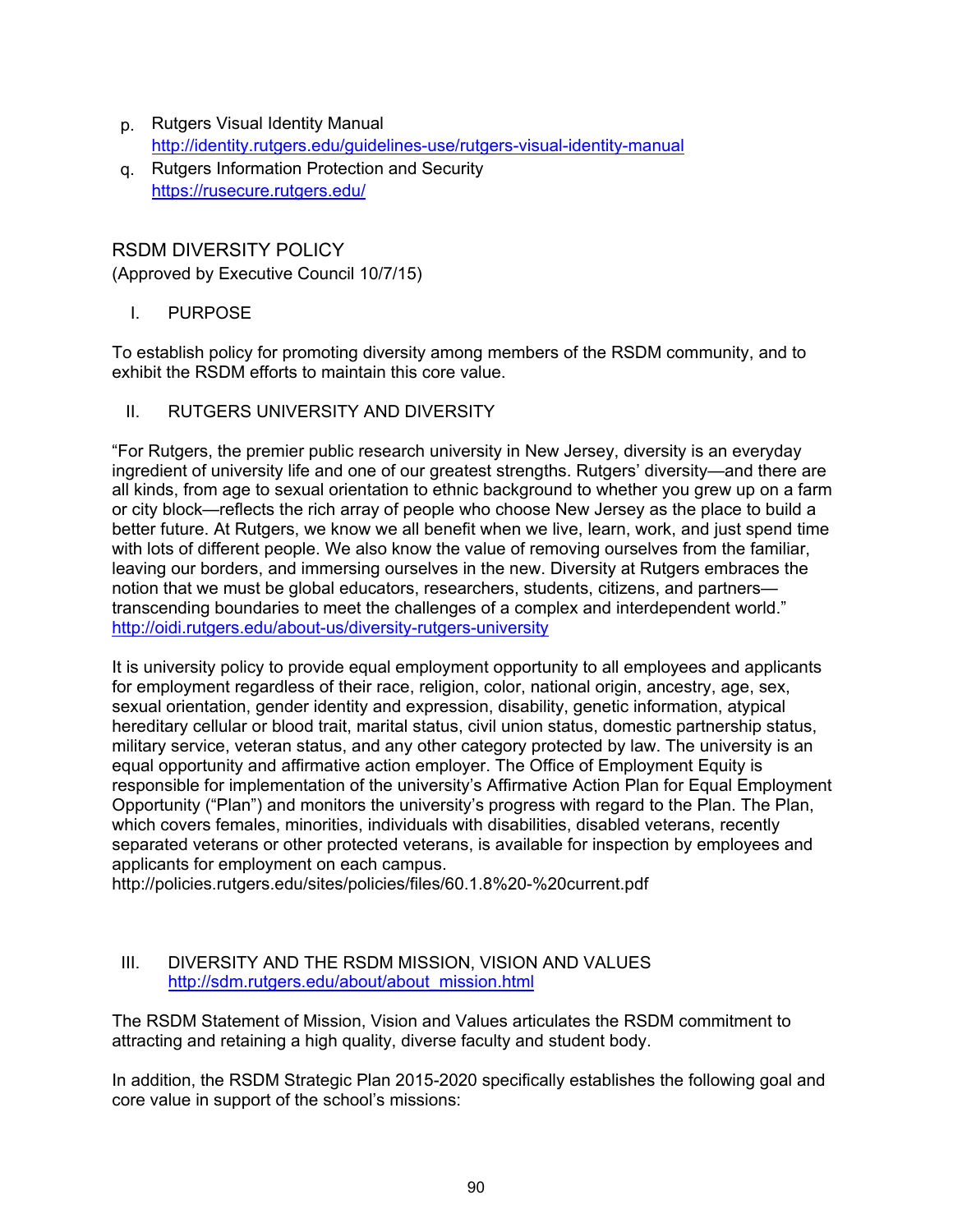p. Rutgers Visual Identity Manual
   http://identity.rutgers.edu/guidelines-use/rutgers-visual-identity-manual
q. Rutgers Information Protection and Security
   https://rusecure.rutgers.edu/

## RSDM DIVERSITY POLICY

(Approved by Executive Council 10/7/15)

### I. PURPOSE

To establish policy for promoting diversity among members of the RSDM community, and to exhibit the RSDM efforts to maintain this core value.

### II. RUTGERS UNIVERSITY AND DIVERSITY

"For Rutgers, the premier public research university in New Jersey, diversity is an everyday ingredient of university life and one of our greatest strengths. Rutgers' diversity—and there are all kinds, from age to sexual orientation to ethnic background to whether you grew up on a farm or city block—reflects the rich array of people who choose New Jersey as the place to build a better future. At Rutgers, we know we all benefit when we live, learn, work, and just spend time with lots of different people. We also know the value of removing ourselves from the familiar, leaving our borders, and immersing ourselves in the new. Diversity at Rutgers embraces the notion that we must be global educators, researchers, students, citizens, and partners—transcending boundaries to meet the challenges of a complex and interdependent world."
http://oidi.rutgers.edu/about-us/diversity-rutgers-university

It is university policy to provide equal employment opportunity to all employees and applicants for employment regardless of their race, religion, color, national origin, ancestry, age, sex, sexual orientation, gender identity and expression, disability, genetic information, atypical hereditary cellular or blood trait, marital status, civil union status, domestic partnership status, military service, veteran status, and any other category protected by law. The university is an equal opportunity and affirmative action employer. The Office of Employment Equity is responsible for implementation of the university's Affirmative Action Plan for Equal Employment Opportunity ("Plan") and monitors the university's progress with regard to the Plan. The Plan, which covers females, minorities, individuals with disabilities, disabled veterans, recently separated veterans or other protected veterans, is available for inspection by employees and applicants for employment on each campus.
http://policies.rutgers.edu/sites/policies/files/60.1.8%20-%20current.pdf

### III. DIVERSITY AND THE RSDM MISSION, VISION AND VALUES

http://sdm.rutgers.edu/about/about_mission.html

The RSDM Statement of Mission, Vision and Values articulates the RSDM commitment to attracting and retaining a high quality, diverse faculty and student body.

In addition, the RSDM Strategic Plan 2015-2020 specifically establishes the following goal and core value in support of the school's missions: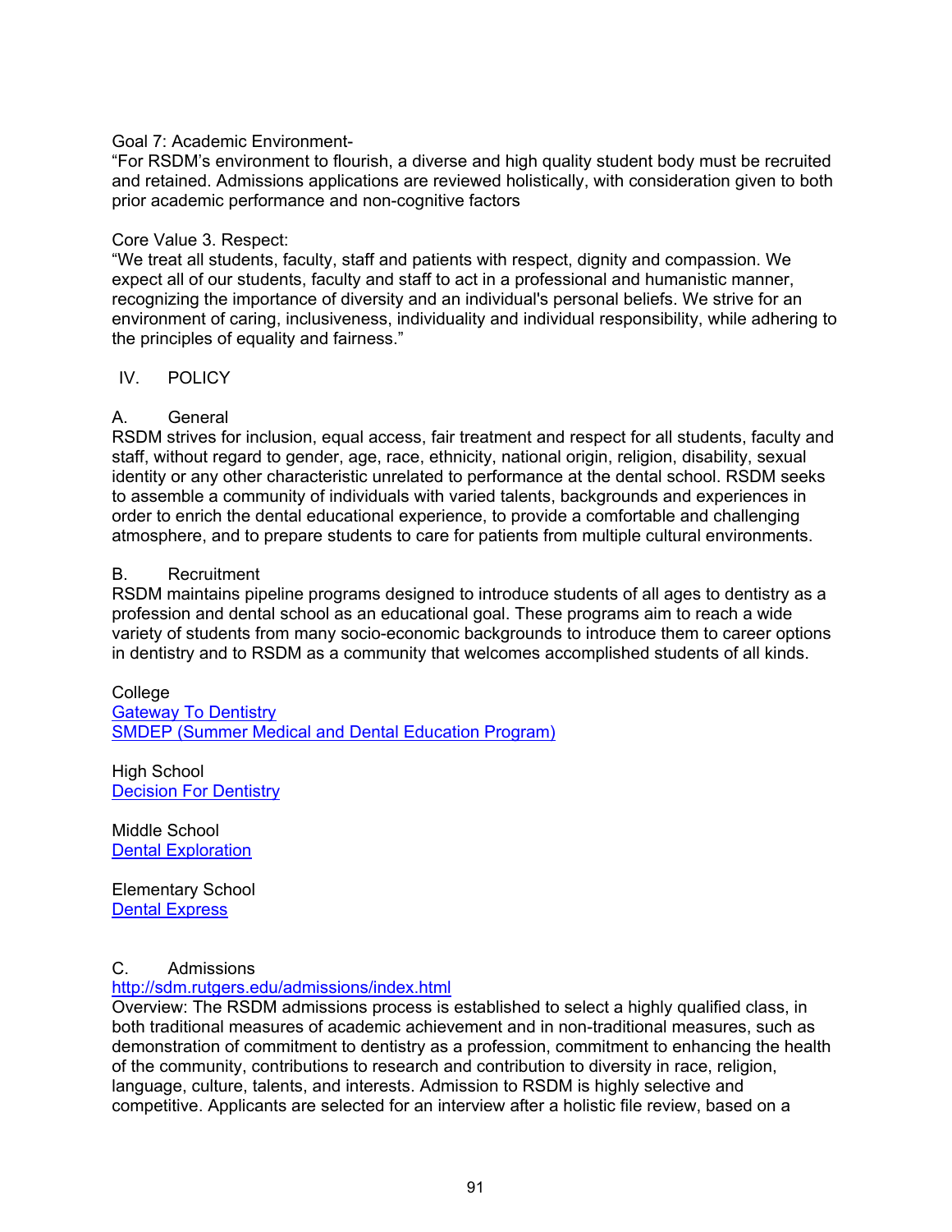Goal 7: Academic Environment-

"For RSDM's environment to flourish, a diverse and high quality student body must be recruited and retained. Admissions applications are reviewed holistically, with consideration given to both prior academic performance and non-cognitive factors

Core Value 3. Respect:

"We treat all students, faculty, staff and patients with respect, dignity and compassion. We expect all of our students, faculty and staff to act in a professional and humanistic manner, recognizing the importance of diversity and an individual's personal beliefs. We strive for an environment of caring, inclusiveness, individuality and individual responsibility, while adhering to the principles of equality and fairness."

## IV. POLICY

### A. General

RSDM strives for inclusion, equal access, fair treatment and respect for all students, faculty and staff, without regard to gender, age, race, ethnicity, national origin, religion, disability, sexual identity or any other characteristic unrelated to performance at the dental school. RSDM seeks to assemble a community of individuals with varied talents, backgrounds and experiences in order to enrich the dental educational experience, to provide a comfortable and challenging atmosphere, and to prepare students to care for patients from multiple cultural environments.

### B. Recruitment

RSDM maintains pipeline programs designed to introduce students of all ages to dentistry as a profession and dental school as an educational goal. These programs aim to reach a wide variety of students from many socio-economic backgrounds to introduce them to career options in dentistry and to RSDM as a community that welcomes accomplished students of all kinds.

College
Gateway To Dentistry
SMDEP (Summer Medical and Dental Education Program)

High School
Decision For Dentistry

Middle School
Dental Exploration

Elementary School
Dental Express

### C. Admissions

http://sdm.rutgers.edu/admissions/index.html

Overview: The RSDM admissions process is established to select a highly qualified class, in both traditional measures of academic achievement and in non-traditional measures, such as demonstration of commitment to dentistry as a profession, commitment to enhancing the health of the community, contributions to research and contribution to diversity in race, religion, language, culture, talents, and interests. Admission to RSDM is highly selective and competitive. Applicants are selected for an interview after a holistic file review, based on a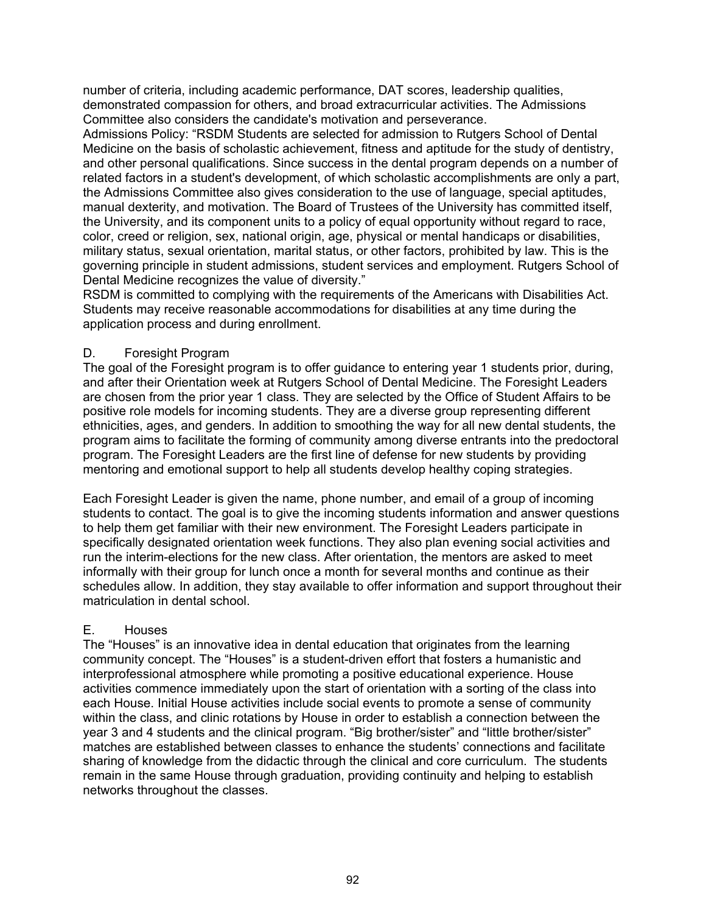number of criteria, including academic performance, DAT scores, leadership qualities, demonstrated compassion for others, and broad extracurricular activities. The Admissions Committee also considers the candidate's motivation and perseverance.

Admissions Policy: "RSDM Students are selected for admission to Rutgers School of Dental Medicine on the basis of scholastic achievement, fitness and aptitude for the study of dentistry, and other personal qualifications. Since success in the dental program depends on a number of related factors in a student's development, of which scholastic accomplishments are only a part, the Admissions Committee also gives consideration to the use of language, special aptitudes, manual dexterity, and motivation. The Board of Trustees of the University has committed itself, the University, and its component units to a policy of equal opportunity without regard to race, color, creed or religion, sex, national origin, age, physical or mental handicaps or disabilities, military status, sexual orientation, marital status, or other factors, prohibited by law. This is the governing principle in student admissions, student services and employment. Rutgers School of Dental Medicine recognizes the value of diversity."

RSDM is committed to complying with the requirements of the Americans with Disabilities Act. Students may receive reasonable accommodations for disabilities at any time during the application process and during enrollment.

### D. Foresight Program

The goal of the Foresight program is to offer guidance to entering year 1 students prior, during, and after their Orientation week at Rutgers School of Dental Medicine. The Foresight Leaders are chosen from the prior year 1 class. They are selected by the Office of Student Affairs to be positive role models for incoming students. They are a diverse group representing different ethnicities, ages, and genders. In addition to smoothing the way for all new dental students, the program aims to facilitate the forming of community among diverse entrants into the predoctoral program. The Foresight Leaders are the first line of defense for new students by providing mentoring and emotional support to help all students develop healthy coping strategies.

Each Foresight Leader is given the name, phone number, and email of a group of incoming students to contact. The goal is to give the incoming students information and answer questions to help them get familiar with their new environment. The Foresight Leaders participate in specifically designated orientation week functions. They also plan evening social activities and run the interim-elections for the new class. After orientation, the mentors are asked to meet informally with their group for lunch once a month for several months and continue as their schedules allow. In addition, they stay available to offer information and support throughout their matriculation in dental school.

### E. Houses

The "Houses" is an innovative idea in dental education that originates from the learning community concept. The "Houses" is a student-driven effort that fosters a humanistic and interprofessional atmosphere while promoting a positive educational experience. House activities commence immediately upon the start of orientation with a sorting of the class into each House. Initial House activities include social events to promote a sense of community within the class, and clinic rotations by House in order to establish a connection between the year 3 and 4 students and the clinical program. "Big brother/sister" and "little brother/sister" matches are established between classes to enhance the students' connections and facilitate sharing of knowledge from the didactic through the clinical and core curriculum. The students remain in the same House through graduation, providing continuity and helping to establish networks throughout the classes.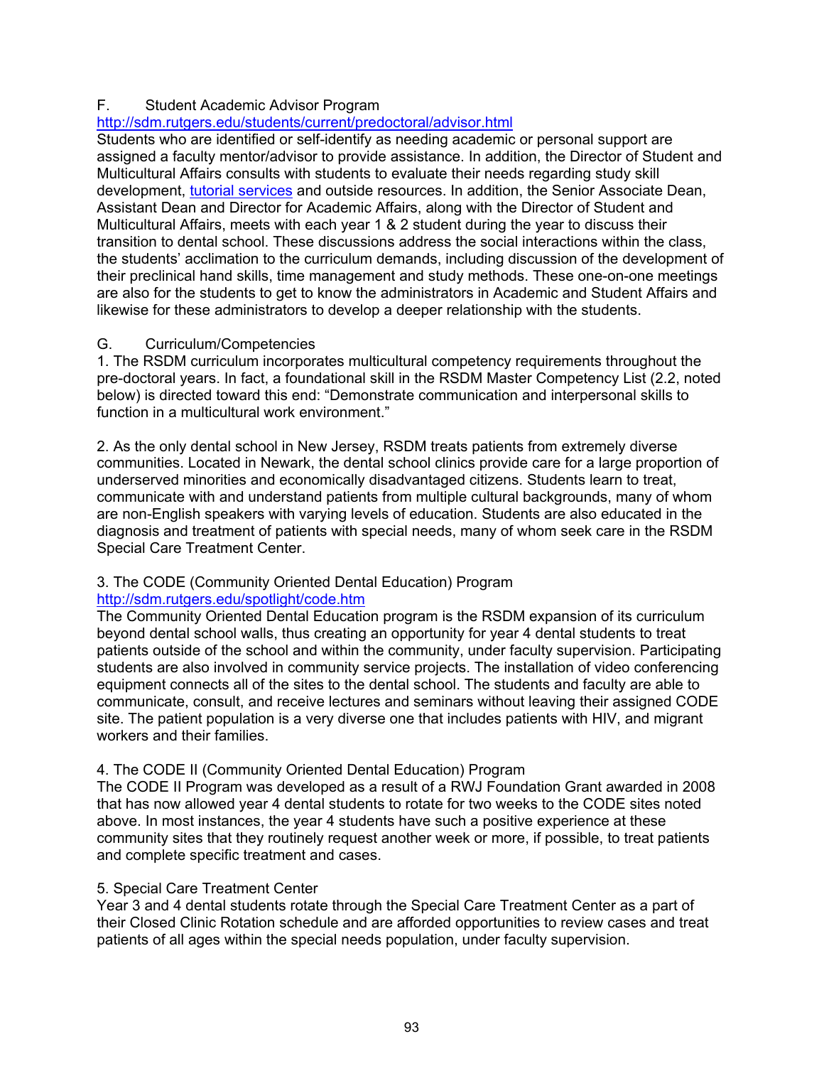F. Student Academic Advisor Program

http://sdm.rutgers.edu/students/current/predoctoral/advisor.html

Students who are identified or self-identify as needing academic or personal support are assigned a faculty mentor/advisor to provide assistance. In addition, the Director of Student and Multicultural Affairs consults with students to evaluate their needs regarding study skill development, tutorial services and outside resources. In addition, the Senior Associate Dean, Assistant Dean and Director for Academic Affairs, along with the Director of Student and Multicultural Affairs, meets with each year 1 & 2 student during the year to discuss their transition to dental school. These discussions address the social interactions within the class, the students' acclimation to the curriculum demands, including discussion of the development of their preclinical hand skills, time management and study methods. These one-on-one meetings are also for the students to get to know the administrators in Academic and Student Affairs and likewise for these administrators to develop a deeper relationship with the students.

G. Curriculum/Competencies

1. The RSDM curriculum incorporates multicultural competency requirements throughout the pre-doctoral years. In fact, a foundational skill in the RSDM Master Competency List (2.2, noted below) is directed toward this end: "Demonstrate communication and interpersonal skills to function in a multicultural work environment."

2. As the only dental school in New Jersey, RSDM treats patients from extremely diverse communities. Located in Newark, the dental school clinics provide care for a large proportion of underserved minorities and economically disadvantaged citizens. Students learn to treat, communicate with and understand patients from multiple cultural backgrounds, many of whom are non-English speakers with varying levels of education. Students are also educated in the diagnosis and treatment of patients with special needs, many of whom seek care in the RSDM Special Care Treatment Center.

3. The CODE (Community Oriented Dental Education) Program

http://sdm.rutgers.edu/spotlight/code.htm

The Community Oriented Dental Education program is the RSDM expansion of its curriculum beyond dental school walls, thus creating an opportunity for year 4 dental students to treat patients outside of the school and within the community, under faculty supervision. Participating students are also involved in community service projects. The installation of video conferencing equipment connects all of the sites to the dental school. The students and faculty are able to communicate, consult, and receive lectures and seminars without leaving their assigned CODE site. The patient population is a very diverse one that includes patients with HIV, and migrant workers and their families.

4. The CODE II (Community Oriented Dental Education) Program

The CODE II Program was developed as a result of a RWJ Foundation Grant awarded in 2008 that has now allowed year 4 dental students to rotate for two weeks to the CODE sites noted above. In most instances, the year 4 students have such a positive experience at these community sites that they routinely request another week or more, if possible, to treat patients and complete specific treatment and cases.

5. Special Care Treatment Center

Year 3 and 4 dental students rotate through the Special Care Treatment Center as a part of their Closed Clinic Rotation schedule and are afforded opportunities to review cases and treat patients of all ages within the special needs population, under faculty supervision.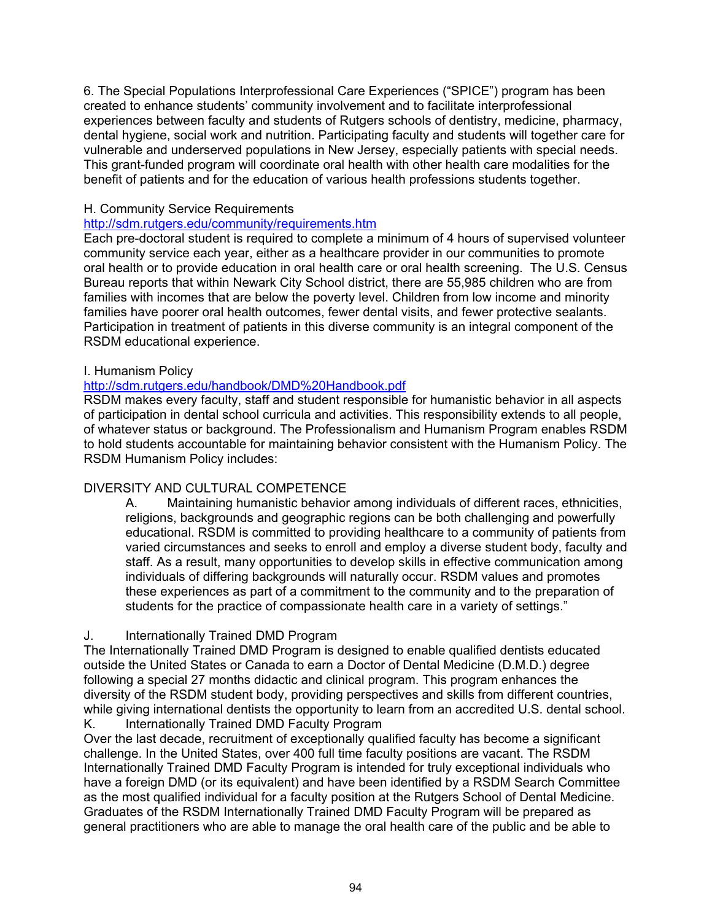6. The Special Populations Interprofessional Care Experiences ("SPICE") program has been created to enhance students' community involvement and to facilitate interprofessional experiences between faculty and students of Rutgers schools of dentistry, medicine, pharmacy, dental hygiene, social work and nutrition. Participating faculty and students will together care for vulnerable and underserved populations in New Jersey, especially patients with special needs. This grant-funded program will coordinate oral health with other health care modalities for the benefit of patients and for the education of various health professions students together.

### H. Community Service Requirements

http://sdm.rutgers.edu/community/requirements.htm

Each pre-doctoral student is required to complete a minimum of 4 hours of supervised volunteer community service each year, either as a healthcare provider in our communities to promote oral health or to provide education in oral health care or oral health screening. The U.S. Census Bureau reports that within Newark City School district, there are 55,985 children who are from families with incomes that are below the poverty level. Children from low income and minority families have poorer oral health outcomes, fewer dental visits, and fewer protective sealants. Participation in treatment of patients in this diverse community is an integral component of the RSDM educational experience.

### I. Humanism Policy

http://sdm.rutgers.edu/handbook/DMD%20Handbook.pdf

RSDM makes every faculty, staff and student responsible for humanistic behavior in all aspects of participation in dental school curricula and activities. This responsibility extends to all people, of whatever status or background. The Professionalism and Humanism Program enables RSDM to hold students accountable for maintaining behavior consistent with the Humanism Policy. The RSDM Humanism Policy includes:

DIVERSITY AND CULTURAL COMPETENCE

A. Maintaining humanistic behavior among individuals of different races, ethnicities, religions, backgrounds and geographic regions can be both challenging and powerfully educational. RSDM is committed to providing healthcare to a community of patients from varied circumstances and seeks to enroll and employ a diverse student body, faculty and staff. As a result, many opportunities to develop skills in effective communication among individuals of differing backgrounds will naturally occur. RSDM values and promotes these experiences as part of a commitment to the community and to the preparation of students for the practice of compassionate health care in a variety of settings."

### J. Internationally Trained DMD Program

The Internationally Trained DMD Program is designed to enable qualified dentists educated outside the United States or Canada to earn a Doctor of Dental Medicine (D.M.D.) degree following a special 27 months didactic and clinical program. This program enhances the diversity of the RSDM student body, providing perspectives and skills from different countries, while giving international dentists the opportunity to learn from an accredited U.S. dental school.

### K. Internationally Trained DMD Faculty Program

Over the last decade, recruitment of exceptionally qualified faculty has become a significant challenge. In the United States, over 400 full time faculty positions are vacant. The RSDM Internationally Trained DMD Faculty Program is intended for truly exceptional individuals who have a foreign DMD (or its equivalent) and have been identified by a RSDM Search Committee as the most qualified individual for a faculty position at the Rutgers School of Dental Medicine. Graduates of the RSDM Internationally Trained DMD Faculty Program will be prepared as general practitioners who are able to manage the oral health care of the public and be able to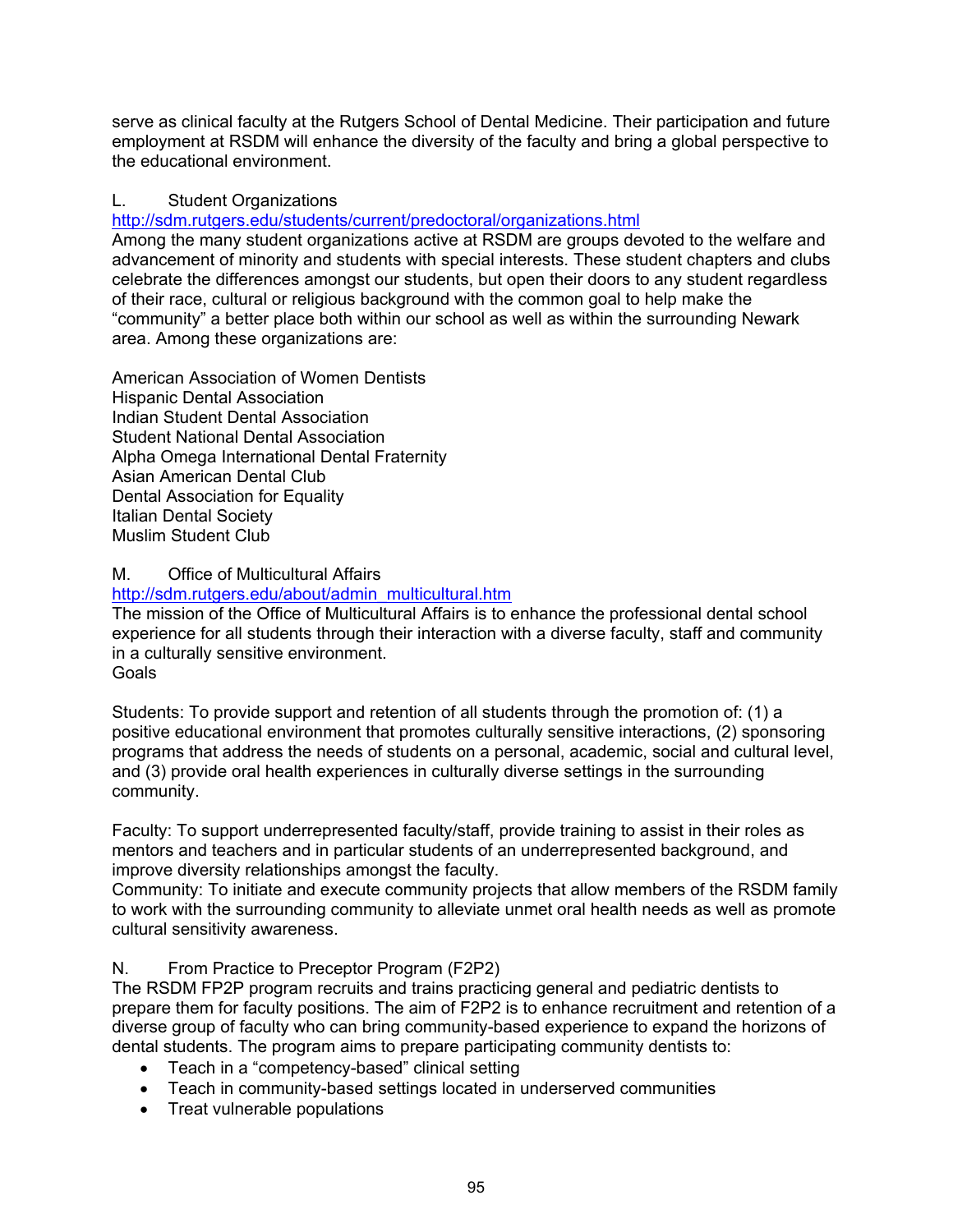serve as clinical faculty at the Rutgers School of Dental Medicine. Their participation and future employment at RSDM will enhance the diversity of the faculty and bring a global perspective to the educational environment.

L. Student Organizations

http://sdm.rutgers.edu/students/current/predoctoral/organizations.html

Among the many student organizations active at RSDM are groups devoted to the welfare and advancement of minority and students with special interests. These student chapters and clubs celebrate the differences amongst our students, but open their doors to any student regardless of their race, cultural or religious background with the common goal to help make the "community" a better place both within our school as well as within the surrounding Newark area. Among these organizations are:

American Association of Women Dentists
Hispanic Dental Association
Indian Student Dental Association
Student National Dental Association
Alpha Omega International Dental Fraternity
Asian American Dental Club
Dental Association for Equality
Italian Dental Society
Muslim Student Club

M. Office of Multicultural Affairs

http://sdm.rutgers.edu/about/admin_multicultural.htm

The mission of the Office of Multicultural Affairs is to enhance the professional dental school experience for all students through their interaction with a diverse faculty, staff and community in a culturally sensitive environment.

Goals

Students: To provide support and retention of all students through the promotion of: (1) a positive educational environment that promotes culturally sensitive interactions, (2) sponsoring programs that address the needs of students on a personal, academic, social and cultural level, and (3) provide oral health experiences in culturally diverse settings in the surrounding community.

Faculty: To support underrepresented faculty/staff, provide training to assist in their roles as mentors and teachers and in particular students of an underrepresented background, and improve diversity relationships amongst the faculty.

Community: To initiate and execute community projects that allow members of the RSDM family to work with the surrounding community to alleviate unmet oral health needs as well as promote cultural sensitivity awareness.

N. From Practice to Preceptor Program (F2P2)

The RSDM FP2P program recruits and trains practicing general and pediatric dentists to prepare them for faculty positions. The aim of F2P2 is to enhance recruitment and retention of a diverse group of faculty who can bring community-based experience to expand the horizons of dental students. The program aims to prepare participating community dentists to:

- Teach in a "competency-based" clinical setting
- Teach in community-based settings located in underserved communities
- Treat vulnerable populations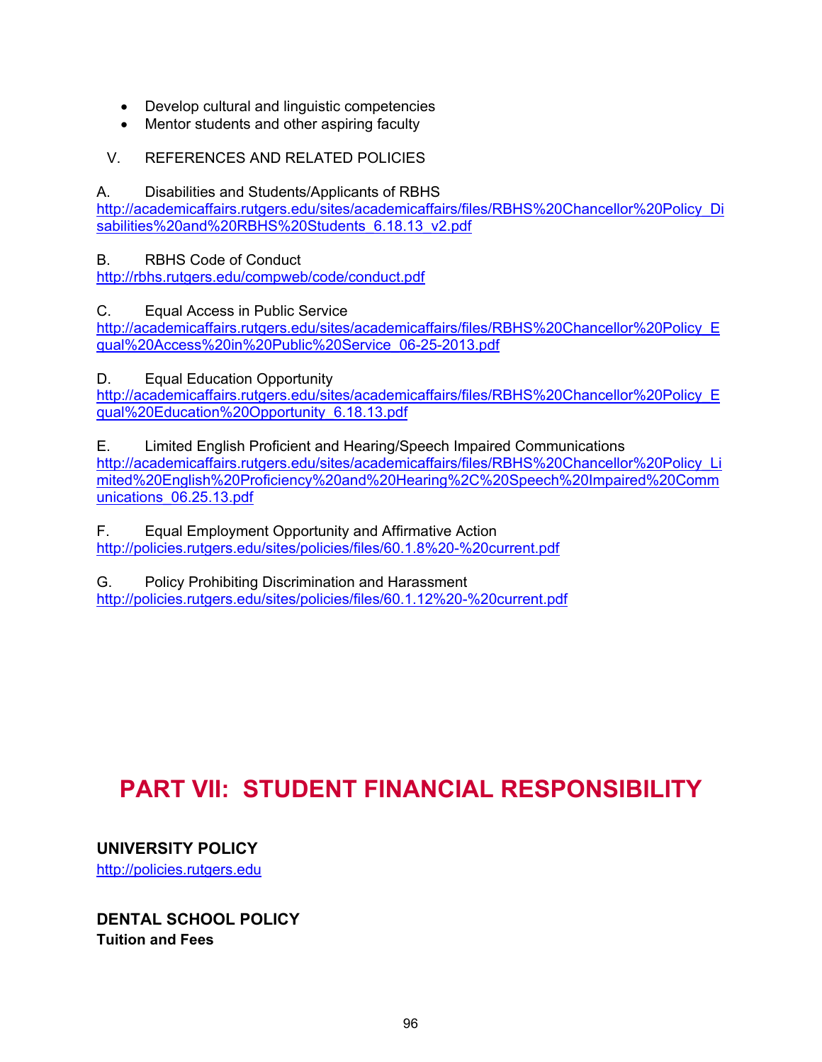- Develop cultural and linguistic competencies
- Mentor students and other aspiring faculty

V. REFERENCES AND RELATED POLICIES

A. Disabilities and Students/Applicants of RBHS
http://academicaffairs.rutgers.edu/sites/academicaffairs/files/RBHS%20Chancellor%20Policy_Disabilities%20and%20RBHS%20Students_6.18.13_v2.pdf

B. RBHS Code of Conduct
http://rbhs.rutgers.edu/compweb/code/conduct.pdf

C. Equal Access in Public Service
http://academicaffairs.rutgers.edu/sites/academicaffairs/files/RBHS%20Chancellor%20Policy_Equal%20Access%20in%20Public%20Service_06-25-2013.pdf

D. Equal Education Opportunity
http://academicaffairs.rutgers.edu/sites/academicaffairs/files/RBHS%20Chancellor%20Policy_Equal%20Education%20Opportunity_6.18.13.pdf

E. Limited English Proficient and Hearing/Speech Impaired Communications
http://academicaffairs.rutgers.edu/sites/academicaffairs/files/RBHS%20Chancellor%20Policy_Limited%20English%20Proficiency%20and%20Hearing%2C%20Speech%20Impaired%20Communications_06.25.13.pdf

F. Equal Employment Opportunity and Affirmative Action
http://policies.rutgers.edu/sites/policies/files/60.1.8%20-%20current.pdf

G. Policy Prohibiting Discrimination and Harassment
http://policies.rutgers.edu/sites/policies/files/60.1.12%20-%20current.pdf

# PART VII: STUDENT FINANCIAL RESPONSIBILITY

## UNIVERSITY POLICY

http://policies.rutgers.edu

## DENTAL SCHOOL POLICY

**Tuition and Fees**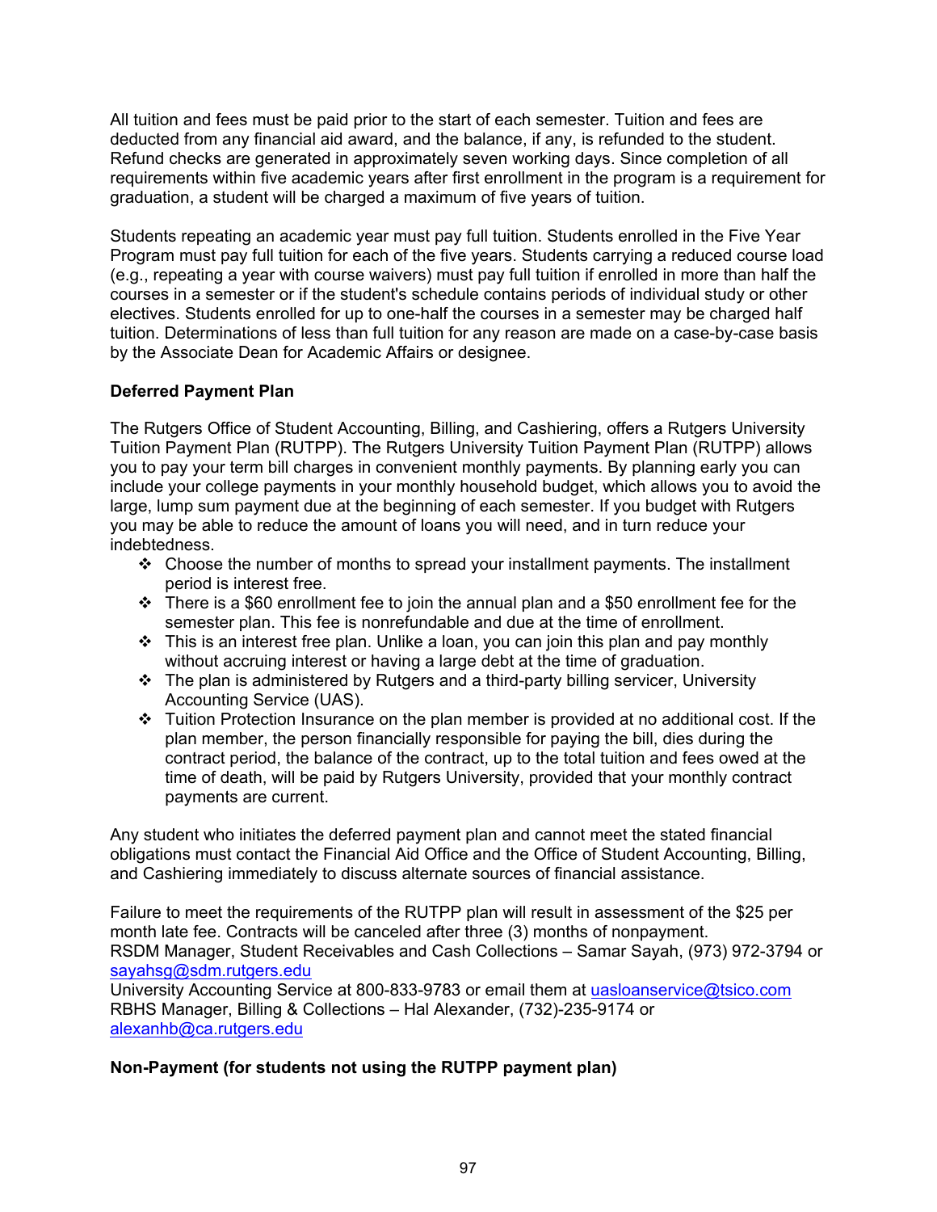All tuition and fees must be paid prior to the start of each semester. Tuition and fees are deducted from any financial aid award, and the balance, if any, is refunded to the student. Refund checks are generated in approximately seven working days. Since completion of all requirements within five academic years after first enrollment in the program is a requirement for graduation, a student will be charged a maximum of five years of tuition.

Students repeating an academic year must pay full tuition. Students enrolled in the Five Year Program must pay full tuition for each of the five years. Students carrying a reduced course load (e.g., repeating a year with course waivers) must pay full tuition if enrolled in more than half the courses in a semester or if the student's schedule contains periods of individual study or other electives. Students enrolled for up to one-half the courses in a semester may be charged half tuition. Determinations of less than full tuition for any reason are made on a case-by-case basis by the Associate Dean for Academic Affairs or designee.

**Deferred Payment Plan**

The Rutgers Office of Student Accounting, Billing, and Cashiering, offers a Rutgers University Tuition Payment Plan (RUTPP). The Rutgers University Tuition Payment Plan (RUTPP) allows you to pay your term bill charges in convenient monthly payments. By planning early you can include your college payments in your monthly household budget, which allows you to avoid the large, lump sum payment due at the beginning of each semester. If you budget with Rutgers you may be able to reduce the amount of loans you will need, and in turn reduce your indebtedness.

- Choose the number of months to spread your installment payments. The installment period is interest free.
- There is a $60 enrollment fee to join the annual plan and a $50 enrollment fee for the semester plan. This fee is nonrefundable and due at the time of enrollment.
- This is an interest free plan. Unlike a loan, you can join this plan and pay monthly without accruing interest or having a large debt at the time of graduation.
- The plan is administered by Rutgers and a third-party billing servicer, University Accounting Service (UAS).
- Tuition Protection Insurance on the plan member is provided at no additional cost. If the plan member, the person financially responsible for paying the bill, dies during the contract period, the balance of the contract, up to the total tuition and fees owed at the time of death, will be paid by Rutgers University, provided that your monthly contract payments are current.

Any student who initiates the deferred payment plan and cannot meet the stated financial obligations must contact the Financial Aid Office and the Office of Student Accounting, Billing, and Cashiering immediately to discuss alternate sources of financial assistance.

Failure to meet the requirements of the RUTPP plan will result in assessment of the $25 per month late fee. Contracts will be canceled after three (3) months of nonpayment.
RSDM Manager, Student Receivables and Cash Collections – Samar Sayah, (973) 972-3794 or sayahsg@sdm.rutgers.edu
University Accounting Service at 800-833-9783 or email them at uasloanservice@tsico.com
RBHS Manager, Billing & Collections – Hal Alexander, (732)-235-9174 or alexanhb@ca.rutgers.edu

**Non-Payment (for students not using the RUTPP payment plan)**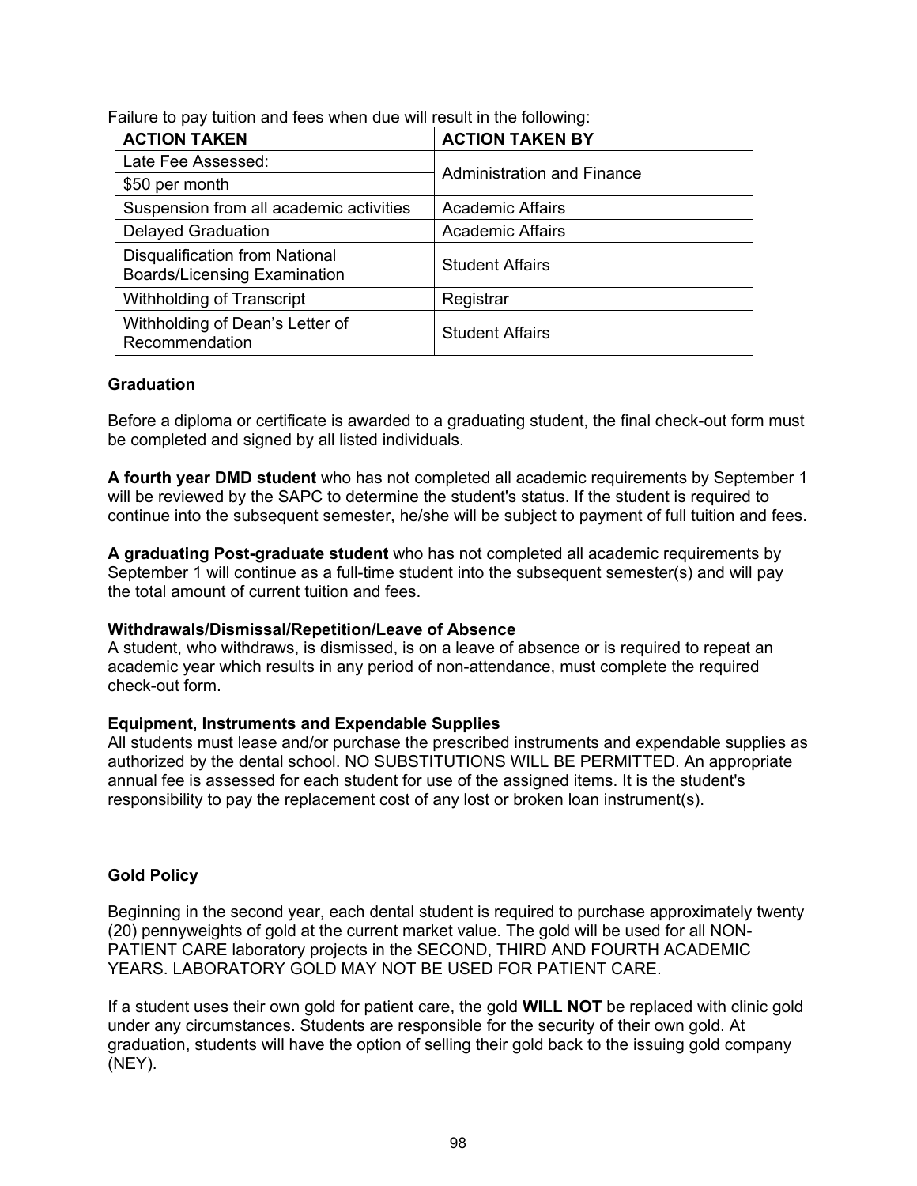Failure to pay tuition and fees when due will result in the following:

| ACTION TAKEN | ACTION TAKEN BY |
|---|---|
| Late Fee Assessed: | Administration and Finance |
| $50 per month | |
| Suspension from all academic activities | Academic Affairs |
| Delayed Graduation | Academic Affairs |
| Disqualification from National Boards/Licensing Examination | Student Affairs |
| Withholding of Transcript | Registrar |
| Withholding of Dean's Letter of Recommendation | Student Affairs |

**Graduation**

Before a diploma or certificate is awarded to a graduating student, the final check-out form must be completed and signed by all listed individuals.

**A fourth year DMD student** who has not completed all academic requirements by September 1 will be reviewed by the SAPC to determine the student's status. If the student is required to continue into the subsequent semester, he/she will be subject to payment of full tuition and fees.

**A graduating Post-graduate student** who has not completed all academic requirements by September 1 will continue as a full-time student into the subsequent semester(s) and will pay the total amount of current tuition and fees.

**Withdrawals/Dismissal/Repetition/Leave of Absence**

A student, who withdraws, is dismissed, is on a leave of absence or is required to repeat an academic year which results in any period of non-attendance, must complete the required check-out form.

**Equipment, Instruments and Expendable Supplies**

All students must lease and/or purchase the prescribed instruments and expendable supplies as authorized by the dental school. NO SUBSTITUTIONS WILL BE PERMITTED. An appropriate annual fee is assessed for each student for use of the assigned items. It is the student's responsibility to pay the replacement cost of any lost or broken loan instrument(s).

**Gold Policy**

Beginning in the second year, each dental student is required to purchase approximately twenty (20) pennyweights of gold at the current market value. The gold will be used for all NON-PATIENT CARE laboratory projects in the SECOND, THIRD AND FOURTH ACADEMIC YEARS. LABORATORY GOLD MAY NOT BE USED FOR PATIENT CARE.

If a student uses their own gold for patient care, the gold **WILL NOT** be replaced with clinic gold under any circumstances. Students are responsible for the security of their own gold. At graduation, students will have the option of selling their gold back to the issuing gold company (NEY).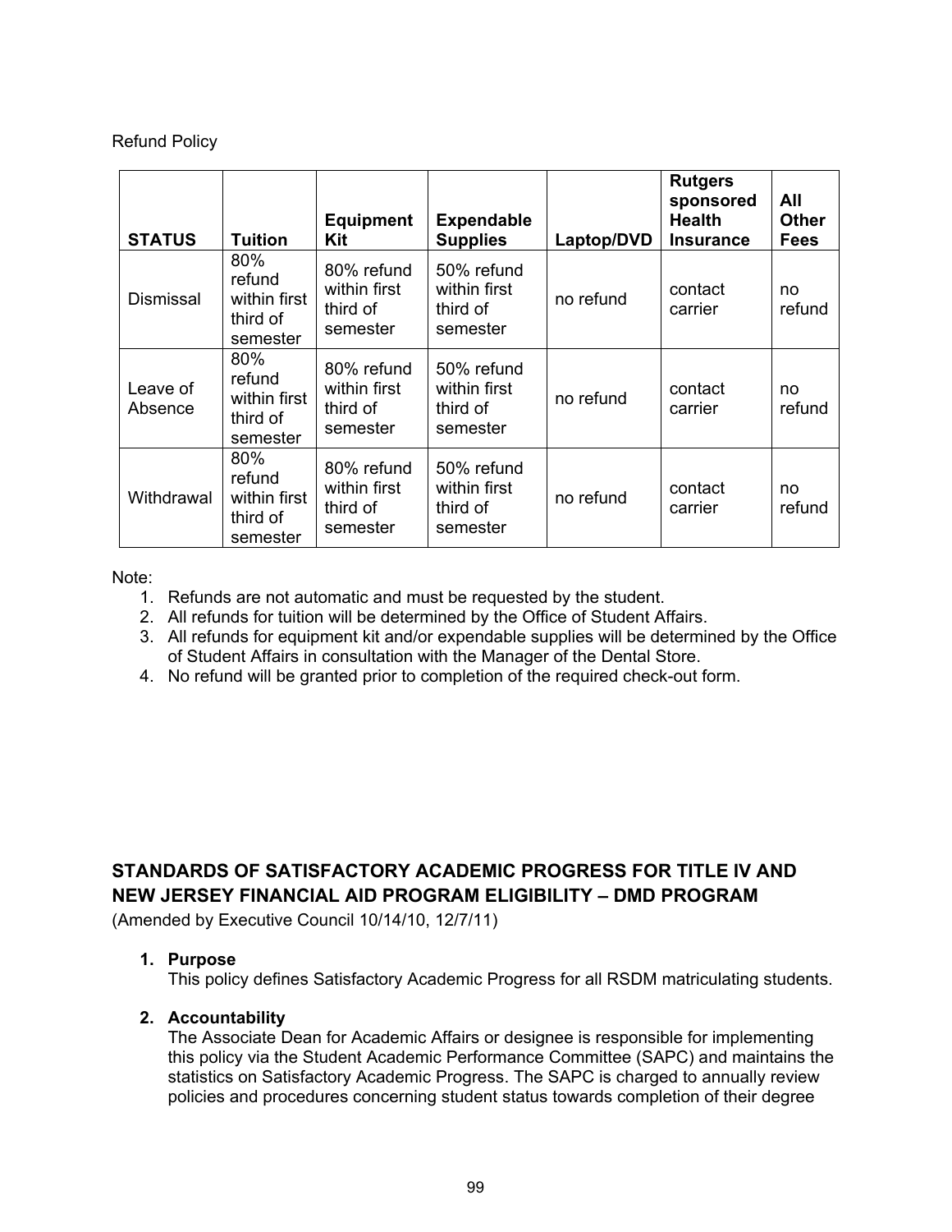Refund Policy

| STATUS | Tuition | Equipment Kit | Expendable Supplies | Laptop/DVD | Rutgers sponsored Health Insurance | All Other Fees |
|---|---|---|---|---|---|---|
| Dismissal | 80% refund within first third of semester | 80% refund within first third of semester | 50% refund within first third of semester | no refund | contact carrier | no refund |
| Leave of Absence | 80% refund within first third of semester | 80% refund within first third of semester | 50% refund within first third of semester | no refund | contact carrier | no refund |
| Withdrawal | 80% refund within first third of semester | 80% refund within first third of semester | 50% refund within first third of semester | no refund | contact carrier | no refund |

Note:

1. Refunds are not automatic and must be requested by the student.
2. All refunds for tuition will be determined by the Office of Student Affairs.
3. All refunds for equipment kit and/or expendable supplies will be determined by the Office of Student Affairs in consultation with the Manager of the Dental Store.
4. No refund will be granted prior to completion of the required check-out form.

## STANDARDS OF SATISFACTORY ACADEMIC PROGRESS FOR TITLE IV AND NEW JERSEY FINANCIAL AID PROGRAM ELIGIBILITY – DMD PROGRAM

(Amended by Executive Council 10/14/10, 12/7/11)

1. **Purpose**
   This policy defines Satisfactory Academic Progress for all RSDM matriculating students.

2. **Accountability**
   The Associate Dean for Academic Affairs or designee is responsible for implementing this policy via the Student Academic Performance Committee (SAPC) and maintains the statistics on Satisfactory Academic Progress. The SAPC is charged to annually review policies and procedures concerning student status towards completion of their degree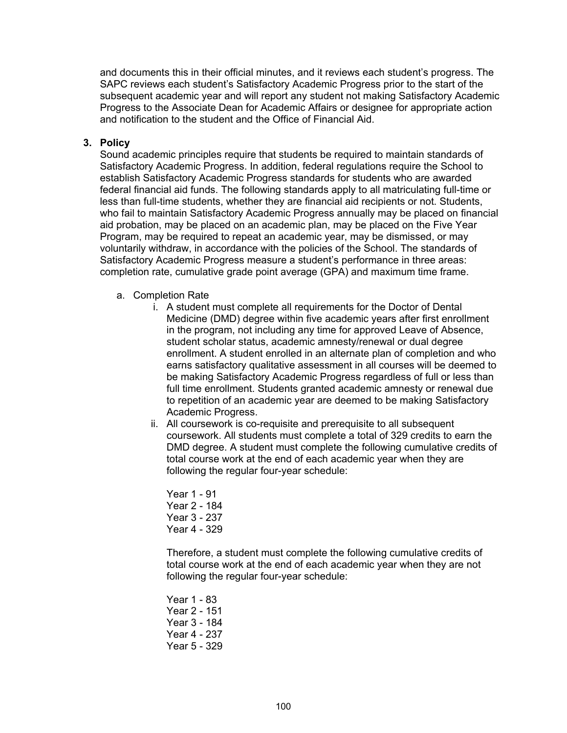and documents this in their official minutes, and it reviews each student's progress. The SAPC reviews each student's Satisfactory Academic Progress prior to the start of the subsequent academic year and will report any student not making Satisfactory Academic Progress to the Associate Dean for Academic Affairs or designee for appropriate action and notification to the student and the Office of Financial Aid.

3. **Policy**

Sound academic principles require that students be required to maintain standards of Satisfactory Academic Progress. In addition, federal regulations require the School to establish Satisfactory Academic Progress standards for students who are awarded federal financial aid funds. The following standards apply to all matriculating full-time or less than full-time students, whether they are financial aid recipients or not. Students, who fail to maintain Satisfactory Academic Progress annually may be placed on financial aid probation, may be placed on an academic plan, may be placed on the Five Year Program, may be required to repeat an academic year, may be dismissed, or may voluntarily withdraw, in accordance with the policies of the School. The standards of Satisfactory Academic Progress measure a student's performance in three areas: completion rate, cumulative grade point average (GPA) and maximum time frame.

a. Completion Rate

i. A student must complete all requirements for the Doctor of Dental Medicine (DMD) degree within five academic years after first enrollment in the program, not including any time for approved Leave of Absence, student scholar status, academic amnesty/renewal or dual degree enrollment. A student enrolled in an alternate plan of completion and who earns satisfactory qualitative assessment in all courses will be deemed to be making Satisfactory Academic Progress regardless of full or less than full time enrollment. Students granted academic amnesty or renewal due to repetition of an academic year are deemed to be making Satisfactory Academic Progress.

ii. All coursework is co-requisite and prerequisite to all subsequent coursework. All students must complete a total of 329 credits to earn the DMD degree. A student must complete the following cumulative credits of total course work at the end of each academic year when they are following the regular four-year schedule:

Year 1 - 91
Year 2 - 184
Year 3 - 237
Year 4 - 329

Therefore, a student must complete the following cumulative credits of total course work at the end of each academic year when they are not following the regular four-year schedule:

Year 1 - 83
Year 2 - 151
Year 3 - 184
Year 4 - 237
Year 5 - 329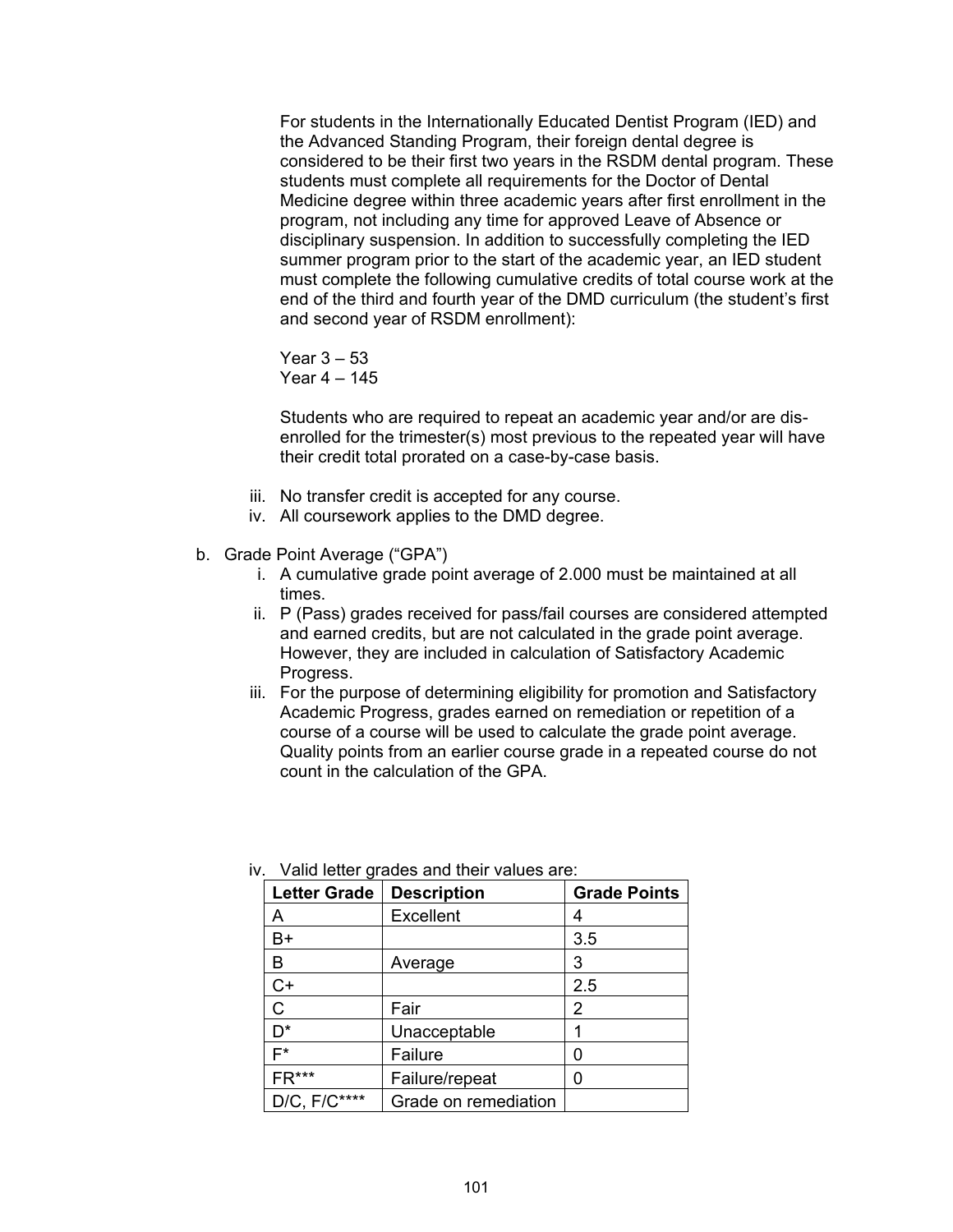For students in the Internationally Educated Dentist Program (IED) and the Advanced Standing Program, their foreign dental degree is considered to be their first two years in the RSDM dental program. These students must complete all requirements for the Doctor of Dental Medicine degree within three academic years after first enrollment in the program, not including any time for approved Leave of Absence or disciplinary suspension. In addition to successfully completing the IED summer program prior to the start of the academic year, an IED student must complete the following cumulative credits of total course work at the end of the third and fourth year of the DMD curriculum (the student's first and second year of RSDM enrollment):

Year 3 – 53
Year 4 – 145

Students who are required to repeat an academic year and/or are dis-enrolled for the trimester(s) most previous to the repeated year will have their credit total prorated on a case-by-case basis.

iii. No transfer credit is accepted for any course.
iv. All coursework applies to the DMD degree.

b. Grade Point Average ("GPA")
   i. A cumulative grade point average of 2.000 must be maintained at all times.
   ii. P (Pass) grades received for pass/fail courses are considered attempted and earned credits, but are not calculated in the grade point average. However, they are included in calculation of Satisfactory Academic Progress.
   iii. For the purpose of determining eligibility for promotion and Satisfactory Academic Progress, grades earned on remediation or repetition of a course of a course will be used to calculate the grade point average. Quality points from an earlier course grade in a repeated course do not count in the calculation of the GPA.
   iv. Valid letter grades and their values are:

| Letter Grade | Description | Grade Points |
|---|---|---|
| A | Excellent | 4 |
| B+ | | 3.5 |
| B | Average | 3 |
| C+ | | 2.5 |
| C | Fair | 2 |
| D* | Unacceptable | 1 |
| F* | Failure | 0 |
| FR*** | Failure/repeat | 0 |
| D/C, F/C**** | Grade on remediation | |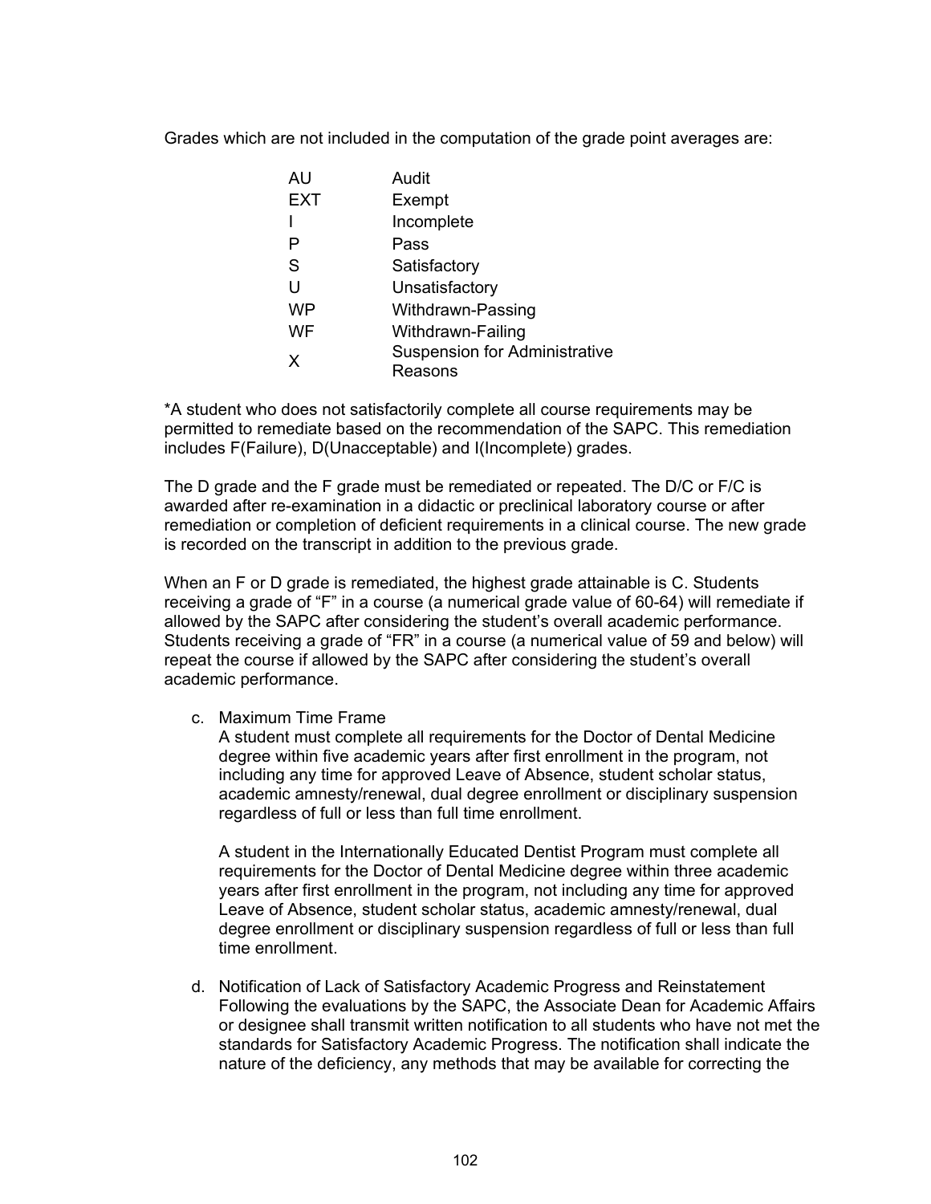Grades which are not included in the computation of the grade point averages are:

| | |
|---|---|
| AU | Audit |
| EXT | Exempt |
| I | Incomplete |
| P | Pass |
| S | Satisfactory |
| U | Unsatisfactory |
| WP | Withdrawn-Passing |
| WF | Withdrawn-Failing |
| X | Suspension for Administrative Reasons |

*A student who does not satisfactorily complete all course requirements may be permitted to remediate based on the recommendation of the SAPC. This remediation includes F(Failure), D(Unacceptable) and I(Incomplete) grades.

The D grade and the F grade must be remediated or repeated. The D/C or F/C is awarded after re-examination in a didactic or preclinical laboratory course or after remediation or completion of deficient requirements in a clinical course. The new grade is recorded on the transcript in addition to the previous grade.

When an F or D grade is remediated, the highest grade attainable is C. Students receiving a grade of "F" in a course (a numerical grade value of 60-64) will remediate if allowed by the SAPC after considering the student's overall academic performance. Students receiving a grade of "FR" in a course (a numerical value of 59 and below) will repeat the course if allowed by the SAPC after considering the student's overall academic performance.

c. Maximum Time Frame
   A student must complete all requirements for the Doctor of Dental Medicine degree within five academic years after first enrollment in the program, not including any time for approved Leave of Absence, student scholar status, academic amnesty/renewal, dual degree enrollment or disciplinary suspension regardless of full or less than full time enrollment.

   A student in the Internationally Educated Dentist Program must complete all requirements for the Doctor of Dental Medicine degree within three academic years after first enrollment in the program, not including any time for approved Leave of Absence, student scholar status, academic amnesty/renewal, dual degree enrollment or disciplinary suspension regardless of full or less than full time enrollment.

d. Notification of Lack of Satisfactory Academic Progress and Reinstatement
   Following the evaluations by the SAPC, the Associate Dean for Academic Affairs or designee shall transmit written notification to all students who have not met the standards for Satisfactory Academic Progress. The notification shall indicate the nature of the deficiency, any methods that may be available for correcting the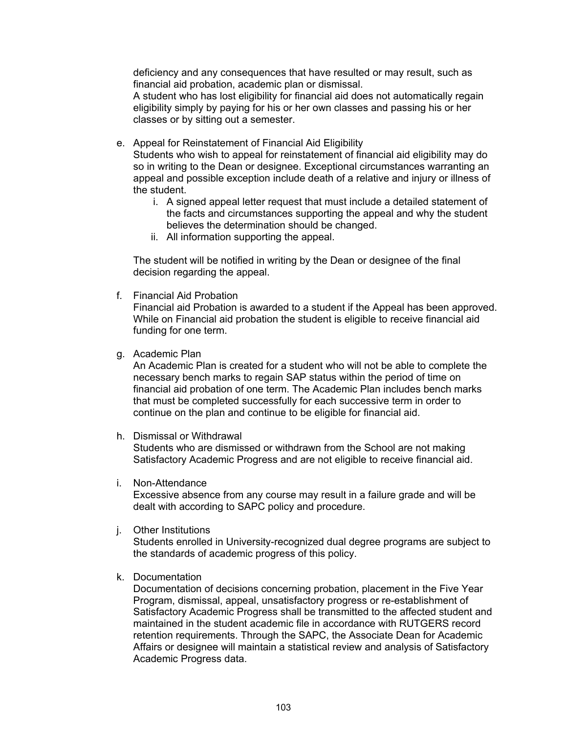deficiency and any consequences that have resulted or may result, such as financial aid probation, academic plan or dismissal.
A student who has lost eligibility for financial aid does not automatically regain eligibility simply by paying for his or her own classes and passing his or her classes or by sitting out a semester.

e. Appeal for Reinstatement of Financial Aid Eligibility
   Students who wish to appeal for reinstatement of financial aid eligibility may do so in writing to the Dean or designee. Exceptional circumstances warranting an appeal and possible exception include death of a relative and injury or illness of the student.
    i. A signed appeal letter request that must include a detailed statement of the facts and circumstances supporting the appeal and why the student believes the determination should be changed.
    ii. All information supporting the appeal.

   The student will be notified in writing by the Dean or designee of the final decision regarding the appeal.

f. Financial Aid Probation
   Financial aid Probation is awarded to a student if the Appeal has been approved. While on Financial aid probation the student is eligible to receive financial aid funding for one term.

g. Academic Plan
   An Academic Plan is created for a student who will not be able to complete the necessary bench marks to regain SAP status within the period of time on financial aid probation of one term. The Academic Plan includes bench marks that must be completed successfully for each successive term in order to continue on the plan and continue to be eligible for financial aid.

h. Dismissal or Withdrawal
   Students who are dismissed or withdrawn from the School are not making Satisfactory Academic Progress and are not eligible to receive financial aid.

i. Non-Attendance
   Excessive absence from any course may result in a failure grade and will be dealt with according to SAPC policy and procedure.

j. Other Institutions
   Students enrolled in University-recognized dual degree programs are subject to the standards of academic progress of this policy.

k. Documentation
   Documentation of decisions concerning probation, placement in the Five Year Program, dismissal, appeal, unsatisfactory progress or re-establishment of Satisfactory Academic Progress shall be transmitted to the affected student and maintained in the student academic file in accordance with RUTGERS record retention requirements. Through the SAPC, the Associate Dean for Academic Affairs or designee will maintain a statistical review and analysis of Satisfactory Academic Progress data.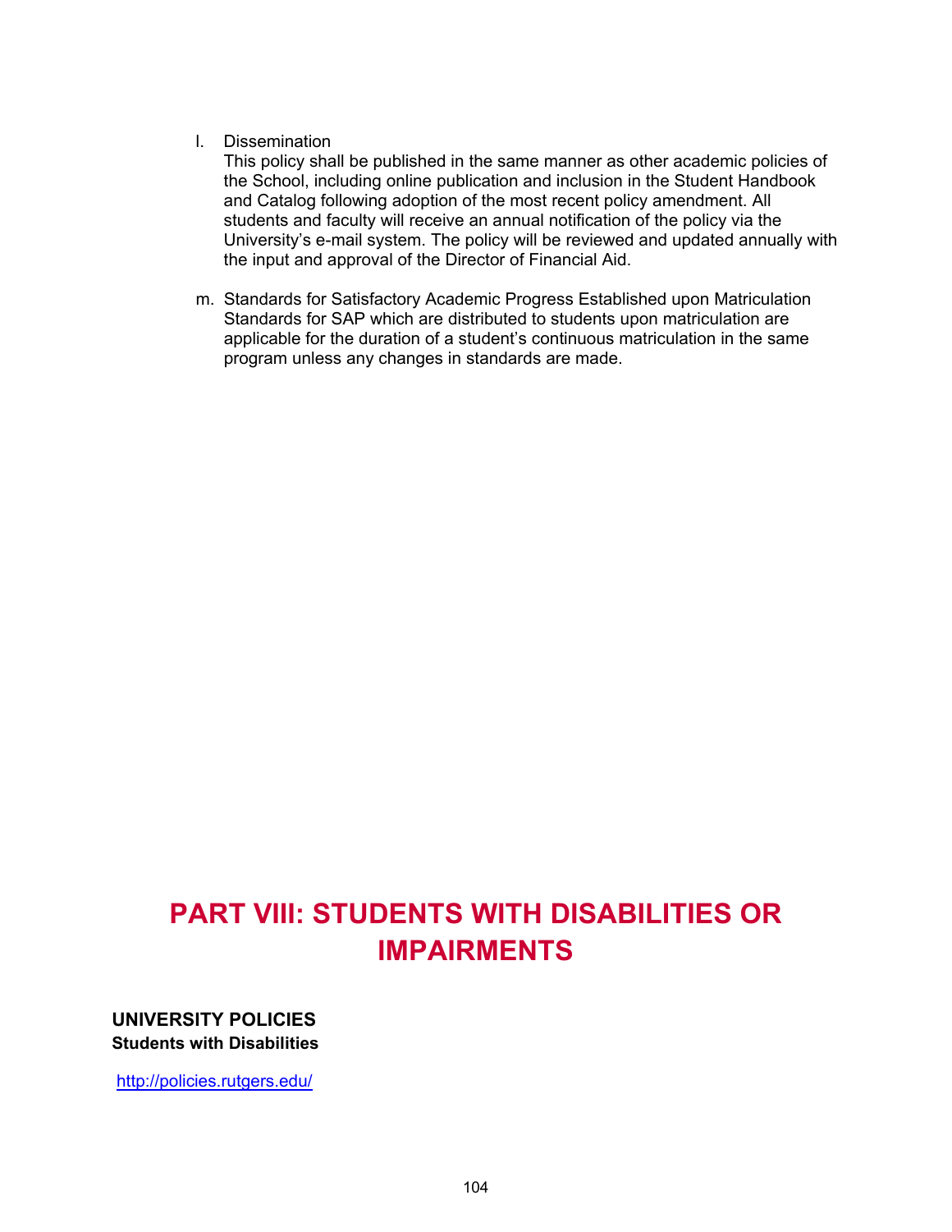l. Dissemination
   This policy shall be published in the same manner as other academic policies of the School, including online publication and inclusion in the Student Handbook and Catalog following adoption of the most recent policy amendment. All students and faculty will receive an annual notification of the policy via the University's e-mail system. The policy will be reviewed and updated annually with the input and approval of the Director of Financial Aid.

m. Standards for Satisfactory Academic Progress Established upon Matriculation
   Standards for SAP which are distributed to students upon matriculation are applicable for the duration of a student's continuous matriculation in the same program unless any changes in standards are made.

# PART VIII: STUDENTS WITH DISABILITIES OR IMPAIRMENTS

## UNIVERSITY POLICIES

**Students with Disabilities**

http://policies.rutgers.edu/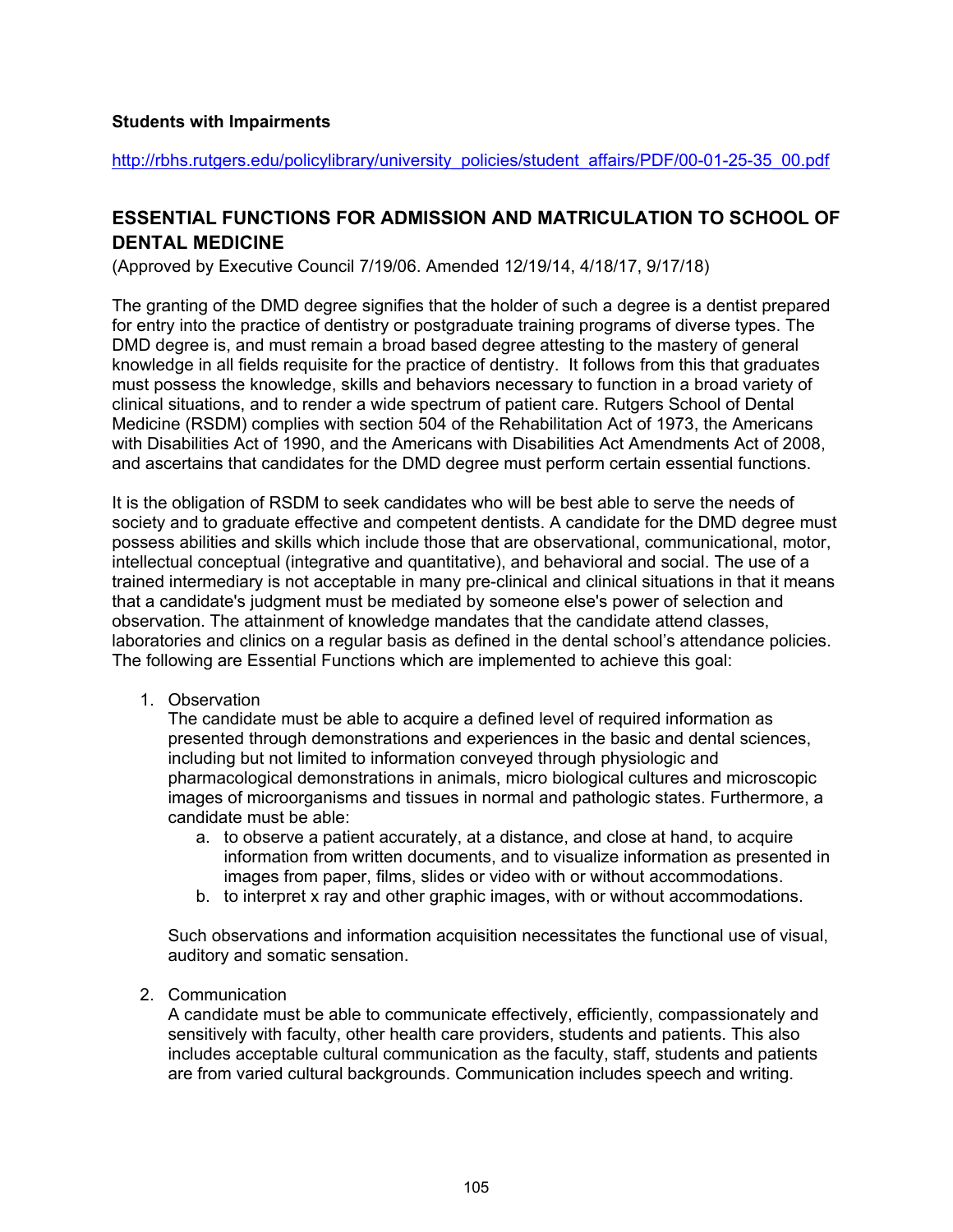**Students with Impairments**

http://rbhs.rutgers.edu/policylibrary/university_policies/student_affairs/PDF/00-01-25-35_00.pdf

## ESSENTIAL FUNCTIONS FOR ADMISSION AND MATRICULATION TO SCHOOL OF DENTAL MEDICINE

(Approved by Executive Council 7/19/06. Amended 12/19/14, 4/18/17, 9/17/18)

The granting of the DMD degree signifies that the holder of such a degree is a dentist prepared for entry into the practice of dentistry or postgraduate training programs of diverse types. The DMD degree is, and must remain a broad based degree attesting to the mastery of general knowledge in all fields requisite for the practice of dentistry. It follows from this that graduates must possess the knowledge, skills and behaviors necessary to function in a broad variety of clinical situations, and to render a wide spectrum of patient care. Rutgers School of Dental Medicine (RSDM) complies with section 504 of the Rehabilitation Act of 1973, the Americans with Disabilities Act of 1990, and the Americans with Disabilities Act Amendments Act of 2008, and ascertains that candidates for the DMD degree must perform certain essential functions.

It is the obligation of RSDM to seek candidates who will be best able to serve the needs of society and to graduate effective and competent dentists. A candidate for the DMD degree must possess abilities and skills which include those that are observational, communicational, motor, intellectual conceptual (integrative and quantitative), and behavioral and social. The use of a trained intermediary is not acceptable in many pre-clinical and clinical situations in that it means that a candidate's judgment must be mediated by someone else's power of selection and observation. The attainment of knowledge mandates that the candidate attend classes, laboratories and clinics on a regular basis as defined in the dental school's attendance policies. The following are Essential Functions which are implemented to achieve this goal:

1. Observation
   The candidate must be able to acquire a defined level of required information as presented through demonstrations and experiences in the basic and dental sciences, including but not limited to information conveyed through physiologic and pharmacological demonstrations in animals, micro biological cultures and microscopic images of microorganisms and tissues in normal and pathologic states. Furthermore, a candidate must be able:
   a. to observe a patient accurately, at a distance, and close at hand, to acquire information from written documents, and to visualize information as presented in images from paper, films, slides or video with or without accommodations.
   b. to interpret x ray and other graphic images, with or without accommodations.

   Such observations and information acquisition necessitates the functional use of visual, auditory and somatic sensation.

2. Communication
   A candidate must be able to communicate effectively, efficiently, compassionately and sensitively with faculty, other health care providers, students and patients. This also includes acceptable cultural communication as the faculty, staff, students and patients are from varied cultural backgrounds. Communication includes speech and writing.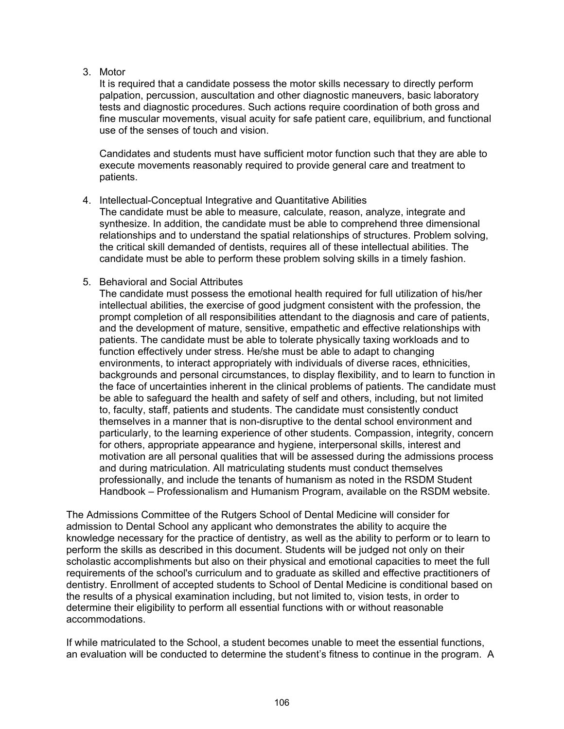3. Motor

   It is required that a candidate possess the motor skills necessary to directly perform palpation, percussion, auscultation and other diagnostic maneuvers, basic laboratory tests and diagnostic procedures. Such actions require coordination of both gross and fine muscular movements, visual acuity for safe patient care, equilibrium, and functional use of the senses of touch and vision.

   Candidates and students must have sufficient motor function such that they are able to execute movements reasonably required to provide general care and treatment to patients.

4. Intellectual-Conceptual Integrative and Quantitative Abilities

   The candidate must be able to measure, calculate, reason, analyze, integrate and synthesize. In addition, the candidate must be able to comprehend three dimensional relationships and to understand the spatial relationships of structures. Problem solving, the critical skill demanded of dentists, requires all of these intellectual abilities. The candidate must be able to perform these problem solving skills in a timely fashion.

5. Behavioral and Social Attributes

   The candidate must possess the emotional health required for full utilization of his/her intellectual abilities, the exercise of good judgment consistent with the profession, the prompt completion of all responsibilities attendant to the diagnosis and care of patients, and the development of mature, sensitive, empathetic and effective relationships with patients. The candidate must be able to tolerate physically taxing workloads and to function effectively under stress. He/she must be able to adapt to changing environments, to interact appropriately with individuals of diverse races, ethnicities, backgrounds and personal circumstances, to display flexibility, and to learn to function in the face of uncertainties inherent in the clinical problems of patients. The candidate must be able to safeguard the health and safety of self and others, including, but not limited to, faculty, staff, patients and students. The candidate must consistently conduct themselves in a manner that is non-disruptive to the dental school environment and particularly, to the learning experience of other students. Compassion, integrity, concern for others, appropriate appearance and hygiene, interpersonal skills, interest and motivation are all personal qualities that will be assessed during the admissions process and during matriculation. All matriculating students must conduct themselves professionally, and include the tenants of humanism as noted in the RSDM Student Handbook – Professionalism and Humanism Program, available on the RSDM website.

The Admissions Committee of the Rutgers School of Dental Medicine will consider for admission to Dental School any applicant who demonstrates the ability to acquire the knowledge necessary for the practice of dentistry, as well as the ability to perform or to learn to perform the skills as described in this document. Students will be judged not only on their scholastic accomplishments but also on their physical and emotional capacities to meet the full requirements of the school's curriculum and to graduate as skilled and effective practitioners of dentistry. Enrollment of accepted students to School of Dental Medicine is conditional based on the results of a physical examination including, but not limited to, vision tests, in order to determine their eligibility to perform all essential functions with or without reasonable accommodations.

If while matriculated to the School, a student becomes unable to meet the essential functions, an evaluation will be conducted to determine the student's fitness to continue in the program. A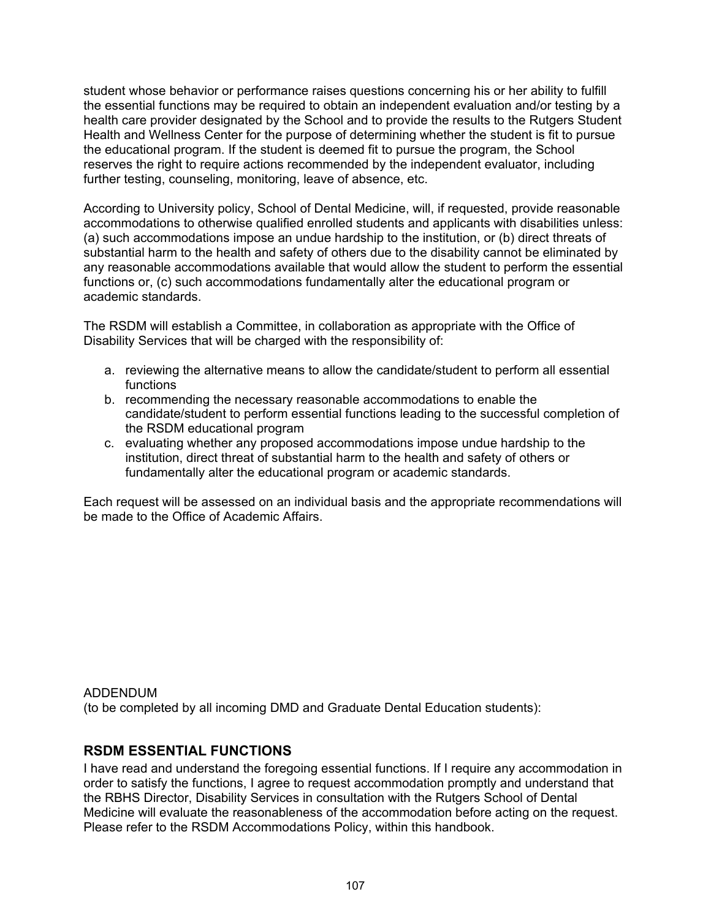student whose behavior or performance raises questions concerning his or her ability to fulfill the essential functions may be required to obtain an independent evaluation and/or testing by a health care provider designated by the School and to provide the results to the Rutgers Student Health and Wellness Center for the purpose of determining whether the student is fit to pursue the educational program. If the student is deemed fit to pursue the program, the School reserves the right to require actions recommended by the independent evaluator, including further testing, counseling, monitoring, leave of absence, etc.

According to University policy, School of Dental Medicine, will, if requested, provide reasonable accommodations to otherwise qualified enrolled students and applicants with disabilities unless: (a) such accommodations impose an undue hardship to the institution, or (b) direct threats of substantial harm to the health and safety of others due to the disability cannot be eliminated by any reasonable accommodations available that would allow the student to perform the essential functions or, (c) such accommodations fundamentally alter the educational program or academic standards.

The RSDM will establish a Committee, in collaboration as appropriate with the Office of Disability Services that will be charged with the responsibility of:

a. reviewing the alternative means to allow the candidate/student to perform all essential functions
b. recommending the necessary reasonable accommodations to enable the candidate/student to perform essential functions leading to the successful completion of the RSDM educational program
c. evaluating whether any proposed accommodations impose undue hardship to the institution, direct threat of substantial harm to the health and safety of others or fundamentally alter the educational program or academic standards.

Each request will be assessed on an individual basis and the appropriate recommendations will be made to the Office of Academic Affairs.

ADDENDUM
(to be completed by all incoming DMD and Graduate Dental Education students):

## RSDM ESSENTIAL FUNCTIONS

I have read and understand the foregoing essential functions. If I require any accommodation in order to satisfy the functions, I agree to request accommodation promptly and understand that the RBHS Director, Disability Services in consultation with the Rutgers School of Dental Medicine will evaluate the reasonableness of the accommodation before acting on the request. Please refer to the RSDM Accommodations Policy, within this handbook.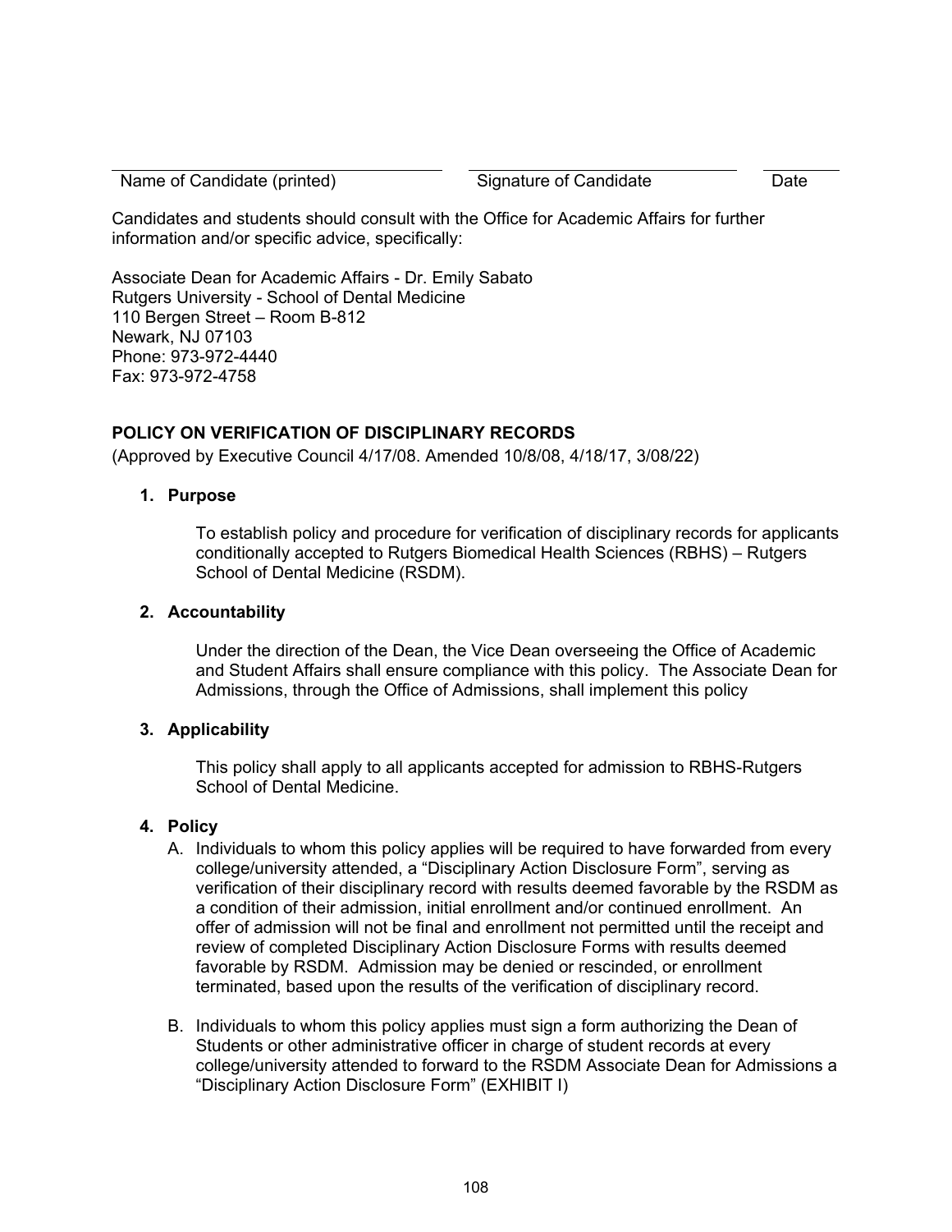| Name of Candidate (printed) | Signature of Candidate | Date |
|---|---|---|

Candidates and students should consult with the Office for Academic Affairs for further information and/or specific advice, specifically:

Associate Dean for Academic Affairs - Dr. Emily Sabato
Rutgers University - School of Dental Medicine
110 Bergen Street – Room B-812
Newark, NJ 07103
Phone: 973-972-4440
Fax: 973-972-4758

## POLICY ON VERIFICATION OF DISCIPLINARY RECORDS

(Approved by Executive Council 4/17/08. Amended 10/8/08, 4/18/17, 3/08/22)

### 1. Purpose

To establish policy and procedure for verification of disciplinary records for applicants conditionally accepted to Rutgers Biomedical Health Sciences (RBHS) – Rutgers School of Dental Medicine (RSDM).

### 2. Accountability

Under the direction of the Dean, the Vice Dean overseeing the Office of Academic and Student Affairs shall ensure compliance with this policy. The Associate Dean for Admissions, through the Office of Admissions, shall implement this policy

### 3. Applicability

This policy shall apply to all applicants accepted for admission to RBHS-Rutgers School of Dental Medicine.

### 4. Policy

A. Individuals to whom this policy applies will be required to have forwarded from every college/university attended, a "Disciplinary Action Disclosure Form", serving as verification of their disciplinary record with results deemed favorable by the RSDM as a condition of their admission, initial enrollment and/or continued enrollment. An offer of admission will not be final and enrollment not permitted until the receipt and review of completed Disciplinary Action Disclosure Forms with results deemed favorable by RSDM. Admission may be denied or rescinded, or enrollment terminated, based upon the results of the verification of disciplinary record.

B. Individuals to whom this policy applies must sign a form authorizing the Dean of Students or other administrative officer in charge of student records at every college/university attended to forward to the RSDM Associate Dean for Admissions a "Disciplinary Action Disclosure Form" (EXHIBIT I)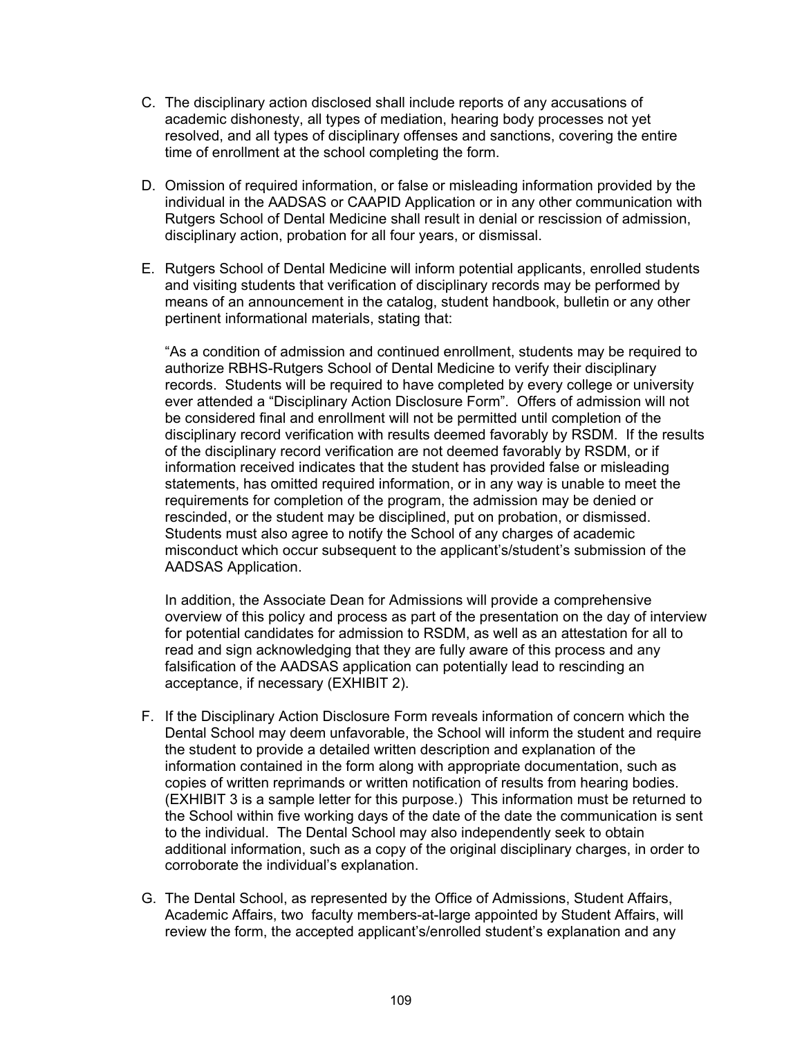C. The disciplinary action disclosed shall include reports of any accusations of academic dishonesty, all types of mediation, hearing body processes not yet resolved, and all types of disciplinary offenses and sanctions, covering the entire time of enrollment at the school completing the form.

D. Omission of required information, or false or misleading information provided by the individual in the AADSAS or CAAPID Application or in any other communication with Rutgers School of Dental Medicine shall result in denial or rescission of admission, disciplinary action, probation for all four years, or dismissal.

E. Rutgers School of Dental Medicine will inform potential applicants, enrolled students and visiting students that verification of disciplinary records may be performed by means of an announcement in the catalog, student handbook, bulletin or any other pertinent informational materials, stating that:

   "As a condition of admission and continued enrollment, students may be required to authorize RBHS-Rutgers School of Dental Medicine to verify their disciplinary records. Students will be required to have completed by every college or university ever attended a "Disciplinary Action Disclosure Form". Offers of admission will not be considered final and enrollment will not be permitted until completion of the disciplinary record verification with results deemed favorably by RSDM. If the results of the disciplinary record verification are not deemed favorably by RSDM, or if information received indicates that the student has provided false or misleading statements, has omitted required information, or in any way is unable to meet the requirements for completion of the program, the admission may be denied or rescinded, or the student may be disciplined, put on probation, or dismissed. Students must also agree to notify the School of any charges of academic misconduct which occur subsequent to the applicant's/student's submission of the AADSAS Application.

   In addition, the Associate Dean for Admissions will provide a comprehensive overview of this policy and process as part of the presentation on the day of interview for potential candidates for admission to RSDM, as well as an attestation for all to read and sign acknowledging that they are fully aware of this process and any falsification of the AADSAS application can potentially lead to rescinding an acceptance, if necessary (EXHIBIT 2).

F. If the Disciplinary Action Disclosure Form reveals information of concern which the Dental School may deem unfavorable, the School will inform the student and require the student to provide a detailed written description and explanation of the information contained in the form along with appropriate documentation, such as copies of written reprimands or written notification of results from hearing bodies. (EXHIBIT 3 is a sample letter for this purpose.) This information must be returned to the School within five working days of the date of the date the communication is sent to the individual. The Dental School may also independently seek to obtain additional information, such as a copy of the original disciplinary charges, in order to corroborate the individual's explanation.

G. The Dental School, as represented by the Office of Admissions, Student Affairs, Academic Affairs, two faculty members-at-large appointed by Student Affairs, will review the form, the accepted applicant's/enrolled student's explanation and any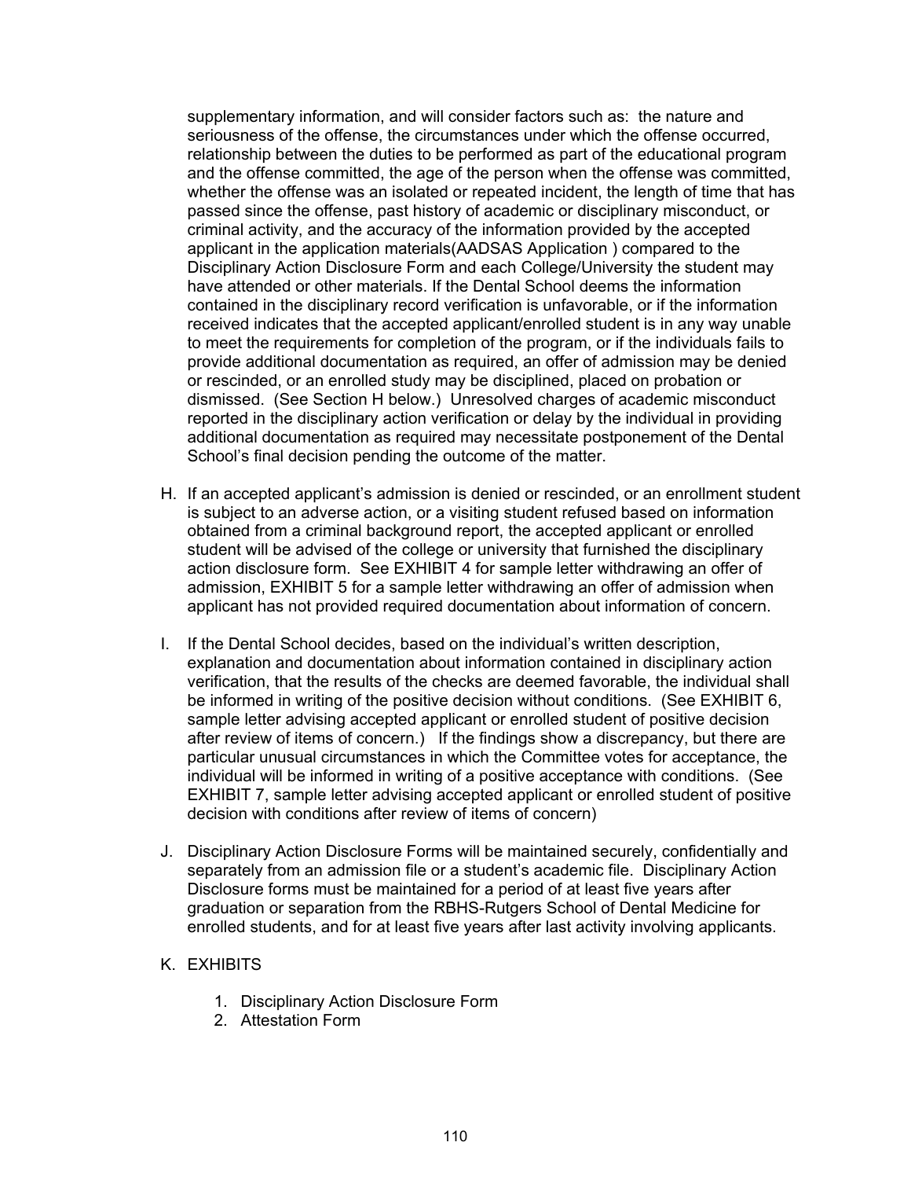supplementary information, and will consider factors such as: the nature and seriousness of the offense, the circumstances under which the offense occurred, relationship between the duties to be performed as part of the educational program and the offense committed, the age of the person when the offense was committed, whether the offense was an isolated or repeated incident, the length of time that has passed since the offense, past history of academic or disciplinary misconduct, or criminal activity, and the accuracy of the information provided by the accepted applicant in the application materials(AADSAS Application ) compared to the Disciplinary Action Disclosure Form and each College/University the student may have attended or other materials. If the Dental School deems the information contained in the disciplinary record verification is unfavorable, or if the information received indicates that the accepted applicant/enrolled student is in any way unable to meet the requirements for completion of the program, or if the individuals fails to provide additional documentation as required, an offer of admission may be denied or rescinded, or an enrolled study may be disciplined, placed on probation or dismissed. (See Section H below.) Unresolved charges of academic misconduct reported in the disciplinary action verification or delay by the individual in providing additional documentation as required may necessitate postponement of the Dental School's final decision pending the outcome of the matter.

H. If an accepted applicant's admission is denied or rescinded, or an enrollment student is subject to an adverse action, or a visiting student refused based on information obtained from a criminal background report, the accepted applicant or enrolled student will be advised of the college or university that furnished the disciplinary action disclosure form. See EXHIBIT 4 for sample letter withdrawing an offer of admission, EXHIBIT 5 for a sample letter withdrawing an offer of admission when applicant has not provided required documentation about information of concern.

I. If the Dental School decides, based on the individual's written description, explanation and documentation about information contained in disciplinary action verification, that the results of the checks are deemed favorable, the individual shall be informed in writing of the positive decision without conditions. (See EXHIBIT 6, sample letter advising accepted applicant or enrolled student of positive decision after review of items of concern.) If the findings show a discrepancy, but there are particular unusual circumstances in which the Committee votes for acceptance, the individual will be informed in writing of a positive acceptance with conditions. (See EXHIBIT 7, sample letter advising accepted applicant or enrolled student of positive decision with conditions after review of items of concern)

J. Disciplinary Action Disclosure Forms will be maintained securely, confidentially and separately from an admission file or a student's academic file. Disciplinary Action Disclosure forms must be maintained for a period of at least five years after graduation or separation from the RBHS-Rutgers School of Dental Medicine for enrolled students, and for at least five years after last activity involving applicants.

K. EXHIBITS

1. Disciplinary Action Disclosure Form
2. Attestation Form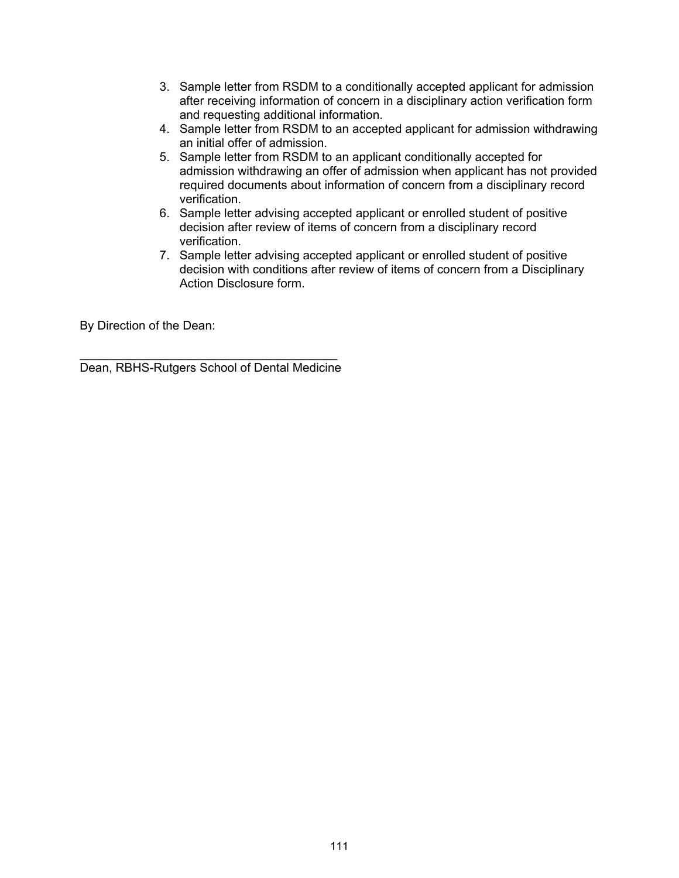3. Sample letter from RSDM to a conditionally accepted applicant for admission after receiving information of concern in a disciplinary action verification form and requesting additional information.
4. Sample letter from RSDM to an accepted applicant for admission withdrawing an initial offer of admission.
5. Sample letter from RSDM to an applicant conditionally accepted for admission withdrawing an offer of admission when applicant has not provided required documents about information of concern from a disciplinary record verification.
6. Sample letter advising accepted applicant or enrolled student of positive decision after review of items of concern from a disciplinary record verification.
7. Sample letter advising accepted applicant or enrolled student of positive decision with conditions after review of items of concern from a Disciplinary Action Disclosure form.

By Direction of the Dean:

\_\_\_\_\_\_\_\_\_\_\_\_\_\_\_\_\_\_\_\_\_\_\_\_\_\_\_\_\_\_\_\_\_\_\_\_\_\_\_\_
Dean, RBHS-Rutgers School of Dental Medicine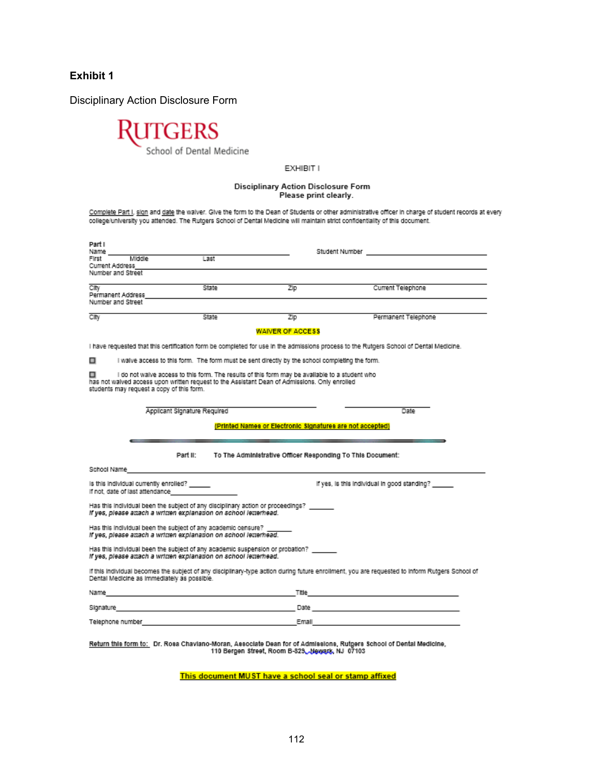**Exhibit 1**

Disciplinary Action Disclosure Form

RUTGERS
School of Dental Medicine

EXHIBIT I

**Disciplinary Action Disclosure Form**
**Please print clearly.**

Complete Part I, sign and date the waiver. Give the form to the Dean of Students or other administrative officer in charge of student records at every college/university you attended. The Rutgers School of Dental Medicine will maintain strict confidentiality of this document.

Part I

Name ______________________________ Student Number ______________________
First Middle Last

Current Address ________________________________________________________
Number and Street

________________________________________________________________________
City State Zip Current Telephone

Permanent Address ______________________________________________________
Number and Street

________________________________________________________________________
City State Zip Permanent Telephone

**WAIVER OF ACCESS**

I have requested that this certification form be completed for use in the admissions process to the Rutgers School of Dental Medicine.

☐ I waive access to this form. The form must be sent directly by the school completing the form.

☐ I do not waive access to this form. The results of this form may be available to a student who has not waived access upon written request to the Assistant Dean of Admissions. Only enrolled students may request a copy of this form.

______________________________ ______________
Applicant Signature Required Date

**(Printed Names or Electronic Signatures are not accepted)**

---

**Part II: To The Administrative Officer Responding To This Document:**

School Name ____________________________________________________________

Is this individual currently enrolled? _____ If yes, is this individual in good standing? _____
If not, date of last attendance ______________

Has this individual been the subject of any disciplinary action or proceedings? _____
*If yes, please attach a written explanation on school letterhead.*

Has this individual been the subject of any academic censure? _____
*If yes, please attach a written explanation on school letterhead.*

Has this individual been the subject of any academic suspension or probation? _____
*If yes, please attach a written explanation on school letterhead.*

If this individual becomes the subject of any disciplinary-type action during future enrollment, you are requested to inform Rutgers School of Dental Medicine as immediately as possible.

Name ______________________________ Title ______________________________

Signature ___________________________ Date ______________________________

Telephone number ____________________ Email _____________________________

**Return this form to: Dr. Rosa Chaviano-Moran, Associate Dean for of Admissions, Rutgers School of Dental Medicine, 110 Bergen Street, Room B-829, Newark, NJ 07103**

**This document MUST have a school seal or stamp affixed**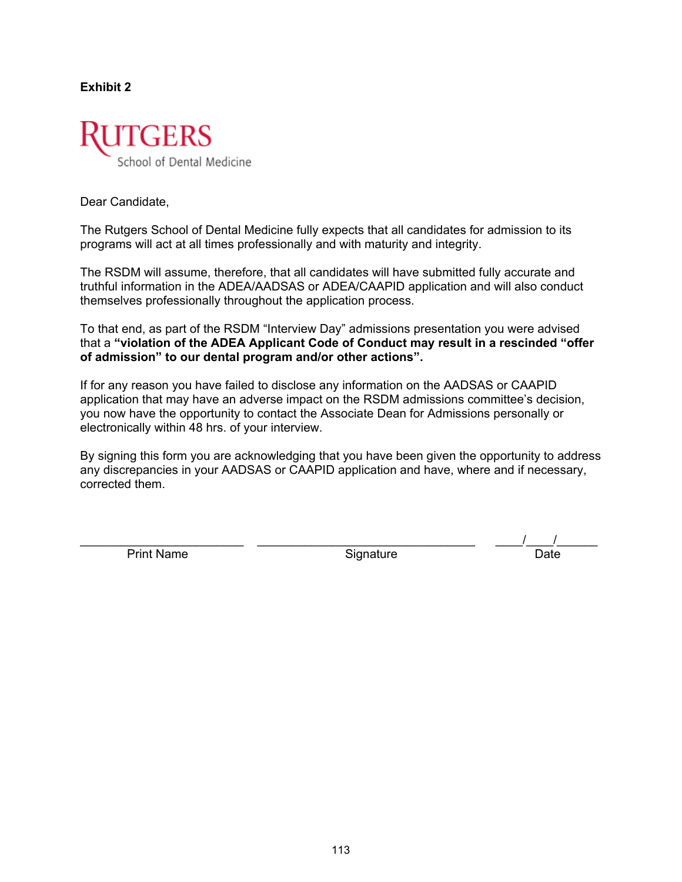**Exhibit 2**

RUTGERS
School of Dental Medicine

Dear Candidate,

The Rutgers School of Dental Medicine fully expects that all candidates for admission to its programs will act at all times professionally and with maturity and integrity.

The RSDM will assume, therefore, that all candidates will have submitted fully accurate and truthful information in the ADEA/AADSAS or ADEA/CAAPID application and will also conduct themselves professionally throughout the application process.

To that end, as part of the RSDM "Interview Day" admissions presentation you were advised that a **"violation of the ADEA Applicant Code of Conduct may result in a rescinded "offer of admission" to our dental program and/or other actions".**

If for any reason you have failed to disclose any information on the AADSAS or CAAPID application that may have an adverse impact on the RSDM admissions committee's decision, you now have the opportunity to contact the Associate Dean for Admissions personally or electronically within 48 hrs. of your interview.

By signing this form you are acknowledging that you have been given the opportunity to address any discrepancies in your AADSAS or CAAPID application and have, where and if necessary, corrected them.

| ______________________ | ______________________________ | ____/____/______ |
|---|---|---|
| Print Name | Signature | Date |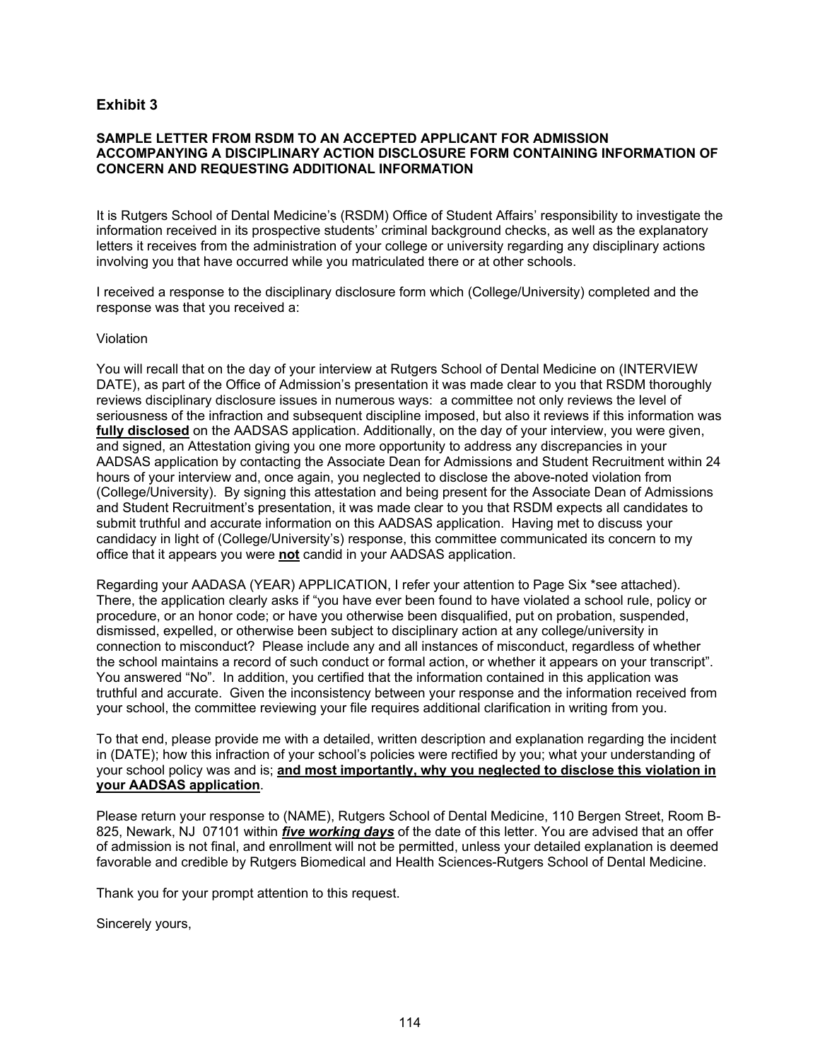**Exhibit 3**

**SAMPLE LETTER FROM RSDM TO AN ACCEPTED APPLICANT FOR ADMISSION ACCOMPANYING A DISCIPLINARY ACTION DISCLOSURE FORM CONTAINING INFORMATION OF CONCERN AND REQUESTING ADDITIONAL INFORMATION**

It is Rutgers School of Dental Medicine's (RSDM) Office of Student Affairs' responsibility to investigate the information received in its prospective students' criminal background checks, as well as the explanatory letters it receives from the administration of your college or university regarding any disciplinary actions involving you that have occurred while you matriculated there or at other schools.

I received a response to the disciplinary disclosure form which (College/University) completed and the response was that you received a:

Violation

You will recall that on the day of your interview at Rutgers School of Dental Medicine on (INTERVIEW DATE), as part of the Office of Admission's presentation it was made clear to you that RSDM thoroughly reviews disciplinary disclosure issues in numerous ways: a committee not only reviews the level of seriousness of the infraction and subsequent discipline imposed, but also it reviews if this information was **fully disclosed** on the AADSAS application. Additionally, on the day of your interview, you were given, and signed, an Attestation giving you one more opportunity to address any discrepancies in your AADSAS application by contacting the Associate Dean for Admissions and Student Recruitment within 24 hours of your interview and, once again, you neglected to disclose the above-noted violation from (College/University). By signing this attestation and being present for the Associate Dean of Admissions and Student Recruitment's presentation, it was made clear to you that RSDM expects all candidates to submit truthful and accurate information on this AADSAS application. Having met to discuss your candidacy in light of (College/University's) response, this committee communicated its concern to my office that it appears you were **not** candid in your AADSAS application.

Regarding your AADASA (YEAR) APPLICATION, I refer your attention to Page Six *see attached). There, the application clearly asks if "you have ever been found to have violated a school rule, policy or procedure, or an honor code; or have you otherwise been disqualified, put on probation, suspended, dismissed, expelled, or otherwise been subject to disciplinary action at any college/university in connection to misconduct? Please include any and all instances of misconduct, regardless of whether the school maintains a record of such conduct or formal action, or whether it appears on your transcript". You answered "No". In addition, you certified that the information contained in this application was truthful and accurate. Given the inconsistency between your response and the information received from your school, the committee reviewing your file requires additional clarification in writing from you.

To that end, please provide me with a detailed, written description and explanation regarding the incident in (DATE); how this infraction of your school's policies were rectified by you; what your understanding of your school policy was and is; **and most importantly, why you neglected to disclose this violation in your AADSAS application**.

Please return your response to (NAME), Rutgers School of Dental Medicine, 110 Bergen Street, Room B-825, Newark, NJ 07101 within ***five working days*** of the date of this letter. You are advised that an offer of admission is not final, and enrollment will not be permitted, unless your detailed explanation is deemed favorable and credible by Rutgers Biomedical and Health Sciences-Rutgers School of Dental Medicine.

Thank you for your prompt attention to this request.

Sincerely yours,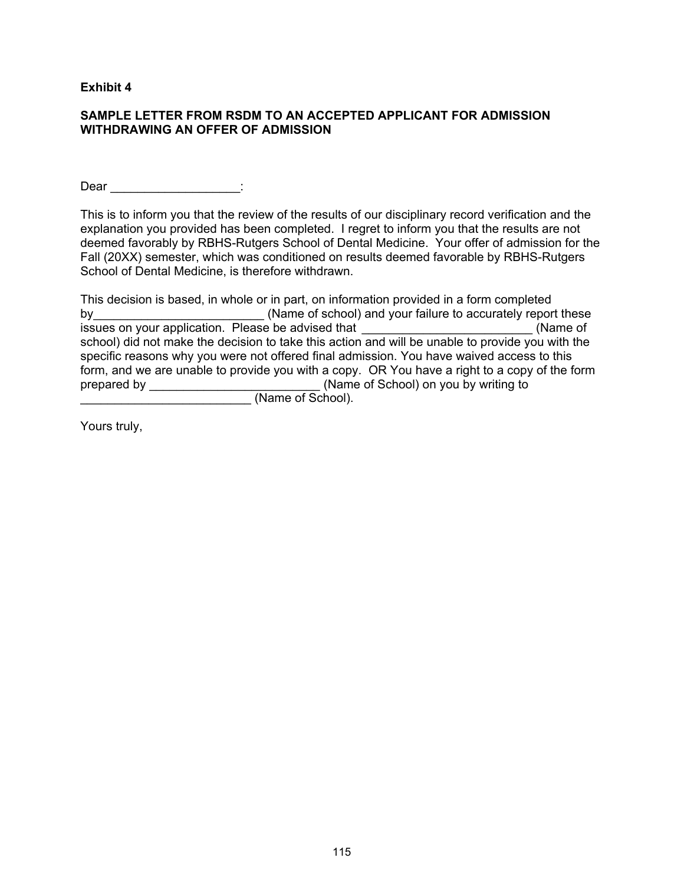**Exhibit 4**

**SAMPLE LETTER FROM RSDM TO AN ACCEPTED APPLICANT FOR ADMISSION WITHDRAWING AN OFFER OF ADMISSION**

Dear ___________________:

This is to inform you that the review of the results of our disciplinary record verification and the explanation you provided has been completed. I regret to inform you that the results are not deemed favorably by RBHS-Rutgers School of Dental Medicine. Your offer of admission for the Fall (20XX) semester, which was conditioned on results deemed favorable by RBHS-Rutgers School of Dental Medicine, is therefore withdrawn.

This decision is based, in whole or in part, on information provided in a form completed by_________________________ (Name of school) and your failure to accurately report these issues on your application. Please be advised that _________________________ (Name of school) did not make the decision to take this action and will be unable to provide you with the specific reasons why you were not offered final admission. You have waived access to this form, and we are unable to provide you with a copy. OR You have a right to a copy of the form prepared by _________________________ (Name of School) on you by writing to _________________________ (Name of School).

Yours truly,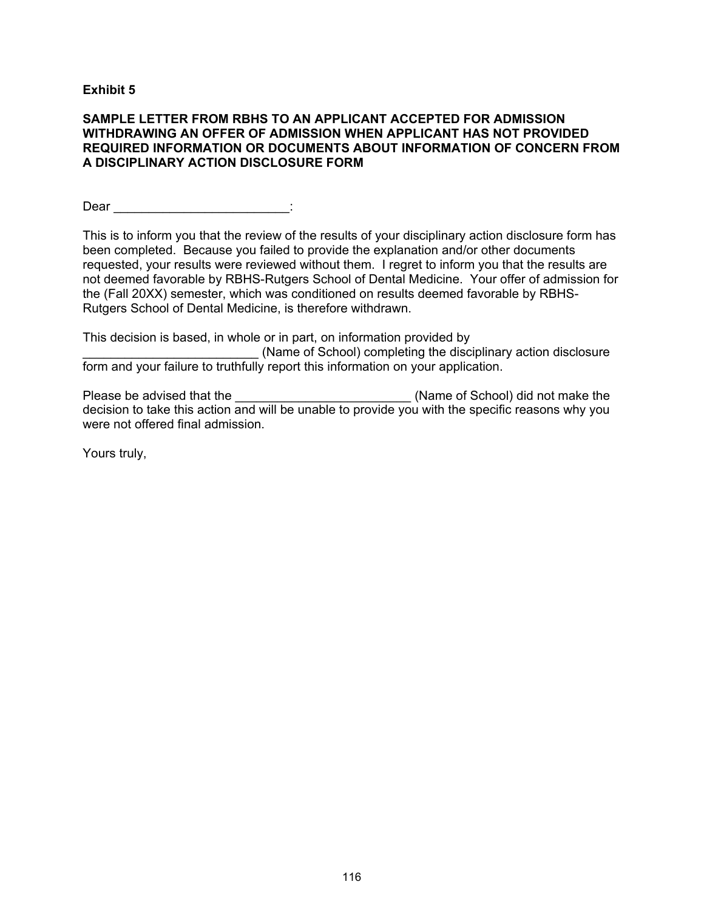**Exhibit 5**

**SAMPLE LETTER FROM RBHS TO AN APPLICANT ACCEPTED FOR ADMISSION WITHDRAWING AN OFFER OF ADMISSION WHEN APPLICANT HAS NOT PROVIDED REQUIRED INFORMATION OR DOCUMENTS ABOUT INFORMATION OF CONCERN FROM A DISCIPLINARY ACTION DISCLOSURE FORM**

Dear _________________________:

This is to inform you that the review of the results of your disciplinary action disclosure form has been completed. Because you failed to provide the explanation and/or other documents requested, your results were reviewed without them. I regret to inform you that the results are not deemed favorable by RBHS-Rutgers School of Dental Medicine. Your offer of admission for the (Fall 20XX) semester, which was conditioned on results deemed favorable by RBHS-Rutgers School of Dental Medicine, is therefore withdrawn.

This decision is based, in whole or in part, on information provided by _________________________ (Name of School) completing the disciplinary action disclosure form and your failure to truthfully report this information on your application.

Please be advised that the _________________________ (Name of School) did not make the decision to take this action and will be unable to provide you with the specific reasons why you were not offered final admission.

Yours truly,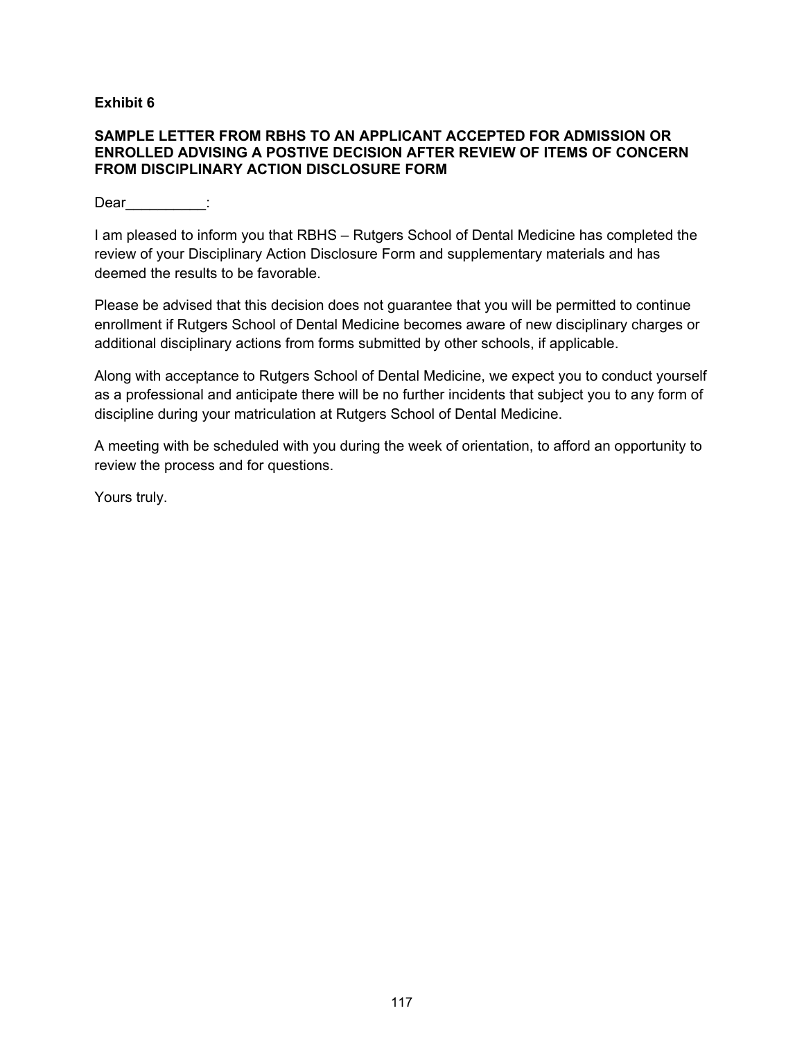**Exhibit 6**

**SAMPLE LETTER FROM RBHS TO AN APPLICANT ACCEPTED FOR ADMISSION OR ENROLLED ADVISING A POSTIVE DECISION AFTER REVIEW OF ITEMS OF CONCERN FROM DISCIPLINARY ACTION DISCLOSURE FORM**

Dear__________:

I am pleased to inform you that RBHS – Rutgers School of Dental Medicine has completed the review of your Disciplinary Action Disclosure Form and supplementary materials and has deemed the results to be favorable.

Please be advised that this decision does not guarantee that you will be permitted to continue enrollment if Rutgers School of Dental Medicine becomes aware of new disciplinary charges or additional disciplinary actions from forms submitted by other schools, if applicable.

Along with acceptance to Rutgers School of Dental Medicine, we expect you to conduct yourself as a professional and anticipate there will be no further incidents that subject you to any form of discipline during your matriculation at Rutgers School of Dental Medicine.

A meeting with be scheduled with you during the week of orientation, to afford an opportunity to review the process and for questions.

Yours truly.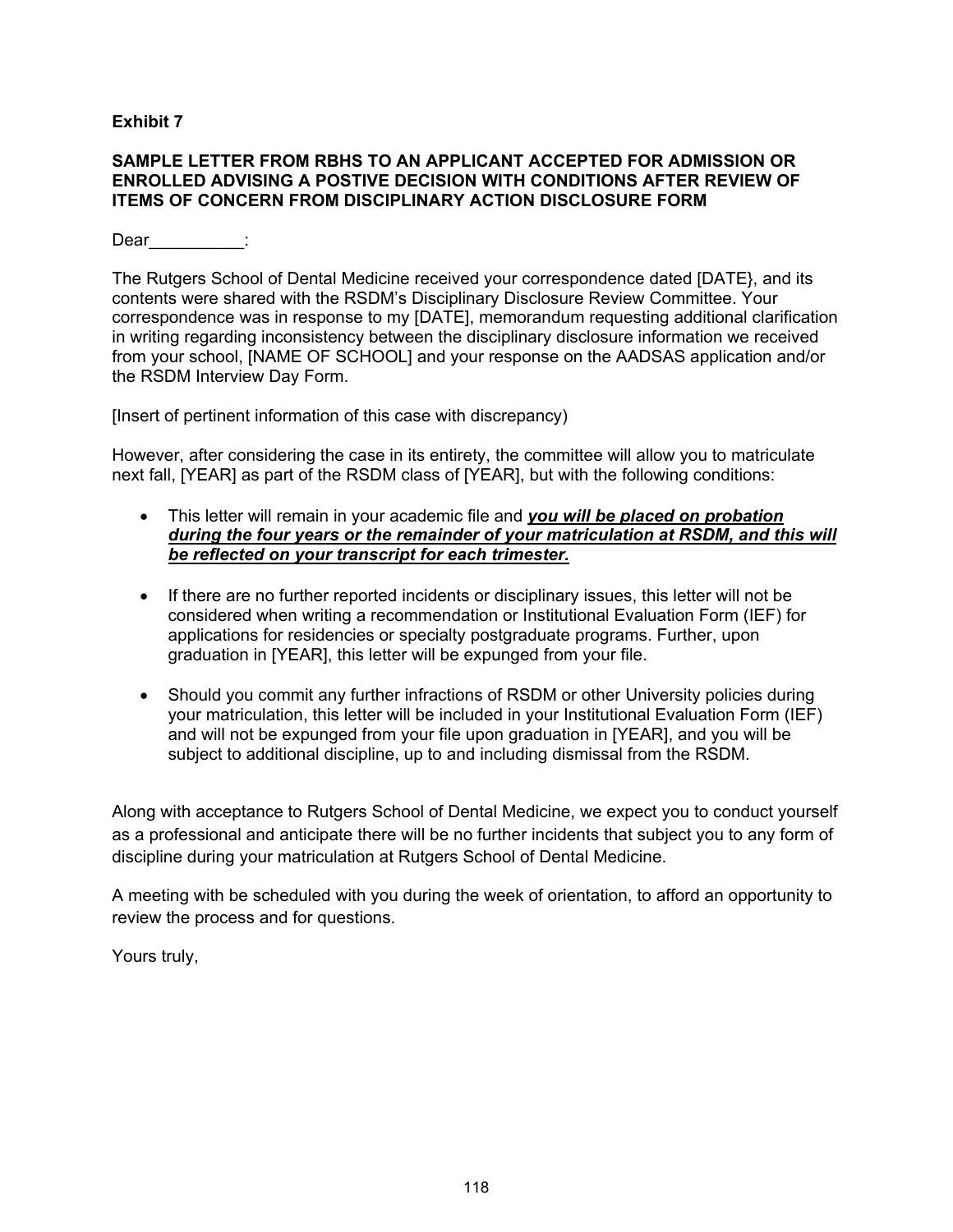**Exhibit 7**

**SAMPLE LETTER FROM RBHS TO AN APPLICANT ACCEPTED FOR ADMISSION OR ENROLLED ADVISING A POSTIVE DECISION WITH CONDITIONS AFTER REVIEW OF ITEMS OF CONCERN FROM DISCIPLINARY ACTION DISCLOSURE FORM**

Dear__________:

The Rutgers School of Dental Medicine received your correspondence dated [DATE}, and its contents were shared with the RSDM's Disciplinary Disclosure Review Committee. Your correspondence was in response to my [DATE], memorandum requesting additional clarification in writing regarding inconsistency between the disciplinary disclosure information we received from your school, [NAME OF SCHOOL] and your response on the AADSAS application and/or the RSDM Interview Day Form.

[Insert of pertinent information of this case with discrepancy)

However, after considering the case in its entirety, the committee will allow you to matriculate next fall, [YEAR] as part of the RSDM class of [YEAR], but with the following conditions:

- This letter will remain in your academic file and ***<u>you will be placed on probation during the four years or the remainder of your matriculation at RSDM, and this will be reflected on your transcript for each trimester.</u>***

- If there are no further reported incidents or disciplinary issues, this letter will not be considered when writing a recommendation or Institutional Evaluation Form (IEF) for applications for residencies or specialty postgraduate programs. Further, upon graduation in [YEAR], this letter will be expunged from your file.

- Should you commit any further infractions of RSDM or other University policies during your matriculation, this letter will be included in your Institutional Evaluation Form (IEF) and will not be expunged from your file upon graduation in [YEAR], and you will be subject to additional discipline, up to and including dismissal from the RSDM.

Along with acceptance to Rutgers School of Dental Medicine, we expect you to conduct yourself as a professional and anticipate there will be no further incidents that subject you to any form of discipline during your matriculation at Rutgers School of Dental Medicine.

A meeting with be scheduled with you during the week of orientation, to afford an opportunity to review the process and for questions.

Yours truly,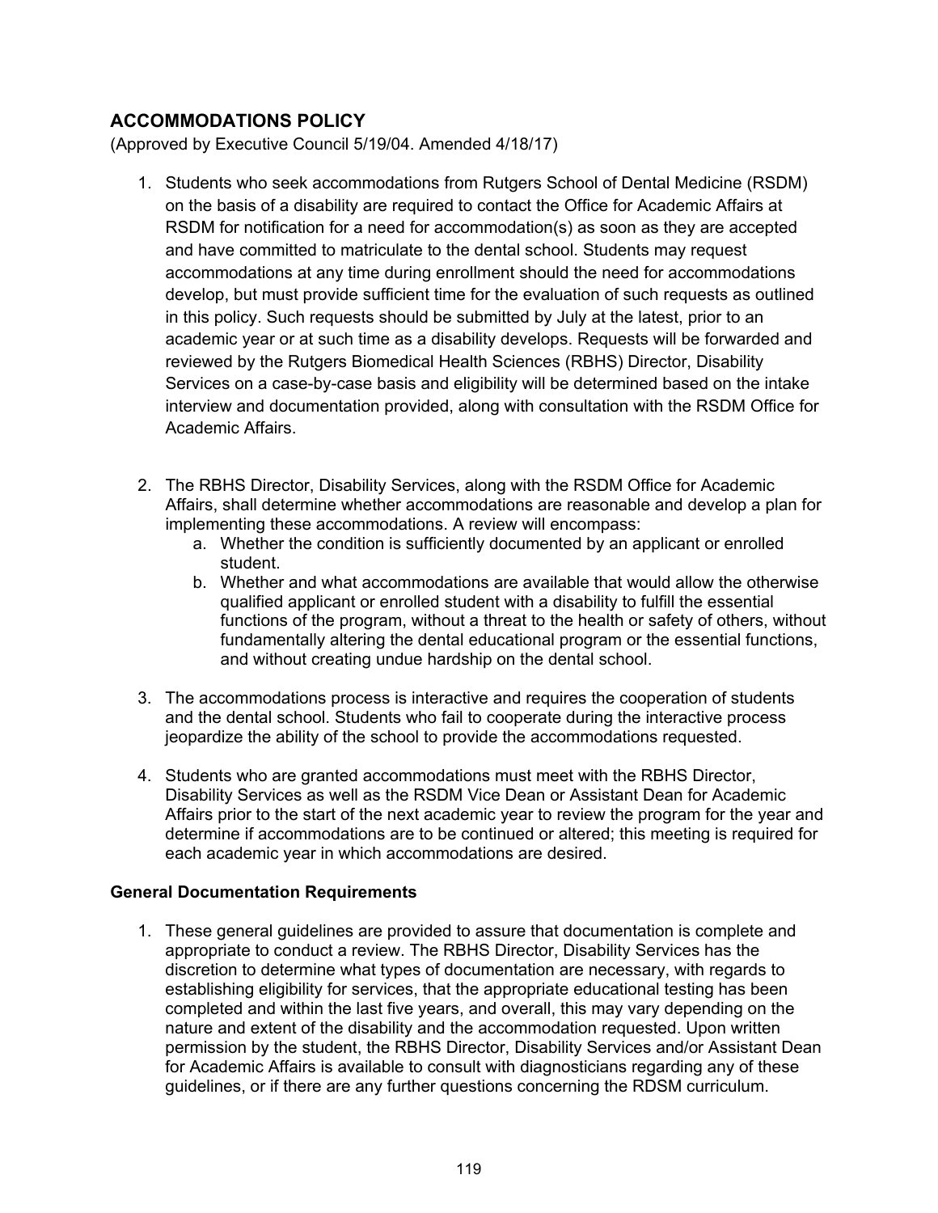## ACCOMMODATIONS POLICY

(Approved by Executive Council 5/19/04. Amended 4/18/17)

1. Students who seek accommodations from Rutgers School of Dental Medicine (RSDM) on the basis of a disability are required to contact the Office for Academic Affairs at RSDM for notification for a need for accommodation(s) as soon as they are accepted and have committed to matriculate to the dental school. Students may request accommodations at any time during enrollment should the need for accommodations develop, but must provide sufficient time for the evaluation of such requests as outlined in this policy. Such requests should be submitted by July at the latest, prior to an academic year or at such time as a disability develops. Requests will be forwarded and reviewed by the Rutgers Biomedical Health Sciences (RBHS) Director, Disability Services on a case-by-case basis and eligibility will be determined based on the intake interview and documentation provided, along with consultation with the RSDM Office for Academic Affairs.

2. The RBHS Director, Disability Services, along with the RSDM Office for Academic Affairs, shall determine whether accommodations are reasonable and develop a plan for implementing these accommodations. A review will encompass:
   a. Whether the condition is sufficiently documented by an applicant or enrolled student.
   b. Whether and what accommodations are available that would allow the otherwise qualified applicant or enrolled student with a disability to fulfill the essential functions of the program, without a threat to the health or safety of others, without fundamentally altering the dental educational program or the essential functions, and without creating undue hardship on the dental school.

3. The accommodations process is interactive and requires the cooperation of students and the dental school. Students who fail to cooperate during the interactive process jeopardize the ability of the school to provide the accommodations requested.

4. Students who are granted accommodations must meet with the RBHS Director, Disability Services as well as the RSDM Vice Dean or Assistant Dean for Academic Affairs prior to the start of the next academic year to review the program for the year and determine if accommodations are to be continued or altered; this meeting is required for each academic year in which accommodations are desired.

### General Documentation Requirements

1. These general guidelines are provided to assure that documentation is complete and appropriate to conduct a review. The RBHS Director, Disability Services has the discretion to determine what types of documentation are necessary, with regards to establishing eligibility for services, that the appropriate educational testing has been completed and within the last five years, and overall, this may vary depending on the nature and extent of the disability and the accommodation requested. Upon written permission by the student, the RBHS Director, Disability Services and/or Assistant Dean for Academic Affairs is available to consult with diagnosticians regarding any of these guidelines, or if there are any further questions concerning the RDSM curriculum.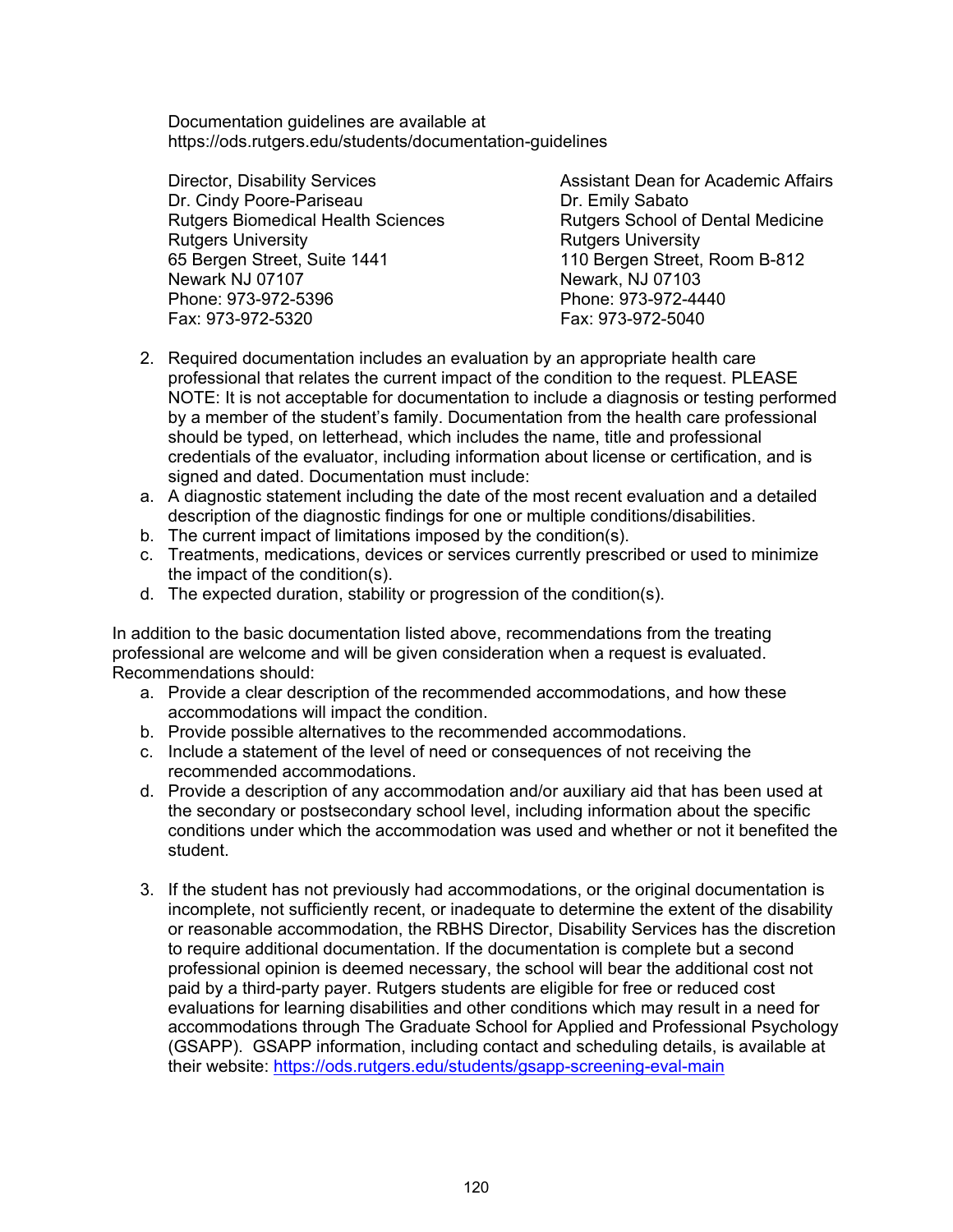Documentation guidelines are available at https://ods.rutgers.edu/students/documentation-guidelines

Director, Disability Services
Dr. Cindy Poore-Pariseau
Rutgers Biomedical Health Sciences
Rutgers University
65 Bergen Street, Suite 1441
Newark NJ 07107
Phone: 973-972-5396
Fax: 973-972-5320

Assistant Dean for Academic Affairs
Dr. Emily Sabato
Rutgers School of Dental Medicine
Rutgers University
110 Bergen Street, Room B-812
Newark, NJ 07103
Phone: 973-972-4440
Fax: 973-972-5040

2. Required documentation includes an evaluation by an appropriate health care professional that relates the current impact of the condition to the request. PLEASE NOTE: It is not acceptable for documentation to include a diagnosis or testing performed by a member of the student's family. Documentation from the health care professional should be typed, on letterhead, which includes the name, title and professional credentials of the evaluator, including information about license or certification, and is signed and dated. Documentation must include:
   a. A diagnostic statement including the date of the most recent evaluation and a detailed description of the diagnostic findings for one or multiple conditions/disabilities.
   b. The current impact of limitations imposed by the condition(s).
   c. Treatments, medications, devices or services currently prescribed or used to minimize the impact of the condition(s).
   d. The expected duration, stability or progression of the condition(s).

In addition to the basic documentation listed above, recommendations from the treating professional are welcome and will be given consideration when a request is evaluated. Recommendations should:

a. Provide a clear description of the recommended accommodations, and how these accommodations will impact the condition.
b. Provide possible alternatives to the recommended accommodations.
c. Include a statement of the level of need or consequences of not receiving the recommended accommodations.
d. Provide a description of any accommodation and/or auxiliary aid that has been used at the secondary or postsecondary school level, including information about the specific conditions under which the accommodation was used and whether or not it benefited the student.

3. If the student has not previously had accommodations, or the original documentation is incomplete, not sufficiently recent, or inadequate to determine the extent of the disability or reasonable accommodation, the RBHS Director, Disability Services has the discretion to require additional documentation. If the documentation is complete but a second professional opinion is deemed necessary, the school will bear the additional cost not paid by a third-party payer. Rutgers students are eligible for free or reduced cost evaluations for learning disabilities and other conditions which may result in a need for accommodations through The Graduate School for Applied and Professional Psychology (GSAPP). GSAPP information, including contact and scheduling details, is available at their website: https://ods.rutgers.edu/students/gsapp-screening-eval-main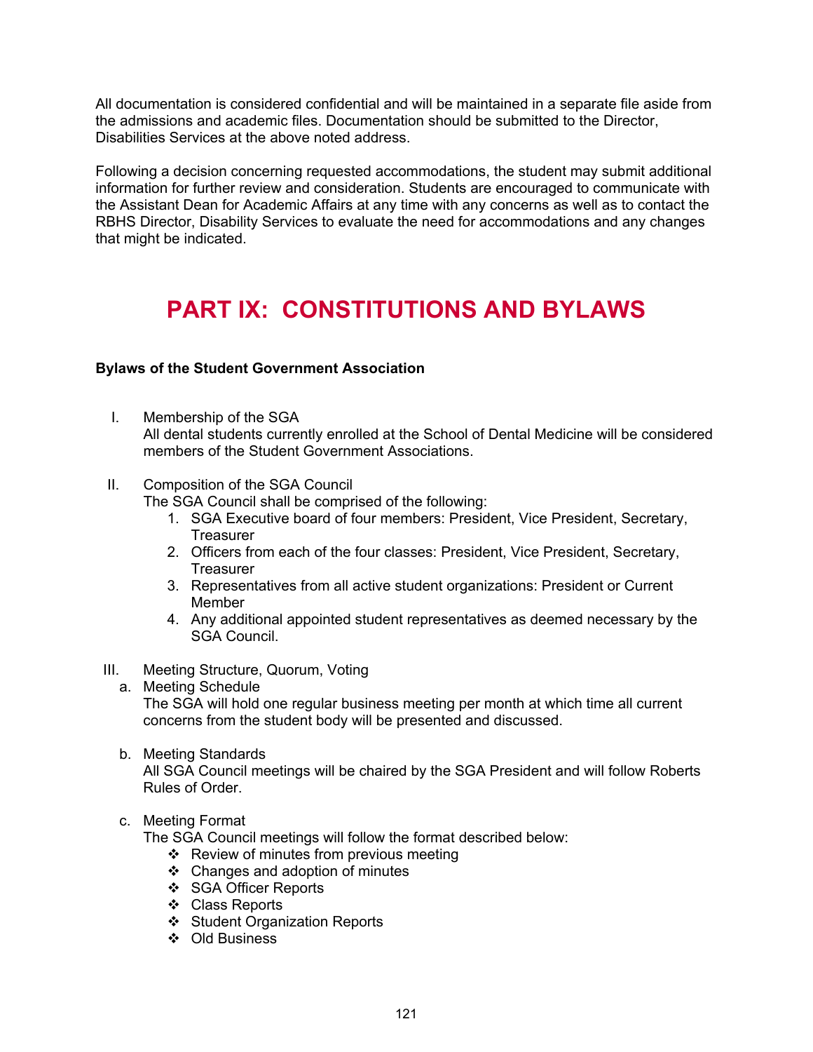All documentation is considered confidential and will be maintained in a separate file aside from the admissions and academic files. Documentation should be submitted to the Director, Disabilities Services at the above noted address.

Following a decision concerning requested accommodations, the student may submit additional information for further review and consideration. Students are encouraged to communicate with the Assistant Dean for Academic Affairs at any time with any concerns as well as to contact the RBHS Director, Disability Services to evaluate the need for accommodations and any changes that might be indicated.

# PART IX: CONSTITUTIONS AND BYLAWS

**Bylaws of the Student Government Association**

I. Membership of the SGA
   All dental students currently enrolled at the School of Dental Medicine will be considered members of the Student Government Associations.

II. Composition of the SGA Council
   The SGA Council shall be comprised of the following:
   1. SGA Executive board of four members: President, Vice President, Secretary, Treasurer
   2. Officers from each of the four classes: President, Vice President, Secretary, Treasurer
   3. Representatives from all active student organizations: President or Current Member
   4. Any additional appointed student representatives as deemed necessary by the SGA Council.

III. Meeting Structure, Quorum, Voting
   a. Meeting Schedule
      The SGA will hold one regular business meeting per month at which time all current concerns from the student body will be presented and discussed.

   b. Meeting Standards
      All SGA Council meetings will be chaired by the SGA President and will follow Roberts Rules of Order.

   c. Meeting Format
      The SGA Council meetings will follow the format described below:
      - Review of minutes from previous meeting
      - Changes and adoption of minutes
      - SGA Officer Reports
      - Class Reports
      - Student Organization Reports
      - Old Business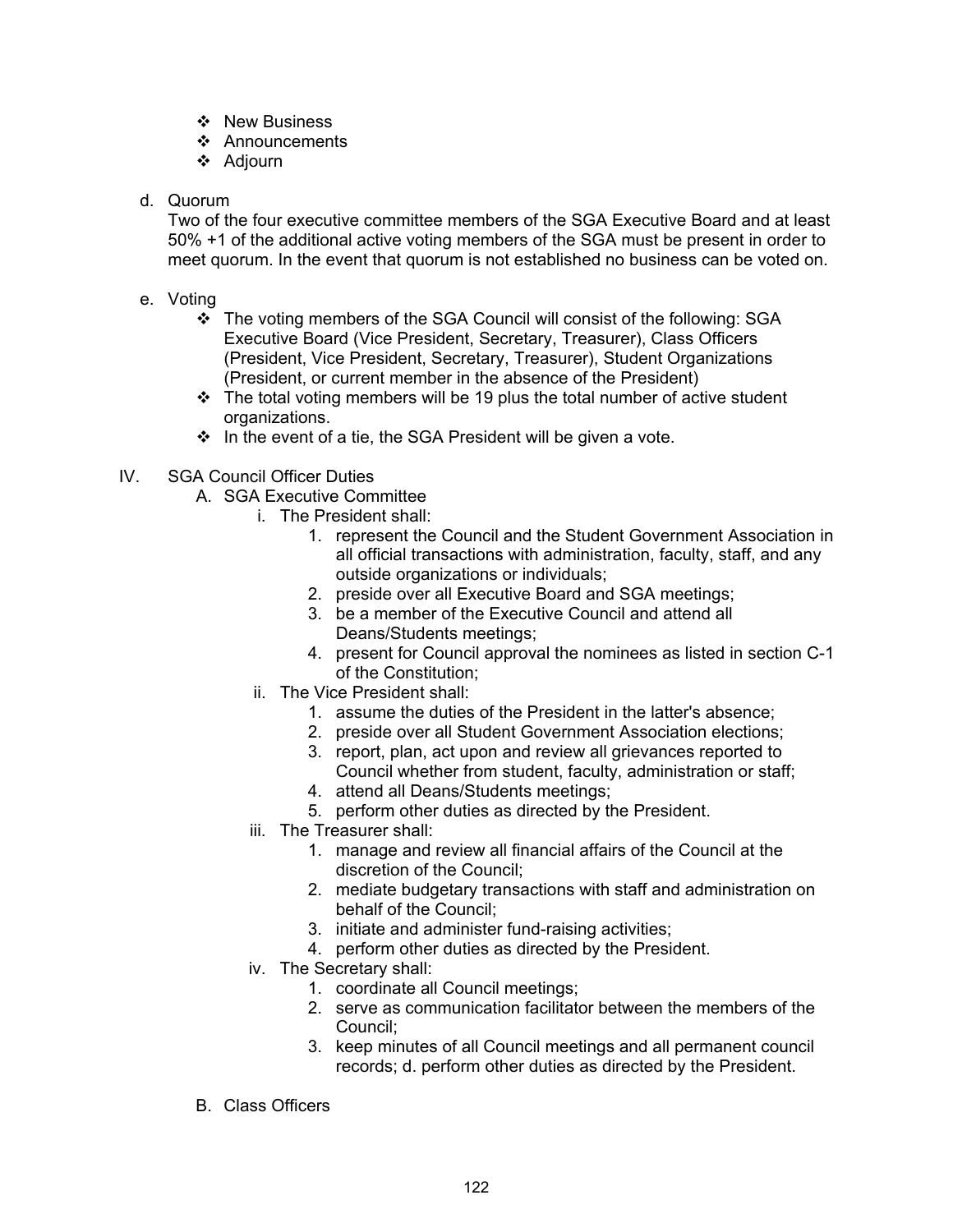- ❖ New Business
- ❖ Announcements
- ❖ Adjourn

d. Quorum

Two of the four executive committee members of the SGA Executive Board and at least 50% +1 of the additional active voting members of the SGA must be present in order to meet quorum. In the event that quorum is not established no business can be voted on.

e. Voting

- ❖ The voting members of the SGA Council will consist of the following: SGA Executive Board (Vice President, Secretary, Treasurer), Class Officers (President, Vice President, Secretary, Treasurer), Student Organizations (President, or current member in the absence of the President)
- ❖ The total voting members will be 19 plus the total number of active student organizations.
- ❖ In the event of a tie, the SGA President will be given a vote.

IV. SGA Council Officer Duties

A. SGA Executive Committee

i. The President shall:

1. represent the Council and the Student Government Association in all official transactions with administration, faculty, staff, and any outside organizations or individuals;
2. preside over all Executive Board and SGA meetings;
3. be a member of the Executive Council and attend all Deans/Students meetings;
4. present for Council approval the nominees as listed in section C-1 of the Constitution;

ii. The Vice President shall:

1. assume the duties of the President in the latter's absence;
2. preside over all Student Government Association elections;
3. report, plan, act upon and review all grievances reported to Council whether from student, faculty, administration or staff;
4. attend all Deans/Students meetings;
5. perform other duties as directed by the President.

iii. The Treasurer shall:

1. manage and review all financial affairs of the Council at the discretion of the Council;
2. mediate budgetary transactions with staff and administration on behalf of the Council;
3. initiate and administer fund-raising activities;
4. perform other duties as directed by the President.

iv. The Secretary shall:

1. coordinate all Council meetings;
2. serve as communication facilitator between the members of the Council;
3. keep minutes of all Council meetings and all permanent council records; d. perform other duties as directed by the President.

B. Class Officers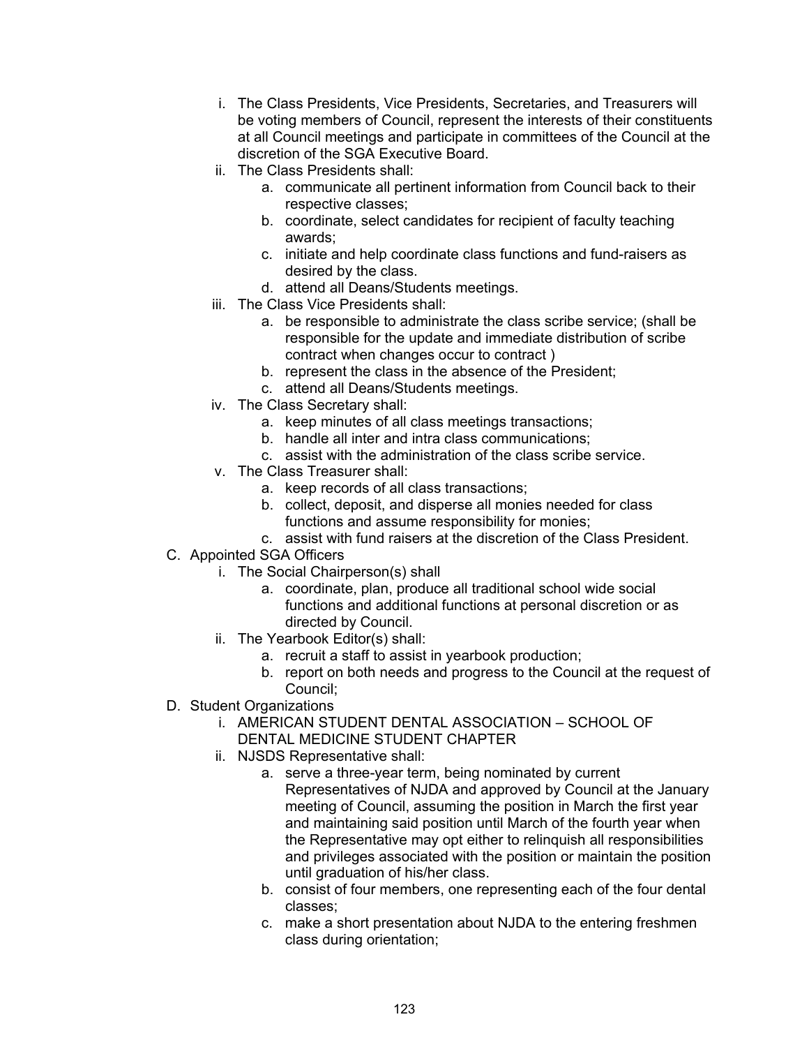i. The Class Presidents, Vice Presidents, Secretaries, and Treasurers will be voting members of Council, represent the interests of their constituents at all Council meetings and participate in committees of the Council at the discretion of the SGA Executive Board.

ii. The Class Presidents shall:
   a. communicate all pertinent information from Council back to their respective classes;
   b. coordinate, select candidates for recipient of faculty teaching awards;
   c. initiate and help coordinate class functions and fund-raisers as desired by the class.
   d. attend all Deans/Students meetings.

iii. The Class Vice Presidents shall:
   a. be responsible to administrate the class scribe service; (shall be responsible for the update and immediate distribution of scribe contract when changes occur to contract )
   b. represent the class in the absence of the President;
   c. attend all Deans/Students meetings.

iv. The Class Secretary shall:
   a. keep minutes of all class meetings transactions;
   b. handle all inter and intra class communications;
   c. assist with the administration of the class scribe service.

v. The Class Treasurer shall:
   a. keep records of all class transactions;
   b. collect, deposit, and disperse all monies needed for class functions and assume responsibility for monies;
   c. assist with fund raisers at the discretion of the Class President.

C. Appointed SGA Officers

i. The Social Chairperson(s) shall
   a. coordinate, plan, produce all traditional school wide social functions and additional functions at personal discretion or as directed by Council.

ii. The Yearbook Editor(s) shall:
   a. recruit a staff to assist in yearbook production;
   b. report on both needs and progress to the Council at the request of Council;

D. Student Organizations

i. AMERICAN STUDENT DENTAL ASSOCIATION – SCHOOL OF DENTAL MEDICINE STUDENT CHAPTER

ii. NJSDS Representative shall:
   a. serve a three-year term, being nominated by current Representatives of NJDA and approved by Council at the January meeting of Council, assuming the position in March the first year and maintaining said position until March of the fourth year when the Representative may opt either to relinquish all responsibilities and privileges associated with the position or maintain the position until graduation of his/her class.
   b. consist of four members, one representing each of the four dental classes;
   c. make a short presentation about NJDA to the entering freshmen class during orientation;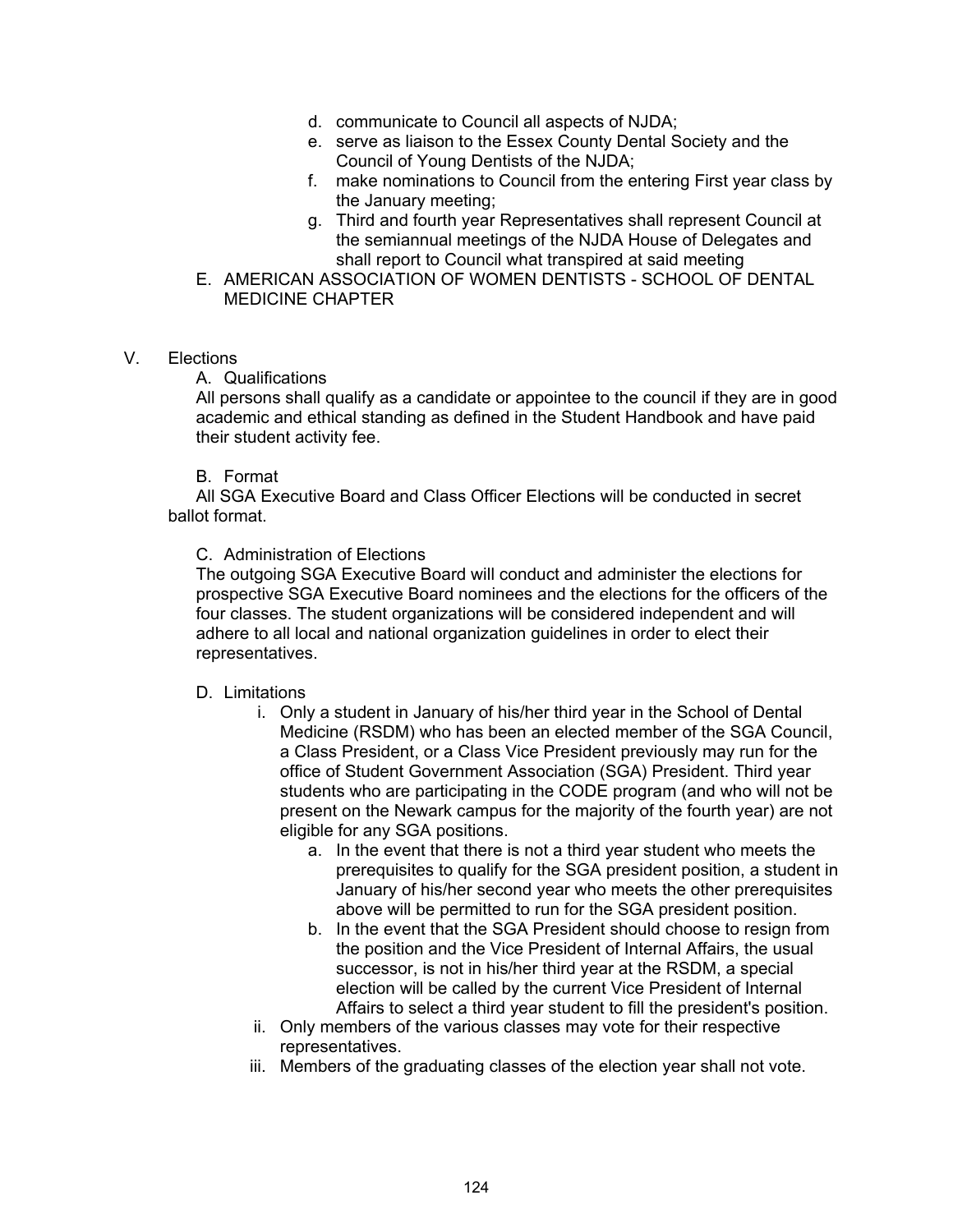d. communicate to Council all aspects of NJDA;
e. serve as liaison to the Essex County Dental Society and the Council of Young Dentists of the NJDA;
f. make nominations to Council from the entering First year class by the January meeting;
g. Third and fourth year Representatives shall represent Council at the semiannual meetings of the NJDA House of Delegates and shall report to Council what transpired at said meeting

E. AMERICAN ASSOCIATION OF WOMEN DENTISTS - SCHOOL OF DENTAL MEDICINE CHAPTER

V. Elections

A. Qualifications

All persons shall qualify as a candidate or appointee to the council if they are in good academic and ethical standing as defined in the Student Handbook and have paid their student activity fee.

B. Format

All SGA Executive Board and Class Officer Elections will be conducted in secret ballot format.

C. Administration of Elections

The outgoing SGA Executive Board will conduct and administer the elections for prospective SGA Executive Board nominees and the elections for the officers of the four classes. The student organizations will be considered independent and will adhere to all local and national organization guidelines in order to elect their representatives.

D. Limitations

i. Only a student in January of his/her third year in the School of Dental Medicine (RSDM) who has been an elected member of the SGA Council, a Class President, or a Class Vice President previously may run for the office of Student Government Association (SGA) President. Third year students who are participating in the CODE program (and who will not be present on the Newark campus for the majority of the fourth year) are not eligible for any SGA positions.
   a. In the event that there is not a third year student who meets the prerequisites to qualify for the SGA president position, a student in January of his/her second year who meets the other prerequisites above will be permitted to run for the SGA president position.
   b. In the event that the SGA President should choose to resign from the position and the Vice President of Internal Affairs, the usual successor, is not in his/her third year at the RSDM, a special election will be called by the current Vice President of Internal Affairs to select a third year student to fill the president's position.

ii. Only members of the various classes may vote for their respective representatives.

iii. Members of the graduating classes of the election year shall not vote.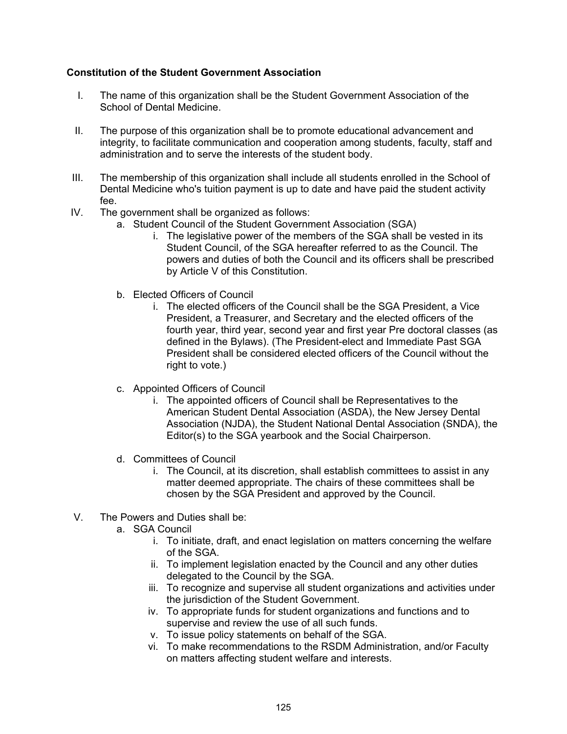**Constitution of the Student Government Association**

I. The name of this organization shall be the Student Government Association of the School of Dental Medicine.

II. The purpose of this organization shall be to promote educational advancement and integrity, to facilitate communication and cooperation among students, faculty, staff and administration and to serve the interests of the student body.

III. The membership of this organization shall include all students enrolled in the School of Dental Medicine who's tuition payment is up to date and have paid the student activity fee.

IV. The government shall be organized as follows:
   a. Student Council of the Student Government Association (SGA)
      i. The legislative power of the members of the SGA shall be vested in its Student Council, of the SGA hereafter referred to as the Council. The powers and duties of both the Council and its officers shall be prescribed by Article V of this Constitution.

   b. Elected Officers of Council
      i. The elected officers of the Council shall be the SGA President, a Vice President, a Treasurer, and Secretary and the elected officers of the fourth year, third year, second year and first year Pre doctoral classes (as defined in the Bylaws). (The President-elect and Immediate Past SGA President shall be considered elected officers of the Council without the right to vote.)

   c. Appointed Officers of Council
      i. The appointed officers of Council shall be Representatives to the American Student Dental Association (ASDA), the New Jersey Dental Association (NJDA), the Student National Dental Association (SNDA), the Editor(s) to the SGA yearbook and the Social Chairperson.

   d. Committees of Council
      i. The Council, at its discretion, shall establish committees to assist in any matter deemed appropriate. The chairs of these committees shall be chosen by the SGA President and approved by the Council.

V. The Powers and Duties shall be:
   a. SGA Council
      i. To initiate, draft, and enact legislation on matters concerning the welfare of the SGA.
      ii. To implement legislation enacted by the Council and any other duties delegated to the Council by the SGA.
      iii. To recognize and supervise all student organizations and activities under the jurisdiction of the Student Government.
      iv. To appropriate funds for student organizations and functions and to supervise and review the use of all such funds.
      v. To issue policy statements on behalf of the SGA.
      vi. To make recommendations to the RSDM Administration, and/or Faculty on matters affecting student welfare and interests.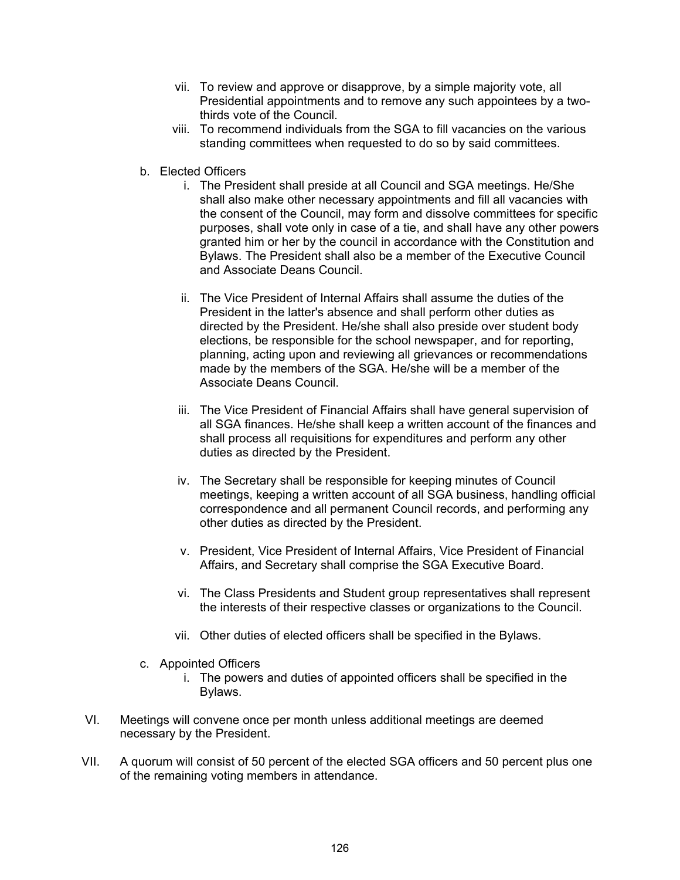vii. To review and approve or disapprove, by a simple majority vote, all Presidential appointments and to remove any such appointees by a two-thirds vote of the Council.
   viii. To recommend individuals from the SGA to fill vacancies on the various standing committees when requested to do so by said committees.

b. Elected Officers
   i. The President shall preside at all Council and SGA meetings. He/She shall also make other necessary appointments and fill all vacancies with the consent of the Council, may form and dissolve committees for specific purposes, shall vote only in case of a tie, and shall have any other powers granted him or her by the council in accordance with the Constitution and Bylaws. The President shall also be a member of the Executive Council and Associate Deans Council.

   ii. The Vice President of Internal Affairs shall assume the duties of the President in the latter's absence and shall perform other duties as directed by the President. He/she shall also preside over student body elections, be responsible for the school newspaper, and for reporting, planning, acting upon and reviewing all grievances or recommendations made by the members of the SGA. He/she will be a member of the Associate Deans Council.

   iii. The Vice President of Financial Affairs shall have general supervision of all SGA finances. He/she shall keep a written account of the finances and shall process all requisitions for expenditures and perform any other duties as directed by the President.

   iv. The Secretary shall be responsible for keeping minutes of Council meetings, keeping a written account of all SGA business, handling official correspondence and all permanent Council records, and performing any other duties as directed by the President.

   v. President, Vice President of Internal Affairs, Vice President of Financial Affairs, and Secretary shall comprise the SGA Executive Board.

   vi. The Class Presidents and Student group representatives shall represent the interests of their respective classes or organizations to the Council.

   vii. Other duties of elected officers shall be specified in the Bylaws.

c. Appointed Officers
   i. The powers and duties of appointed officers shall be specified in the Bylaws.

VI. Meetings will convene once per month unless additional meetings are deemed necessary by the President.

VII. A quorum will consist of 50 percent of the elected SGA officers and 50 percent plus one of the remaining voting members in attendance.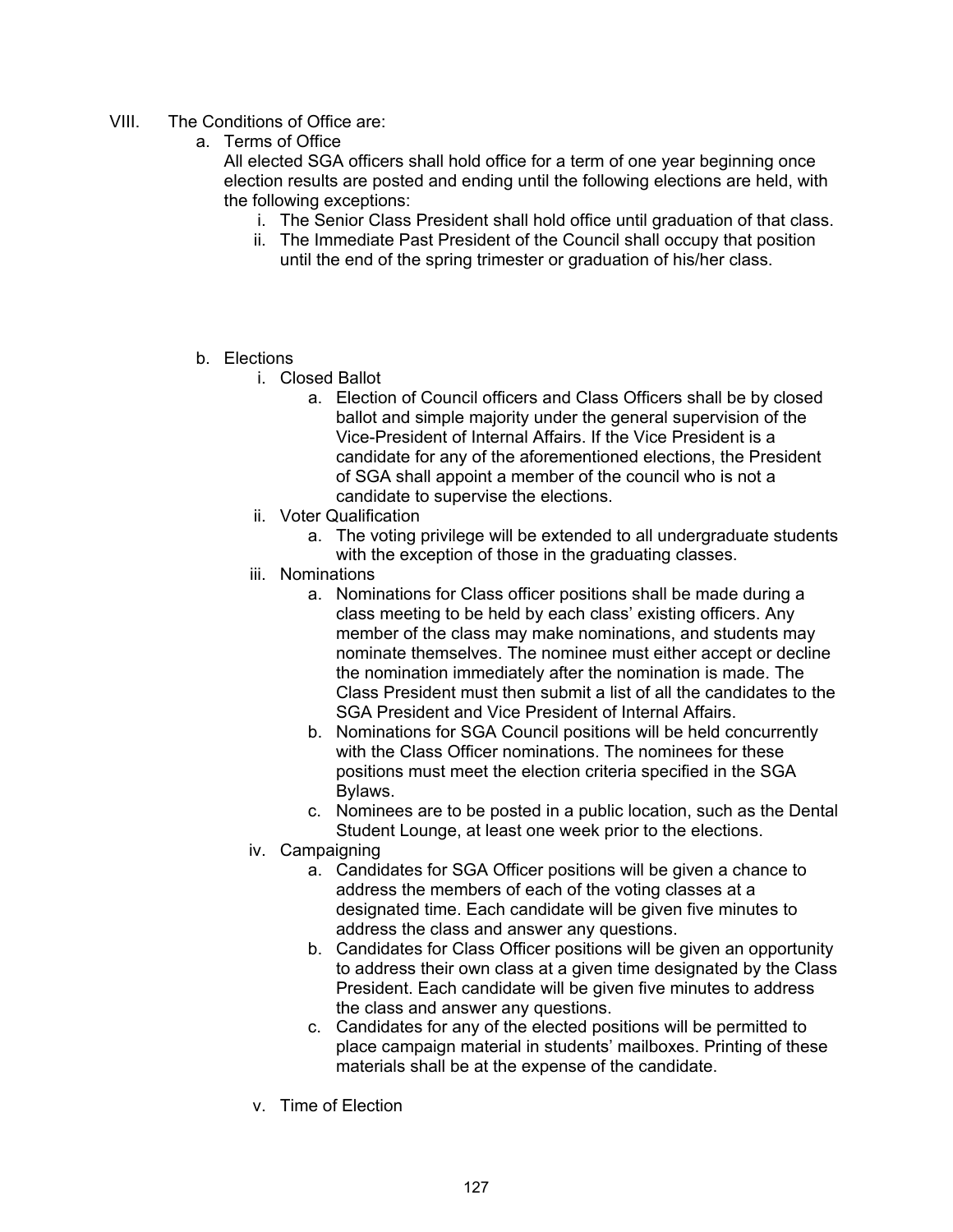VIII. The Conditions of Office are:

a. Terms of Office

All elected SGA officers shall hold office for a term of one year beginning once election results are posted and ending until the following elections are held, with the following exceptions:

i. The Senior Class President shall hold office until graduation of that class.

ii. The Immediate Past President of the Council shall occupy that position until the end of the spring trimester or graduation of his/her class.

b. Elections

i. Closed Ballot

a. Election of Council officers and Class Officers shall be by closed ballot and simple majority under the general supervision of the Vice-President of Internal Affairs. If the Vice President is a candidate for any of the aforementioned elections, the President of SGA shall appoint a member of the council who is not a candidate to supervise the elections.

ii. Voter Qualification

a. The voting privilege will be extended to all undergraduate students with the exception of those in the graduating classes.

iii. Nominations

a. Nominations for Class officer positions shall be made during a class meeting to be held by each class' existing officers. Any member of the class may make nominations, and students may nominate themselves. The nominee must either accept or decline the nomination immediately after the nomination is made. The Class President must then submit a list of all the candidates to the SGA President and Vice President of Internal Affairs.

b. Nominations for SGA Council positions will be held concurrently with the Class Officer nominations. The nominees for these positions must meet the election criteria specified in the SGA Bylaws.

c. Nominees are to be posted in a public location, such as the Dental Student Lounge, at least one week prior to the elections.

iv. Campaigning

a. Candidates for SGA Officer positions will be given a chance to address the members of each of the voting classes at a designated time. Each candidate will be given five minutes to address the class and answer any questions.

b. Candidates for Class Officer positions will be given an opportunity to address their own class at a given time designated by the Class President. Each candidate will be given five minutes to address the class and answer any questions.

c. Candidates for any of the elected positions will be permitted to place campaign material in students' mailboxes. Printing of these materials shall be at the expense of the candidate.

v. Time of Election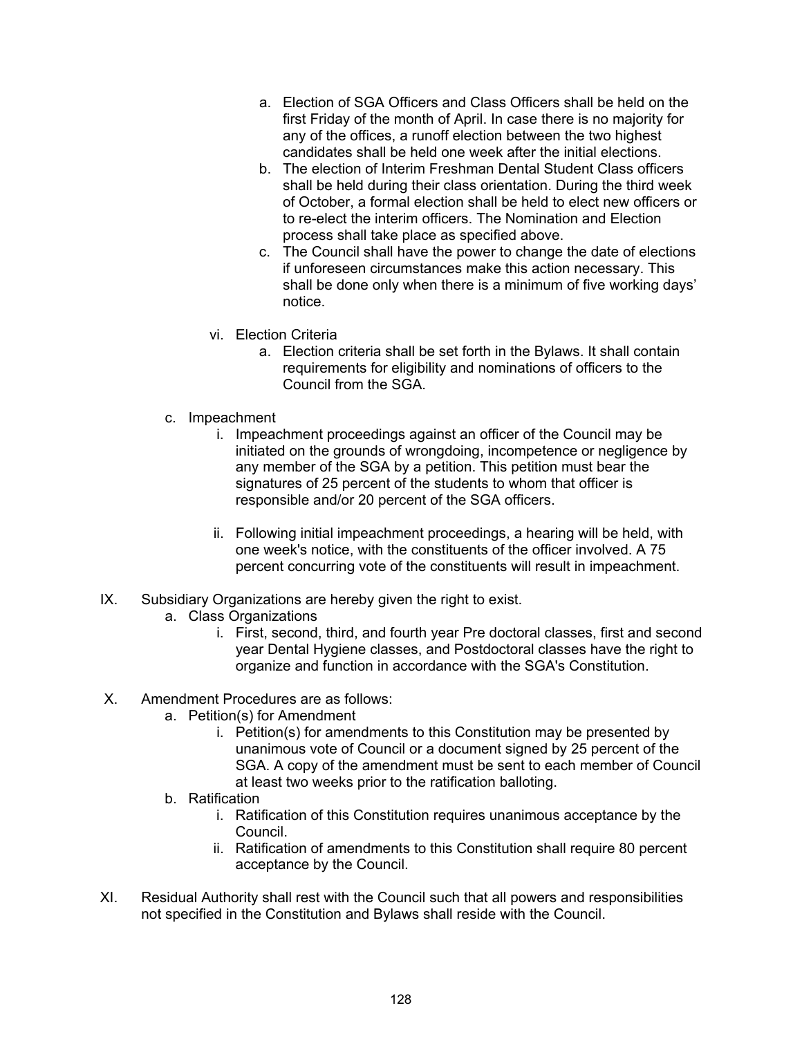a. Election of SGA Officers and Class Officers shall be held on the first Friday of the month of April. In case there is no majority for any of the offices, a runoff election between the two highest candidates shall be held one week after the initial elections.
        b. The election of Interim Freshman Dental Student Class officers shall be held during their class orientation. During the third week of October, a formal election shall be held to elect new officers or to re-elect the interim officers. The Nomination and Election process shall take place as specified above.
        c. The Council shall have the power to change the date of elections if unforeseen circumstances make this action necessary. This shall be done only when there is a minimum of five working days' notice.

    vi. Election Criteria
        a. Election criteria shall be set forth in the Bylaws. It shall contain requirements for eligibility and nominations of officers to the Council from the SGA.

c. Impeachment
    i. Impeachment proceedings against an officer of the Council may be initiated on the grounds of wrongdoing, incompetence or negligence by any member of the SGA by a petition. This petition must bear the signatures of 25 percent of the students to whom that officer is responsible and/or 20 percent of the SGA officers.

    ii. Following initial impeachment proceedings, a hearing will be held, with one week's notice, with the constituents of the officer involved. A 75 percent concurring vote of the constituents will result in impeachment.

IX. Subsidiary Organizations are hereby given the right to exist.
    a. Class Organizations
        i. First, second, third, and fourth year Pre doctoral classes, first and second year Dental Hygiene classes, and Postdoctoral classes have the right to organize and function in accordance with the SGA's Constitution.

X. Amendment Procedures are as follows:
    a. Petition(s) for Amendment
        i. Petition(s) for amendments to this Constitution may be presented by unanimous vote of Council or a document signed by 25 percent of the SGA. A copy of the amendment must be sent to each member of Council at least two weeks prior to the ratification balloting.
    b. Ratification
        i. Ratification of this Constitution requires unanimous acceptance by the Council.
        ii. Ratification of amendments to this Constitution shall require 80 percent acceptance by the Council.

XI. Residual Authority shall rest with the Council such that all powers and responsibilities not specified in the Constitution and Bylaws shall reside with the Council.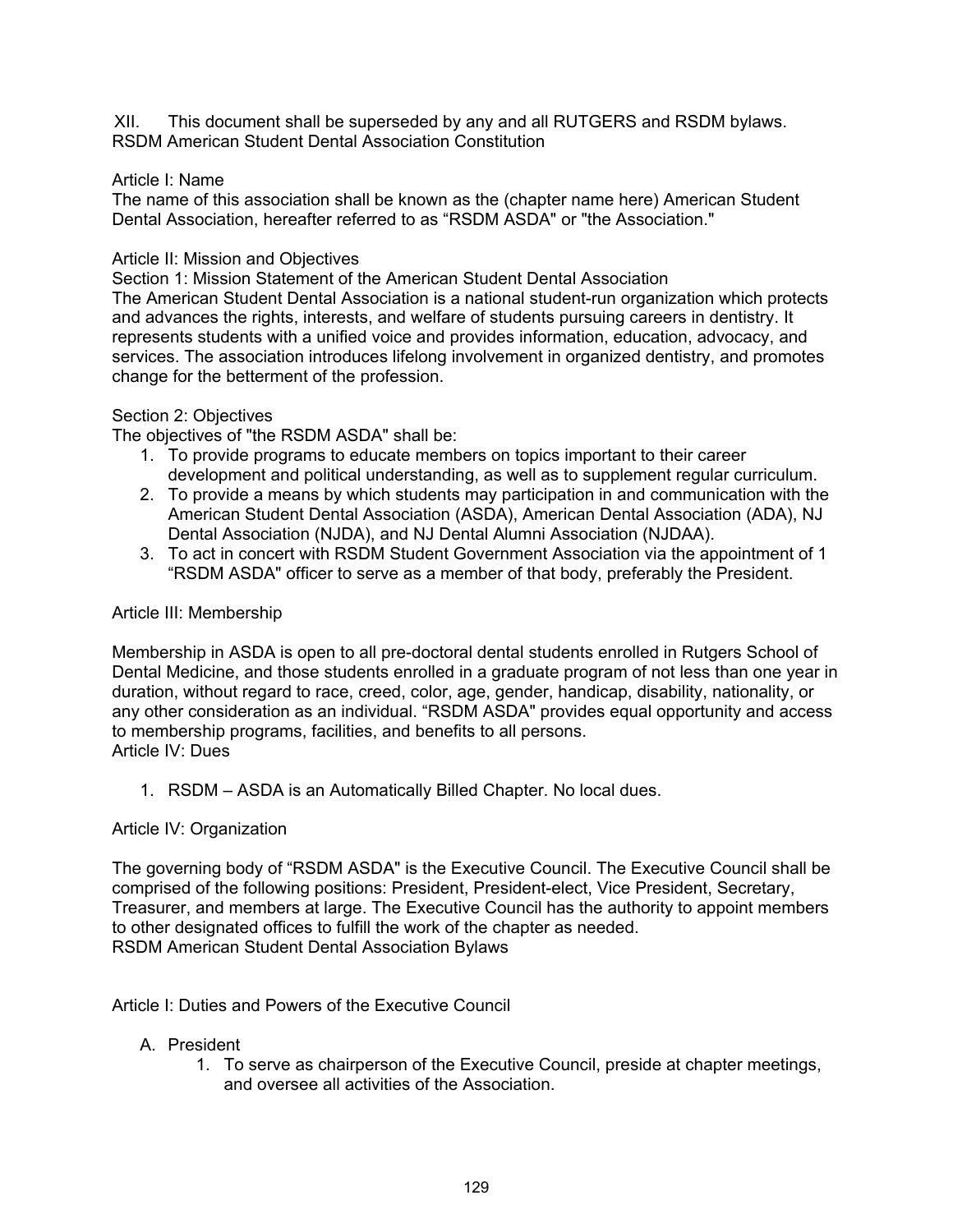XII. This document shall be superseded by any and all RUTGERS and RSDM bylaws.

# RSDM American Student Dental Association Constitution

## Article I: Name

The name of this association shall be known as the (chapter name here) American Student Dental Association, hereafter referred to as “RSDM ASDA" or "the Association."

## Article II: Mission and Objectives

### Section 1: Mission Statement of the American Student Dental Association

The American Student Dental Association is a national student-run organization which protects and advances the rights, interests, and welfare of students pursuing careers in dentistry. It represents students with a unified voice and provides information, education, advocacy, and services. The association introduces lifelong involvement in organized dentistry, and promotes change for the betterment of the profession.

### Section 2: Objectives

The objectives of "the RSDM ASDA" shall be:

1. To provide programs to educate members on topics important to their career development and political understanding, as well as to supplement regular curriculum.
2. To provide a means by which students may participation in and communication with the American Student Dental Association (ASDA), American Dental Association (ADA), NJ Dental Association (NJDA), and NJ Dental Alumni Association (NJDAA).
3. To act in concert with RSDM Student Government Association via the appointment of 1 “RSDM ASDA" officer to serve as a member of that body, preferably the President.

## Article III: Membership

Membership in ASDA is open to all pre-doctoral dental students enrolled in Rutgers School of Dental Medicine, and those students enrolled in a graduate program of not less than one year in duration, without regard to race, creed, color, age, gender, handicap, disability, nationality, or any other consideration as an individual. “RSDM ASDA" provides equal opportunity and access to membership programs, facilities, and benefits to all persons.

## Article IV: Dues

1. RSDM – ASDA is an Automatically Billed Chapter. No local dues.

## Article IV: Organization

The governing body of “RSDM ASDA" is the Executive Council. The Executive Council shall be comprised of the following positions: President, President-elect, Vice President, Secretary, Treasurer, and members at large. The Executive Council has the authority to appoint members to other designated offices to fulfill the work of the chapter as needed.

# RSDM American Student Dental Association Bylaws

## Article I: Duties and Powers of the Executive Council

A. President
   1. To serve as chairperson of the Executive Council, preside at chapter meetings, and oversee all activities of the Association.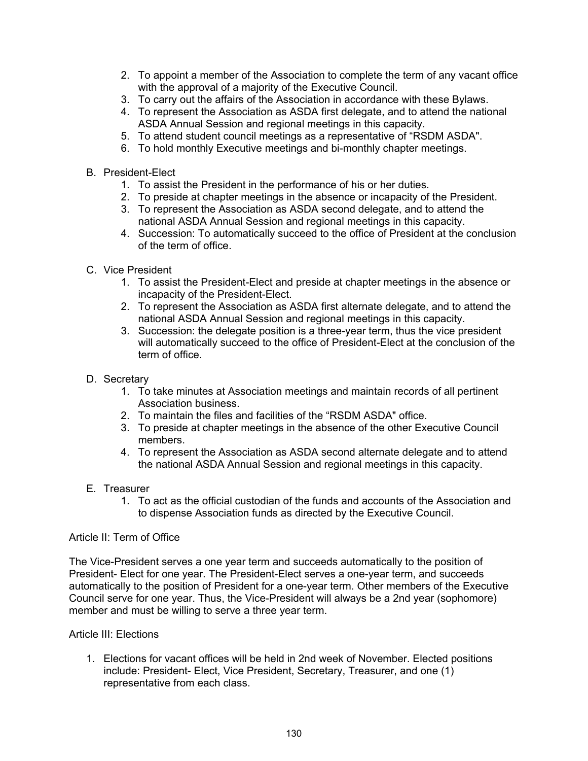2. To appoint a member of the Association to complete the term of any vacant office with the approval of a majority of the Executive Council.
3. To carry out the affairs of the Association in accordance with these Bylaws.
4. To represent the Association as ASDA first delegate, and to attend the national ASDA Annual Session and regional meetings in this capacity.
5. To attend student council meetings as a representative of “RSDM ASDA".
6. To hold monthly Executive meetings and bi-monthly chapter meetings.

B. President-Elect
   1. To assist the President in the performance of his or her duties.
   2. To preside at chapter meetings in the absence or incapacity of the President.
   3. To represent the Association as ASDA second delegate, and to attend the national ASDA Annual Session and regional meetings in this capacity.
   4. Succession: To automatically succeed to the office of President at the conclusion of the term of office.

C. Vice President
   1. To assist the President-Elect and preside at chapter meetings in the absence or incapacity of the President-Elect.
   2. To represent the Association as ASDA first alternate delegate, and to attend the national ASDA Annual Session and regional meetings in this capacity.
   3. Succession: the delegate position is a three-year term, thus the vice president will automatically succeed to the office of President-Elect at the conclusion of the term of office.

D. Secretary
   1. To take minutes at Association meetings and maintain records of all pertinent Association business.
   2. To maintain the files and facilities of the “RSDM ASDA" office.
   3. To preside at chapter meetings in the absence of the other Executive Council members.
   4. To represent the Association as ASDA second alternate delegate and to attend the national ASDA Annual Session and regional meetings in this capacity.

E. Treasurer
   1. To act as the official custodian of the funds and accounts of the Association and to dispense Association funds as directed by the Executive Council.

Article II: Term of Office

The Vice-President serves a one year term and succeeds automatically to the position of President- Elect for one year. The President-Elect serves a one-year term, and succeeds automatically to the position of President for a one-year term. Other members of the Executive Council serve for one year. Thus, the Vice-President will always be a 2nd year (sophomore) member and must be willing to serve a three year term.

Article III: Elections

1. Elections for vacant offices will be held in 2nd week of November. Elected positions include: President- Elect, Vice President, Secretary, Treasurer, and one (1) representative from each class.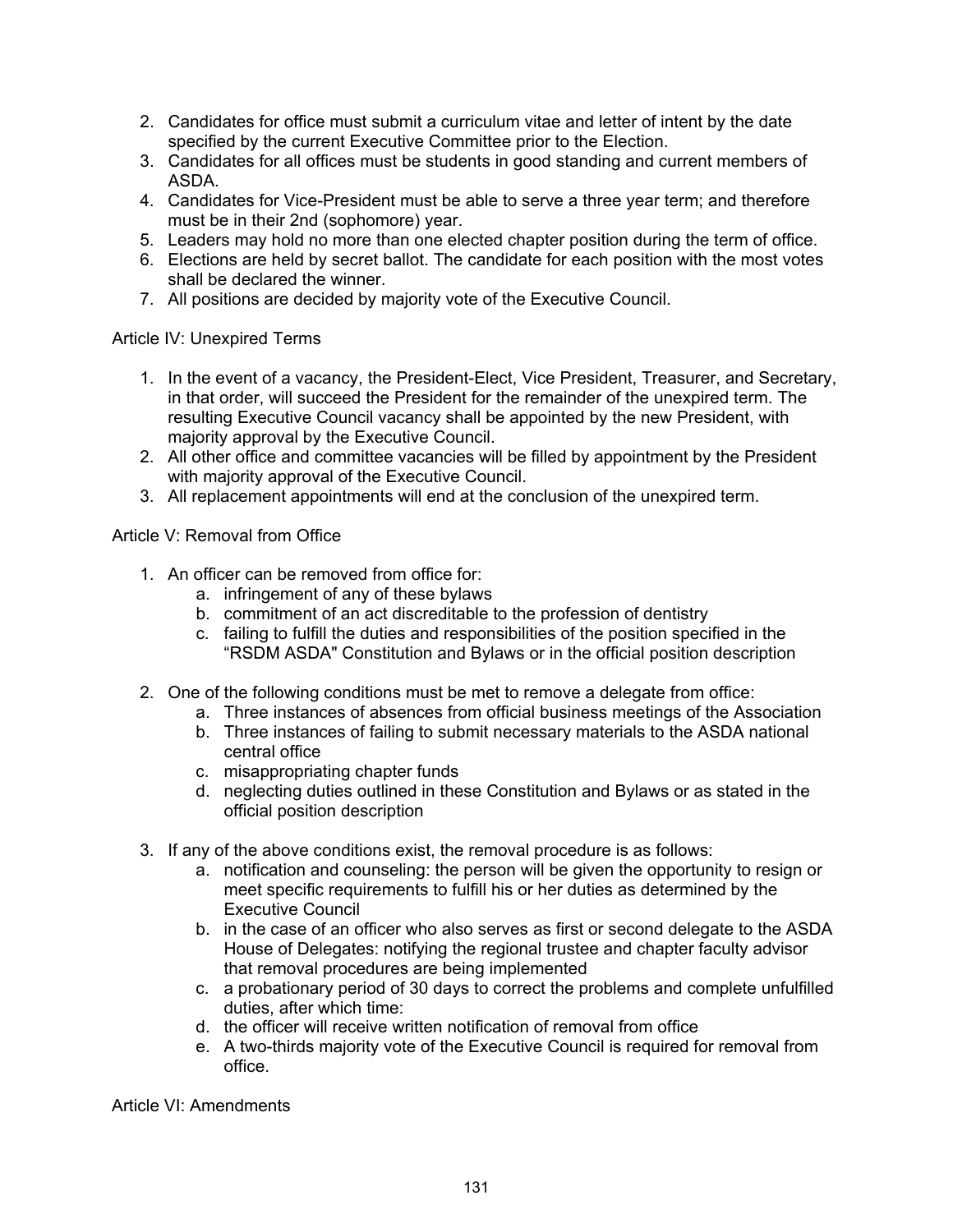2. Candidates for office must submit a curriculum vitae and letter of intent by the date specified by the current Executive Committee prior to the Election.
3. Candidates for all offices must be students in good standing and current members of ASDA.
4. Candidates for Vice-President must be able to serve a three year term; and therefore must be in their 2nd (sophomore) year.
5. Leaders may hold no more than one elected chapter position during the term of office.
6. Elections are held by secret ballot. The candidate for each position with the most votes shall be declared the winner.
7. All positions are decided by majority vote of the Executive Council.

Article IV: Unexpired Terms

1. In the event of a vacancy, the President-Elect, Vice President, Treasurer, and Secretary, in that order, will succeed the President for the remainder of the unexpired term. The resulting Executive Council vacancy shall be appointed by the new President, with majority approval by the Executive Council.
2. All other office and committee vacancies will be filled by appointment by the President with majority approval of the Executive Council.
3. All replacement appointments will end at the conclusion of the unexpired term.

Article V: Removal from Office

1. An officer can be removed from office for:
   a. infringement of any of these bylaws
   b. commitment of an act discreditable to the profession of dentistry
   c. failing to fulfill the duties and responsibilities of the position specified in the "RSDM ASDA" Constitution and Bylaws or in the official position description
2. One of the following conditions must be met to remove a delegate from office:
   a. Three instances of absences from official business meetings of the Association
   b. Three instances of failing to submit necessary materials to the ASDA national central office
   c. misappropriating chapter funds
   d. neglecting duties outlined in these Constitution and Bylaws or as stated in the official position description
3. If any of the above conditions exist, the removal procedure is as follows:
   a. notification and counseling: the person will be given the opportunity to resign or meet specific requirements to fulfill his or her duties as determined by the Executive Council
   b. in the case of an officer who also serves as first or second delegate to the ASDA House of Delegates: notifying the regional trustee and chapter faculty advisor that removal procedures are being implemented
   c. a probationary period of 30 days to correct the problems and complete unfulfilled duties, after which time:
   d. the officer will receive written notification of removal from office
   e. A two-thirds majority vote of the Executive Council is required for removal from office.

Article VI: Amendments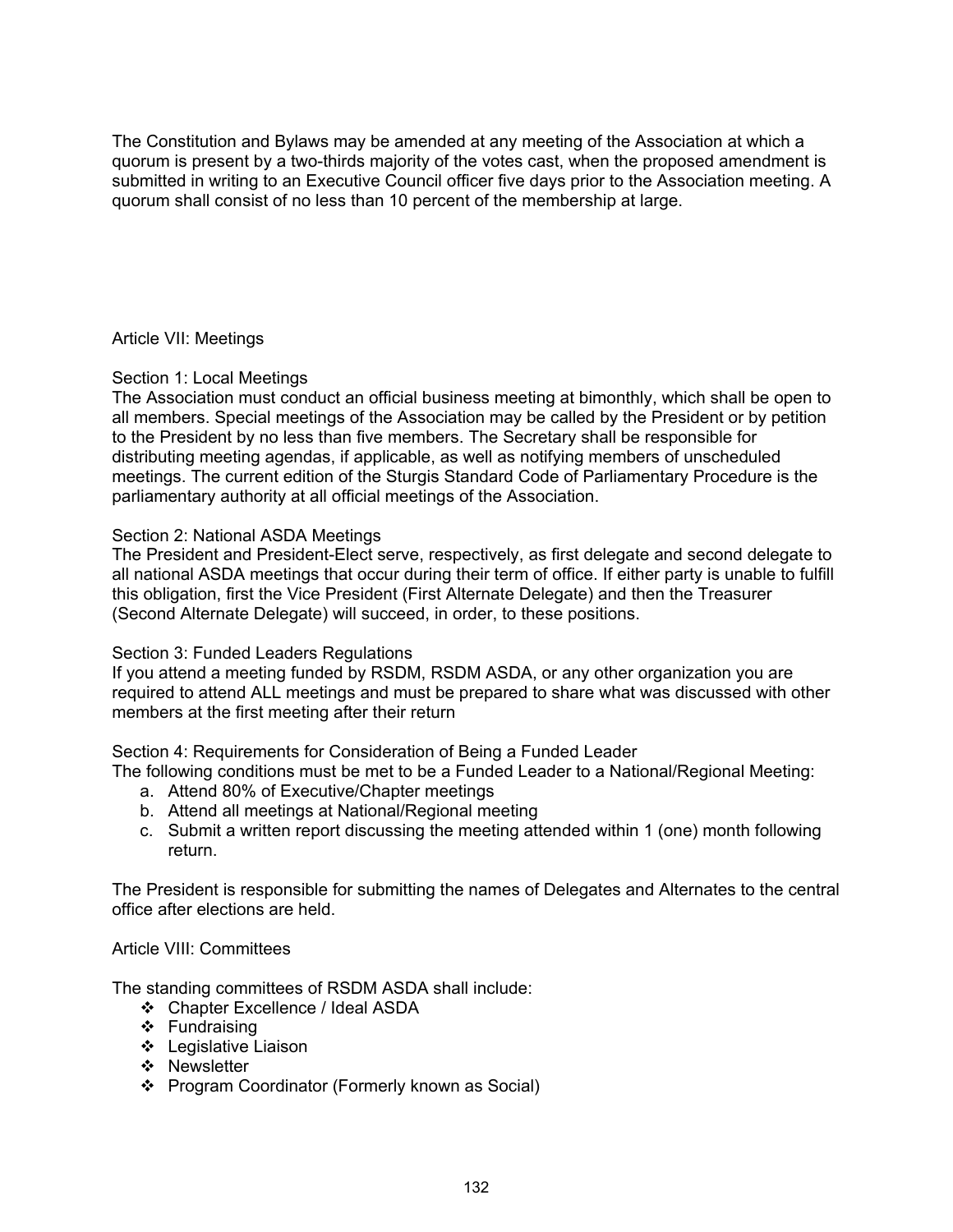The Constitution and Bylaws may be amended at any meeting of the Association at which a quorum is present by a two-thirds majority of the votes cast, when the proposed amendment is submitted in writing to an Executive Council officer five days prior to the Association meeting. A quorum shall consist of no less than 10 percent of the membership at large.

## Article VII: Meetings

### Section 1: Local Meetings

The Association must conduct an official business meeting at bimonthly, which shall be open to all members. Special meetings of the Association may be called by the President or by petition to the President by no less than five members. The Secretary shall be responsible for distributing meeting agendas, if applicable, as well as notifying members of unscheduled meetings. The current edition of the Sturgis Standard Code of Parliamentary Procedure is the parliamentary authority at all official meetings of the Association.

### Section 2: National ASDA Meetings

The President and President-Elect serve, respectively, as first delegate and second delegate to all national ASDA meetings that occur during their term of office. If either party is unable to fulfill this obligation, first the Vice President (First Alternate Delegate) and then the Treasurer (Second Alternate Delegate) will succeed, in order, to these positions.

### Section 3: Funded Leaders Regulations

If you attend a meeting funded by RSDM, RSDM ASDA, or any other organization you are required to attend ALL meetings and must be prepared to share what was discussed with other members at the first meeting after their return

### Section 4: Requirements for Consideration of Being a Funded Leader

The following conditions must be met to be a Funded Leader to a National/Regional Meeting:

a. Attend 80% of Executive/Chapter meetings
b. Attend all meetings at National/Regional meeting
c. Submit a written report discussing the meeting attended within 1 (one) month following return.

The President is responsible for submitting the names of Delegates and Alternates to the central office after elections are held.

## Article VIII: Committees

The standing committees of RSDM ASDA shall include:

- Chapter Excellence / Ideal ASDA
- Fundraising
- Legislative Liaison
- Newsletter
- Program Coordinator (Formerly known as Social)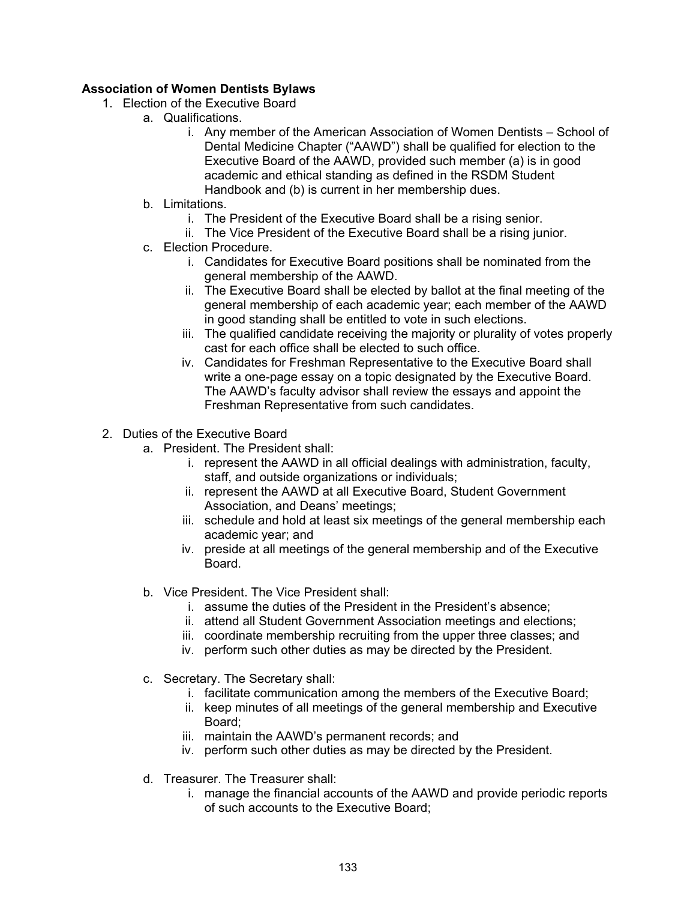**Association of Women Dentists Bylaws**

1. Election of the Executive Board
    a. Qualifications.
        i. Any member of the American Association of Women Dentists – School of Dental Medicine Chapter ("AAWD") shall be qualified for election to the Executive Board of the AAWD, provided such member (a) is in good academic and ethical standing as defined in the RSDM Student Handbook and (b) is current in her membership dues.
    b. Limitations.
        i. The President of the Executive Board shall be a rising senior.
        ii. The Vice President of the Executive Board shall be a rising junior.
    c. Election Procedure.
        i. Candidates for Executive Board positions shall be nominated from the general membership of the AAWD.
        ii. The Executive Board shall be elected by ballot at the final meeting of the general membership of each academic year; each member of the AAWD in good standing shall be entitled to vote in such elections.
        iii. The qualified candidate receiving the majority or plurality of votes properly cast for each office shall be elected to such office.
        iv. Candidates for Freshman Representative to the Executive Board shall write a one-page essay on a topic designated by the Executive Board. The AAWD's faculty advisor shall review the essays and appoint the Freshman Representative from such candidates.

2. Duties of the Executive Board
    a. President. The President shall:
        i. represent the AAWD in all official dealings with administration, faculty, staff, and outside organizations or individuals;
        ii. represent the AAWD at all Executive Board, Student Government Association, and Deans' meetings;
        iii. schedule and hold at least six meetings of the general membership each academic year; and
        iv. preside at all meetings of the general membership and of the Executive Board.

    b. Vice President. The Vice President shall:
        i. assume the duties of the President in the President's absence;
        ii. attend all Student Government Association meetings and elections;
        iii. coordinate membership recruiting from the upper three classes; and
        iv. perform such other duties as may be directed by the President.

    c. Secretary. The Secretary shall:
        i. facilitate communication among the members of the Executive Board;
        ii. keep minutes of all meetings of the general membership and Executive Board;
        iii. maintain the AAWD's permanent records; and
        iv. perform such other duties as may be directed by the President.

    d. Treasurer. The Treasurer shall:
        i. manage the financial accounts of the AAWD and provide periodic reports of such accounts to the Executive Board;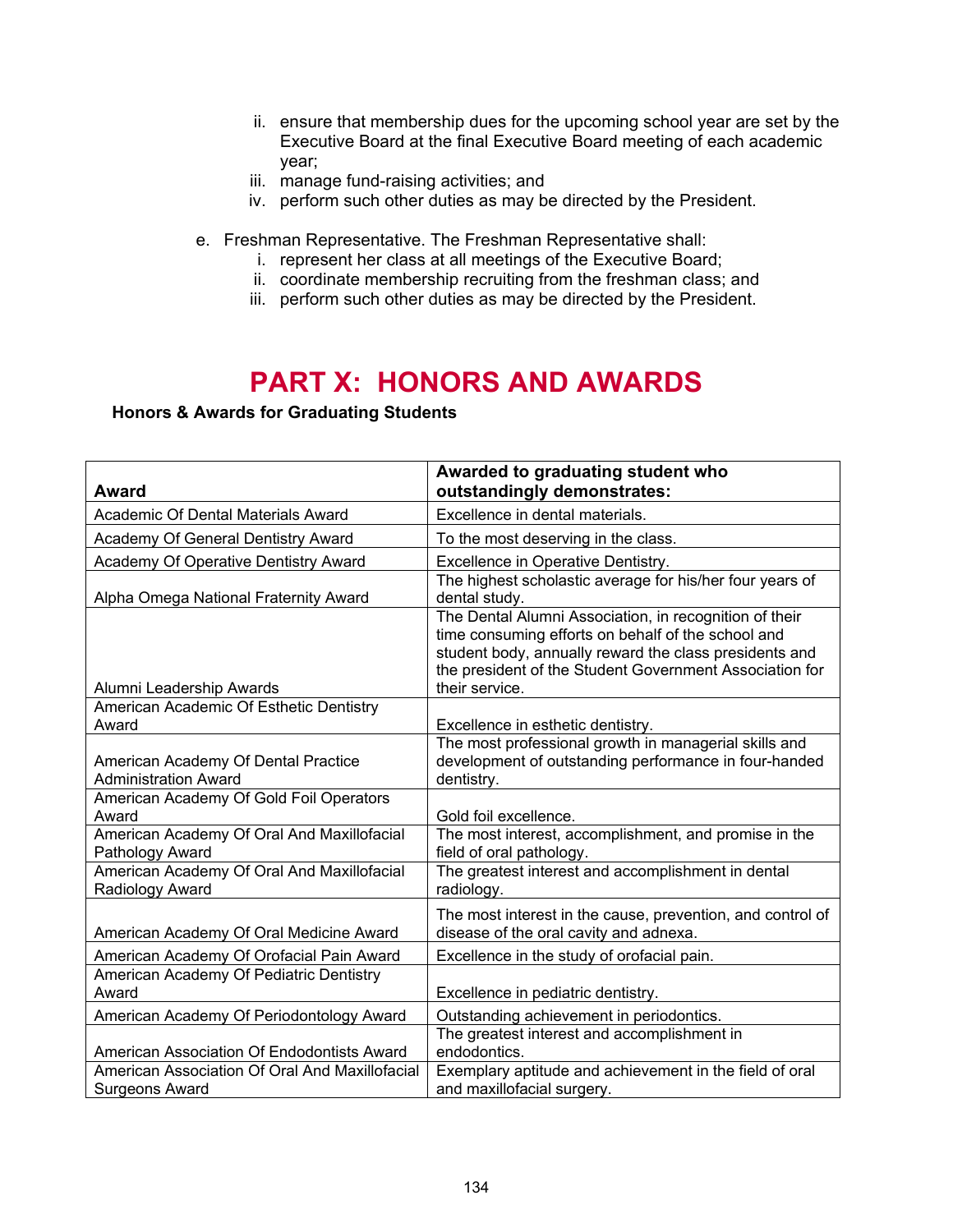ii. ensure that membership dues for the upcoming school year are set by the Executive Board at the final Executive Board meeting of each academic year;
iii. manage fund-raising activities; and
iv. perform such other duties as may be directed by the President.

e. Freshman Representative. The Freshman Representative shall:
   i. represent her class at all meetings of the Executive Board;
   ii. coordinate membership recruiting from the freshman class; and
   iii. perform such other duties as may be directed by the President.

# PART X: HONORS AND AWARDS

**Honors & Awards for Graduating Students**

| **Award** | **Awarded to graduating student who outstandingly demonstrates:** |
|---|---|
| Academic Of Dental Materials Award | Excellence in dental materials. |
| Academy Of General Dentistry Award | To the most deserving in the class. |
| Academy Of Operative Dentistry Award | Excellence in Operative Dentistry. |
| Alpha Omega National Fraternity Award | The highest scholastic average for his/her four years of dental study. |
| Alumni Leadership Awards | The Dental Alumni Association, in recognition of their time consuming efforts on behalf of the school and student body, annually reward the class presidents and the president of the Student Government Association for their service. |
| American Academic Of Esthetic Dentistry Award | Excellence in esthetic dentistry. |
| American Academy Of Dental Practice Administration Award | The most professional growth in managerial skills and development of outstanding performance in four-handed dentistry. |
| American Academy Of Gold Foil Operators Award | Gold foil excellence. |
| American Academy Of Oral And Maxillofacial Pathology Award | The most interest, accomplishment, and promise in the field of oral pathology. |
| American Academy Of Oral And Maxillofacial Radiology Award | The greatest interest and accomplishment in dental radiology. |
| American Academy Of Oral Medicine Award | The most interest in the cause, prevention, and control of disease of the oral cavity and adnexa. |
| American Academy Of Orofacial Pain Award | Excellence in the study of orofacial pain. |
| American Academy Of Pediatric Dentistry Award | Excellence in pediatric dentistry. |
| American Academy Of Periodontology Award | Outstanding achievement in periodontics. |
| American Association Of Endodontists Award | The greatest interest and accomplishment in endodontics. |
| American Association Of Oral And Maxillofacial Surgeons Award | Exemplary aptitude and achievement in the field of oral and maxillofacial surgery. |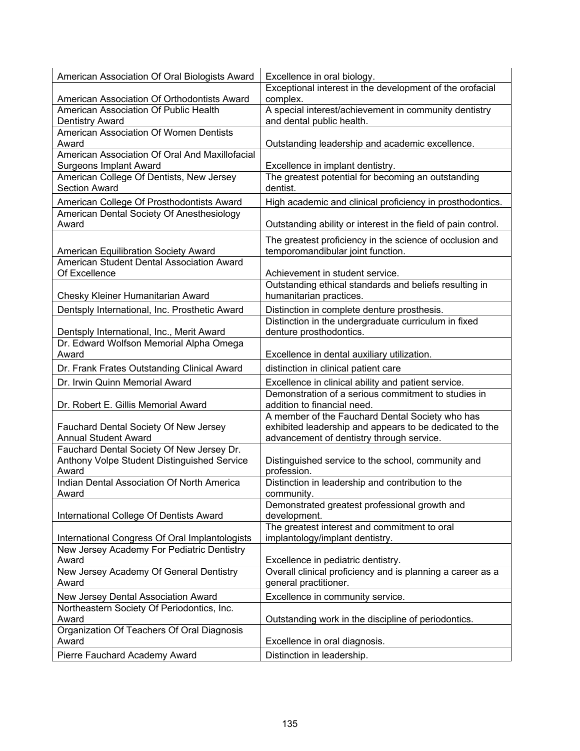| | |
|---|---|
| American Association Of Oral Biologists Award | Excellence in oral biology. |
| American Association Of Orthodontists Award | Exceptional interest in the development of the orofacial complex. |
| American Association Of Public Health Dentistry Award | A special interest/achievement in community dentistry and dental public health. |
| American Association Of Women Dentists Award | Outstanding leadership and academic excellence. |
| American Association Of Oral And Maxillofacial Surgeons Implant Award | Excellence in implant dentistry. |
| American College Of Dentists, New Jersey Section Award | The greatest potential for becoming an outstanding dentist. |
| American College Of Prosthodontists Award | High academic and clinical proficiency in prosthodontics. |
| American Dental Society Of Anesthesiology Award | Outstanding ability or interest in the field of pain control. |
| American Equilibration Society Award | The greatest proficiency in the science of occlusion and temporomandibular joint function. |
| American Student Dental Association Award Of Excellence | Achievement in student service. |
| Chesky Kleiner Humanitarian Award | Outstanding ethical standards and beliefs resulting in humanitarian practices. |
| Dentsply International, Inc. Prosthetic Award | Distinction in complete denture prosthesis. |
| Dentsply International, Inc., Merit Award | Distinction in the undergraduate curriculum in fixed denture prosthodontics. |
| Dr. Edward Wolfson Memorial Alpha Omega Award | Excellence in dental auxiliary utilization. |
| Dr. Frank Frates Outstanding Clinical Award | distinction in clinical patient care |
| Dr. Irwin Quinn Memorial Award | Excellence in clinical ability and patient service. |
| Dr. Robert E. Gillis Memorial Award | Demonstration of a serious commitment to studies in addition to financial need. |
| Fauchard Dental Society Of New Jersey Annual Student Award | A member of the Fauchard Dental Society who has exhibited leadership and appears to be dedicated to the advancement of dentistry through service. |
| Fauchard Dental Society Of New Jersey Dr. Anthony Volpe Student Distinguished Service Award | Distinguished service to the school, community and profession. |
| Indian Dental Association Of North America Award | Distinction in leadership and contribution to the community. |
| International College Of Dentists Award | Demonstrated greatest professional growth and development. |
| International Congress Of Oral Implantologists | The greatest interest and commitment to oral implantology/implant dentistry. |
| New Jersey Academy For Pediatric Dentistry Award | Excellence in pediatric dentistry. |
| New Jersey Academy Of General Dentistry Award | Overall clinical proficiency and is planning a career as a general practitioner. |
| New Jersey Dental Association Award | Excellence in community service. |
| Northeastern Society Of Periodontics, Inc. Award | Outstanding work in the discipline of periodontics. |
| Organization Of Teachers Of Oral Diagnosis Award | Excellence in oral diagnosis. |
| Pierre Fauchard Academy Award | Distinction in leadership. |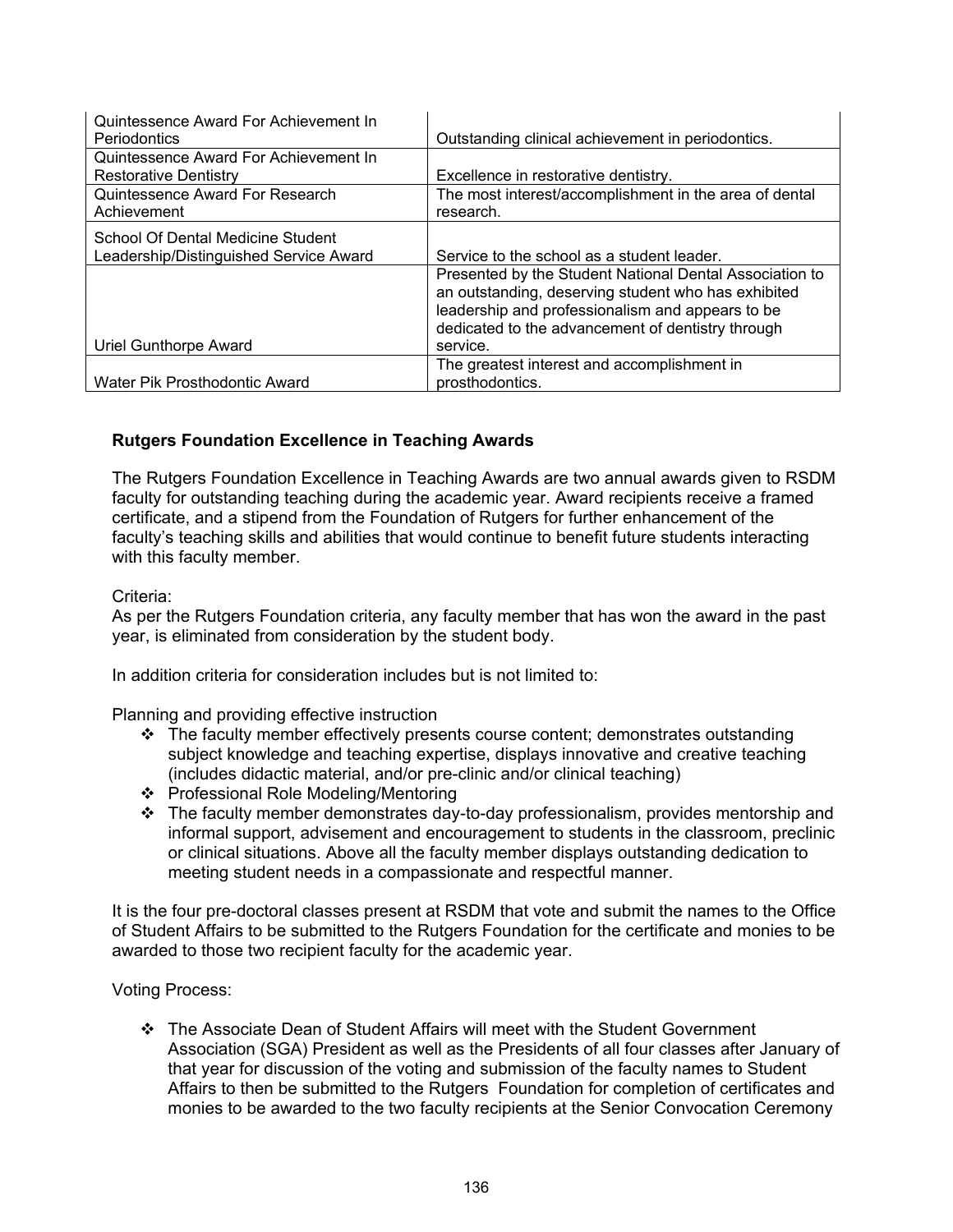| | |
|---|---|
| Quintessence Award For Achievement In Periodontics | Outstanding clinical achievement in periodontics. |
| Quintessence Award For Achievement In Restorative Dentistry | Excellence in restorative dentistry. |
| Quintessence Award For Research Achievement | The most interest/accomplishment in the area of dental research. |
| School Of Dental Medicine Student Leadership/Distinguished Service Award | Service to the school as a student leader. |
| Uriel Gunthorpe Award | Presented by the Student National Dental Association to an outstanding, deserving student who has exhibited leadership and professionalism and appears to be dedicated to the advancement of dentistry through service. |
| Water Pik Prosthodontic Award | The greatest interest and accomplishment in prosthodontics. |

**Rutgers Foundation Excellence in Teaching Awards**

The Rutgers Foundation Excellence in Teaching Awards are two annual awards given to RSDM faculty for outstanding teaching during the academic year. Award recipients receive a framed certificate, and a stipend from the Foundation of Rutgers for further enhancement of the faculty's teaching skills and abilities that would continue to benefit future students interacting with this faculty member.

Criteria:
As per the Rutgers Foundation criteria, any faculty member that has won the award in the past year, is eliminated from consideration by the student body.

In addition criteria for consideration includes but is not limited to:

Planning and providing effective instruction

- The faculty member effectively presents course content; demonstrates outstanding subject knowledge and teaching expertise, displays innovative and creative teaching (includes didactic material, and/or pre-clinic and/or clinical teaching)
- Professional Role Modeling/Mentoring
- The faculty member demonstrates day-to-day professionalism, provides mentorship and informal support, advisement and encouragement to students in the classroom, preclinic or clinical situations. Above all the faculty member displays outstanding dedication to meeting student needs in a compassionate and respectful manner.

It is the four pre-doctoral classes present at RSDM that vote and submit the names to the Office of Student Affairs to be submitted to the Rutgers Foundation for the certificate and monies to be awarded to those two recipient faculty for the academic year.

Voting Process:

- The Associate Dean of Student Affairs will meet with the Student Government Association (SGA) President as well as the Presidents of all four classes after January of that year for discussion of the voting and submission of the faculty names to Student Affairs to then be submitted to the Rutgers Foundation for completion of certificates and monies to be awarded to the two faculty recipients at the Senior Convocation Ceremony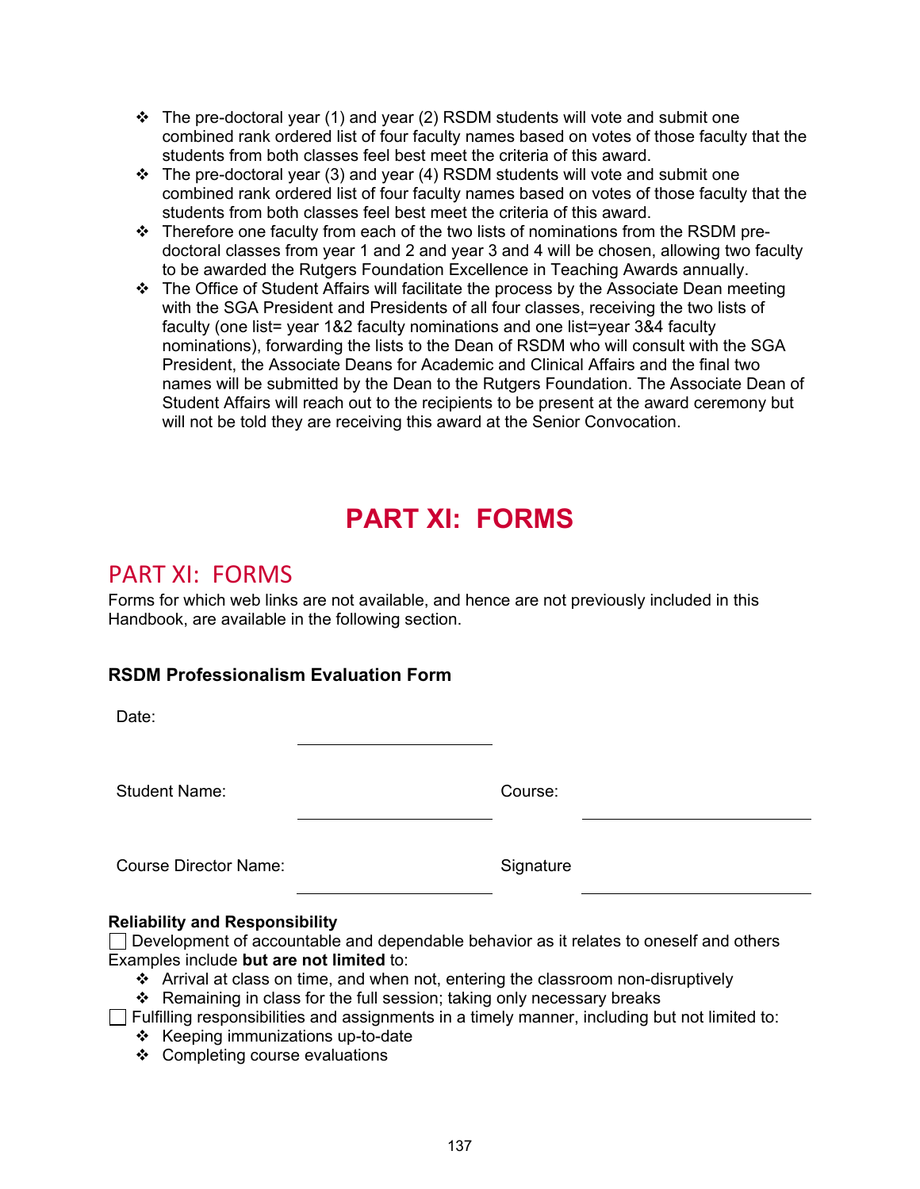- The pre-doctoral year (1) and year (2) RSDM students will vote and submit one combined rank ordered list of four faculty names based on votes of those faculty that the students from both classes feel best meet the criteria of this award.
- The pre-doctoral year (3) and year (4) RSDM students will vote and submit one combined rank ordered list of four faculty names based on votes of those faculty that the students from both classes feel best meet the criteria of this award.
- Therefore one faculty from each of the two lists of nominations from the RSDM pre-doctoral classes from year 1 and 2 and year 3 and 4 will be chosen, allowing two faculty to be awarded the Rutgers Foundation Excellence in Teaching Awards annually.
- The Office of Student Affairs will facilitate the process by the Associate Dean meeting with the SGA President and Presidents of all four classes, receiving the two lists of faculty (one list= year 1&2 faculty nominations and one list=year 3&4 faculty nominations), forwarding the lists to the Dean of RSDM who will consult with the SGA President, the Associate Deans for Academic and Clinical Affairs and the final two names will be submitted by the Dean to the Rutgers Foundation. The Associate Dean of Student Affairs will reach out to the recipients to be present at the award ceremony but will not be told they are receiving this award at the Senior Convocation.

# PART XI: FORMS

## PART XI: FORMS

Forms for which web links are not available, and hence are not previously included in this Handbook, are available in the following section.

### RSDM Professionalism Evaluation Form

Date: ______________________

Student Name: ______________________ Course: ______________________

Course Director Name: ______________________ Signature ______________________

**Reliability and Responsibility**

☐ Development of accountable and dependable behavior as it relates to oneself and others

Examples include **but are not limited** to:

- Arrival at class on time, and when not, entering the classroom non-disruptively
- Remaining in class for the full session; taking only necessary breaks

☐ Fulfilling responsibilities and assignments in a timely manner, including but not limited to:

- Keeping immunizations up-to-date
- Completing course evaluations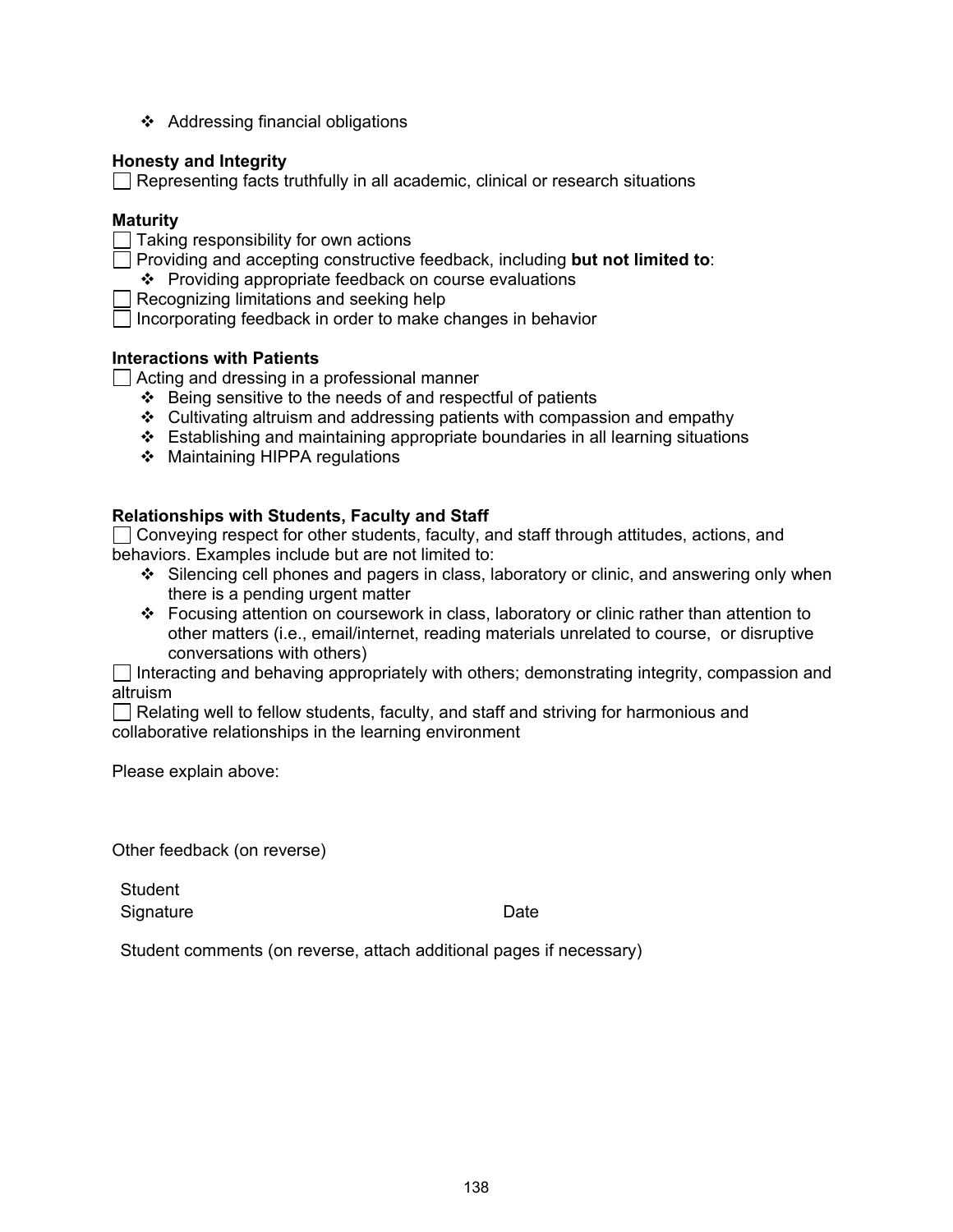- ❖ Addressing financial obligations

**Honesty and Integrity**

☐ Representing facts truthfully in all academic, clinical or research situations

**Maturity**

☐ Taking responsibility for own actions

☐ Providing and accepting constructive feedback, including **but not limited to**:

- ❖ Providing appropriate feedback on course evaluations

☐ Recognizing limitations and seeking help

☐ Incorporating feedback in order to make changes in behavior

**Interactions with Patients**

☐ Acting and dressing in a professional manner

- ❖ Being sensitive to the needs of and respectful of patients
- ❖ Cultivating altruism and addressing patients with compassion and empathy
- ❖ Establishing and maintaining appropriate boundaries in all learning situations
- ❖ Maintaining HIPPA regulations

**Relationships with Students, Faculty and Staff**

☐ Conveying respect for other students, faculty, and staff through attitudes, actions, and behaviors. Examples include but are not limited to:

- ❖ Silencing cell phones and pagers in class, laboratory or clinic, and answering only when there is a pending urgent matter
- ❖ Focusing attention on coursework in class, laboratory or clinic rather than attention to other matters (i.e., email/internet, reading materials unrelated to course, or disruptive conversations with others)

☐ Interacting and behaving appropriately with others; demonstrating integrity, compassion and altruism

☐ Relating well to fellow students, faculty, and staff and striving for harmonious and collaborative relationships in the learning environment

Please explain above:

Other feedback (on reverse)

Student Signature                                        Date

Student comments (on reverse, attach additional pages if necessary)